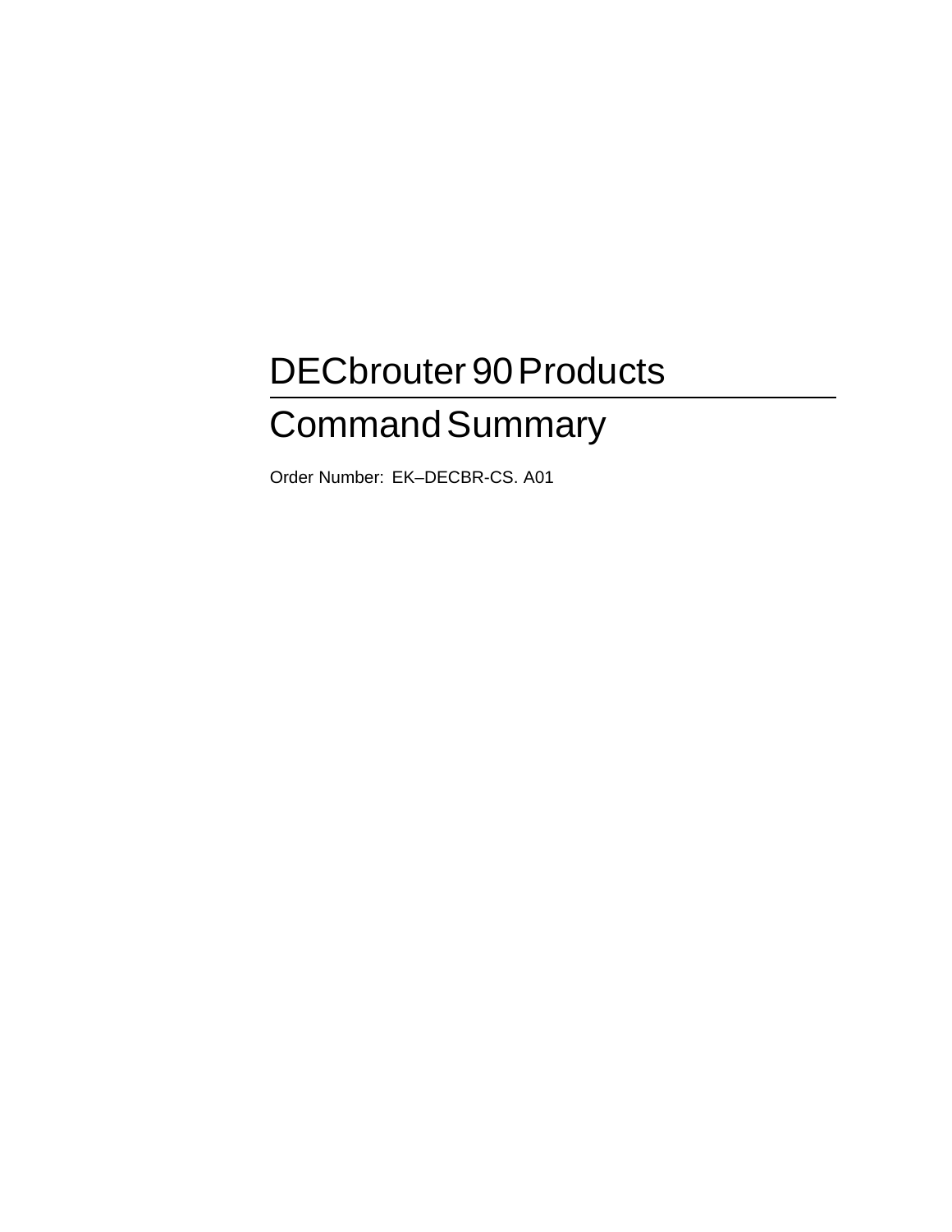# DECbrouter 90 Products

# Command Summary

Order Number: EK–DECBR-CS. A01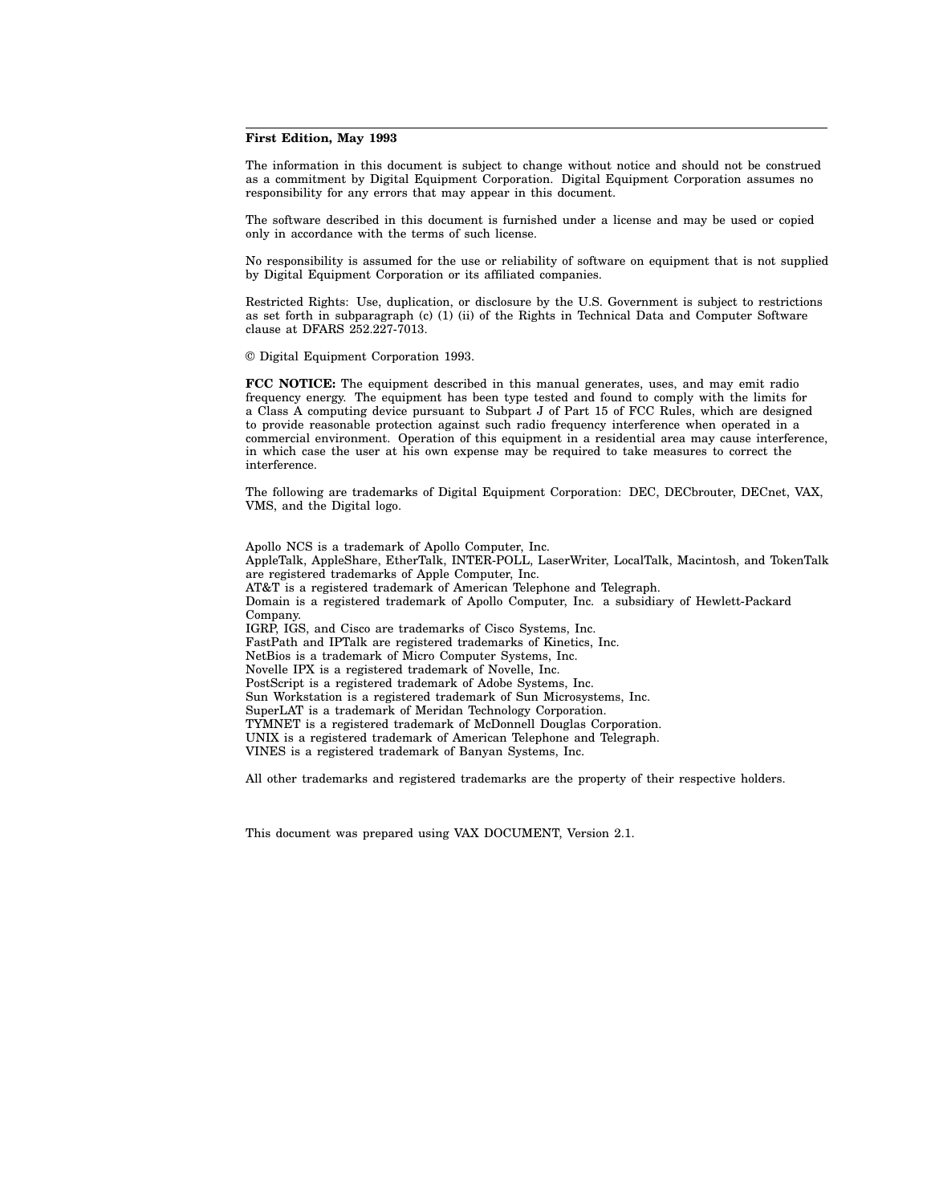**First Edition, May 1993**

The information in this document is subject to change without notice and should not be construed as a commitment by Digital Equipment Corporation. Digital Equipment Corporation assumes no responsibility for any errors that may appear in this document.

The software described in this document is furnished under a license and may be used or copied only in accordance with the terms of such license.

No responsibility is assumed for the use or reliability of software on equipment that is not supplied by Digital Equipment Corporation or its affiliated companies.

Restricted Rights: Use, duplication, or disclosure by the U.S. Government is subject to restrictions as set forth in subparagraph (c) (1) (ii) of the Rights in Technical Data and Computer Software clause at DFARS 252.227-7013.

© Digital Equipment Corporation 1993.

**FCC NOTICE:** The equipment described in this manual generates, uses, and may emit radio frequency energy. The equipment has been type tested and found to comply with the limits for a Class A computing device pursuant to Subpart J of Part 15 of FCC Rules, which are designed to provide reasonable protection against such radio frequency interference when operated in a commercial environment. Operation of this equipment in a residential area may cause interference, in which case the user at his own expense may be required to take measures to correct the interference.

The following are trademarks of Digital Equipment Corporation: DEC, DECbrouter, DECnet, VAX, VMS, and the Digital logo.

Apollo NCS is a trademark of Apollo Computer, Inc.
AppleTalk, AppleShare, EtherTalk, INTER-POLL, LaserWriter, LocalTalk, Macintosh, and TokenTalk are registered trademarks of Apple Computer, Inc.
AT&T is a registered trademark of American Telephone and Telegraph.
Domain is a registered trademark of Apollo Computer, Inc. a subsidiary of Hewlett-Packard Company.
IGRP, IGS, and Cisco are trademarks of Cisco Systems, Inc.
FastPath and IPTalk are registered trademarks of Kinetics, Inc.
NetBios is a trademark of Micro Computer Systems, Inc.
Novelle IPX is a registered trademark of Novelle, Inc.
PostScript is a registered trademark of Adobe Systems, Inc.
Sun Workstation is a registered trademark of Sun Microsystems, Inc.
SuperLAT is a trademark of Meridan Technology Corporation.
TYMNET is a registered trademark of McDonnell Douglas Corporation.
UNIX is a registered trademark of American Telephone and Telegraph.
VINES is a registered trademark of Banyan Systems, Inc.

All other trademarks and registered trademarks are the property of their respective holders.

This document was prepared using VAX DOCUMENT, Version 2.1.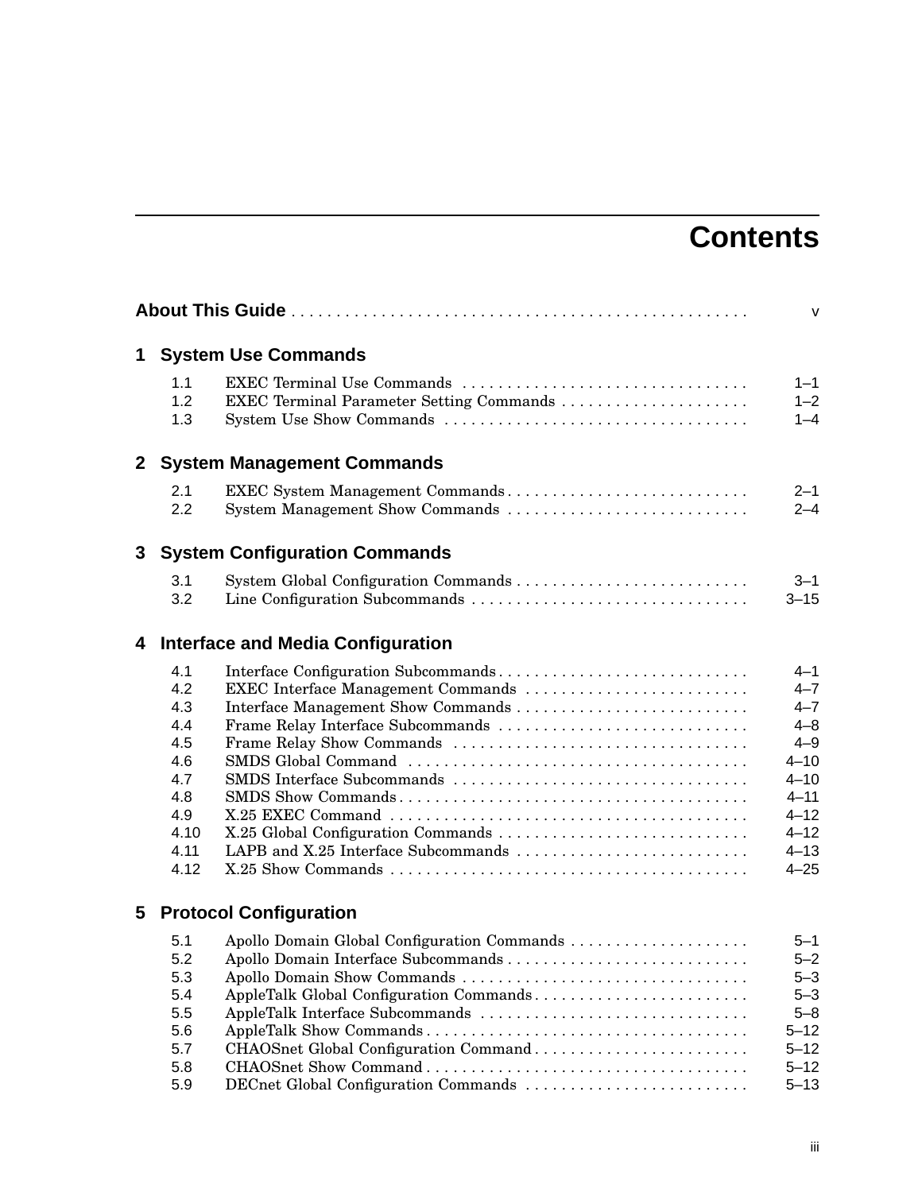# Contents

**About This Guide** . . . . . . . . . . . . . . . . . . . . . . . . . . . . . . . . . . . . . . . . . . . . . . . . . v

## 1 System Use Commands

| | | |
|---|---|---|
| 1.1 | EXEC Terminal Use Commands | 1–1 |
| 1.2 | EXEC Terminal Parameter Setting Commands | 1–2 |
| 1.3 | System Use Show Commands | 1–4 |

## 2 System Management Commands

| | | |
|---|---|---|
| 2.1 | EXEC System Management Commands | 2–1 |
| 2.2 | System Management Show Commands | 2–4 |

## 3 System Configuration Commands

| | | |
|---|---|---|
| 3.1 | System Global Configuration Commands | 3–1 |
| 3.2 | Line Configuration Subcommands | 3–15 |

## 4 Interface and Media Configuration

| | | |
|---|---|---|
| 4.1 | Interface Configuration Subcommands | 4–1 |
| 4.2 | EXEC Interface Management Commands | 4–7 |
| 4.3 | Interface Management Show Commands | 4–7 |
| 4.4 | Frame Relay Interface Subcommands | 4–8 |
| 4.5 | Frame Relay Show Commands | 4–9 |
| 4.6 | SMDS Global Command | 4–10 |
| 4.7 | SMDS Interface Subcommands | 4–10 |
| 4.8 | SMDS Show Commands | 4–11 |
| 4.9 | X.25 EXEC Command | 4–12 |
| 4.10 | X.25 Global Configuration Commands | 4–12 |
| 4.11 | LAPB and X.25 Interface Subcommands | 4–13 |
| 4.12 | X.25 Show Commands | 4–25 |

## 5 Protocol Configuration

| | | |
|---|---|---|
| 5.1 | Apollo Domain Global Configuration Commands | 5–1 |
| 5.2 | Apollo Domain Interface Subcommands | 5–2 |
| 5.3 | Apollo Domain Show Commands | 5–3 |
| 5.4 | AppleTalk Global Configuration Commands | 5–3 |
| 5.5 | AppleTalk Interface Subcommands | 5–8 |
| 5.6 | AppleTalk Show Commands | 5–12 |
| 5.7 | CHAOSnet Global Configuration Command | 5–12 |
| 5.8 | CHAOSnet Show Command | 5–12 |
| 5.9 | DECnet Global Configuration Commands | 5–13 |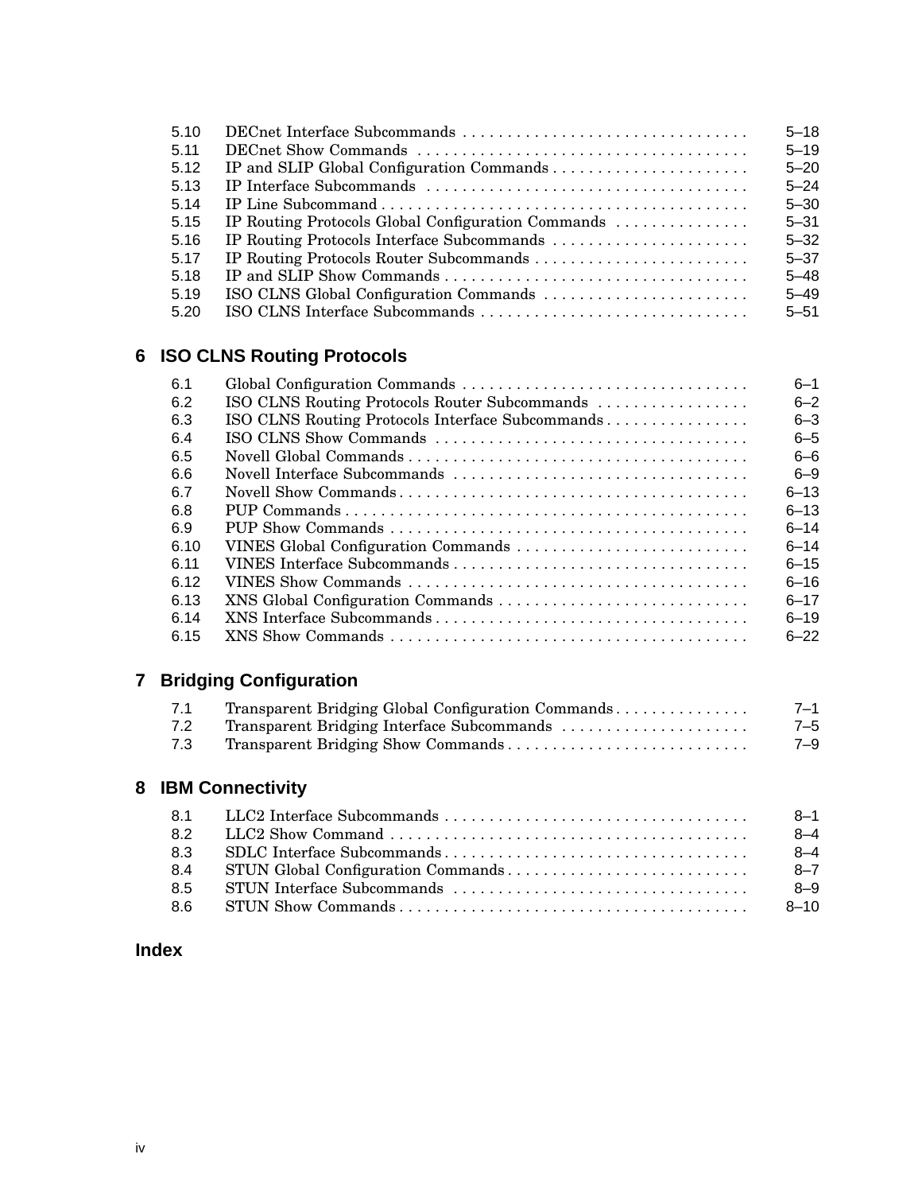| | | |
|---|---|---|
| 5.10 | DECnet Interface Subcommands | 5–18 |
| 5.11 | DECnet Show Commands | 5–19 |
| 5.12 | IP and SLIP Global Configuration Commands | 5–20 |
| 5.13 | IP Interface Subcommands | 5–24 |
| 5.14 | IP Line Subcommand | 5–30 |
| 5.15 | IP Routing Protocols Global Configuration Commands | 5–31 |
| 5.16 | IP Routing Protocols Interface Subcommands | 5–32 |
| 5.17 | IP Routing Protocols Router Subcommands | 5–37 |
| 5.18 | IP and SLIP Show Commands | 5–48 |
| 5.19 | ISO CLNS Global Configuration Commands | 5–49 |
| 5.20 | ISO CLNS Interface Subcommands | 5–51 |

## 6 ISO CLNS Routing Protocols

| | | |
|---|---|---|
| 6.1 | Global Configuration Commands | 6–1 |
| 6.2 | ISO CLNS Routing Protocols Router Subcommands | 6–2 |
| 6.3 | ISO CLNS Routing Protocols Interface Subcommands | 6–3 |
| 6.4 | ISO CLNS Show Commands | 6–5 |
| 6.5 | Novell Global Commands | 6–6 |
| 6.6 | Novell Interface Subcommands | 6–9 |
| 6.7 | Novell Show Commands | 6–13 |
| 6.8 | PUP Commands | 6–13 |
| 6.9 | PUP Show Commands | 6–14 |
| 6.10 | VINES Global Configuration Commands | 6–14 |
| 6.11 | VINES Interface Subcommands | 6–15 |
| 6.12 | VINES Show Commands | 6–16 |
| 6.13 | XNS Global Configuration Commands | 6–17 |
| 6.14 | XNS Interface Subcommands | 6–19 |
| 6.15 | XNS Show Commands | 6–22 |

## 7 Bridging Configuration

| | | |
|---|---|---|
| 7.1 | Transparent Bridging Global Configuration Commands | 7–1 |
| 7.2 | Transparent Bridging Interface Subcommands | 7–5 |
| 7.3 | Transparent Bridging Show Commands | 7–9 |

## 8 IBM Connectivity

| | | |
|---|---|---|
| 8.1 | LLC2 Interface Subcommands | 8–1 |
| 8.2 | LLC2 Show Command | 8–4 |
| 8.3 | SDLC Interface Subcommands | 8–4 |
| 8.4 | STUN Global Configuration Commands | 8–7 |
| 8.5 | STUN Interface Subcommands | 8–9 |
| 8.6 | STUN Show Commands | 8–10 |

## Index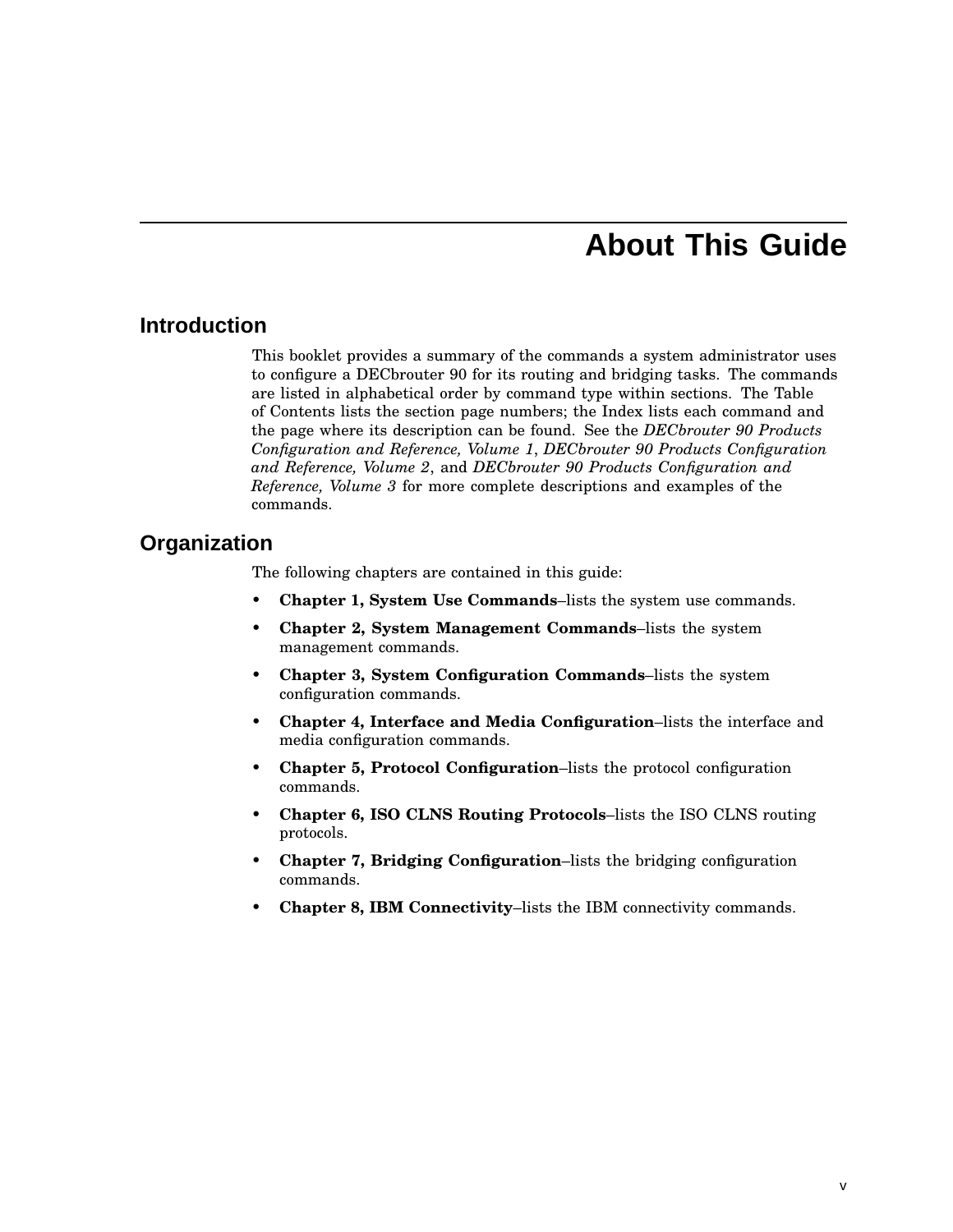# About This Guide

## Introduction

This booklet provides a summary of the commands a system administrator uses to configure a DECbrouter 90 for its routing and bridging tasks. The commands are listed in alphabetical order by command type within sections. The Table of Contents lists the section page numbers; the Index lists each command and the page where its description can be found. See the *DECbrouter 90 Products Configuration and Reference, Volume 1*, *DECbrouter 90 Products Configuration and Reference, Volume 2*, and *DECbrouter 90 Products Configuration and Reference, Volume 3* for more complete descriptions and examples of the commands.

## Organization

The following chapters are contained in this guide:

- **Chapter 1, System Use Commands**–lists the system use commands.
- **Chapter 2, System Management Commands**–lists the system management commands.
- **Chapter 3, System Configuration Commands**–lists the system configuration commands.
- **Chapter 4, Interface and Media Configuration**–lists the interface and media configuration commands.
- **Chapter 5, Protocol Configuration**–lists the protocol configuration commands.
- **Chapter 6, ISO CLNS Routing Protocols**–lists the ISO CLNS routing protocols.
- **Chapter 7, Bridging Configuration**–lists the bridging configuration commands.
- **Chapter 8, IBM Connectivity**–lists the IBM connectivity commands.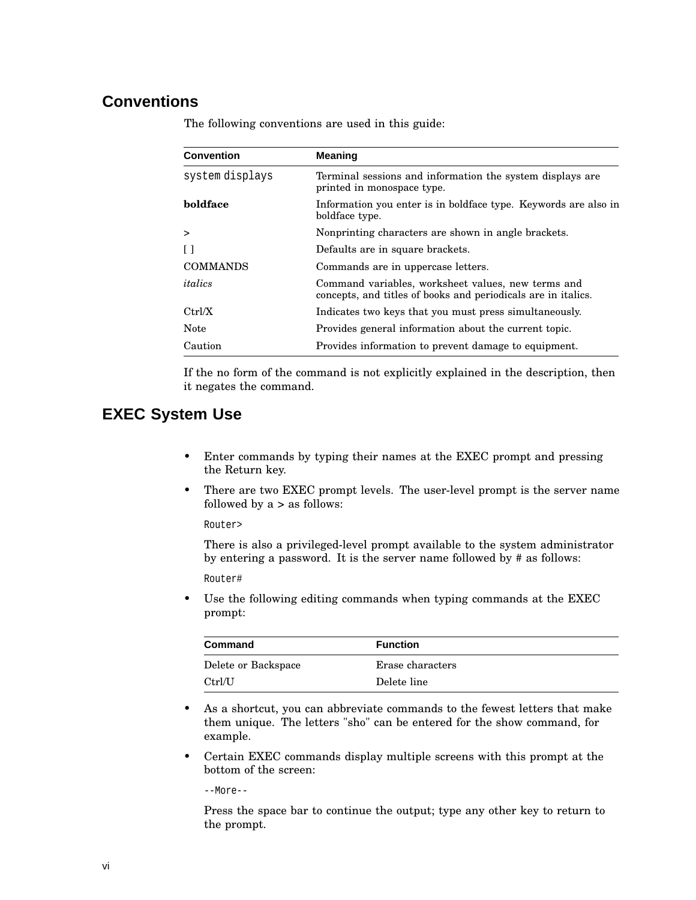## Conventions

The following conventions are used in this guide:

| Convention | Meaning |
|---|---|
| `system displays` | Terminal sessions and information the system displays are printed in monospace type. |
| **boldface** | Information you enter is in boldface type. Keywords are also in boldface type. |
| > | Nonprinting characters are shown in angle brackets. |
| [ ] | Defaults are in square brackets. |
| COMMANDS | Commands are in uppercase letters. |
| *italics* | Command variables, worksheet values, new terms and concepts, and titles of books and periodicals are in italics. |
| Ctrl/X | Indicates two keys that you must press simultaneously. |
| Note | Provides general information about the current topic. |
| Caution | Provides information to prevent damage to equipment. |

If the no form of the command is not explicitly explained in the description, then it negates the command.

## EXEC System Use

- Enter commands by typing their names at the EXEC prompt and pressing the Return key.
- There are two EXEC prompt levels. The user-level prompt is the server name followed by a > as follows:

  ```
  Router>
  ```

  There is also a privileged-level prompt available to the system administrator by entering a password. It is the server name followed by # as follows:

  ```
  Router#
  ```

- Use the following editing commands when typing commands at the EXEC prompt:

  | Command | Function |
  |---|---|
  | Delete or Backspace | Erase characters |
  | Ctrl/U | Delete line |

- As a shortcut, you can abbreviate commands to the fewest letters that make them unique. The letters "sho" can be entered for the show command, for example.
- Certain EXEC commands display multiple screens with this prompt at the bottom of the screen:

  ```
  --More--
  ```

  Press the space bar to continue the output; type any other key to return to the prompt.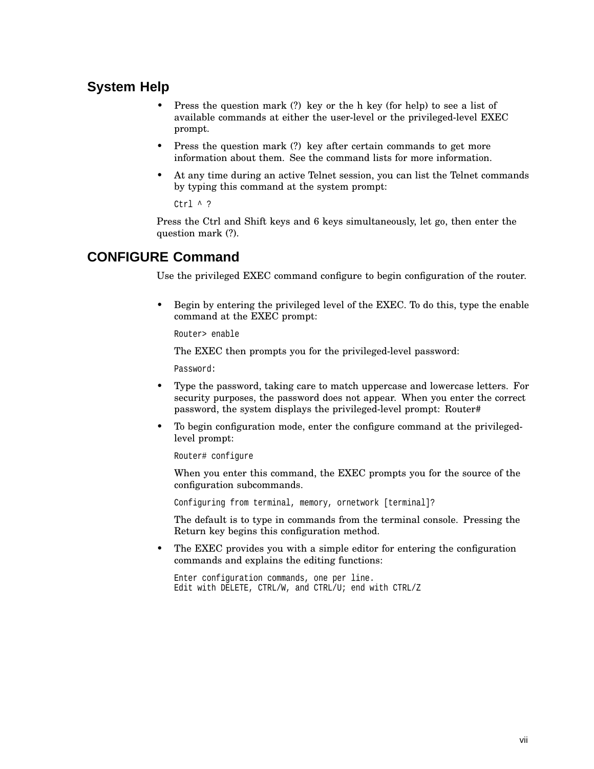## System Help

- Press the question mark (?) key or the h key (for help) to see a list of available commands at either the user-level or the privileged-level EXEC prompt.
- Press the question mark (?) key after certain commands to get more information about them. See the command lists for more information.
- At any time during an active Telnet session, you can list the Telnet commands by typing this command at the system prompt:

  ```
  Ctrl ^ ?
  ```

Press the Ctrl and Shift keys and 6 keys simultaneously, let go, then enter the question mark (?).

## CONFIGURE Command

Use the privileged EXEC command configure to begin configuration of the router.

- Begin by entering the privileged level of the EXEC. To do this, type the enable command at the EXEC prompt:

  ```
  Router> enable
  ```

  The EXEC then prompts you for the privileged-level password:

  ```
  Password:
  ```

- Type the password, taking care to match uppercase and lowercase letters. For security purposes, the password does not appear. When you enter the correct password, the system displays the privileged-level prompt: Router#
- To begin configuration mode, enter the configure command at the privileged-level prompt:

  ```
  Router# configure
  ```

  When you enter this command, the EXEC prompts you for the source of the configuration subcommands.

  ```
  Configuring from terminal, memory, ornetwork [terminal]?
  ```

  The default is to type in commands from the terminal console. Pressing the Return key begins this configuration method.

- The EXEC provides you with a simple editor for entering the configuration commands and explains the editing functions:

  ```
  Enter configuration commands, one per line.
  Edit with DELETE, CTRL/W, and CTRL/U; end with CTRL/Z
  ```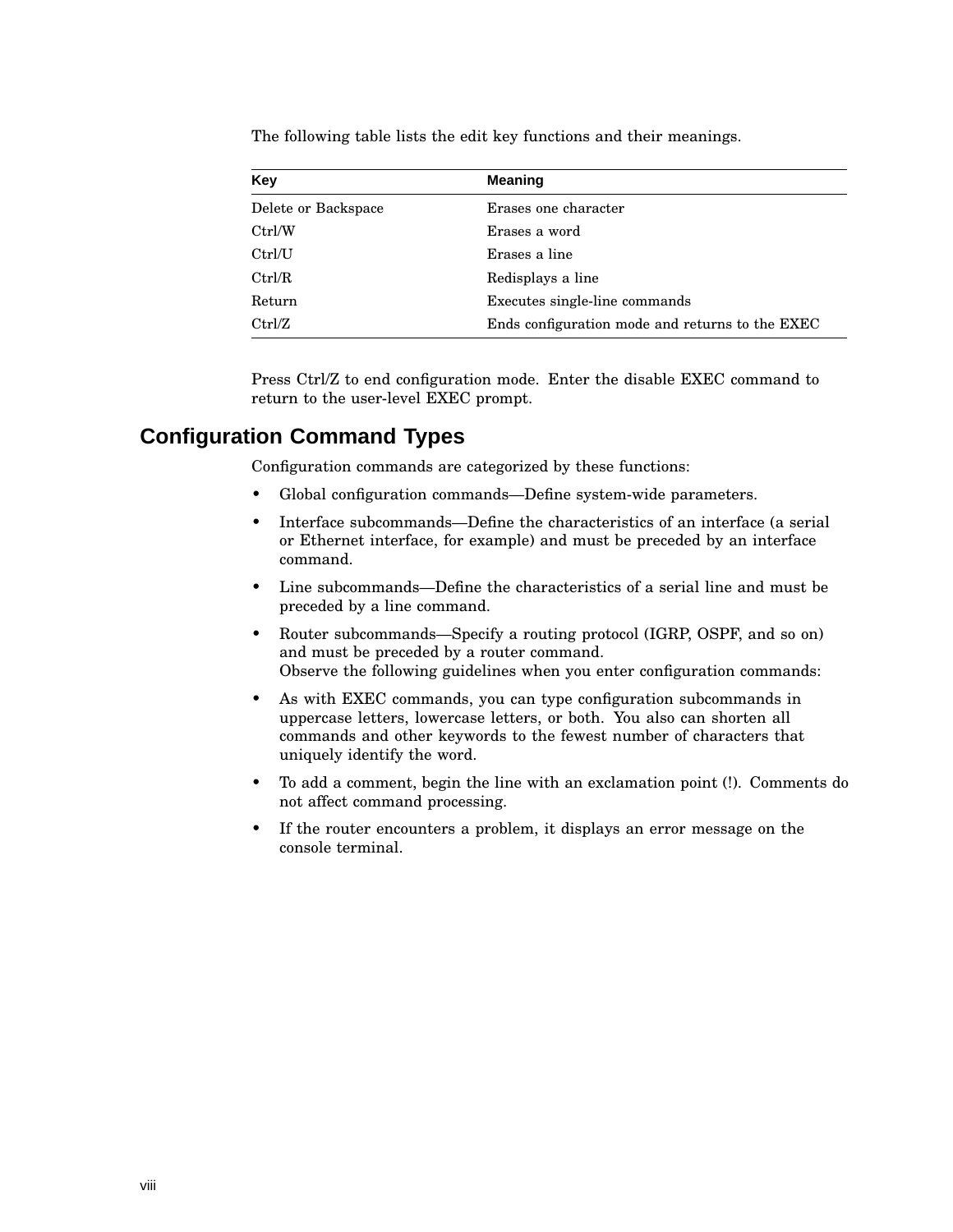The following table lists the edit key functions and their meanings.

| Key | Meaning |
| --- | --- |
| Delete or Backspace | Erases one character |
| Ctrl/W | Erases a word |
| Ctrl/U | Erases a line |
| Ctrl/R | Redisplays a line |
| Return | Executes single-line commands |
| Ctrl/Z | Ends configuration mode and returns to the EXEC |

Press Ctrl/Z to end configuration mode. Enter the disable EXEC command to return to the user-level EXEC prompt.

## Configuration Command Types

Configuration commands are categorized by these functions:

- Global configuration commands—Define system-wide parameters.
- Interface subcommands—Define the characteristics of an interface (a serial or Ethernet interface, for example) and must be preceded by an interface command.
- Line subcommands—Define the characteristics of a serial line and must be preceded by a line command.
- Router subcommands—Specify a routing protocol (IGRP, OSPF, and so on) and must be preceded by a router command.
  Observe the following guidelines when you enter configuration commands:
- As with EXEC commands, you can type configuration subcommands in uppercase letters, lowercase letters, or both. You also can shorten all commands and other keywords to the fewest number of characters that uniquely identify the word.
- To add a comment, begin the line with an exclamation point (!). Comments do not affect command processing.
- If the router encounters a problem, it displays an error message on the console terminal.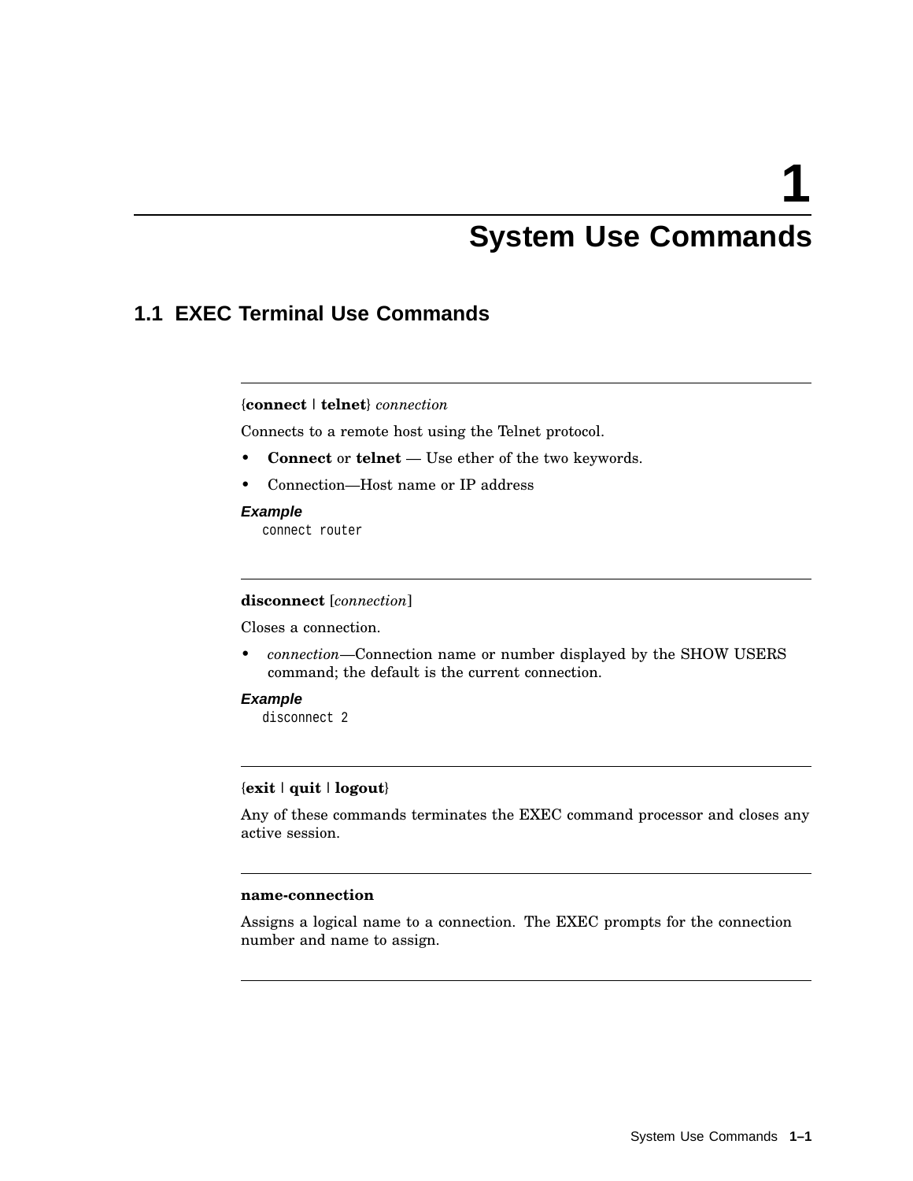# 1 System Use Commands

## 1.1 EXEC Terminal Use Commands

---

{**connect** | **telnet**} *connection*

Connects to a remote host using the Telnet protocol.

- **Connect** or **telnet** — Use ether of the two keywords.
- Connection—Host name or IP address

***Example***

```
connect router
```

---

**disconnect** [*connection*]

Closes a connection.

- *connection*—Connection name or number displayed by the SHOW USERS command; the default is the current connection.

***Example***

```
disconnect 2
```

---

{**exit** | **quit** | **logout**}

Any of these commands terminates the EXEC command processor and closes any active session.

---

**name-connection**

Assigns a logical name to a connection. The EXEC prompts for the connection number and name to assign.

---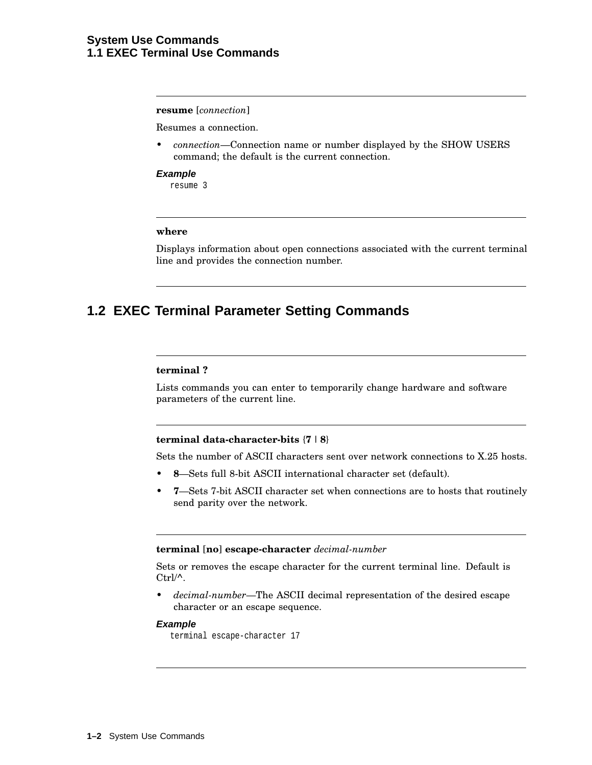**resume** [*connection*]

Resumes a connection.

- *connection*—Connection name or number displayed by the SHOW USERS command; the default is the current connection.

***Example***

```
resume 3
```

---

**where**

Displays information about open connections associated with the current terminal line and provides the connection number.

---

## 1.2 EXEC Terminal Parameter Setting Commands

---

**terminal ?**

Lists commands you can enter to temporarily change hardware and software parameters of the current line.

---

**terminal data-character-bits** {**7** | **8**}

Sets the number of ASCII characters sent over network connections to X.25 hosts.

- **8**—Sets full 8-bit ASCII international character set (default).
- **7**—Sets 7-bit ASCII character set when connections are to hosts that routinely send parity over the network.

---

**terminal** [**no**] **escape-character** *decimal-number*

Sets or removes the escape character for the current terminal line. Default is Ctrl/^.

- *decimal-number*—The ASCII decimal representation of the desired escape character or an escape sequence.

***Example***

```
terminal escape-character 17
```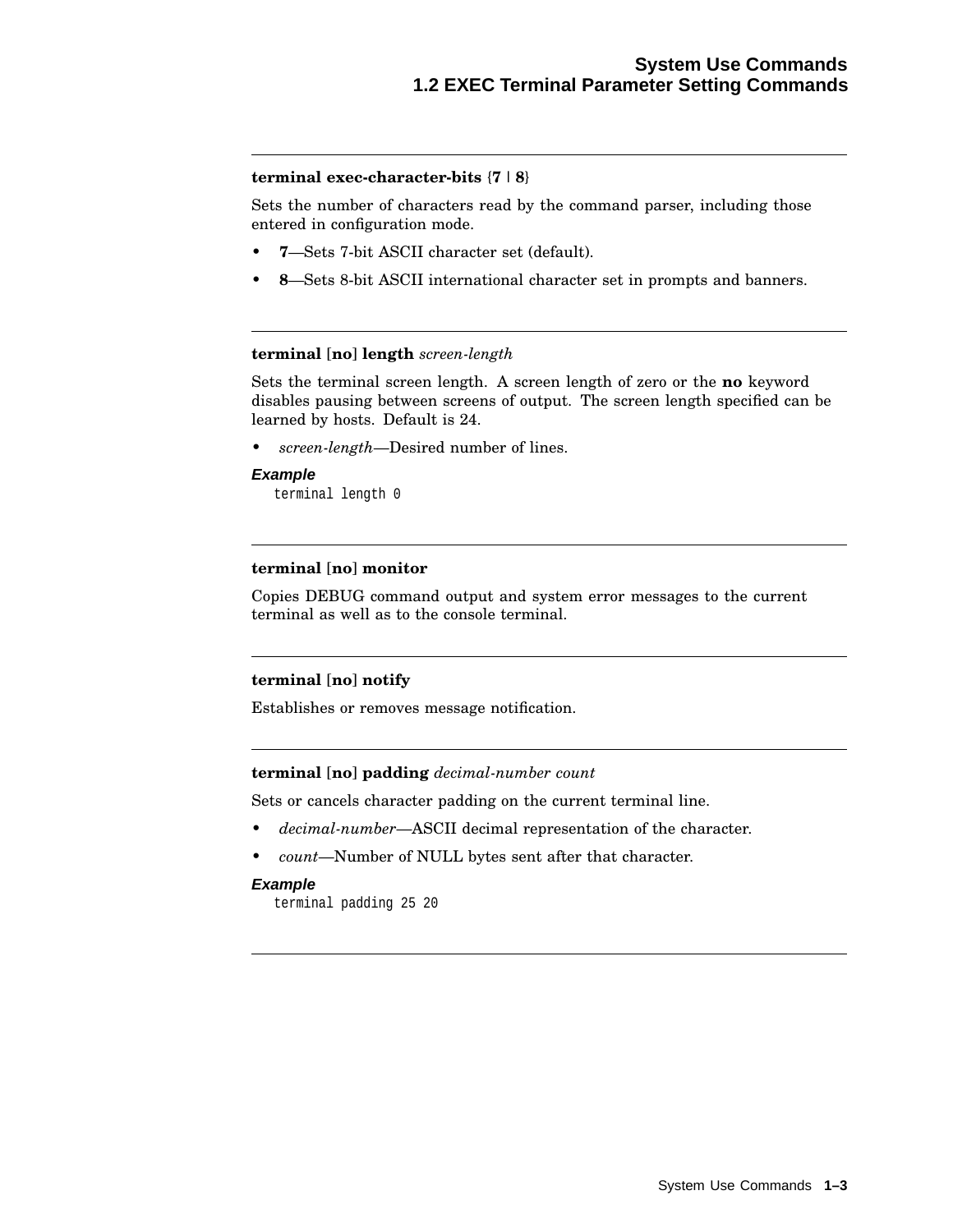---

**terminal exec-character-bits** {**7** | **8**}

Sets the number of characters read by the command parser, including those entered in configuration mode.

- **7**—Sets 7-bit ASCII character set (default).
- **8**—Sets 8-bit ASCII international character set in prompts and banners.

---

**terminal** [**no**] **length** *screen-length*

Sets the terminal screen length. A screen length of zero or the **no** keyword disables pausing between screens of output. The screen length specified can be learned by hosts. Default is 24.

- *screen-length*—Desired number of lines.

***Example***

```
terminal length 0
```

---

**terminal** [**no**] **monitor**

Copies DEBUG command output and system error messages to the current terminal as well as to the console terminal.

---

**terminal** [**no**] **notify**

Establishes or removes message notification.

---

**terminal** [**no**] **padding** *decimal-number count*

Sets or cancels character padding on the current terminal line.

- *decimal-number*—ASCII decimal representation of the character.
- *count*—Number of NULL bytes sent after that character.

***Example***

```
terminal padding 25 20
```

---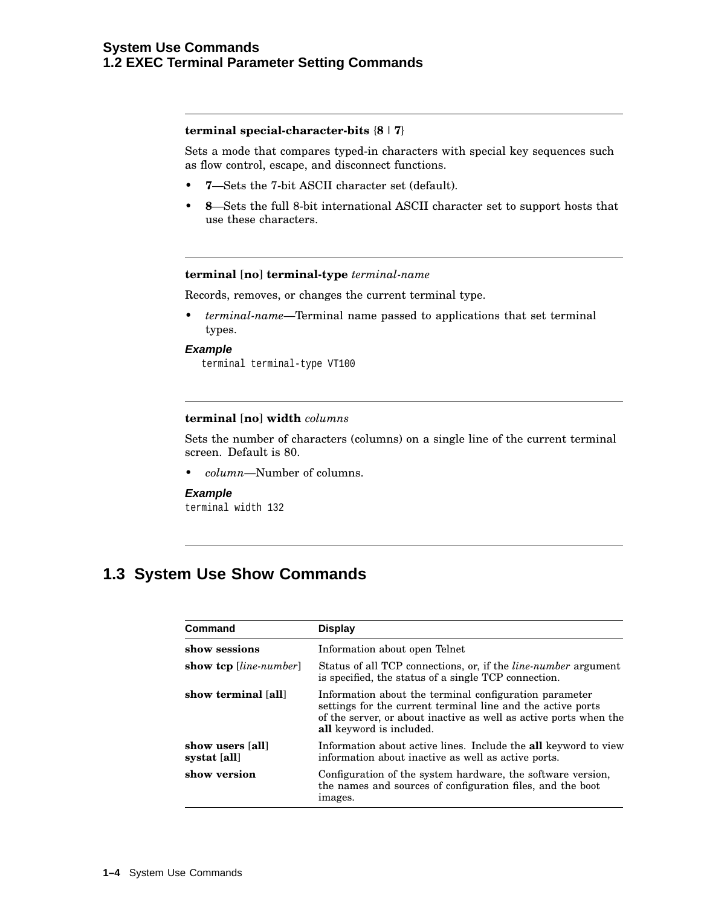---

**terminal special-character-bits** {**8** | **7**}

Sets a mode that compares typed-in characters with special key sequences such as flow control, escape, and disconnect functions.

- **7**—Sets the 7-bit ASCII character set (default).
- **8**—Sets the full 8-bit international ASCII character set to support hosts that use these characters.

---

**terminal** [**no**] **terminal-type** *terminal-name*

Records, removes, or changes the current terminal type.

- *terminal-name*—Terminal name passed to applications that set terminal types.

***Example***

```
terminal terminal-type VT100
```

---

**terminal** [**no**] **width** *columns*

Sets the number of characters (columns) on a single line of the current terminal screen. Default is 80.

- *column*—Number of columns.

***Example***

```
terminal width 132
```

---

## 1.3 System Use Show Commands

| Command | Display |
|---|---|
| **show sessions** | Information about open Telnet |
| **show tcp** [*line-number*] | Status of all TCP connections, or, if the *line-number* argument is specified, the status of a single TCP connection. |
| **show terminal** [**all**] | Information about the terminal configuration parameter settings for the current terminal line and the active ports of the server, or about inactive as well as active ports when the **all** keyword is included. |
| **show users** [**all**]<br>**systat** [**all**] | Information about active lines. Include the **all** keyword to view information about inactive as well as active ports. |
| **show version** | Configuration of the system hardware, the software version, the names and sources of configuration files, and the boot images. |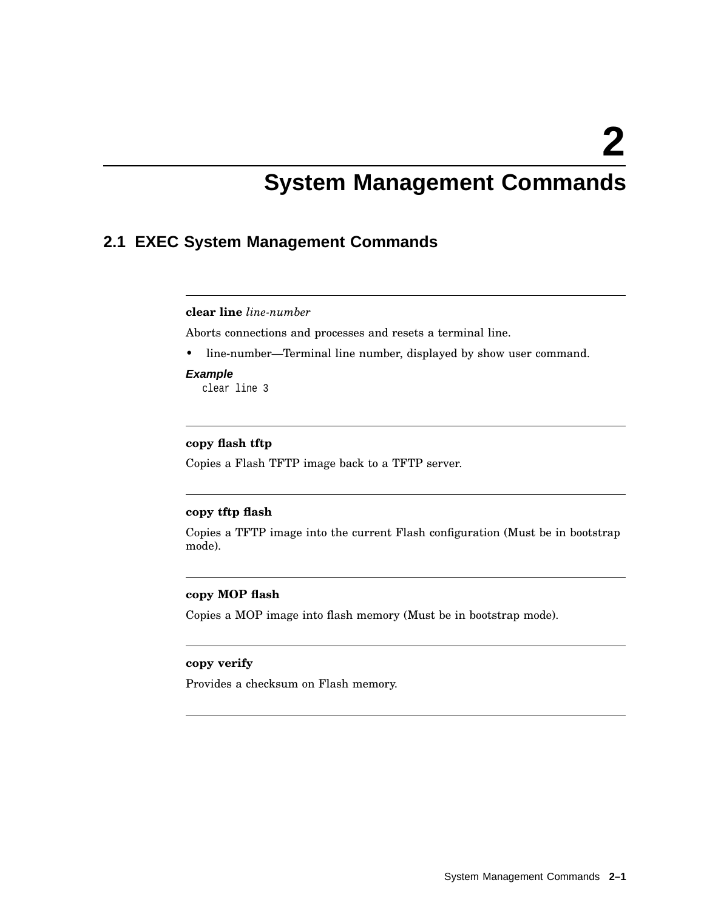# 2 System Management Commands

## 2.1 EXEC System Management Commands

---

**clear line** *line-number*

Aborts connections and processes and resets a terminal line.

- line-number—Terminal line number, displayed by show user command.

***Example***

```
clear line 3
```

---

**copy flash tftp**

Copies a Flash TFTP image back to a TFTP server.

---

**copy tftp flash**

Copies a TFTP image into the current Flash configuration (Must be in bootstrap mode).

---

**copy MOP flash**

Copies a MOP image into flash memory (Must be in bootstrap mode).

---

**copy verify**

Provides a checksum on Flash memory.

---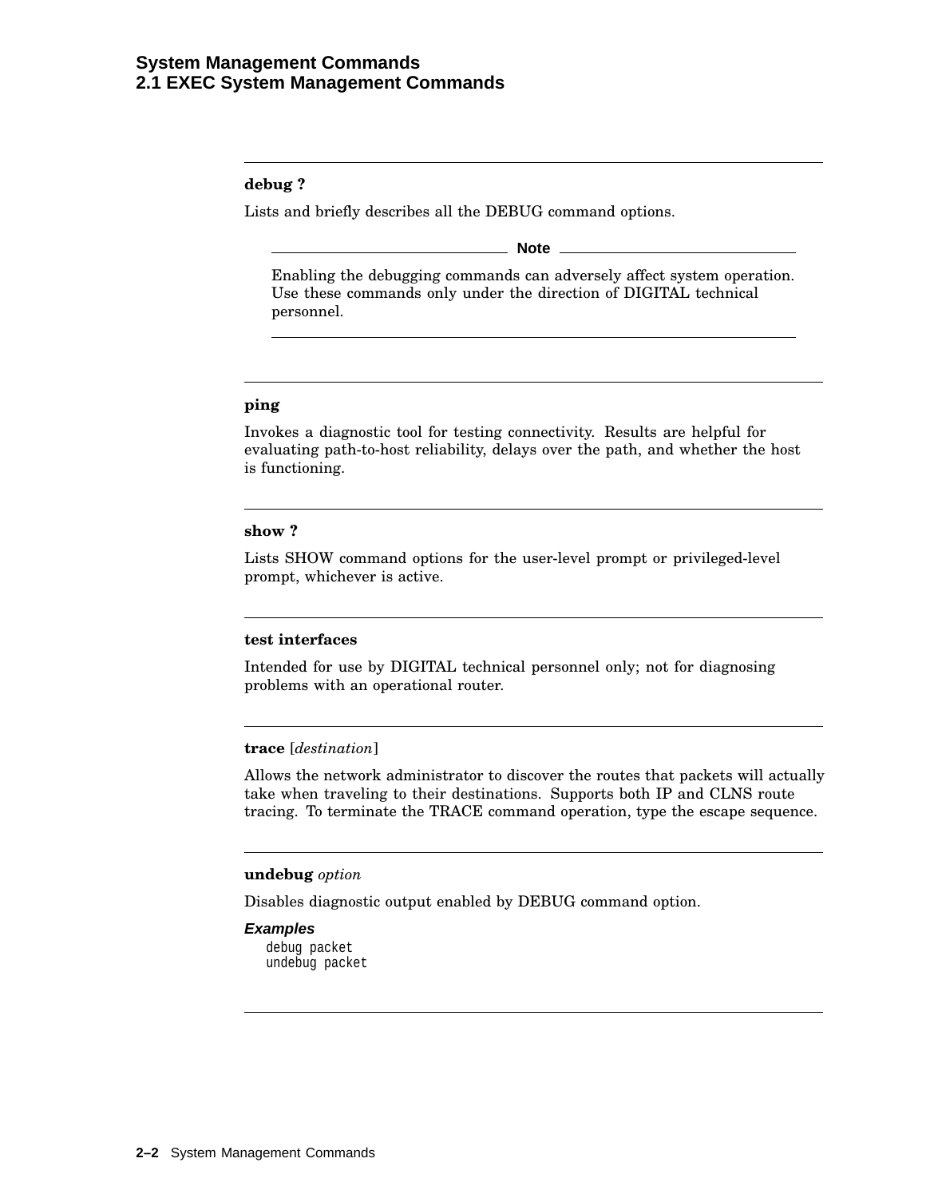**debug ?**

Lists and briefly describes all the DEBUG command options.

**Note**

Enabling the debugging commands can adversely affect system operation. Use these commands only under the direction of DIGITAL technical personnel.

---

**ping**

Invokes a diagnostic tool for testing connectivity. Results are helpful for evaluating path-to-host reliability, delays over the path, and whether the host is functioning.

---

**show ?**

Lists SHOW command options for the user-level prompt or privileged-level prompt, whichever is active.

---

**test interfaces**

Intended for use by DIGITAL technical personnel only; not for diagnosing problems with an operational router.

---

**trace** [*destination*]

Allows the network administrator to discover the routes that packets will actually take when traveling to their destinations. Supports both IP and CLNS route tracing. To terminate the TRACE command operation, type the escape sequence.

---

**undebug** *option*

Disables diagnostic output enabled by DEBUG command option.

***Examples***

```
debug packet
undebug packet
```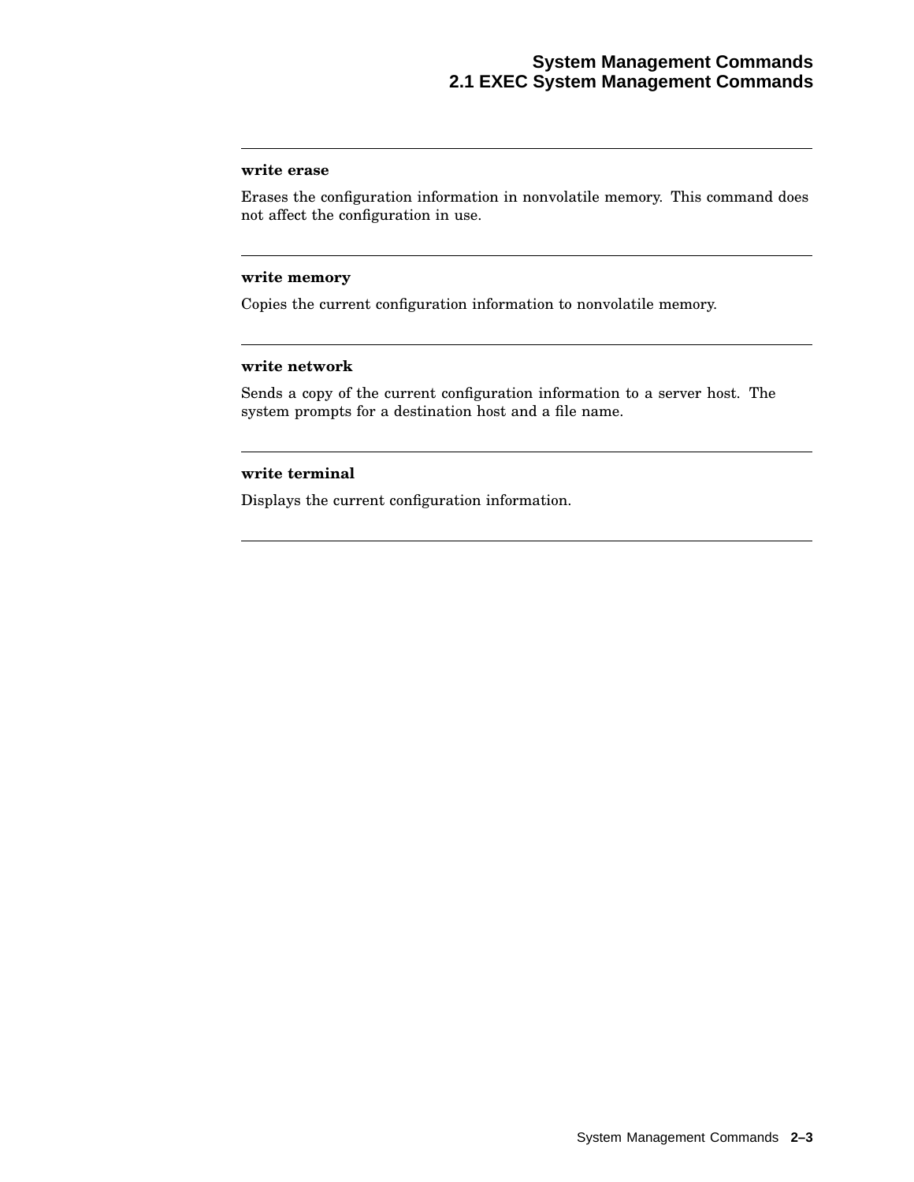---

**write erase**

Erases the configuration information in nonvolatile memory. This command does not affect the configuration in use.

---

**write memory**

Copies the current configuration information to nonvolatile memory.

---

**write network**

Sends a copy of the current configuration information to a server host. The system prompts for a destination host and a file name.

---

**write terminal**

Displays the current configuration information.

---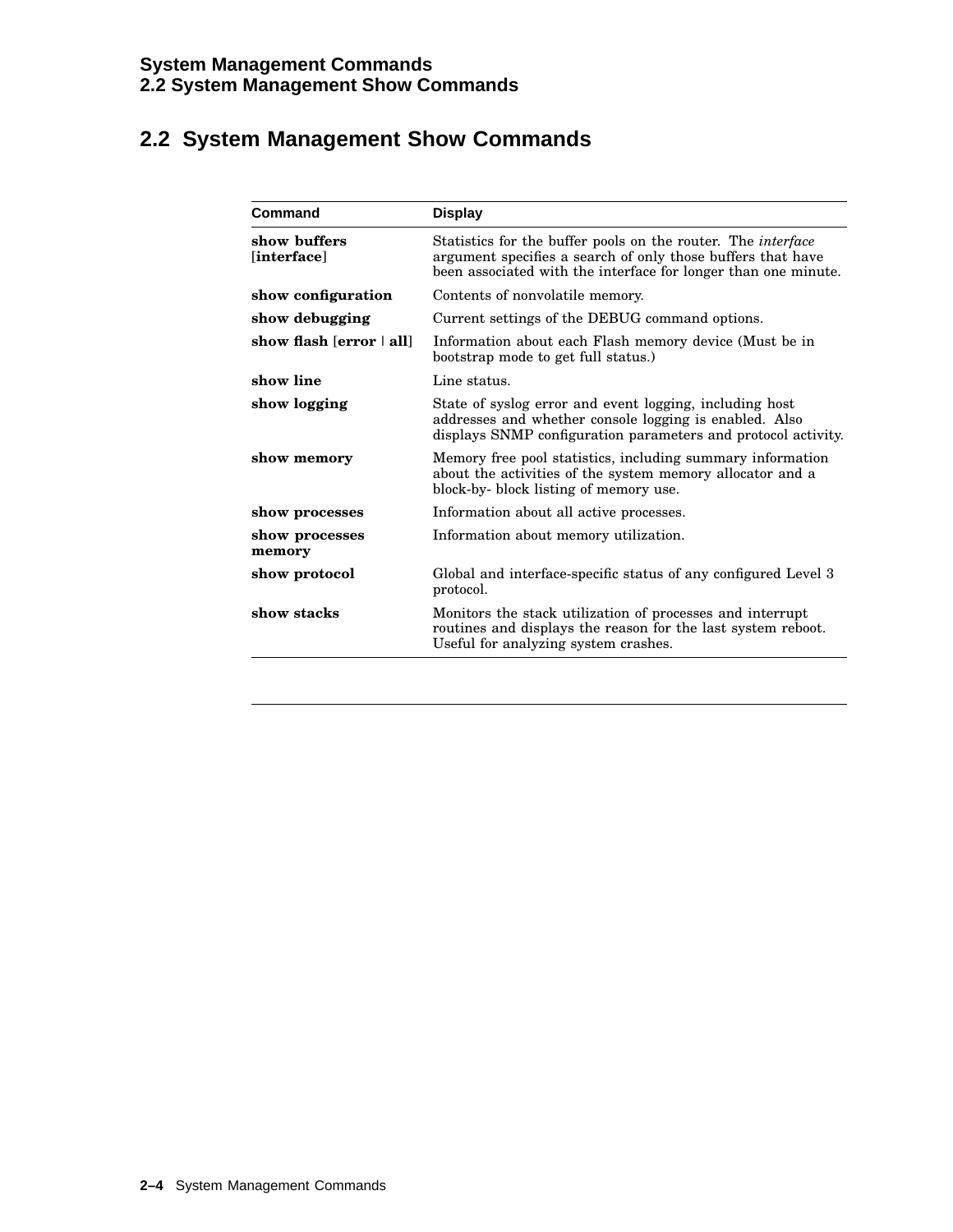## 2.2 System Management Show Commands

| Command | Display |
|---|---|
| **show buffers** [**interface**] | Statistics for the buffer pools on the router. The *interface* argument specifies a search of only those buffers that have been associated with the interface for longer than one minute. |
| **show configuration** | Contents of nonvolatile memory. |
| **show debugging** | Current settings of the DEBUG command options. |
| **show flash** [**error** \| **all**] | Information about each Flash memory device (Must be in bootstrap mode to get full status.) |
| **show line** | Line status. |
| **show logging** | State of syslog error and event logging, including host addresses and whether console logging is enabled. Also displays SNMP configuration parameters and protocol activity. |
| **show memory** | Memory free pool statistics, including summary information about the activities of the system memory allocator and a block-by- block listing of memory use. |
| **show processes** | Information about all active processes. |
| **show processes memory** | Information about memory utilization. |
| **show protocol** | Global and interface-specific status of any configured Level 3 protocol. |
| **show stacks** | Monitors the stack utilization of processes and interrupt routines and displays the reason for the last system reboot. Useful for analyzing system crashes. |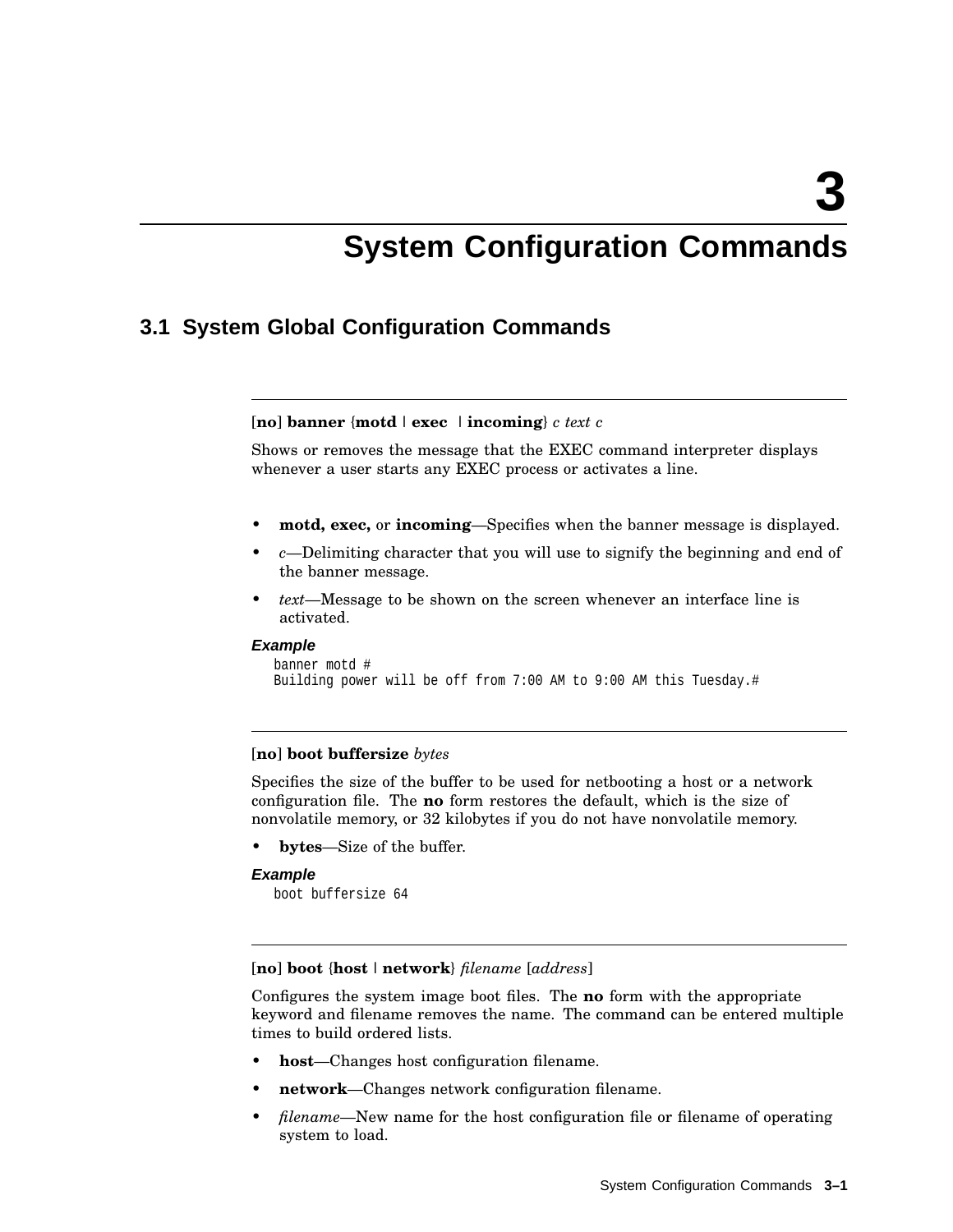# 3 System Configuration Commands

## 3.1 System Global Configuration Commands

---

[**no**] **banner** {**motd** | **exec** | **incoming**} *c text c*

Shows or removes the message that the EXEC command interpreter displays whenever a user starts any EXEC process or activates a line.

- **motd, exec,** or **incoming**—Specifies when the banner message is displayed.
- *c*—Delimiting character that you will use to signify the beginning and end of the banner message.
- *text*—Message to be shown on the screen whenever an interface line is activated.

***Example***

```
banner motd #
Building power will be off from 7:00 AM to 9:00 AM this Tuesday.#
```

---

[**no**] **boot buffersize** *bytes*

Specifies the size of the buffer to be used for netbooting a host or a network configuration file. The **no** form restores the default, which is the size of nonvolatile memory, or 32 kilobytes if you do not have nonvolatile memory.

- **bytes**—Size of the buffer.

***Example***

```
boot buffersize 64
```

---

[**no**] **boot** {**host** | **network**} *filename* [*address*]

Configures the system image boot files. The **no** form with the appropriate keyword and filename removes the name. The command can be entered multiple times to build ordered lists.

- **host**—Changes host configuration filename.
- **network**—Changes network configuration filename.
- *filename*—New name for the host configuration file or filename of operating system to load.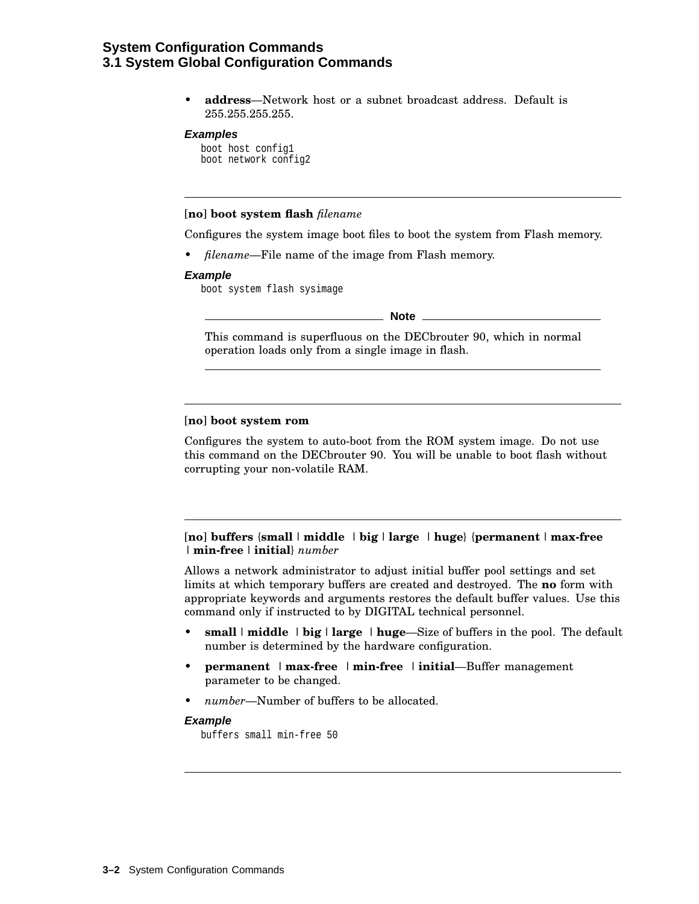- **address**—Network host or a subnet broadcast address. Default is 255.255.255.255.

***Examples***

```
boot host config1
boot network config2
```

---

[**no**] **boot system flash** *filename*

Configures the system image boot files to boot the system from Flash memory.

- *filename*—File name of the image from Flash memory.

***Example***

```
boot system flash sysimage
```

**Note**

This command is superfluous on the DECbrouter 90, which in normal operation loads only from a single image in flash.

---

[**no**] **boot system rom**

Configures the system to auto-boot from the ROM system image. Do not use this command on the DECbrouter 90. You will be unable to boot flash without corrupting your non-volatile RAM.

---

[**no**] **buffers** {**small** | **middle** | **big** | **large** | **huge**} {**permanent** | **max-free** | **min-free** | **initial**} *number*

Allows a network administrator to adjust initial buffer pool settings and set limits at which temporary buffers are created and destroyed. The **no** form with appropriate keywords and arguments restores the default buffer values. Use this command only if instructed to by DIGITAL technical personnel.

- **small** | **middle** | **big** | **large** | **huge**—Size of buffers in the pool. The default number is determined by the hardware configuration.
- **permanent** | **max-free** | **min-free** | **initial**—Buffer management parameter to be changed.
- *number*—Number of buffers to be allocated.

***Example***

```
buffers small min-free 50
```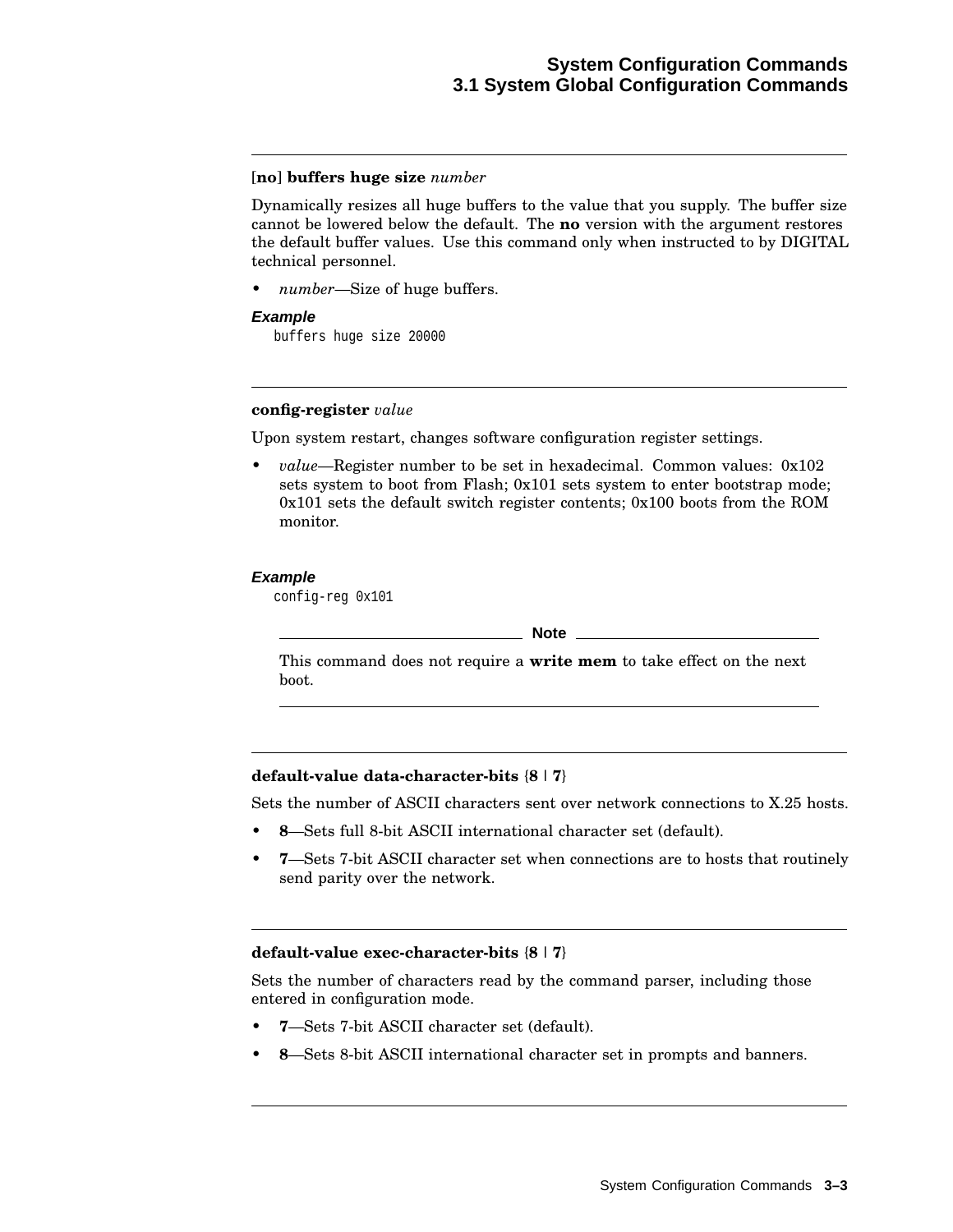**[no] buffers huge size** *number*

Dynamically resizes all huge buffers to the value that you supply. The buffer size cannot be lowered below the default. The **no** version with the argument restores the default buffer values. Use this command only when instructed to by DIGITAL technical personnel.

- *number*—Size of huge buffers.

***Example***

```
buffers huge size 20000
```

---

**config-register** *value*

Upon system restart, changes software configuration register settings.

- *value*—Register number to be set in hexadecimal. Common values: 0x102 sets system to boot from Flash; 0x101 sets system to enter bootstrap mode; 0x101 sets the default switch register contents; 0x100 boots from the ROM monitor.

***Example***

```
config-reg 0x101
```

**Note**

This command does not require a **write mem** to take effect on the next boot.

---

**default-value data-character-bits {8 | 7}**

Sets the number of ASCII characters sent over network connections to X.25 hosts.

- **8**—Sets full 8-bit ASCII international character set (default).
- **7**—Sets 7-bit ASCII character set when connections are to hosts that routinely send parity over the network.

---

**default-value exec-character-bits {8 | 7}**

Sets the number of characters read by the command parser, including those entered in configuration mode.

- **7**—Sets 7-bit ASCII character set (default).
- **8**—Sets 8-bit ASCII international character set in prompts and banners.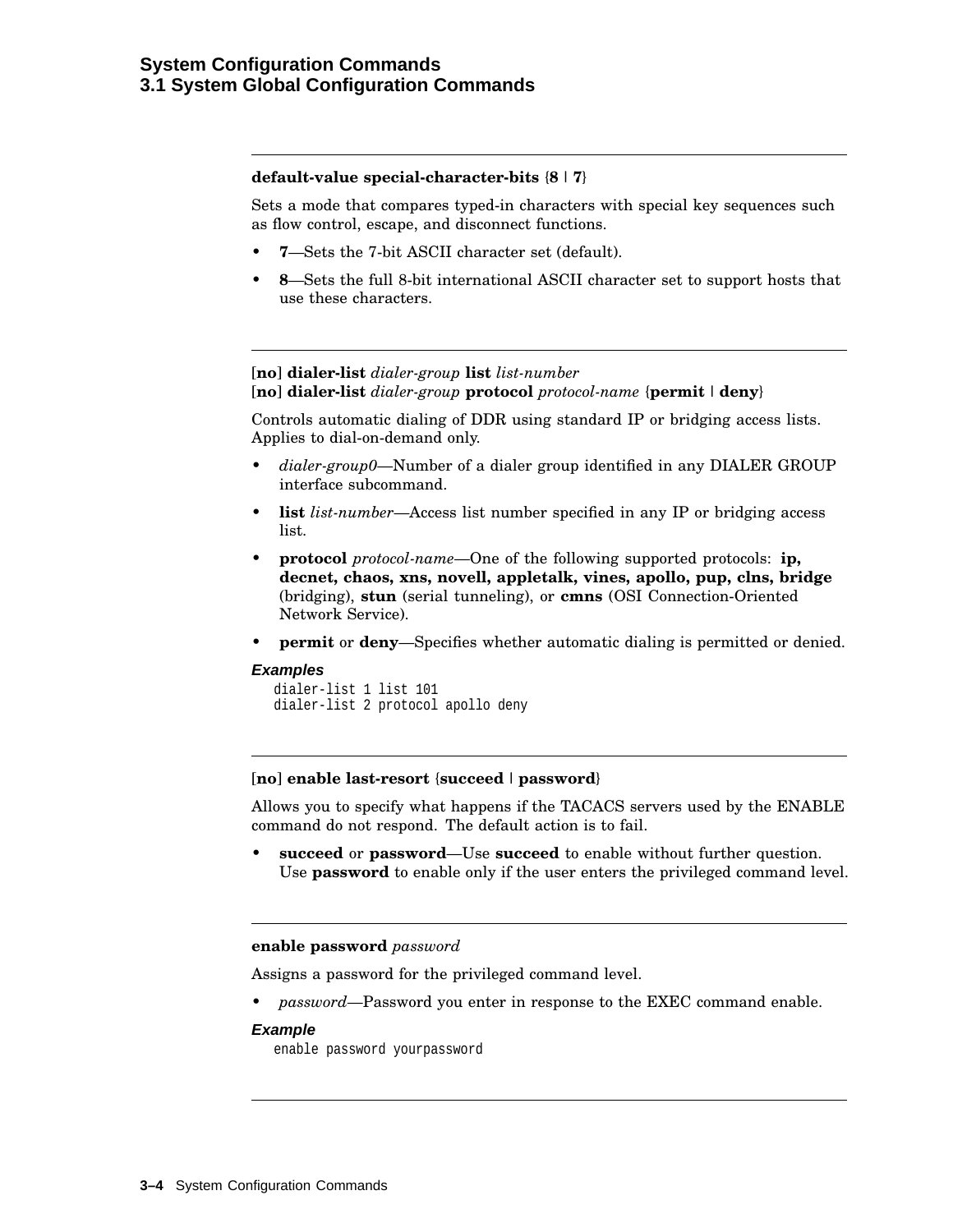---

**default-value special-character-bits** {**8** | **7**}

Sets a mode that compares typed-in characters with special key sequences such as flow control, escape, and disconnect functions.

- **7**—Sets the 7-bit ASCII character set (default).
- **8**—Sets the full 8-bit international ASCII character set to support hosts that use these characters.

---

[**no**] **dialer-list** *dialer-group* **list** *list-number*
[**no**] **dialer-list** *dialer-group* **protocol** *protocol-name* {**permit** | **deny**}

Controls automatic dialing of DDR using standard IP or bridging access lists. Applies to dial-on-demand only.

- *dialer-group0*—Number of a dialer group identified in any DIALER GROUP interface subcommand.
- **list** *list-number*—Access list number specified in any IP or bridging access list.
- **protocol** *protocol-name*—One of the following supported protocols: **ip, decnet, chaos, xns, novell, appletalk, vines, apollo, pup, clns, bridge** (bridging), **stun** (serial tunneling), or **cmns** (OSI Connection-Oriented Network Service).
- **permit** or **deny**—Specifies whether automatic dialing is permitted or denied.

***Examples***

```
dialer-list 1 list 101
dialer-list 2 protocol apollo deny
```

---

[**no**] **enable last-resort** {**succeed** | **password**}

Allows you to specify what happens if the TACACS servers used by the ENABLE command do not respond. The default action is to fail.

- **succeed** or **password**—Use **succeed** to enable without further question. Use **password** to enable only if the user enters the privileged command level.

---

**enable password** *password*

Assigns a password for the privileged command level.

- *password*—Password you enter in response to the EXEC command enable.

***Example***

```
enable password yourpassword
```

---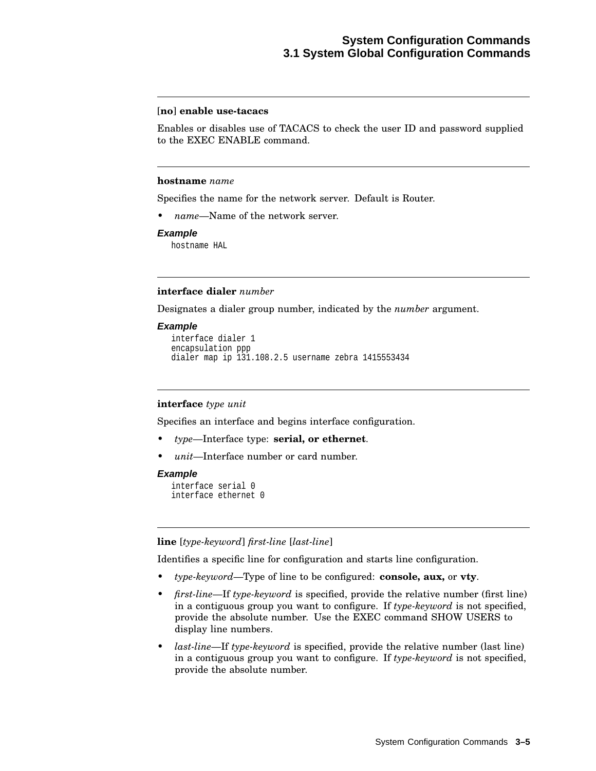**[no] enable use-tacacs**

Enables or disables use of TACACS to check the user ID and password supplied to the EXEC ENABLE command.

---

**hostname** *name*

Specifies the name for the network server. Default is Router.

- *name*—Name of the network server.

***Example***

```
hostname HAL
```

---

**interface dialer** *number*

Designates a dialer group number, indicated by the *number* argument.

***Example***

```
interface dialer 1
encapsulation ppp
dialer map ip 131.108.2.5 username zebra 1415553434
```

---

**interface** *type unit*

Specifies an interface and begins interface configuration.

- *type*—Interface type: **serial, or ethernet**.
- *unit*—Interface number or card number.

***Example***

```
interface serial 0
interface ethernet 0
```

---

**line** [*type-keyword*] *first-line* [*last-line*]

Identifies a specific line for configuration and starts line configuration.

- *type-keyword*—Type of line to be configured: **console, aux,** or **vty**.
- *first-line*—If *type-keyword* is specified, provide the relative number (first line) in a contiguous group you want to configure. If *type-keyword* is not specified, provide the absolute number. Use the EXEC command SHOW USERS to display line numbers.
- *last-line*—If *type-keyword* is specified, provide the relative number (last line) in a contiguous group you want to configure. If *type-keyword* is not specified, provide the absolute number.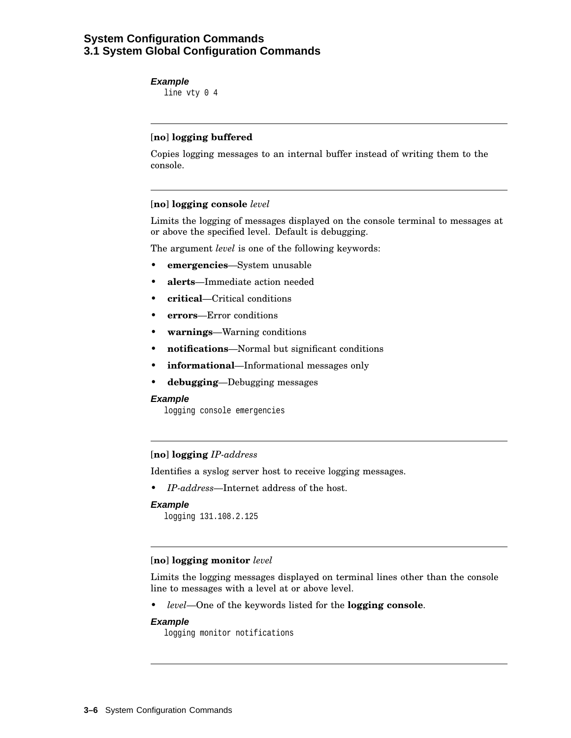**Example**

```
line vty 0 4
```

---

### [**no**] **logging buffered**

Copies logging messages to an internal buffer instead of writing them to the console.

---

### [**no**] **logging console** *level*

Limits the logging of messages displayed on the console terminal to messages at or above the specified level. Default is debugging.

The argument *level* is one of the following keywords:

- **emergencies**—System unusable
- **alerts**—Immediate action needed
- **critical**—Critical conditions
- **errors**—Error conditions
- **warnings**—Warning conditions
- **notifications**—Normal but significant conditions
- **informational**—Informational messages only
- **debugging**—Debugging messages

**Example**

```
logging console emergencies
```

---

### [**no**] **logging** *IP-address*

Identifies a syslog server host to receive logging messages.

- *IP-address*—Internet address of the host.

**Example**

```
logging 131.108.2.125
```

---

### [**no**] **logging monitor** *level*

Limits the logging messages displayed on terminal lines other than the console line to messages with a level at or above level.

- *level*—One of the keywords listed for the **logging console**.

**Example**

```
logging monitor notifications
```

---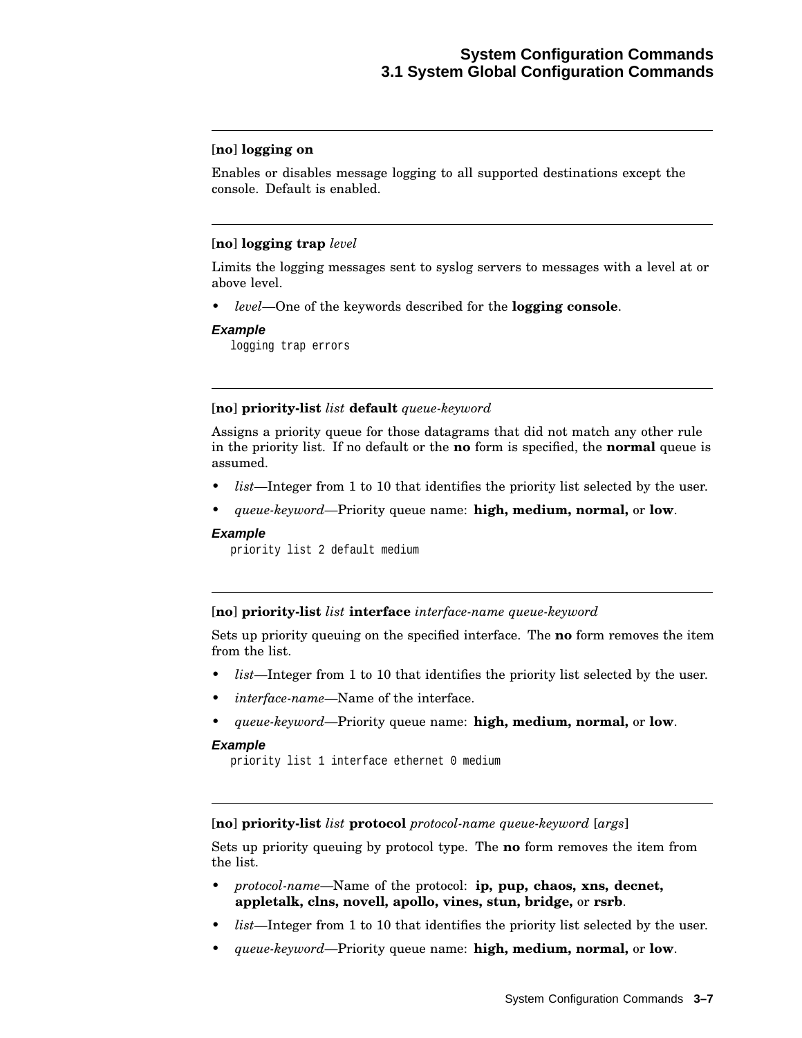---

**[no] logging on**

Enables or disables message logging to all supported destinations except the console. Default is enabled.

---

**[no] logging trap** *level*

Limits the logging messages sent to syslog servers to messages with a level at or above level.

- *level*—One of the keywords described for the **logging console**.

***Example***

```
logging trap errors
```

---

**[no] priority-list** *list* **default** *queue-keyword*

Assigns a priority queue for those datagrams that did not match any other rule in the priority list. If no default or the **no** form is specified, the **normal** queue is assumed.

- *list*—Integer from 1 to 10 that identifies the priority list selected by the user.
- *queue-keyword*—Priority queue name: **high, medium, normal,** or **low**.

***Example***

```
priority list 2 default medium
```

---

**[no] priority-list** *list* **interface** *interface-name queue-keyword*

Sets up priority queuing on the specified interface. The **no** form removes the item from the list.

- *list*—Integer from 1 to 10 that identifies the priority list selected by the user.
- *interface-name*—Name of the interface.
- *queue-keyword*—Priority queue name: **high, medium, normal,** or **low**.

***Example***

```
priority list 1 interface ethernet 0 medium
```

---

**[no] priority-list** *list* **protocol** *protocol-name queue-keyword* [*args*]

Sets up priority queuing by protocol type. The **no** form removes the item from the list.

- *protocol-name*—Name of the protocol: **ip, pup, chaos, xns, decnet, appletalk, clns, novell, apollo, vines, stun, bridge,** or **rsrb**.
- *list*—Integer from 1 to 10 that identifies the priority list selected by the user.
- *queue-keyword*—Priority queue name: **high, medium, normal,** or **low**.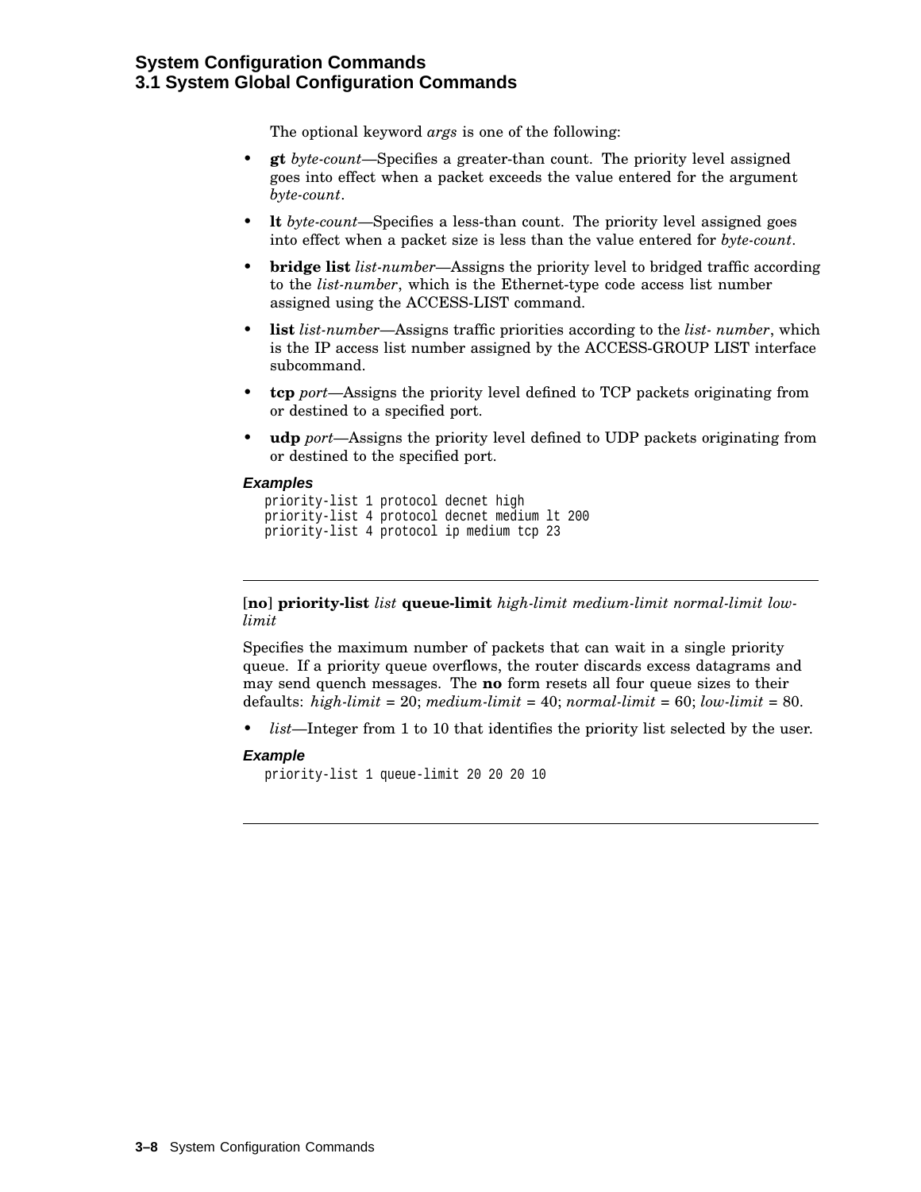The optional keyword *args* is one of the following:

- **gt** *byte-count*—Specifies a greater-than count. The priority level assigned goes into effect when a packet exceeds the value entered for the argument *byte-count*.
- **lt** *byte-count*—Specifies a less-than count. The priority level assigned goes into effect when a packet size is less than the value entered for *byte-count*.
- **bridge list** *list-number*—Assigns the priority level to bridged traffic according to the *list-number*, which is the Ethernet-type code access list number assigned using the ACCESS-LIST command.
- **list** *list-number*—Assigns traffic priorities according to the *list- number*, which is the IP access list number assigned by the ACCESS-GROUP LIST interface subcommand.
- **tcp** *port*—Assigns the priority level defined to TCP packets originating from or destined to a specified port.
- **udp** *port*—Assigns the priority level defined to UDP packets originating from or destined to the specified port.

#### Examples

```
priority-list 1 protocol decnet high
priority-list 4 protocol decnet medium lt 200
priority-list 4 protocol ip medium tcp 23
```

---

[**no**] **priority-list** *list* **queue-limit** *high-limit medium-limit normal-limit low-limit*

Specifies the maximum number of packets that can wait in a single priority queue. If a priority queue overflows, the router discards excess datagrams and may send quench messages. The **no** form resets all four queue sizes to their defaults: *high-limit* = 20; *medium-limit* = 40; *normal-limit* = 60; *low-limit* = 80.

- *list*—Integer from 1 to 10 that identifies the priority list selected by the user.

#### Example

```
priority-list 1 queue-limit 20 20 20 10
```

---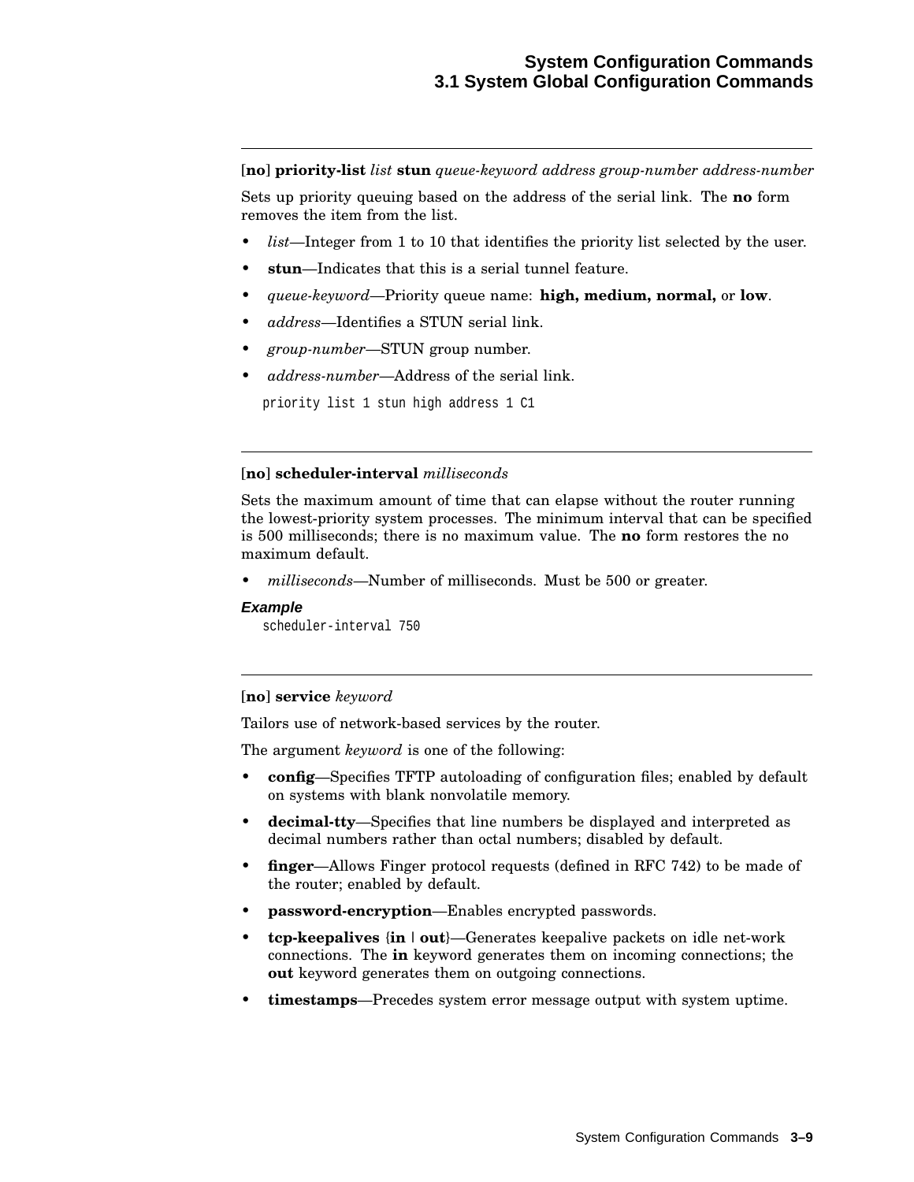---

**[no] priority-list** *list* **stun** *queue-keyword address group-number address-number*

Sets up priority queuing based on the address of the serial link. The **no** form removes the item from the list.

- *list*—Integer from 1 to 10 that identifies the priority list selected by the user.
- **stun**—Indicates that this is a serial tunnel feature.
- *queue-keyword*—Priority queue name: **high, medium, normal,** or **low**.
- *address*—Identifies a STUN serial link.
- *group-number*—STUN group number.
- *address-number*—Address of the serial link.

```
priority list 1 stun high address 1 C1
```

---

**[no] scheduler-interval** *milliseconds*

Sets the maximum amount of time that can elapse without the router running the lowest-priority system processes. The minimum interval that can be specified is 500 milliseconds; there is no maximum value. The **no** form restores the no maximum default.

- *milliseconds*—Number of milliseconds. Must be 500 or greater.

***Example***

```
scheduler-interval 750
```

---

**[no] service** *keyword*

Tailors use of network-based services by the router.

The argument *keyword* is one of the following:

- **config**—Specifies TFTP autoloading of configuration files; enabled by default on systems with blank nonvolatile memory.
- **decimal-tty**—Specifies that line numbers be displayed and interpreted as decimal numbers rather than octal numbers; disabled by default.
- **finger**—Allows Finger protocol requests (defined in RFC 742) to be made of the router; enabled by default.
- **password-encryption**—Enables encrypted passwords.
- **tcp-keepalives** {**in** | **out**}—Generates keepalive packets on idle net-work connections. The **in** keyword generates them on incoming connections; the **out** keyword generates them on outgoing connections.
- **timestamps**—Precedes system error message output with system uptime.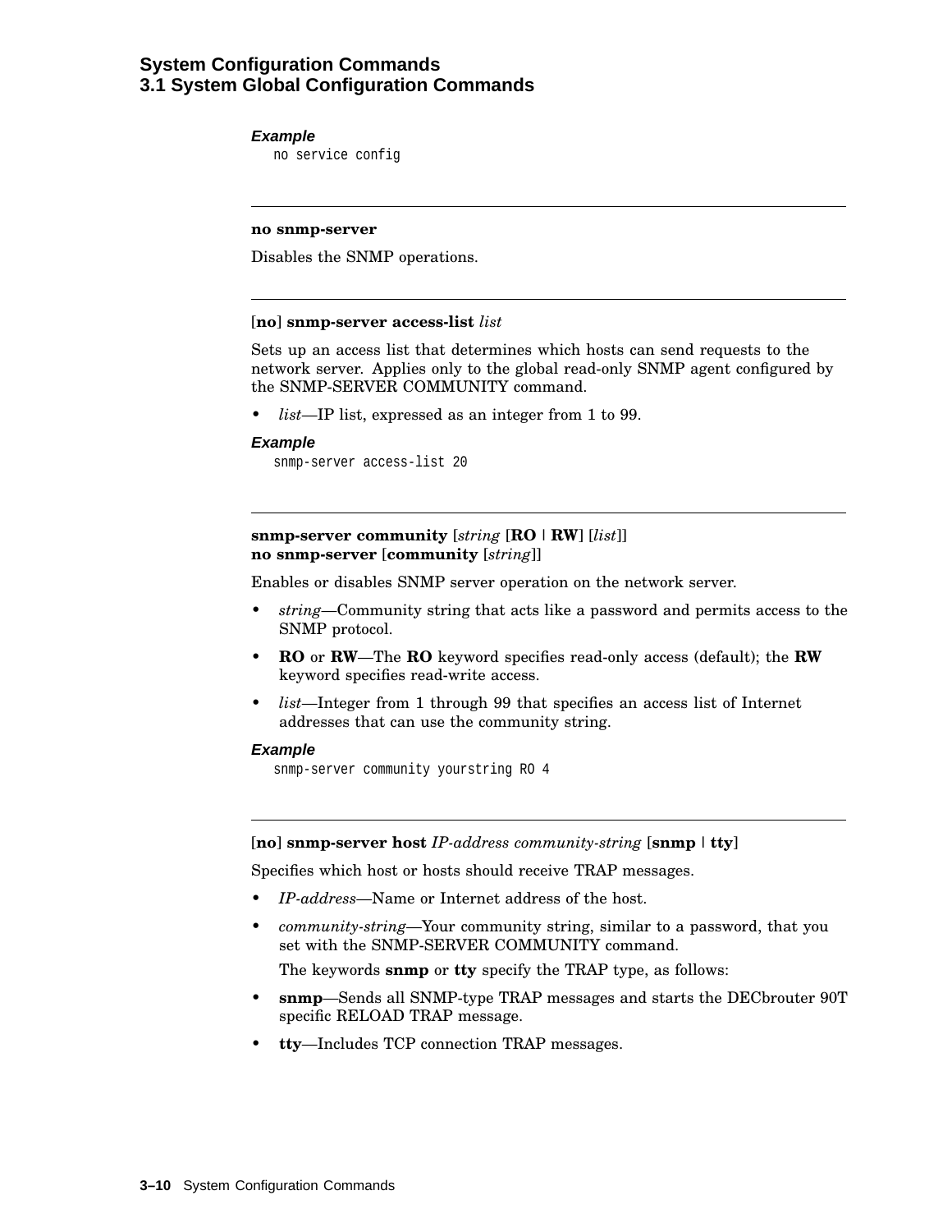***Example***

```
no service config
```

---

**no snmp-server**

Disables the SNMP operations.

---

[**no**] **snmp-server access-list** *list*

Sets up an access list that determines which hosts can send requests to the network server. Applies only to the global read-only SNMP agent configured by the SNMP-SERVER COMMUNITY command.

- *list*—IP list, expressed as an integer from 1 to 99.

***Example***

```
snmp-server access-list 20
```

---

**snmp-server community** [*string* [**RO** | **RW**] [*list*]]
**no snmp-server** [**community** [*string*]]

Enables or disables SNMP server operation on the network server.

- *string*—Community string that acts like a password and permits access to the SNMP protocol.
- **RO** or **RW**—The **RO** keyword specifies read-only access (default); the **RW** keyword specifies read-write access.
- *list*—Integer from 1 through 99 that specifies an access list of Internet addresses that can use the community string.

***Example***

```
snmp-server community yourstring RO 4
```

---

[**no**] **snmp-server host** *IP-address community-string* [**snmp** | **tty**]

Specifies which host or hosts should receive TRAP messages.

- *IP-address*—Name or Internet address of the host.
- *community-string*—Your community string, similar to a password, that you set with the SNMP-SERVER COMMUNITY command.

  The keywords **snmp** or **tty** specify the TRAP type, as follows:

- **snmp**—Sends all SNMP-type TRAP messages and starts the DECbrouter 90T specific RELOAD TRAP message.
- **tty**—Includes TCP connection TRAP messages.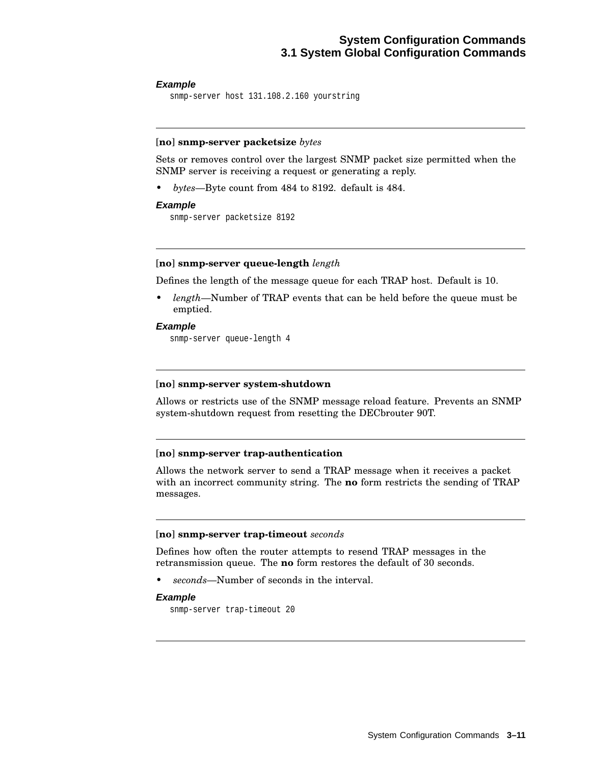***Example***

```
snmp-server host 131.108.2.160 yourstring
```

---

**[no] snmp-server packetsize** *bytes*

Sets or removes control over the largest SNMP packet size permitted when the SNMP server is receiving a request or generating a reply.

- *bytes*—Byte count from 484 to 8192. default is 484.

***Example***

```
snmp-server packetsize 8192
```

---

**[no] snmp-server queue-length** *length*

Defines the length of the message queue for each TRAP host. Default is 10.

- *length*—Number of TRAP events that can be held before the queue must be emptied.

***Example***

```
snmp-server queue-length 4
```

---

**[no] snmp-server system-shutdown**

Allows or restricts use of the SNMP message reload feature. Prevents an SNMP system-shutdown request from resetting the DECbrouter 90T.

---

**[no] snmp-server trap-authentication**

Allows the network server to send a TRAP message when it receives a packet with an incorrect community string. The **no** form restricts the sending of TRAP messages.

---

**[no] snmp-server trap-timeout** *seconds*

Defines how often the router attempts to resend TRAP messages in the retransmission queue. The **no** form restores the default of 30 seconds.

- *seconds*—Number of seconds in the interval.

***Example***

```
snmp-server trap-timeout 20
```

---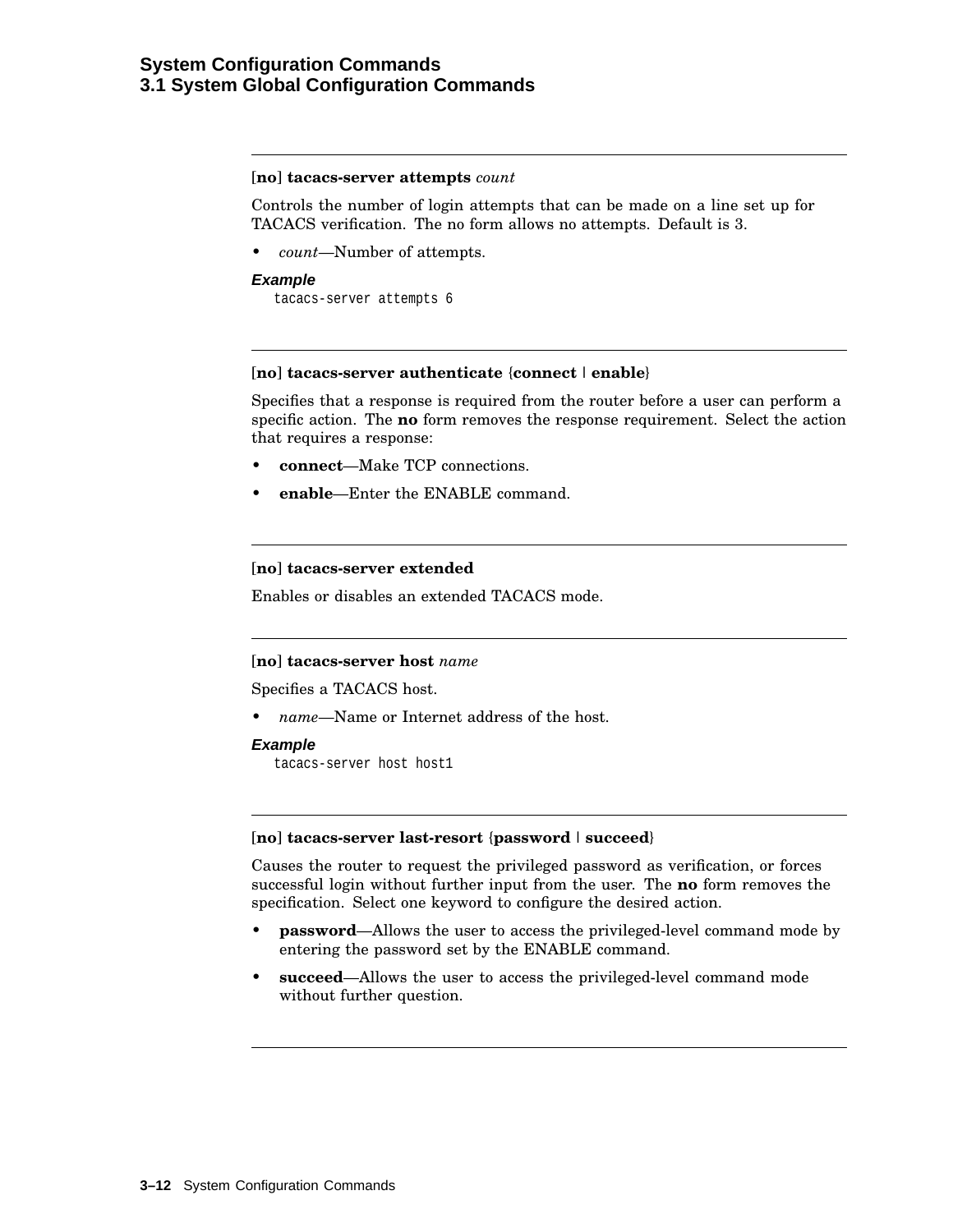**[no] tacacs-server attempts** *count*

Controls the number of login attempts that can be made on a line set up for TACACS verification. The no form allows no attempts. Default is 3.

- *count*—Number of attempts.

***Example***

```
tacacs-server attempts 6
```

---

**[no] tacacs-server authenticate** {**connect** | **enable**}

Specifies that a response is required from the router before a user can perform a specific action. The **no** form removes the response requirement. Select the action that requires a response:

- **connect**—Make TCP connections.
- **enable**—Enter the ENABLE command.

---

**[no] tacacs-server extended**

Enables or disables an extended TACACS mode.

---

**[no] tacacs-server host** *name*

Specifies a TACACS host.

- *name*—Name or Internet address of the host.

***Example***

```
tacacs-server host host1
```

---

**[no] tacacs-server last-resort** {**password** | **succeed**}

Causes the router to request the privileged password as verification, or forces successful login without further input from the user. The **no** form removes the specification. Select one keyword to configure the desired action.

- **password**—Allows the user to access the privileged-level command mode by entering the password set by the ENABLE command.
- **succeed**—Allows the user to access the privileged-level command mode without further question.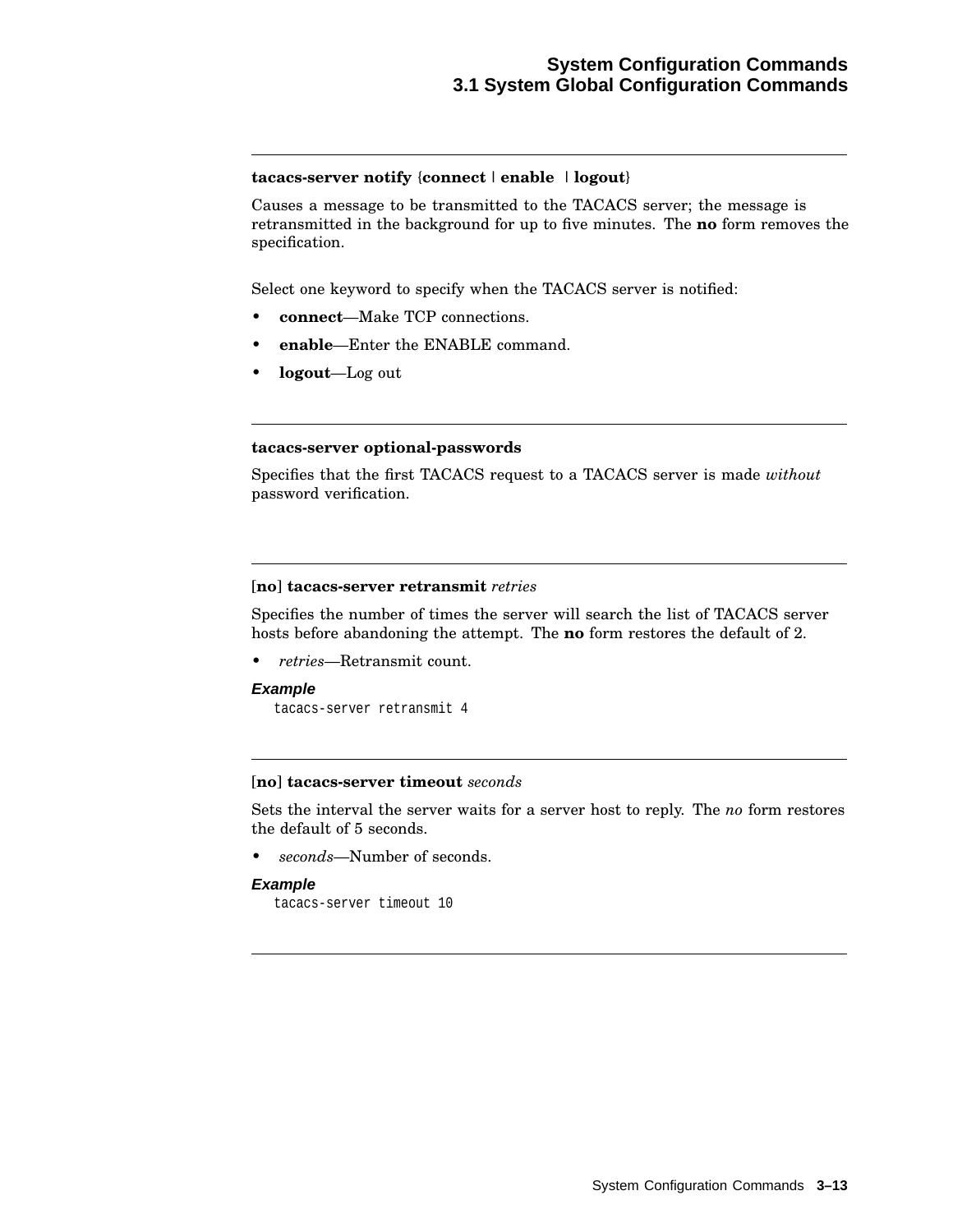---

**tacacs-server notify** {**connect** | **enable** | **logout**}

Causes a message to be transmitted to the TACACS server; the message is retransmitted in the background for up to five minutes. The **no** form removes the specification.

Select one keyword to specify when the TACACS server is notified:

- **connect**—Make TCP connections.
- **enable**—Enter the ENABLE command.
- **logout**—Log out

---

**tacacs-server optional-passwords**

Specifies that the first TACACS request to a TACACS server is made *without* password verification.

---

[**no**] **tacacs-server retransmit** *retries*

Specifies the number of times the server will search the list of TACACS server hosts before abandoning the attempt. The **no** form restores the default of 2.

- *retries*—Retransmit count.

***Example***

```
tacacs-server retransmit 4
```

---

[**no**] **tacacs-server timeout** *seconds*

Sets the interval the server waits for a server host to reply. The *no* form restores the default of 5 seconds.

- *seconds*—Number of seconds.

***Example***

```
tacacs-server timeout 10
```

---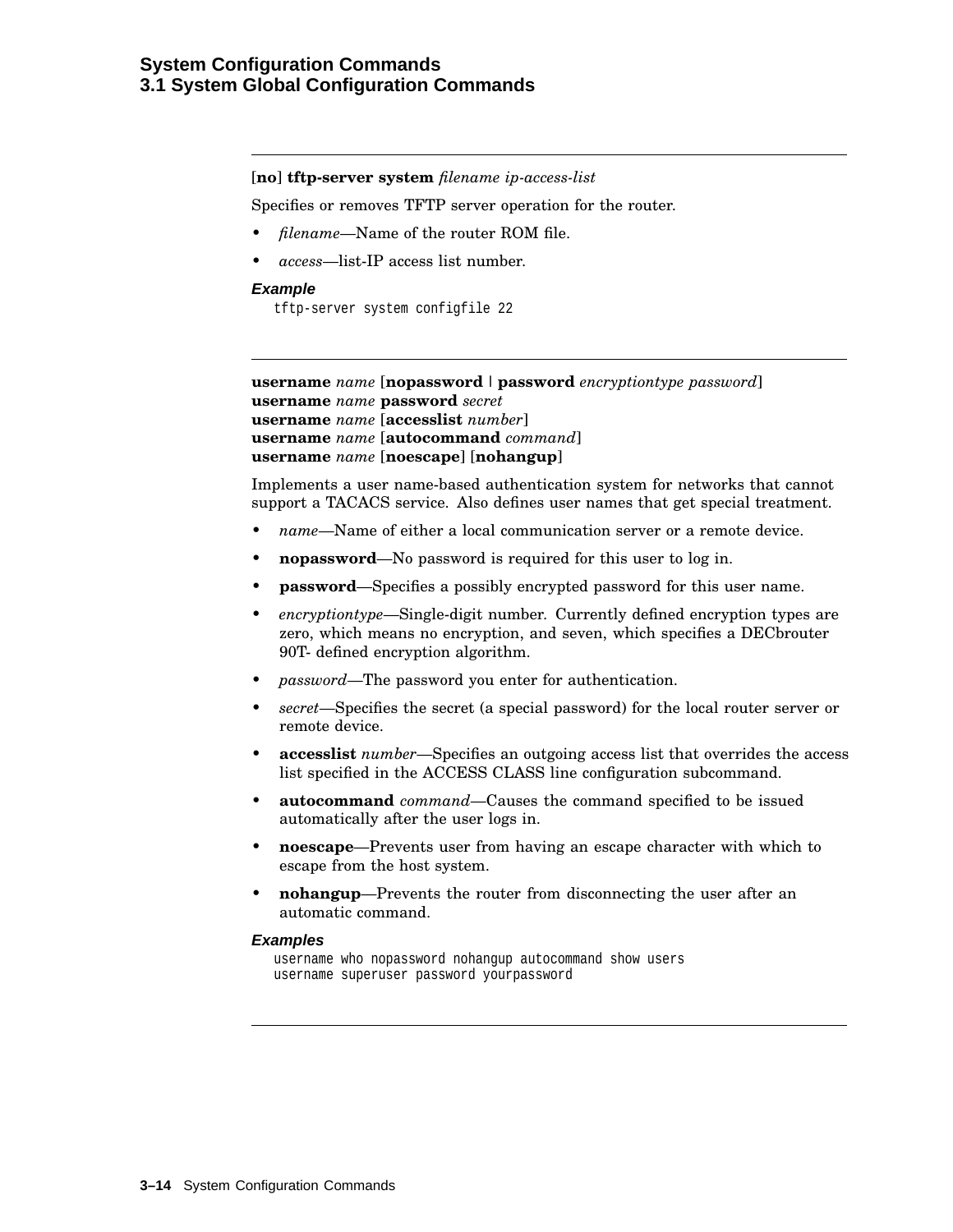---

[**no**] **tftp-server system** *filename ip-access-list*

Specifies or removes TFTP server operation for the router.

- *filename*—Name of the router ROM file.
- *access*—list-IP access list number.

***Example***

```
tftp-server system configfile 22
```

---

**username** *name* [**nopassword** | **password** *encryptiontype password*]
**username** *name* **password** *secret*
**username** *name* [**accesslist** *number*]
**username** *name* [**autocommand** *command*]
**username** *name* [**noescape**] [**nohangup**]

Implements a user name-based authentication system for networks that cannot support a TACACS service. Also defines user names that get special treatment.

- *name*—Name of either a local communication server or a remote device.
- **nopassword**—No password is required for this user to log in.
- **password**—Specifies a possibly encrypted password for this user name.
- *encryptiontype*—Single-digit number. Currently defined encryption types are zero, which means no encryption, and seven, which specifies a DECbrouter 90T- defined encryption algorithm.
- *password*—The password you enter for authentication.
- *secret*—Specifies the secret (a special password) for the local router server or remote device.
- **accesslist** *number*—Specifies an outgoing access list that overrides the access list specified in the ACCESS CLASS line configuration subcommand.
- **autocommand** *command*—Causes the command specified to be issued automatically after the user logs in.
- **noescape**—Prevents user from having an escape character with which to escape from the host system.
- **nohangup**—Prevents the router from disconnecting the user after an automatic command.

***Examples***

```
username who nopassword nohangup autocommand show users
username superuser password yourpassword
```

---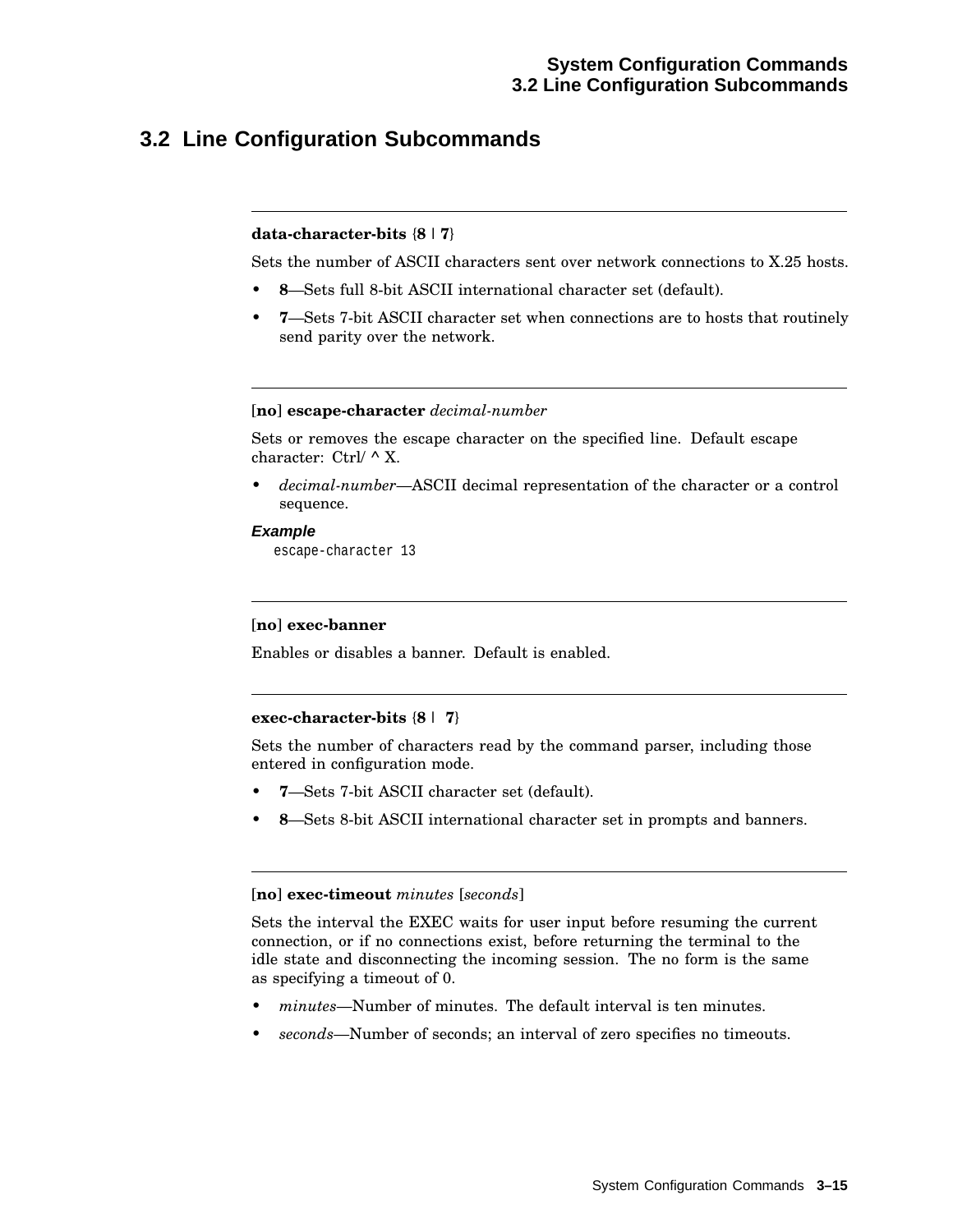## 3.2 Line Configuration Subcommands

---

**data-character-bits** {**8** | **7**}

Sets the number of ASCII characters sent over network connections to X.25 hosts.

- **8**—Sets full 8-bit ASCII international character set (default).
- **7**—Sets 7-bit ASCII character set when connections are to hosts that routinely send parity over the network.

---

[**no**] **escape-character** *decimal-number*

Sets or removes the escape character on the specified line. Default escape character: Ctrl/ **^** X.

- *decimal-number*—ASCII decimal representation of the character or a control sequence.

***Example***

```
escape-character 13
```

---

[**no**] **exec-banner**

Enables or disables a banner. Default is enabled.

---

**exec-character-bits** {**8** | **7**}

Sets the number of characters read by the command parser, including those entered in configuration mode.

- **7**—Sets 7-bit ASCII character set (default).
- **8**—Sets 8-bit ASCII international character set in prompts and banners.

---

[**no**] **exec-timeout** *minutes* [*seconds*]

Sets the interval the EXEC waits for user input before resuming the current connection, or if no connections exist, before returning the terminal to the idle state and disconnecting the incoming session. The no form is the same as specifying a timeout of 0.

- *minutes*—Number of minutes. The default interval is ten minutes.
- *seconds*—Number of seconds; an interval of zero specifies no timeouts.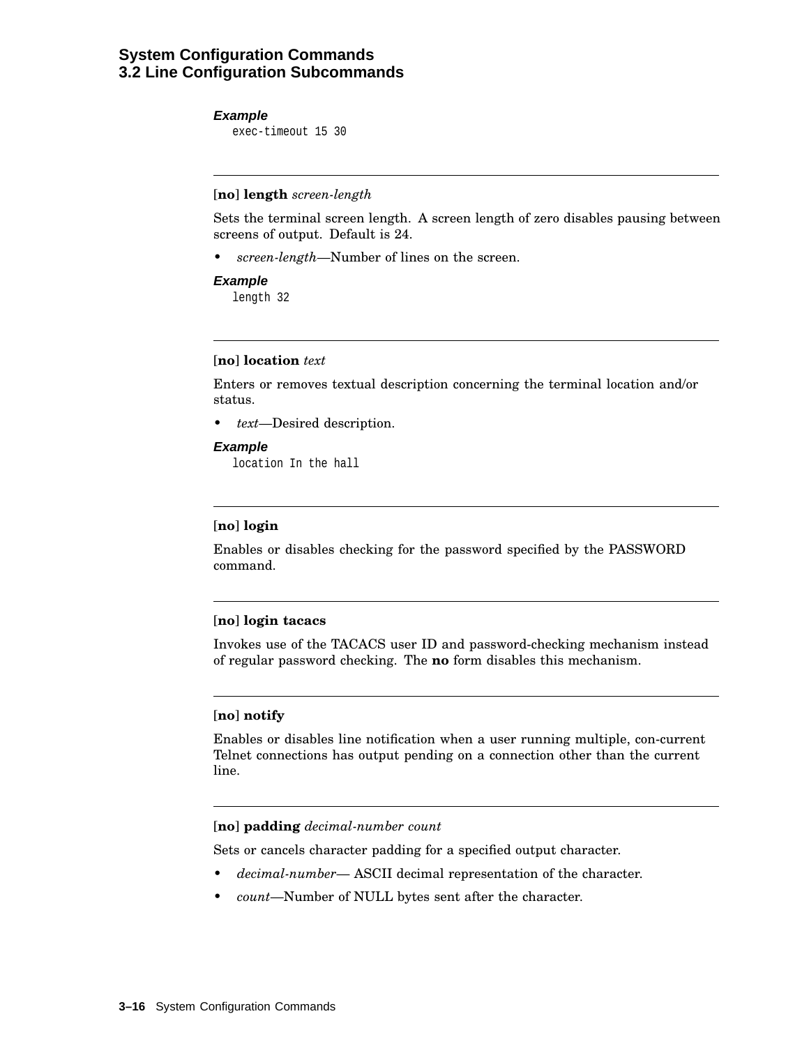**Example**

```
exec-timeout 15 30
```

---

[**no**] **length** *screen-length*

Sets the terminal screen length. A screen length of zero disables pausing between screens of output. Default is 24.

- *screen-length*—Number of lines on the screen.

**Example**

```
length 32
```

---

[**no**] **location** *text*

Enters or removes textual description concerning the terminal location and/or status.

- *text*—Desired description.

**Example**

```
location In the hall
```

---

[**no**] **login**

Enables or disables checking for the password specified by the PASSWORD command.

---

[**no**] **login tacacs**

Invokes use of the TACACS user ID and password-checking mechanism instead of regular password checking. The **no** form disables this mechanism.

---

[**no**] **notify**

Enables or disables line notification when a user running multiple, con-current Telnet connections has output pending on a connection other than the current line.

---

[**no**] **padding** *decimal-number count*

Sets or cancels character padding for a specified output character.

- *decimal-number*— ASCII decimal representation of the character.
- *count*—Number of NULL bytes sent after the character.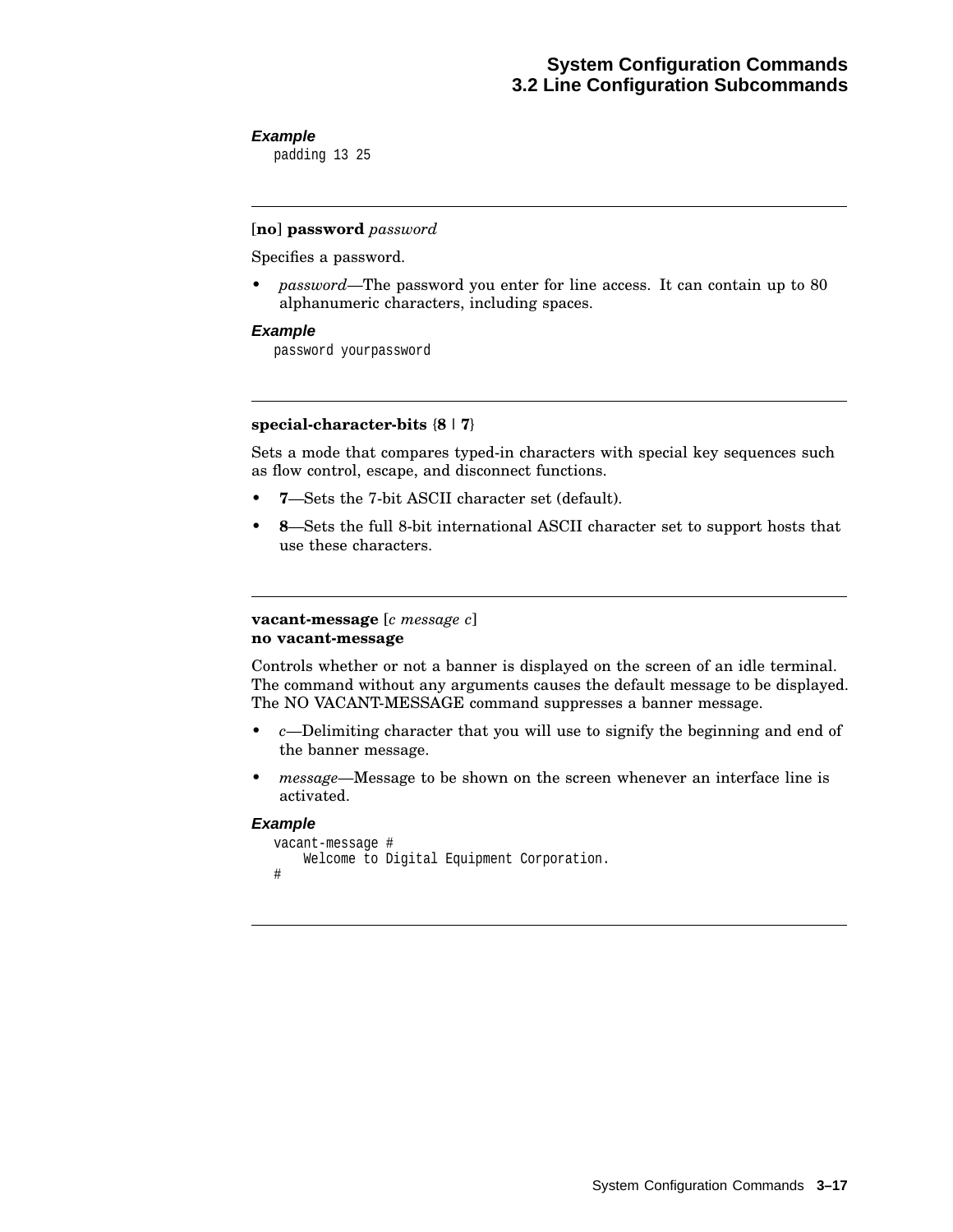**Example**

```
padding 13 25
```

---

**[no] password** *password*

Specifies a password.

- *password*—The password you enter for line access. It can contain up to 80 alphanumeric characters, including spaces.

**Example**

```
password yourpassword
```

---

**special-character-bits** {**8** | **7**}

Sets a mode that compares typed-in characters with special key sequences such as flow control, escape, and disconnect functions.

- **7**—Sets the 7-bit ASCII character set (default).
- **8**—Sets the full 8-bit international ASCII character set to support hosts that use these characters.

---

**vacant-message** [*c message c*]
**no vacant-message**

Controls whether or not a banner is displayed on the screen of an idle terminal. The command without any arguments causes the default message to be displayed. The NO VACANT-MESSAGE command suppresses a banner message.

- *c*—Delimiting character that you will use to signify the beginning and end of the banner message.
- *message*—Message to be shown on the screen whenever an interface line is activated.

**Example**

```
vacant-message #
     Welcome to Digital Equipment Corporation.
#
```

---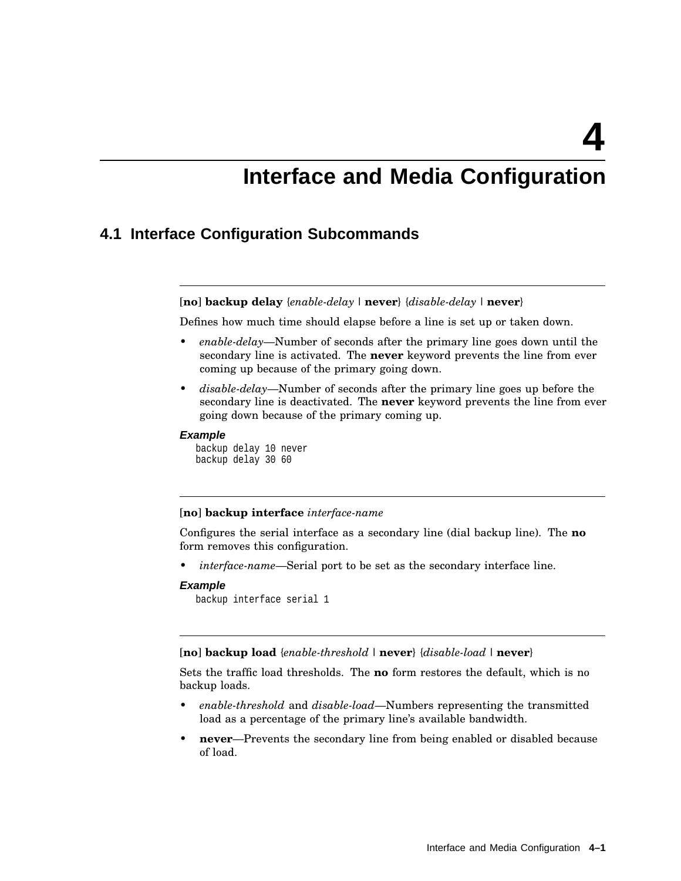# 4 Interface and Media Configuration

## 4.1 Interface Configuration Subcommands

---

[**no**] **backup delay** {*enable-delay* | **never**} {*disable-delay* | **never**}

Defines how much time should elapse before a line is set up or taken down.

- *enable-delay*—Number of seconds after the primary line goes down until the secondary line is activated. The **never** keyword prevents the line from ever coming up because of the primary going down.
- *disable-delay*—Number of seconds after the primary line goes up before the secondary line is deactivated. The **never** keyword prevents the line from ever going down because of the primary coming up.

***Example***

```
backup delay 10 never
backup delay 30 60
```

---

[**no**] **backup interface** *interface-name*

Configures the serial interface as a secondary line (dial backup line). The **no** form removes this configuration.

- *interface-name*—Serial port to be set as the secondary interface line.

***Example***

```
backup interface serial 1
```

---

[**no**] **backup load** {*enable-threshold* | **never**} {*disable-load* | **never**}

Sets the traffic load thresholds. The **no** form restores the default, which is no backup loads.

- *enable-threshold* and *disable-load*—Numbers representing the transmitted load as a percentage of the primary line's available bandwidth.
- **never**—Prevents the secondary line from being enabled or disabled because of load.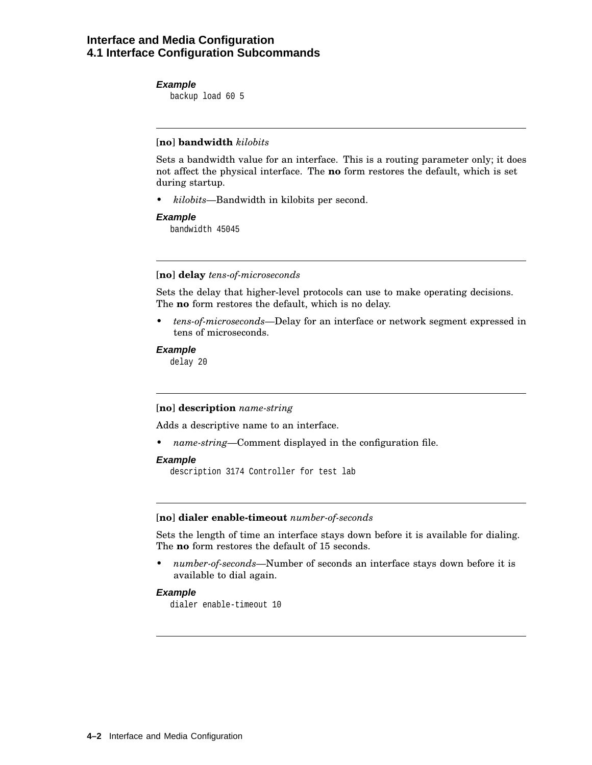**Example**

```
backup load 60 5
```

---

**[no] bandwidth** *kilobits*

Sets a bandwidth value for an interface. This is a routing parameter only; it does not affect the physical interface. The **no** form restores the default, which is set during startup.

- *kilobits*—Bandwidth in kilobits per second.

**Example**

```
bandwidth 45045
```

---

**[no] delay** *tens-of-microseconds*

Sets the delay that higher-level protocols can use to make operating decisions. The **no** form restores the default, which is no delay.

- *tens-of-microseconds*—Delay for an interface or network segment expressed in tens of microseconds.

**Example**

```
delay 20
```

---

**[no] description** *name-string*

Adds a descriptive name to an interface.

- *name-string*—Comment displayed in the configuration file.

**Example**

```
description 3174 Controller for test lab
```

---

**[no] dialer enable-timeout** *number-of-seconds*

Sets the length of time an interface stays down before it is available for dialing. The **no** form restores the default of 15 seconds.

- *number-of-seconds*—Number of seconds an interface stays down before it is available to dial again.

**Example**

```
dialer enable-timeout 10
```

---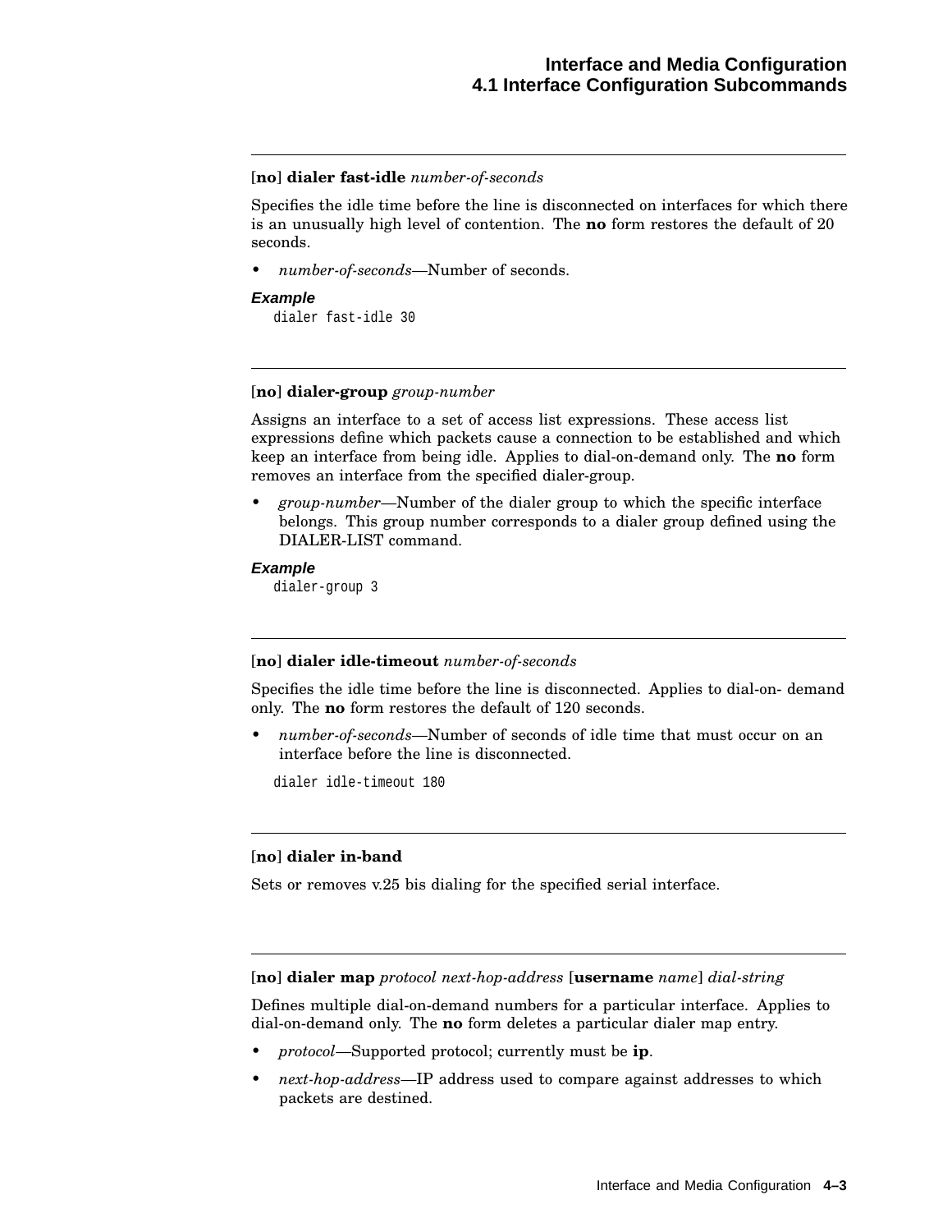---

**[no] dialer fast-idle** *number-of-seconds*

Specifies the idle time before the line is disconnected on interfaces for which there is an unusually high level of contention. The **no** form restores the default of 20 seconds.

- *number-of-seconds*—Number of seconds.

***Example***

```
dialer fast-idle 30
```

---

**[no] dialer-group** *group-number*

Assigns an interface to a set of access list expressions. These access list expressions define which packets cause a connection to be established and which keep an interface from being idle. Applies to dial-on-demand only. The **no** form removes an interface from the specified dialer-group.

- *group-number*—Number of the dialer group to which the specific interface belongs. This group number corresponds to a dialer group defined using the DIALER-LIST command.

***Example***

```
dialer-group 3
```

---

**[no] dialer idle-timeout** *number-of-seconds*

Specifies the idle time before the line is disconnected. Applies to dial-on- demand only. The **no** form restores the default of 120 seconds.

- *number-of-seconds*—Number of seconds of idle time that must occur on an interface before the line is disconnected.

```
dialer idle-timeout 180
```

---

**[no] dialer in-band**

Sets or removes v.25 bis dialing for the specified serial interface.

---

**[no] dialer map** *protocol next-hop-address* [**username** *name*] *dial-string*

Defines multiple dial-on-demand numbers for a particular interface. Applies to dial-on-demand only. The **no** form deletes a particular dialer map entry.

- *protocol*—Supported protocol; currently must be **ip**.
- *next-hop-address*—IP address used to compare against addresses to which packets are destined.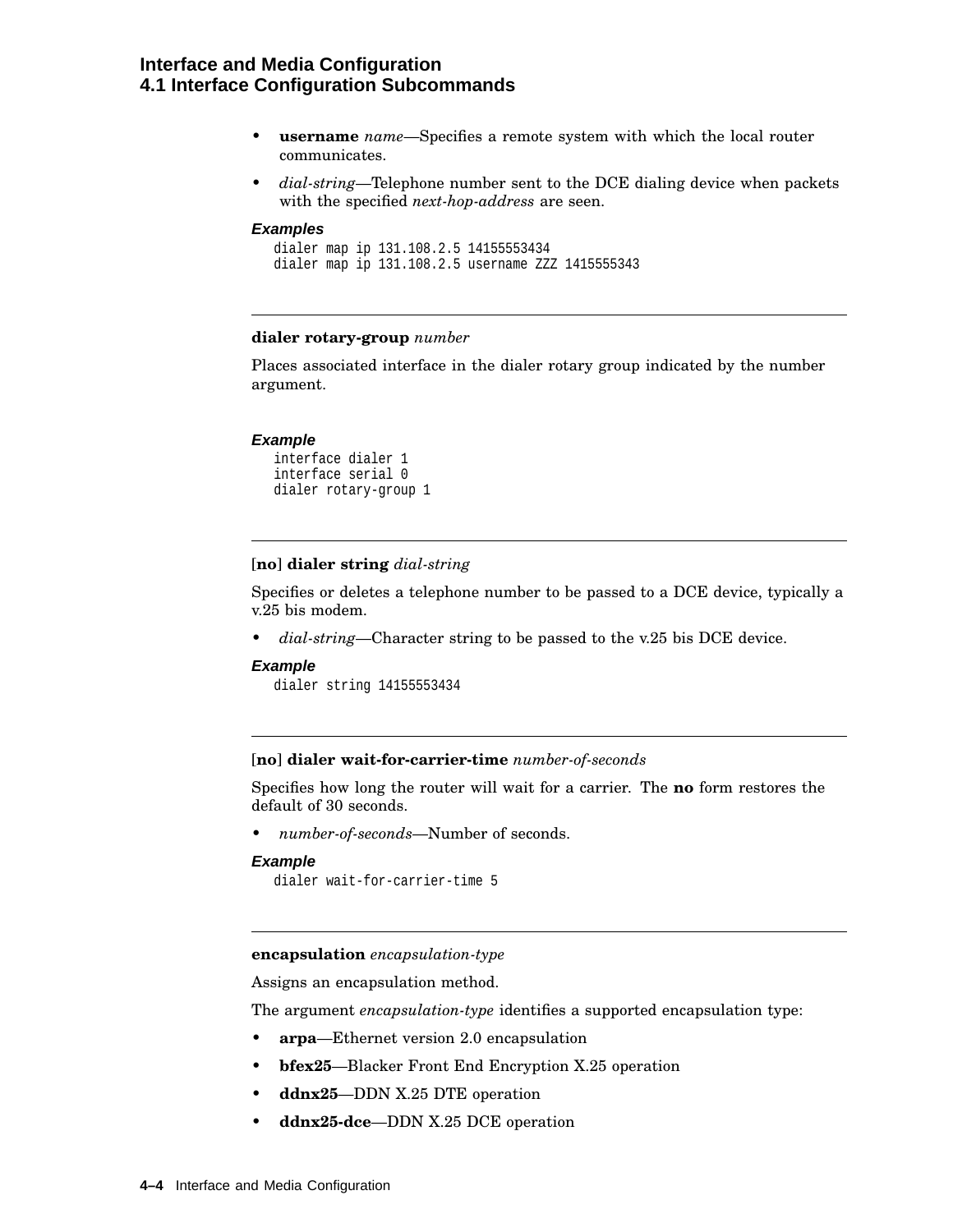- **username** *name*—Specifies a remote system with which the local router communicates.
- *dial-string*—Telephone number sent to the DCE dialing device when packets with the specified *next-hop-address* are seen.

***Examples***

```
dialer map ip 131.108.2.5 14155553434
dialer map ip 131.108.2.5 username ZZZ 1415555343
```

---

**dialer rotary-group** *number*

Places associated interface in the dialer rotary group indicated by the number argument.

***Example***

```
interface dialer 1
interface serial 0
dialer rotary-group 1
```

---

[**no**] **dialer string** *dial-string*

Specifies or deletes a telephone number to be passed to a DCE device, typically a v.25 bis modem.

- *dial-string*—Character string to be passed to the v.25 bis DCE device.

***Example***

```
dialer string 14155553434
```

---

[**no**] **dialer wait-for-carrier-time** *number-of-seconds*

Specifies how long the router will wait for a carrier. The **no** form restores the default of 30 seconds.

- *number-of-seconds*—Number of seconds.

***Example***

```
dialer wait-for-carrier-time 5
```

---

**encapsulation** *encapsulation-type*

Assigns an encapsulation method.

The argument *encapsulation-type* identifies a supported encapsulation type:

- **arpa**—Ethernet version 2.0 encapsulation
- **bfex25**—Blacker Front End Encryption X.25 operation
- **ddnx25**—DDN X.25 DTE operation
- **ddnx25-dce**—DDN X.25 DCE operation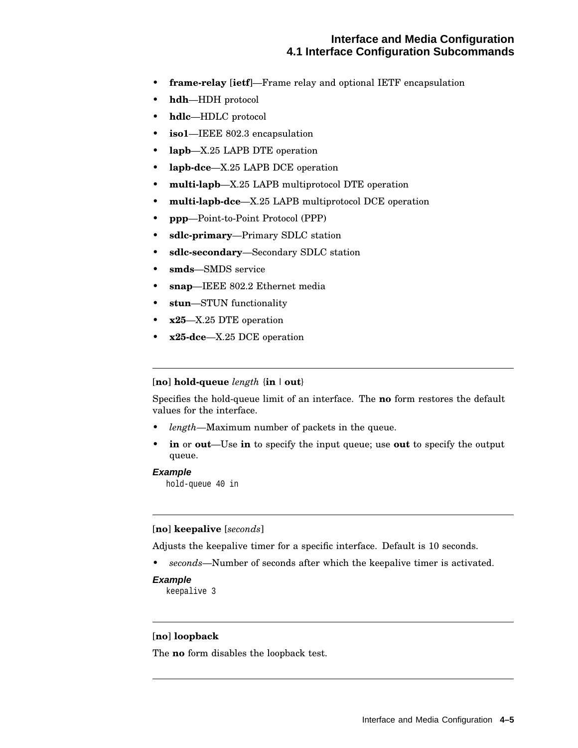- **frame-relay** [**ietf**]—Frame relay and optional IETF encapsulation
- **hdh**—HDH protocol
- **hdlc**—HDLC protocol
- **iso1**—IEEE 802.3 encapsulation
- **lapb**—X.25 LAPB DTE operation
- **lapb-dce**—X.25 LAPB DCE operation
- **multi-lapb**—X.25 LAPB multiprotocol DTE operation
- **multi-lapb-dce**—X.25 LAPB multiprotocol DCE operation
- **ppp**—Point-to-Point Protocol (PPP)
- **sdlc-primary**—Primary SDLC station
- **sdlc-secondary**—Secondary SDLC station
- **smds**—SMDS service
- **snap**—IEEE 802.2 Ethernet media
- **stun**—STUN functionality
- **x25**—X.25 DTE operation
- **x25-dce**—X.25 DCE operation

---

[**no**] **hold-queue** *length* {**in** | **out**}

Specifies the hold-queue limit of an interface. The **no** form restores the default values for the interface.

- *length*—Maximum number of packets in the queue.
- **in** or **out**—Use **in** to specify the input queue; use **out** to specify the output queue.

***Example***

```
hold-queue 40 in
```

---

[**no**] **keepalive** [*seconds*]

Adjusts the keepalive timer for a specific interface. Default is 10 seconds.

- *seconds*—Number of seconds after which the keepalive timer is activated.

***Example***

```
keepalive 3
```

---

[**no**] **loopback**

The **no** form disables the loopback test.

---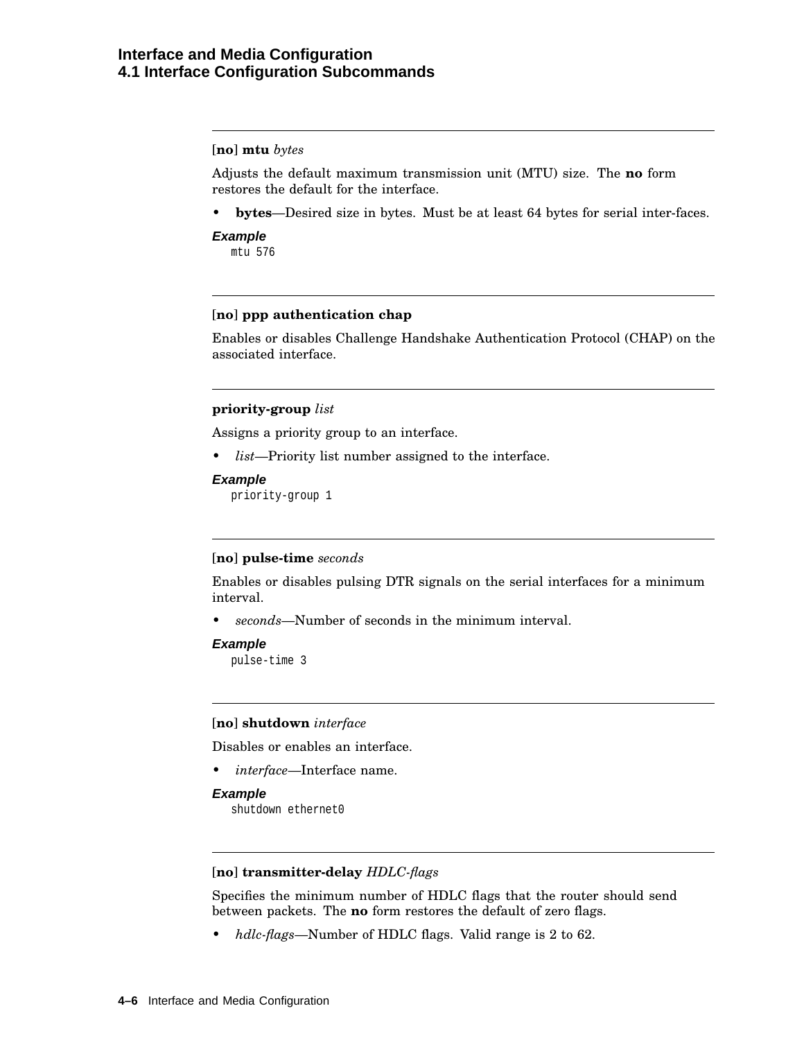---

**[no] mtu** *bytes*

Adjusts the default maximum transmission unit (MTU) size. The **no** form restores the default for the interface.

- **bytes**—Desired size in bytes. Must be at least 64 bytes for serial inter-faces.

***Example***

```
mtu 576
```

---

**[no] ppp authentication chap**

Enables or disables Challenge Handshake Authentication Protocol (CHAP) on the associated interface.

---

**priority-group** *list*

Assigns a priority group to an interface.

- *list*—Priority list number assigned to the interface.

***Example***

```
priority-group 1
```

---

**[no] pulse-time** *seconds*

Enables or disables pulsing DTR signals on the serial interfaces for a minimum interval.

- *seconds*—Number of seconds in the minimum interval.

***Example***

```
pulse-time 3
```

---

**[no] shutdown** *interface*

Disables or enables an interface.

- *interface*—Interface name.

***Example***

```
shutdown ethernet0
```

---

**[no] transmitter-delay** *HDLC-flags*

Specifies the minimum number of HDLC flags that the router should send between packets. The **no** form restores the default of zero flags.

- *hdlc-flags*—Number of HDLC flags. Valid range is 2 to 62.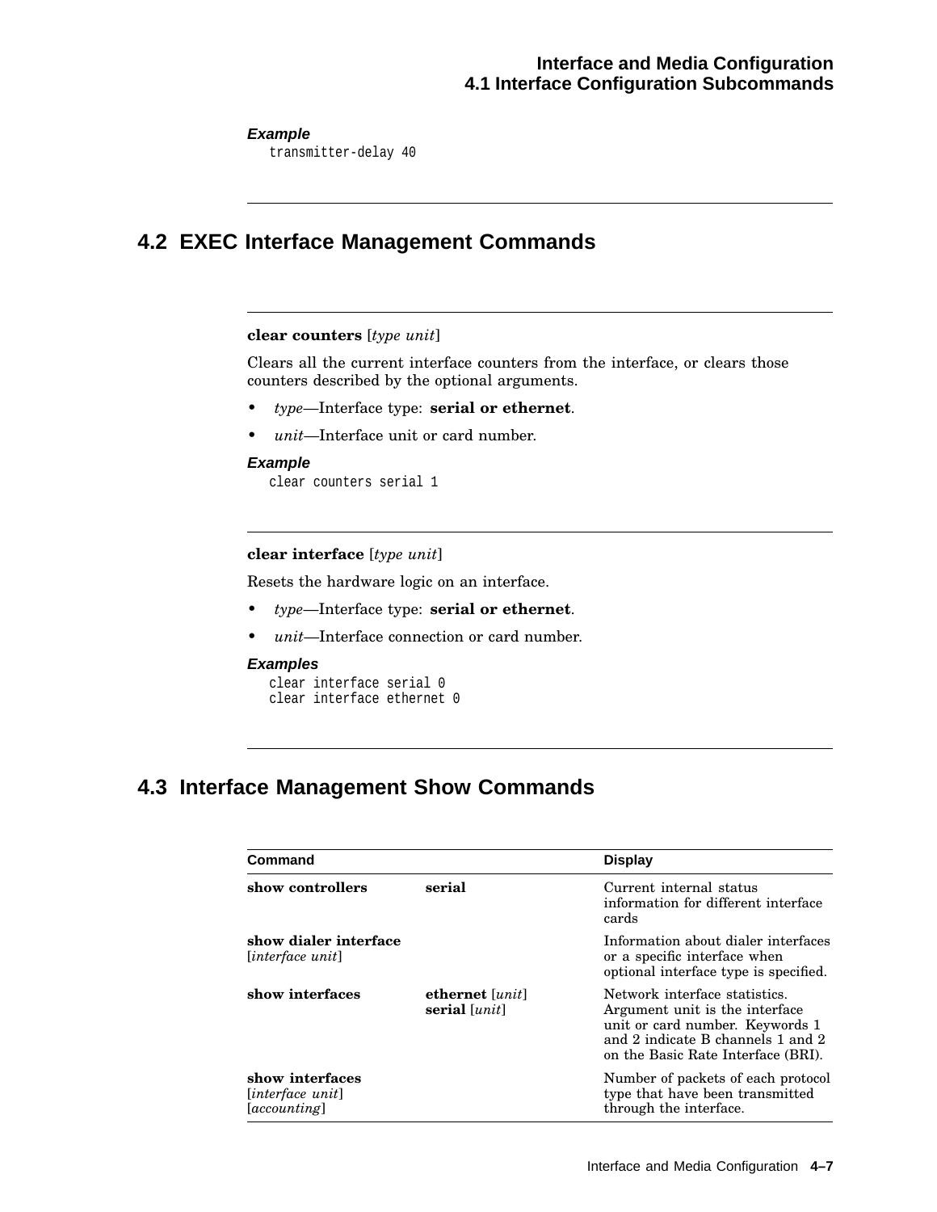**Example**

```
transmitter-delay 40
```

## 4.2 EXEC Interface Management Commands

**clear counters** [*type unit*]

Clears all the current interface counters from the interface, or clears those counters described by the optional arguments.

- *type*—Interface type: **serial or ethernet**.
- *unit*—Interface unit or card number.

**Example**

```
clear counters serial 1
```

**clear interface** [*type unit*]

Resets the hardware logic on an interface.

- *type*—Interface type: **serial or ethernet**.
- *unit*—Interface connection or card number.

**Examples**

```
clear interface serial 0
clear interface ethernet 0
```

## 4.3 Interface Management Show Commands

| Command | | Display |
|---|---|---|
| **show controllers** | **serial** | Current internal status information for different interface cards |
| **show dialer interface** [*interface unit*] | | Information about dialer interfaces or a specific interface when optional interface type is specified. |
| **show interfaces** | **ethernet** [*unit*] **serial** [*unit*] | Network interface statistics. Argument unit is the interface unit or card number. Keywords 1 and 2 indicate B channels 1 and 2 on the Basic Rate Interface (BRI). |
| **show interfaces** [*interface unit*] [*accounting*] | | Number of packets of each protocol type that have been transmitted through the interface. |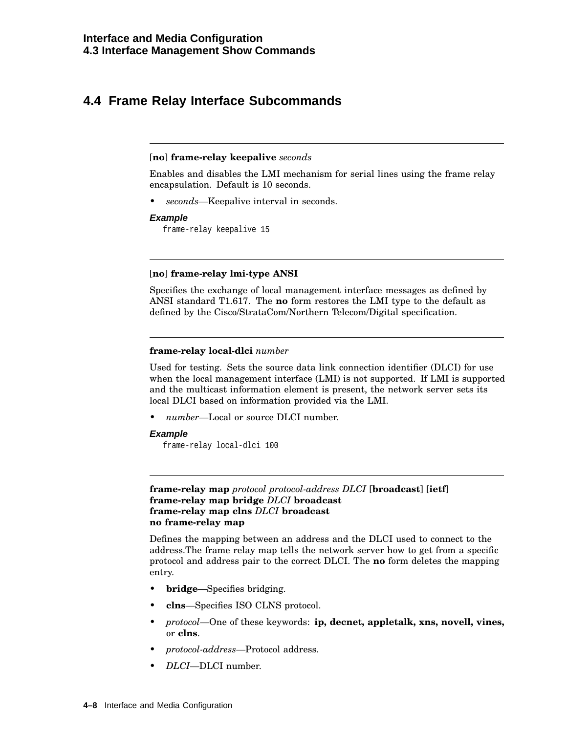## 4.4 Frame Relay Interface Subcommands

---

[**no**] **frame-relay keepalive** *seconds*

Enables and disables the LMI mechanism for serial lines using the frame relay encapsulation. Default is 10 seconds.

- *seconds*—Keepalive interval in seconds.

***Example***

```
frame-relay keepalive 15
```

---

[**no**] **frame-relay lmi-type ANSI**

Specifies the exchange of local management interface messages as defined by ANSI standard T1.617. The **no** form restores the LMI type to the default as defined by the Cisco/StrataCom/Northern Telecom/Digital specification.

---

**frame-relay local-dlci** *number*

Used for testing. Sets the source data link connection identifier (DLCI) for use when the local management interface (LMI) is not supported. If LMI is supported and the multicast information element is present, the network server sets its local DLCI based on information provided via the LMI.

- *number*—Local or source DLCI number.

***Example***

```
frame-relay local-dlci 100
```

---

**frame-relay map** *protocol protocol-address DLCI* [**broadcast**] [**ietf**]
**frame-relay map bridge** *DLCI* **broadcast**
**frame-relay map clns** *DLCI* **broadcast**
**no frame-relay map**

Defines the mapping between an address and the DLCI used to connect to the address.The frame relay map tells the network server how to get from a specific protocol and address pair to the correct DLCI. The **no** form deletes the mapping entry.

- **bridge**—Specifies bridging.
- **clns**—Specifies ISO CLNS protocol.
- *protocol*—One of these keywords: **ip, decnet, appletalk, xns, novell, vines,** or **clns**.
- *protocol-address*—Protocol address.
- *DLCI*—DLCI number.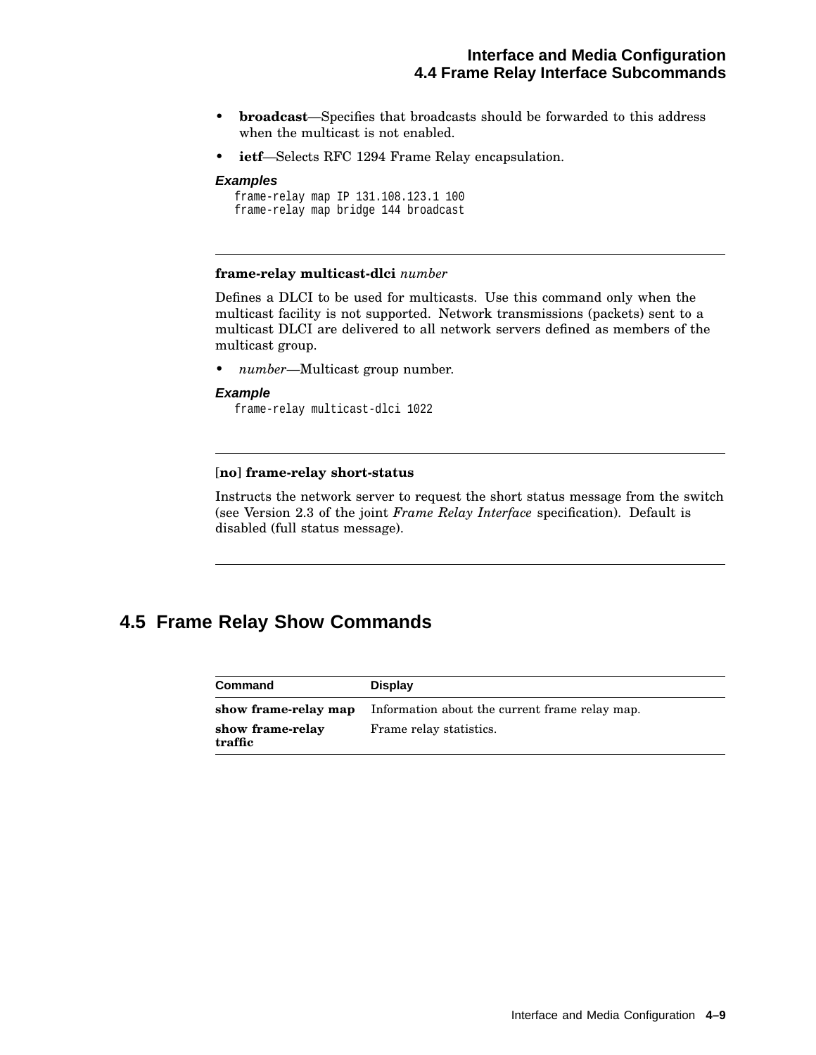- **broadcast**—Specifies that broadcasts should be forwarded to this address when the multicast is not enabled.
- **ietf**—Selects RFC 1294 Frame Relay encapsulation.

***Examples***

```
frame-relay map IP 131.108.123.1 100
frame-relay map bridge 144 broadcast
```

---

**frame-relay multicast-dlci** *number*

Defines a DLCI to be used for multicasts. Use this command only when the multicast facility is not supported. Network transmissions (packets) sent to a multicast DLCI are delivered to all network servers defined as members of the multicast group.

- *number*—Multicast group number.

***Example***

```
frame-relay multicast-dlci 1022
```

---

[**no**] **frame-relay short-status**

Instructs the network server to request the short status message from the switch (see Version 2.3 of the joint *Frame Relay Interface* specification). Default is disabled (full status message).

---

## 4.5 Frame Relay Show Commands

| Command | Display |
|---|---|
| **show frame-relay map** | Information about the current frame relay map. |
| **show frame-relay traffic** | Frame relay statistics. |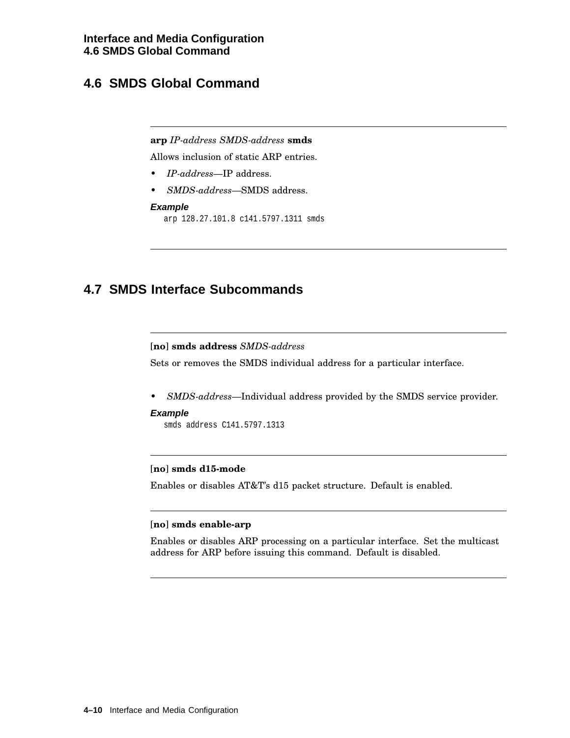## 4.6 SMDS Global Command

---

**arp** *IP-address SMDS-address* **smds**

Allows inclusion of static ARP entries.

- *IP-address*—IP address.
- *SMDS-address*—SMDS address.

***Example***

```
arp 128.27.101.8 c141.5797.1311 smds
```

---

## 4.7 SMDS Interface Subcommands

---

[**no**] **smds address** *SMDS-address*

Sets or removes the SMDS individual address for a particular interface.

- *SMDS-address*—Individual address provided by the SMDS service provider.

***Example***

```
smds address C141.5797.1313
```

---

[**no**] **smds d15-mode**

Enables or disables AT&T's d15 packet structure. Default is enabled.

---

[**no**] **smds enable-arp**

Enables or disables ARP processing on a particular interface. Set the multicast address for ARP before issuing this command. Default is disabled.

---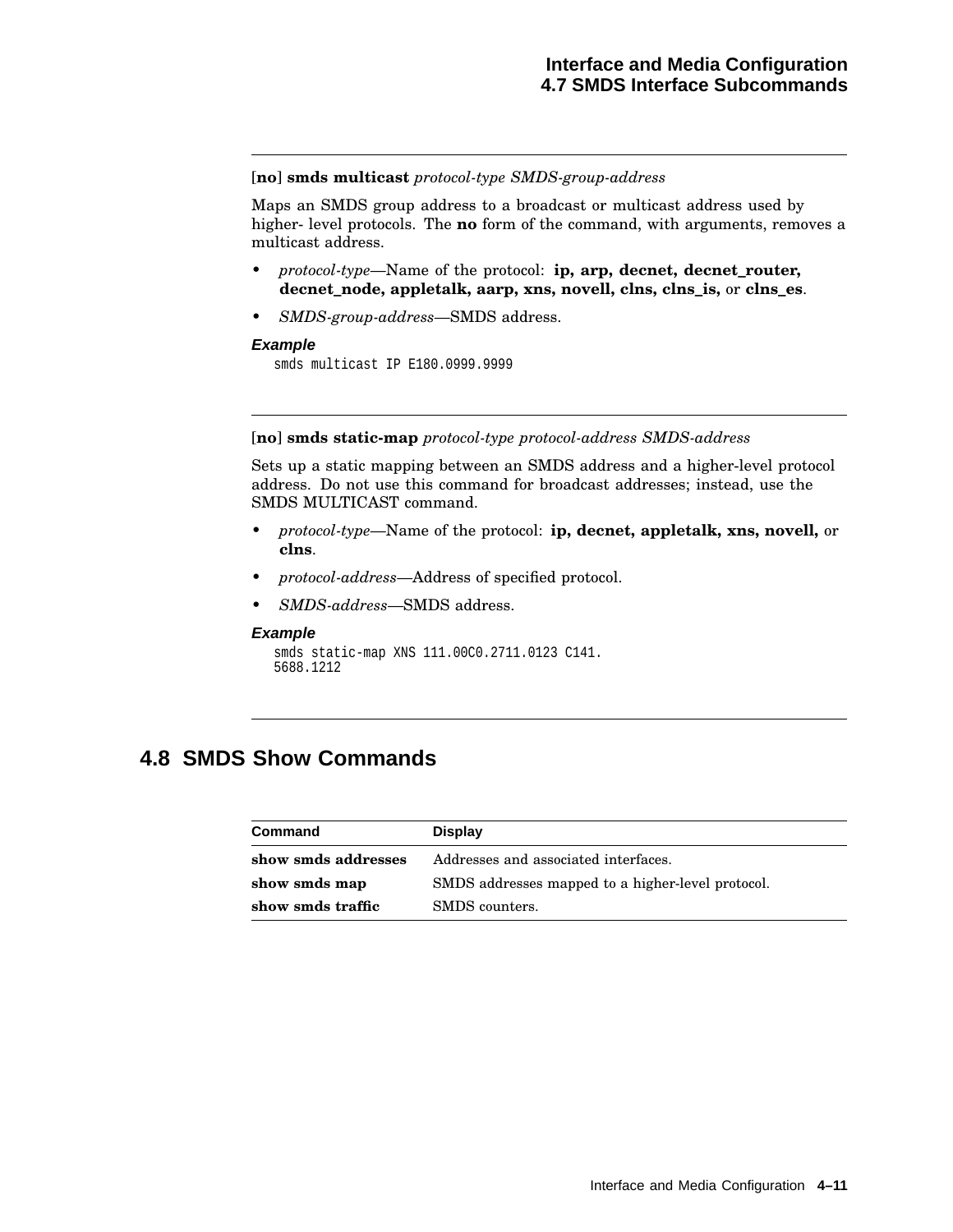[**no**] **smds multicast** *protocol-type SMDS-group-address*

Maps an SMDS group address to a broadcast or multicast address used by higher- level protocols. The **no** form of the command, with arguments, removes a multicast address.

- *protocol-type*—Name of the protocol: **ip, arp, decnet, decnet_router, decnet_node, appletalk, aarp, xns, novell, clns, clns_is,** or **clns_es**.
- *SMDS-group-address*—SMDS address.

***Example***

```
smds multicast IP E180.0999.9999
```

---

[**no**] **smds static-map** *protocol-type protocol-address SMDS-address*

Sets up a static mapping between an SMDS address and a higher-level protocol address. Do not use this command for broadcast addresses; instead, use the SMDS MULTICAST command.

- *protocol-type*—Name of the protocol: **ip, decnet, appletalk, xns, novell,** or **clns**.
- *protocol-address*—Address of specified protocol.
- *SMDS-address*—SMDS address.

***Example***

```
smds static-map XNS 111.00C0.2711.0123 C141.
5688.1212
```

## 4.8 SMDS Show Commands

| Command | Display |
|---|---|
| **show smds addresses** | Addresses and associated interfaces. |
| **show smds map** | SMDS addresses mapped to a higher-level protocol. |
| **show smds traffic** | SMDS counters. |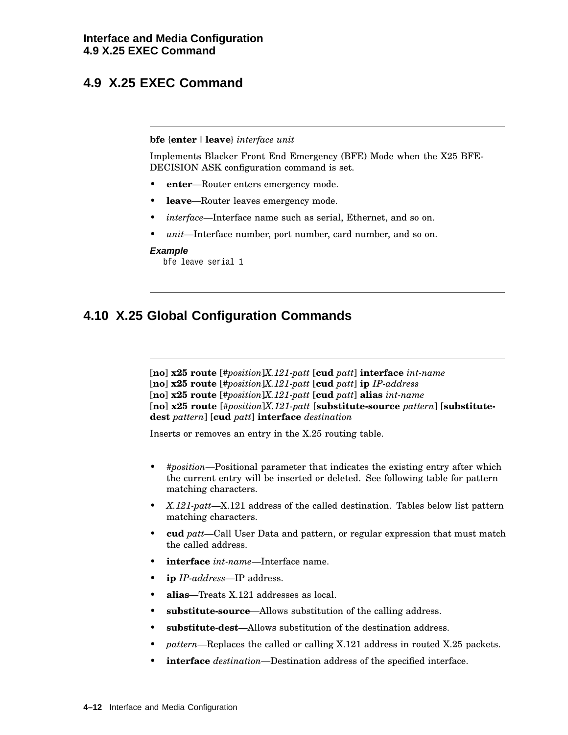## 4.9 X.25 EXEC Command

---

**bfe** {**enter** | **leave**} *interface unit*

Implements Blacker Front End Emergency (BFE) Mode when the X25 BFE-DECISION ASK configuration command is set.

- **enter**—Router enters emergency mode.
- **leave**—Router leaves emergency mode.
- *interface*—Interface name such as serial, Ethernet, and so on.
- *unit*—Interface number, port number, card number, and so on.

***Example***

```
bfe leave serial 1
```

---

## 4.10 X.25 Global Configuration Commands

---

[**no**] **x25 route** [#*position*]*X.121-patt* [**cud** *patt*] **interface** *int-name*
[**no**] **x25 route** [#*position*]*X.121-patt* [**cud** *patt*] **ip** *IP-address*
[**no**] **x25 route** [#*position*]*X.121-patt* [**cud** *patt*] **alias** *int-name*
[**no**] **x25 route** [#*position*]*X.121-patt* [**substitute-source** *pattern*] [**substitute-dest** *pattern*] [**cud** *patt*] **interface** *destination*

Inserts or removes an entry in the X.25 routing table.

- #*position*—Positional parameter that indicates the existing entry after which the current entry will be inserted or deleted. See following table for pattern matching characters.
- *X.121-patt*—X.121 address of the called destination. Tables below list pattern matching characters.
- **cud** *patt*—Call User Data and pattern, or regular expression that must match the called address.
- **interface** *int-name*—Interface name.
- **ip** *IP-address*—IP address.
- **alias**—Treats X.121 addresses as local.
- **substitute-source**—Allows substitution of the calling address.
- **substitute-dest**—Allows substitution of the destination address.
- *pattern*—Replaces the called or calling X.121 address in routed X.25 packets.
- **interface** *destination*—Destination address of the specified interface.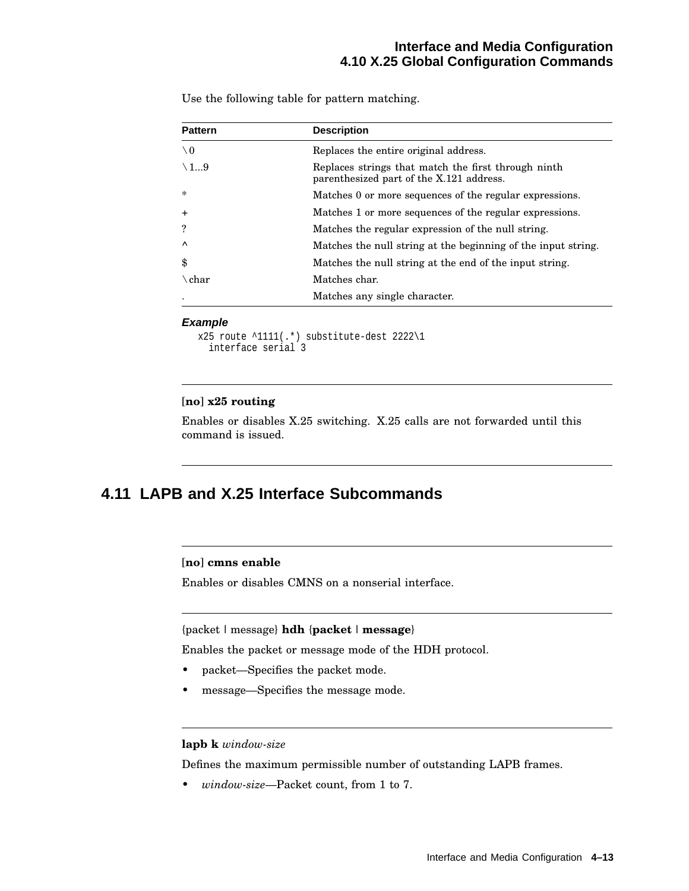Use the following table for pattern matching.

| Pattern | Description |
|---|---|
| \0 | Replaces the entire original address. |
| \1...9 | Replaces strings that match the first through ninth parenthesized part of the X.121 address. |
| * | Matches 0 or more sequences of the regular expressions. |
| + | Matches 1 or more sequences of the regular expressions. |
| ? | Matches the regular expression of the null string. |
| ^ | Matches the null string at the beginning of the input string. |
| $ | Matches the null string at the end of the input string. |
| \char | Matches char. |
| . | Matches any single character. |

***Example***

```
x25 route ^1111(.*) substitute-dest 2222\1
  interface serial 3
```

---

[**no**] **x25 routing**

Enables or disables X.25 switching. X.25 calls are not forwarded until this command is issued.

---

## 4.11 LAPB and X.25 Interface Subcommands

---

[**no**] **cmns enable**

Enables or disables CMNS on a nonserial interface.

---

{packet | message} **hdh** {**packet** | **message**}

Enables the packet or message mode of the HDH protocol.

- packet—Specifies the packet mode.
- message—Specifies the message mode.

---

**lapb k** *window-size*

Defines the maximum permissible number of outstanding LAPB frames.

- *window-size*—Packet count, from 1 to 7.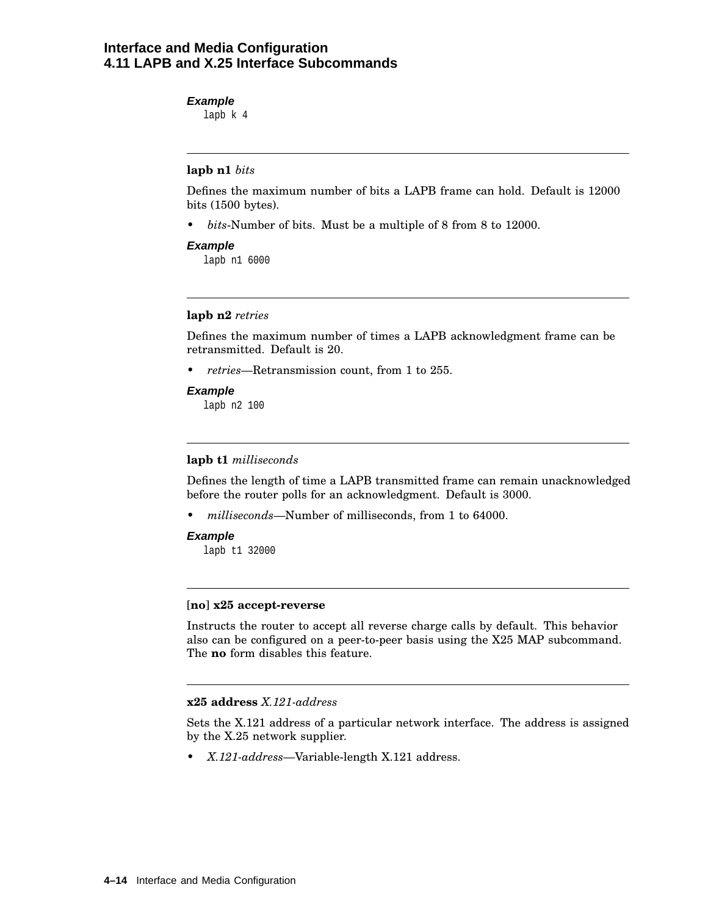**Example**

```
lapb k 4
```

---

**lapb n1** *bits*

Defines the maximum number of bits a LAPB frame can hold. Default is 12000 bits (1500 bytes).

- *bits*-Number of bits. Must be a multiple of 8 from 8 to 12000.

**Example**

```
lapb n1 6000
```

---

**lapb n2** *retries*

Defines the maximum number of times a LAPB acknowledgment frame can be retransmitted. Default is 20.

- *retries*—Retransmission count, from 1 to 255.

**Example**

```
lapb n2 100
```

---

**lapb t1** *milliseconds*

Defines the length of time a LAPB transmitted frame can remain unacknowledged before the router polls for an acknowledgment. Default is 3000.

- *milliseconds*—Number of milliseconds, from 1 to 64000.

**Example**

```
lapb t1 32000
```

---

[**no**] **x25 accept-reverse**

Instructs the router to accept all reverse charge calls by default. This behavior also can be configured on a peer-to-peer basis using the X25 MAP subcommand. The **no** form disables this feature.

---

**x25 address** *X.121-address*

Sets the X.121 address of a particular network interface. The address is assigned by the X.25 network supplier.

- *X.121-address*—Variable-length X.121 address.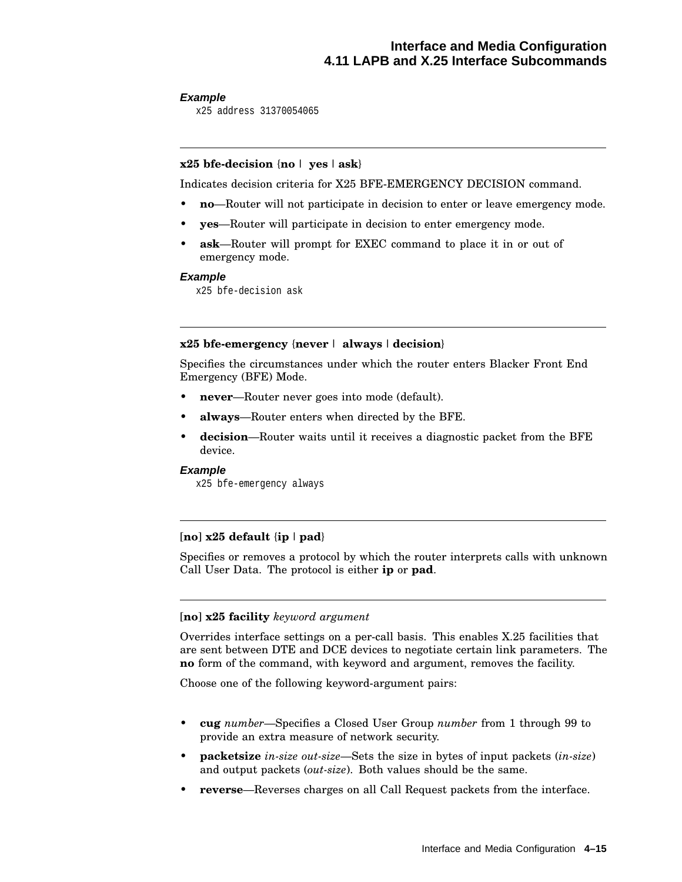***Example***

```
x25 address 31370054065
```

---

**x25 bfe-decision** {**no** | **yes** | **ask**}

Indicates decision criteria for X25 BFE-EMERGENCY DECISION command.

- **no**—Router will not participate in decision to enter or leave emergency mode.
- **yes**—Router will participate in decision to enter emergency mode.
- **ask**—Router will prompt for EXEC command to place it in or out of emergency mode.

***Example***

```
x25 bfe-decision ask
```

---

**x25 bfe-emergency** {**never** | **always** | **decision**}

Specifies the circumstances under which the router enters Blacker Front End Emergency (BFE) Mode.

- **never**—Router never goes into mode (default).
- **always**—Router enters when directed by the BFE.
- **decision**—Router waits until it receives a diagnostic packet from the BFE device.

***Example***

```
x25 bfe-emergency always
```

---

[**no**] **x25 default** {**ip** | **pad**}

Specifies or removes a protocol by which the router interprets calls with unknown Call User Data. The protocol is either **ip** or **pad**.

---

[**no**] **x25 facility** *keyword argument*

Overrides interface settings on a per-call basis. This enables X.25 facilities that are sent between DTE and DCE devices to negotiate certain link parameters. The **no** form of the command, with keyword and argument, removes the facility.

Choose one of the following keyword-argument pairs:

- **cug** *number*—Specifies a Closed User Group *number* from 1 through 99 to provide an extra measure of network security.
- **packetsize** *in-size out-size*—Sets the size in bytes of input packets (*in-size*) and output packets (*out-size*). Both values should be the same.
- **reverse**—Reverses charges on all Call Request packets from the interface.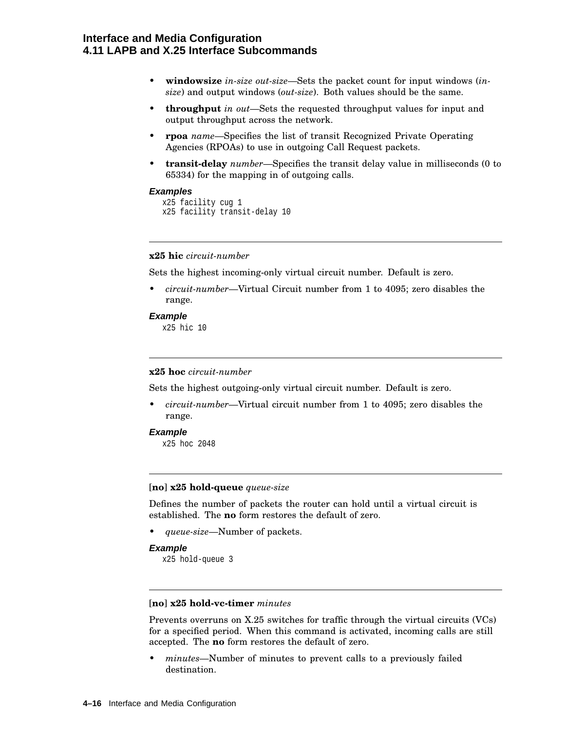- **windowsize** *in-size out-size*—Sets the packet count for input windows (*in-size*) and output windows (*out-size*). Both values should be the same.
- **throughput** *in out*—Sets the requested throughput values for input and output throughput across the network.
- **rpoa** *name*—Specifies the list of transit Recognized Private Operating Agencies (RPOAs) to use in outgoing Call Request packets.
- **transit-delay** *number*—Specifies the transit delay value in milliseconds (0 to 65334) for the mapping in of outgoing calls.

***Examples***

```
x25 facility cug 1
x25 facility transit-delay 10
```

---

**x25 hic** *circuit-number*

Sets the highest incoming-only virtual circuit number. Default is zero.

- *circuit-number*—Virtual Circuit number from 1 to 4095; zero disables the range.

***Example***

```
x25 hic 10
```

---

**x25 hoc** *circuit-number*

Sets the highest outgoing-only virtual circuit number. Default is zero.

- *circuit-number*—Virtual circuit number from 1 to 4095; zero disables the range.

***Example***

```
x25 hoc 2048
```

---

[**no**] **x25 hold-queue** *queue-size*

Defines the number of packets the router can hold until a virtual circuit is established. The **no** form restores the default of zero.

- *queue-size*—Number of packets.

***Example***

```
x25 hold-queue 3
```

---

[**no**] **x25 hold-vc-timer** *minutes*

Prevents overruns on X.25 switches for traffic through the virtual circuits (VCs) for a specified period. When this command is activated, incoming calls are still accepted. The **no** form restores the default of zero.

- *minutes*—Number of minutes to prevent calls to a previously failed destination.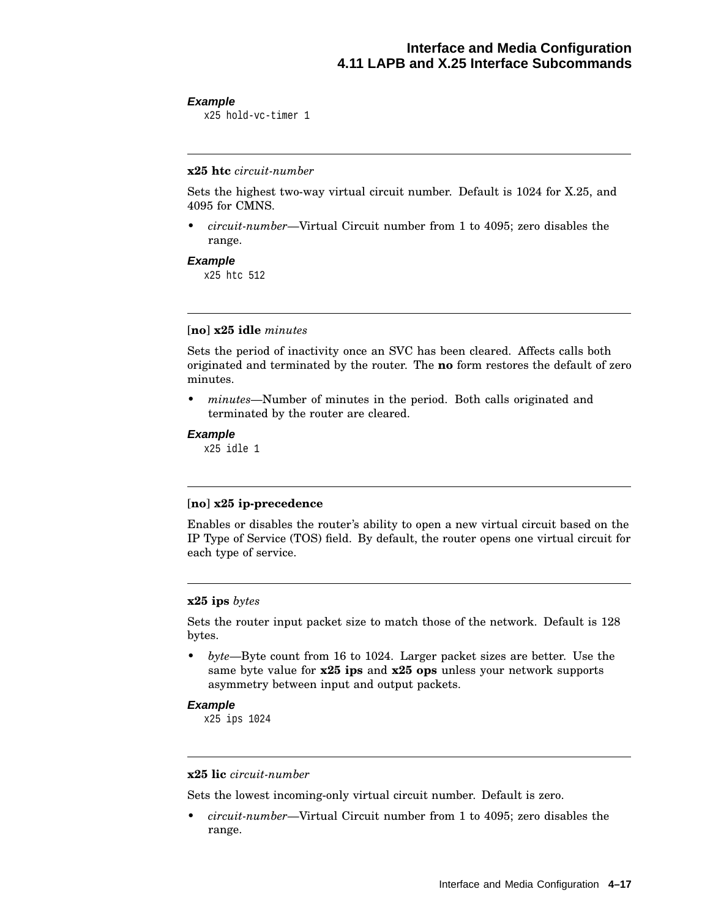**Example**

```
x25 hold-vc-timer 1
```

---

**x25 htc** *circuit-number*

Sets the highest two-way virtual circuit number. Default is 1024 for X.25, and 4095 for CMNS.

- *circuit-number*—Virtual Circuit number from 1 to 4095; zero disables the range.

**Example**

```
x25 htc 512
```

---

[**no**] **x25 idle** *minutes*

Sets the period of inactivity once an SVC has been cleared. Affects calls both originated and terminated by the router. The **no** form restores the default of zero minutes.

- *minutes*—Number of minutes in the period. Both calls originated and terminated by the router are cleared.

**Example**

```
x25 idle 1
```

---

[**no**] **x25 ip-precedence**

Enables or disables the router's ability to open a new virtual circuit based on the IP Type of Service (TOS) field. By default, the router opens one virtual circuit for each type of service.

---

**x25 ips** *bytes*

Sets the router input packet size to match those of the network. Default is 128 bytes.

- *byte*—Byte count from 16 to 1024. Larger packet sizes are better. Use the same byte value for **x25 ips** and **x25 ops** unless your network supports asymmetry between input and output packets.

**Example**

```
x25 ips 1024
```

---

**x25 lic** *circuit-number*

Sets the lowest incoming-only virtual circuit number. Default is zero.

- *circuit-number*—Virtual Circuit number from 1 to 4095; zero disables the range.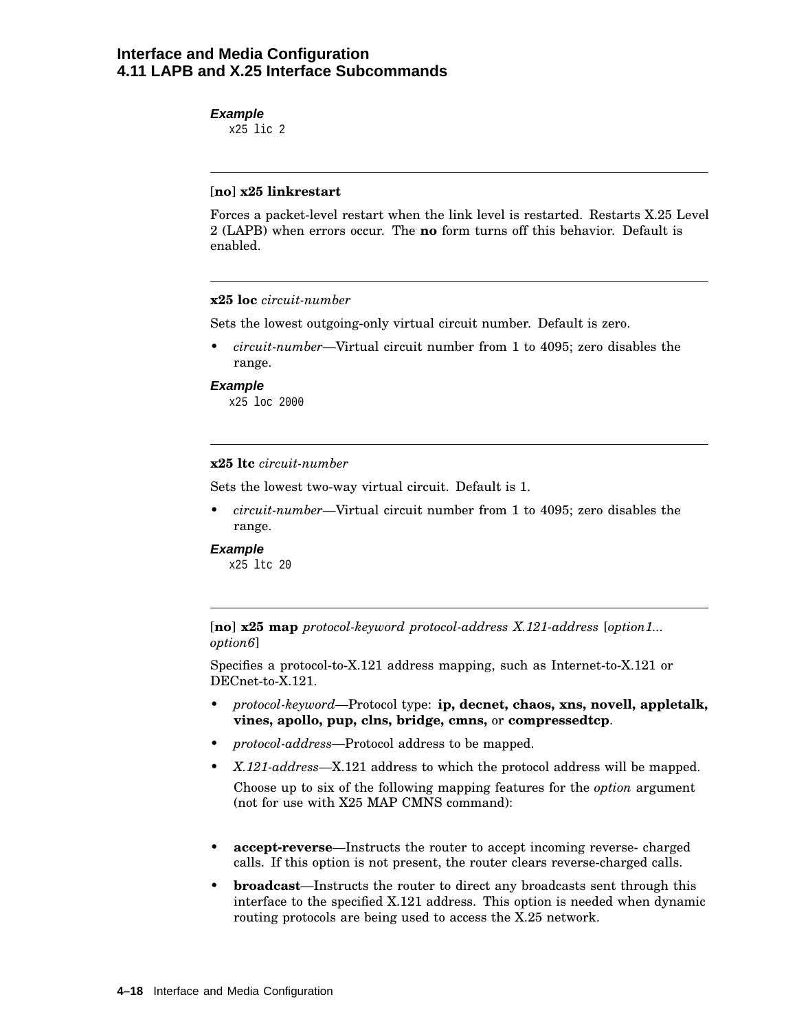#### Example

```
x25 lic 2
```

---

**[no] x25 linkrestart**

Forces a packet-level restart when the link level is restarted. Restarts X.25 Level 2 (LAPB) when errors occur. The **no** form turns off this behavior. Default is enabled.

---

**x25 loc** *circuit-number*

Sets the lowest outgoing-only virtual circuit number. Default is zero.

- *circuit-number*—Virtual circuit number from 1 to 4095; zero disables the range.

#### Example

```
x25 loc 2000
```

---

**x25 ltc** *circuit-number*

Sets the lowest two-way virtual circuit. Default is 1.

- *circuit-number*—Virtual circuit number from 1 to 4095; zero disables the range.

#### Example

```
x25 ltc 20
```

---

**[no] x25 map** *protocol-keyword protocol-address X.121-address* [*option1... option6*]

Specifies a protocol-to-X.121 address mapping, such as Internet-to-X.121 or DECnet-to-X.121.

- *protocol-keyword*—Protocol type: **ip, decnet, chaos, xns, novell, appletalk, vines, apollo, pup, clns, bridge, cmns,** or **compressedtcp**.
- *protocol-address*—Protocol address to be mapped.
- *X.121-address*—X.121 address to which the protocol address will be mapped.

  Choose up to six of the following mapping features for the *option* argument (not for use with X25 MAP CMNS command):

- **accept-reverse**—Instructs the router to accept incoming reverse- charged calls. If this option is not present, the router clears reverse-charged calls.
- **broadcast**—Instructs the router to direct any broadcasts sent through this interface to the specified X.121 address. This option is needed when dynamic routing protocols are being used to access the X.25 network.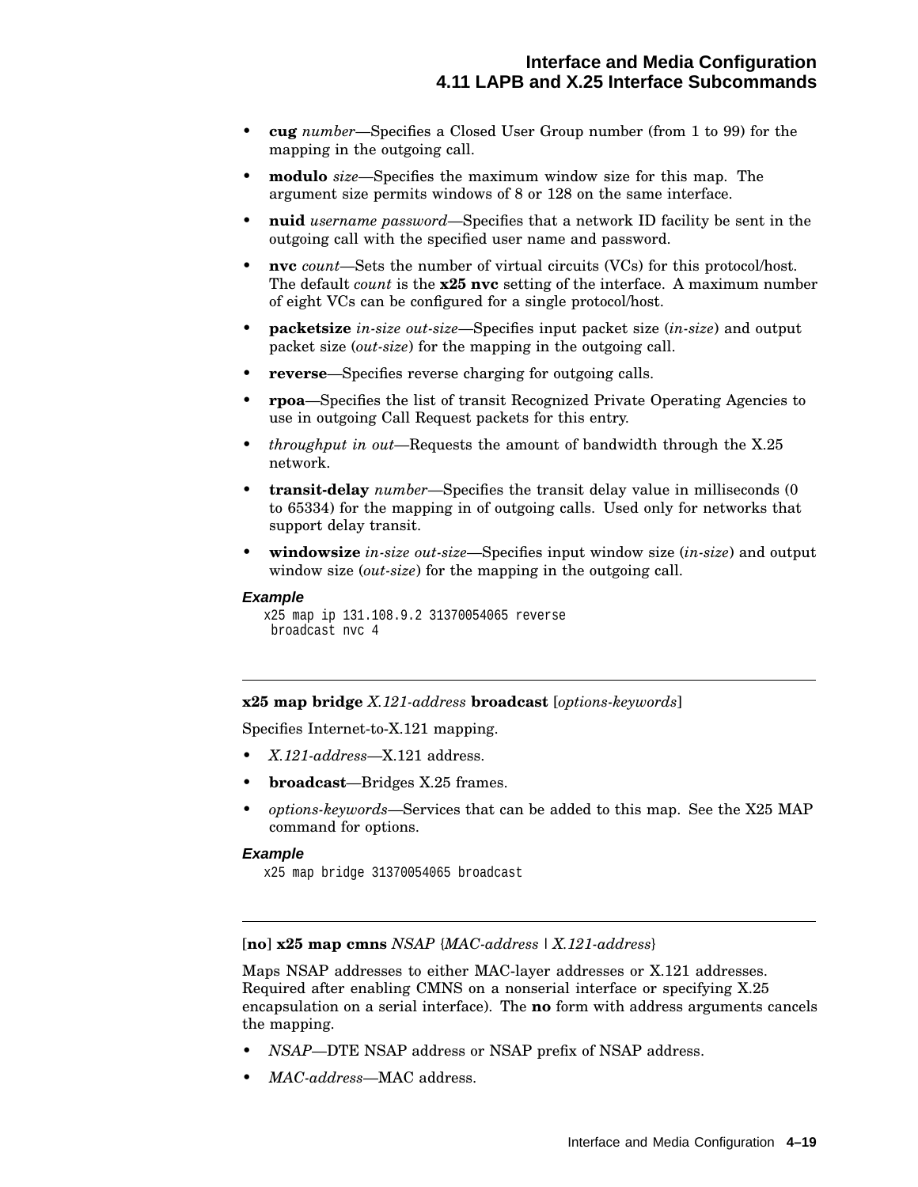- **cug** *number*—Specifies a Closed User Group number (from 1 to 99) for the mapping in the outgoing call.
- **modulo** *size*—Specifies the maximum window size for this map. The argument size permits windows of 8 or 128 on the same interface.
- **nuid** *username password*—Specifies that a network ID facility be sent in the outgoing call with the specified user name and password.
- **nvc** *count*—Sets the number of virtual circuits (VCs) for this protocol/host. The default *count* is the **x25 nvc** setting of the interface. A maximum number of eight VCs can be configured for a single protocol/host.
- **packetsize** *in-size out-size*—Specifies input packet size (*in-size*) and output packet size (*out-size*) for the mapping in the outgoing call.
- **reverse**—Specifies reverse charging for outgoing calls.
- **rpoa**—Specifies the list of transit Recognized Private Operating Agencies to use in outgoing Call Request packets for this entry.
- *throughput in out*—Requests the amount of bandwidth through the X.25 network.
- **transit-delay** *number*—Specifies the transit delay value in milliseconds (0 to 65334) for the mapping in of outgoing calls. Used only for networks that support delay transit.
- **windowsize** *in-size out-size*—Specifies input window size (*in-size*) and output window size (*out-size*) for the mapping in the outgoing call.

#### *Example*

```
x25 map ip 131.108.9.2 31370054065 reverse
 broadcast nvc 4
```

---

**x25 map bridge** *X.121-address* **broadcast** [*options-keywords*]

Specifies Internet-to-X.121 mapping.

- *X.121-address*—X.121 address.
- **broadcast**—Bridges X.25 frames.
- *options-keywords*—Services that can be added to this map. See the X25 MAP command for options.

#### *Example*

```
x25 map bridge 31370054065 broadcast
```

---

[**no**] **x25 map cmns** *NSAP* {*MAC-address* | *X.121-address*}

Maps NSAP addresses to either MAC-layer addresses or X.121 addresses. Required after enabling CMNS on a nonserial interface or specifying X.25 encapsulation on a serial interface). The **no** form with address arguments cancels the mapping.

- *NSAP*—DTE NSAP address or NSAP prefix of NSAP address.
- *MAC-address*—MAC address.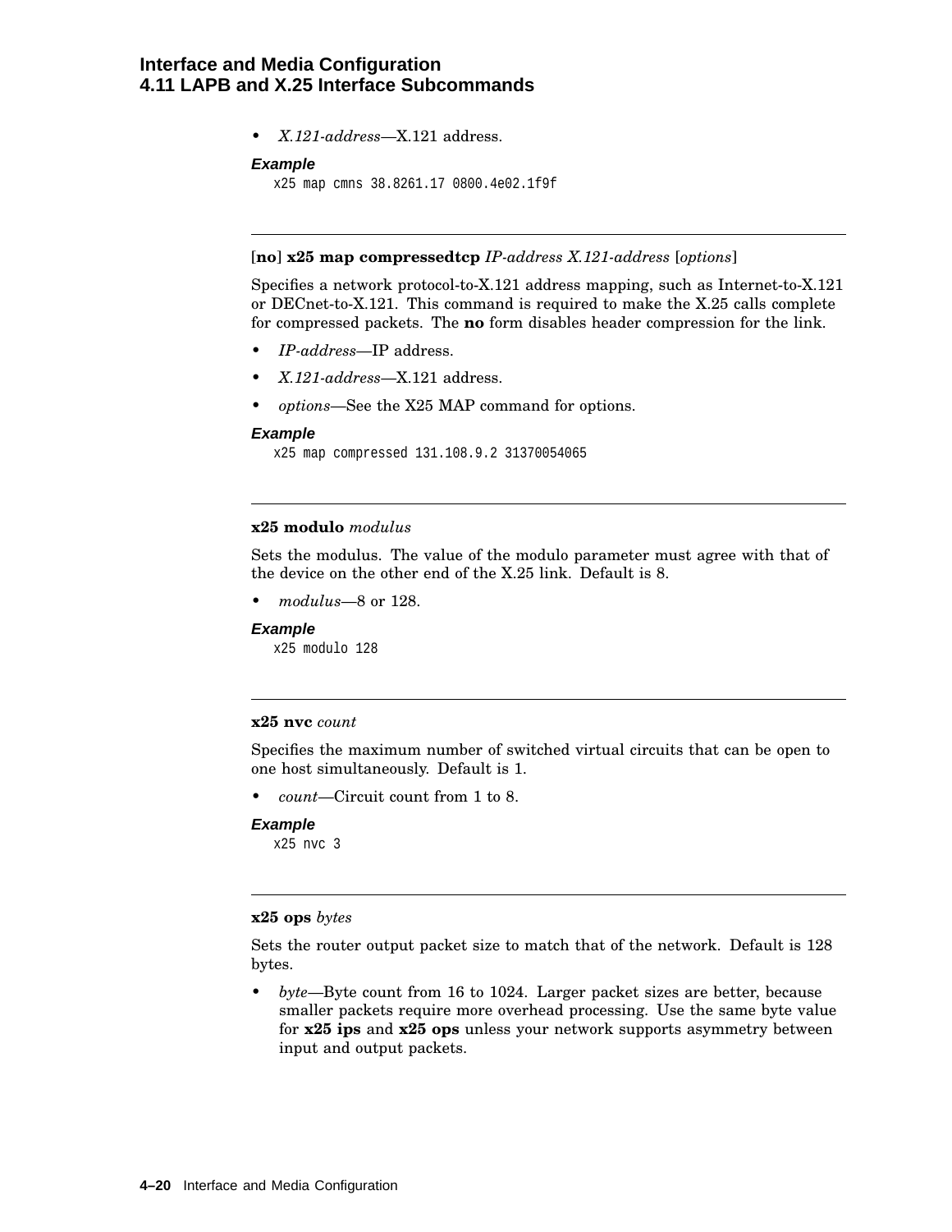- *X.121-address*—X.121 address.

***Example***

```
x25 map cmns 38.8261.17 0800.4e02.1f9f
```

---

[**no**] **x25 map compressedtcp** *IP-address X.121-address* [*options*]

Specifies a network protocol-to-X.121 address mapping, such as Internet-to-X.121 or DECnet-to-X.121. This command is required to make the X.25 calls complete for compressed packets. The **no** form disables header compression for the link.

- *IP-address*—IP address.
- *X.121-address*—X.121 address.
- *options*—See the X25 MAP command for options.

***Example***

```
x25 map compressed 131.108.9.2 31370054065
```

---

**x25 modulo** *modulus*

Sets the modulus. The value of the modulo parameter must agree with that of the device on the other end of the X.25 link. Default is 8.

- *modulus*—8 or 128.

***Example***

```
x25 modulo 128
```

---

**x25 nvc** *count*

Specifies the maximum number of switched virtual circuits that can be open to one host simultaneously. Default is 1.

- *count*—Circuit count from 1 to 8.

***Example***

```
x25 nvc 3
```

---

**x25 ops** *bytes*

Sets the router output packet size to match that of the network. Default is 128 bytes.

- *byte*—Byte count from 16 to 1024. Larger packet sizes are better, because smaller packets require more overhead processing. Use the same byte value for **x25 ips** and **x25 ops** unless your network supports asymmetry between input and output packets.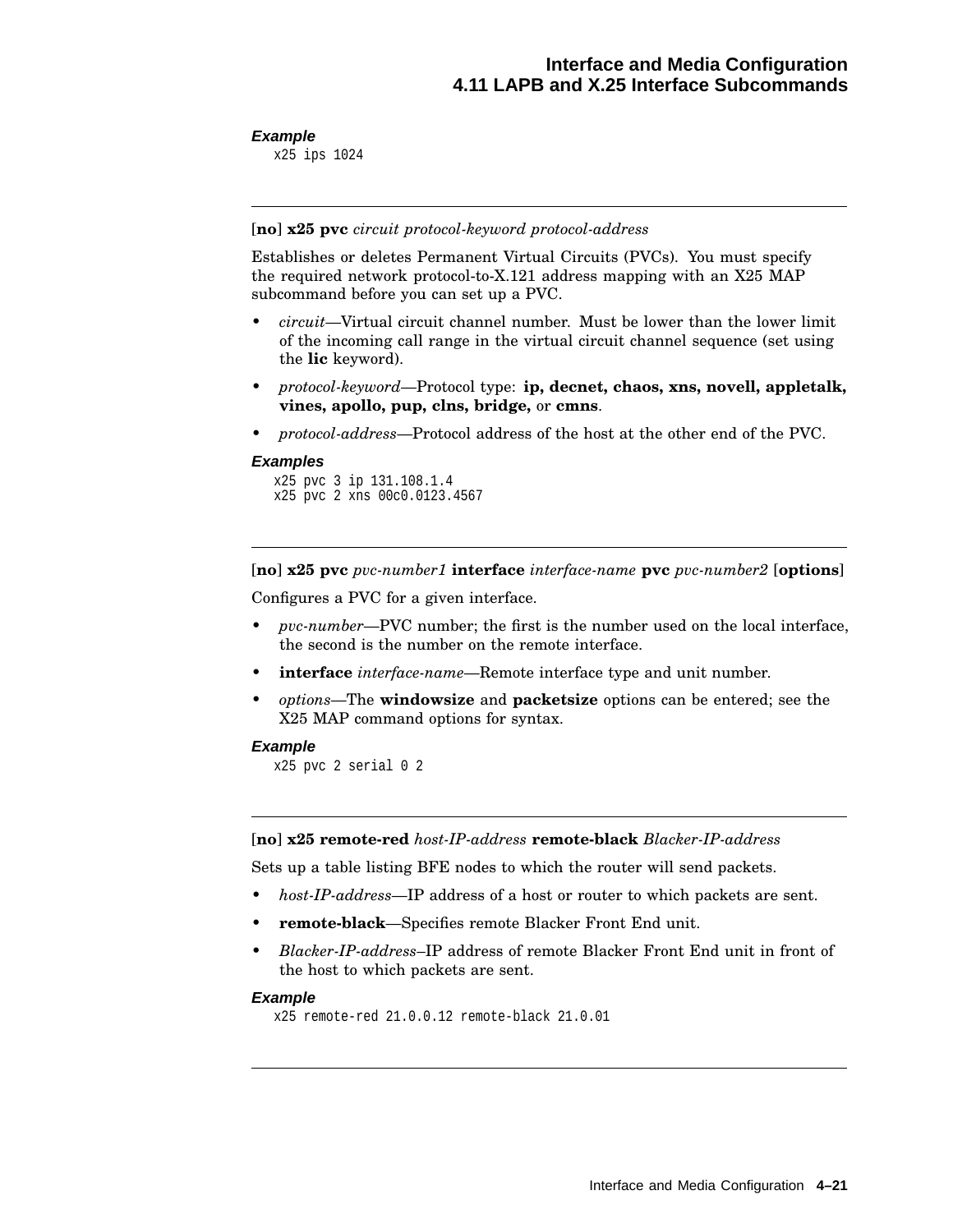***Example***

```
x25 ips 1024
```

---

[**no**] **x25 pvc** *circuit protocol-keyword protocol-address*

Establishes or deletes Permanent Virtual Circuits (PVCs). You must specify the required network protocol-to-X.121 address mapping with an X25 MAP subcommand before you can set up a PVC.

- *circuit*—Virtual circuit channel number. Must be lower than the lower limit of the incoming call range in the virtual circuit channel sequence (set using the **lic** keyword).
- *protocol-keyword*—Protocol type: **ip, decnet, chaos, xns, novell, appletalk, vines, apollo, pup, clns, bridge,** or **cmns**.
- *protocol-address*—Protocol address of the host at the other end of the PVC.

***Examples***

```
x25 pvc 3 ip 131.108.1.4
x25 pvc 2 xns 00c0.0123.4567
```

---

[**no**] **x25 pvc** *pvc-number1* **interface** *interface-name* **pvc** *pvc-number2* [**options**]

Configures a PVC for a given interface.

- *pvc-number*—PVC number; the first is the number used on the local interface, the second is the number on the remote interface.
- **interface** *interface-name*—Remote interface type and unit number.
- *options*—The **windowsize** and **packetsize** options can be entered; see the X25 MAP command options for syntax.

***Example***

```
x25 pvc 2 serial 0 2
```

---

[**no**] **x25 remote-red** *host-IP-address* **remote-black** *Blacker-IP-address*

Sets up a table listing BFE nodes to which the router will send packets.

- *host-IP-address*—IP address of a host or router to which packets are sent.
- **remote-black**—Specifies remote Blacker Front End unit.
- *Blacker-IP-address*–IP address of remote Blacker Front End unit in front of the host to which packets are sent.

***Example***

```
x25 remote-red 21.0.0.12 remote-black 21.0.01
```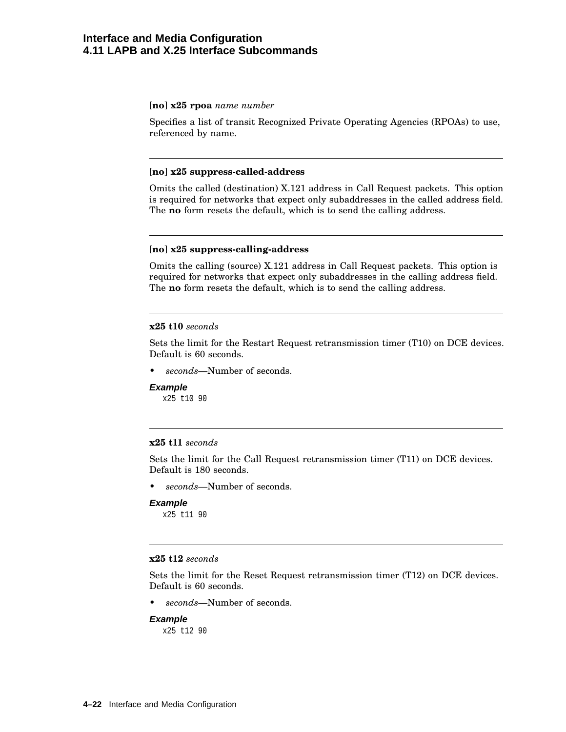**[no] x25 rpoa** *name number*

Specifies a list of transit Recognized Private Operating Agencies (RPOAs) to use, referenced by name.

---

**[no] x25 suppress-called-address**

Omits the called (destination) X.121 address in Call Request packets. This option is required for networks that expect only subaddresses in the called address field. The **no** form resets the default, which is to send the calling address.

---

**[no] x25 suppress-calling-address**

Omits the calling (source) X.121 address in Call Request packets. This option is required for networks that expect only subaddresses in the calling address field. The **no** form resets the default, which is to send the calling address.

---

**x25 t10** *seconds*

Sets the limit for the Restart Request retransmission timer (T10) on DCE devices. Default is 60 seconds.

- *seconds*—Number of seconds.

***Example***

```
x25 t10 90
```

---

**x25 t11** *seconds*

Sets the limit for the Call Request retransmission timer (T11) on DCE devices. Default is 180 seconds.

- *seconds*—Number of seconds.

***Example***

```
x25 t11 90
```

---

**x25 t12** *seconds*

Sets the limit for the Reset Request retransmission timer (T12) on DCE devices. Default is 60 seconds.

- *seconds*—Number of seconds.

***Example***

```
x25 t12 90
```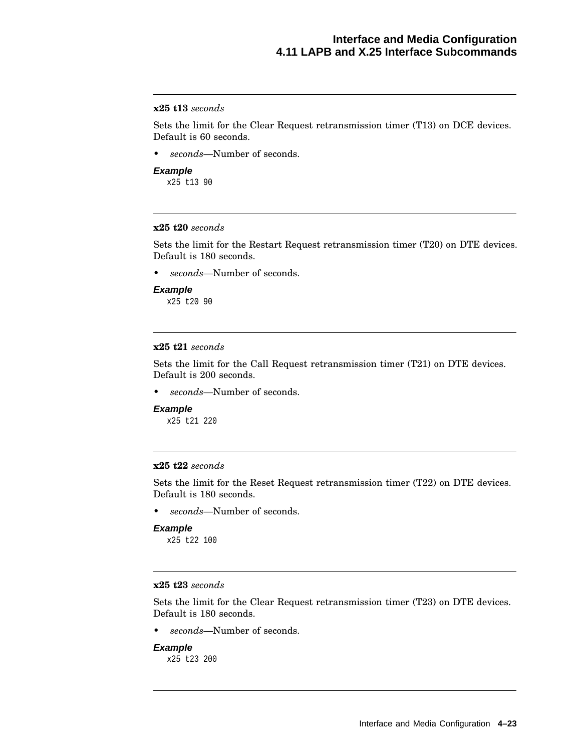---

**x25 t13** *seconds*

Sets the limit for the Clear Request retransmission timer (T13) on DCE devices. Default is 60 seconds.

- *seconds*—Number of seconds.

***Example***

```
x25 t13 90
```

---

**x25 t20** *seconds*

Sets the limit for the Restart Request retransmission timer (T20) on DTE devices. Default is 180 seconds.

- *seconds*—Number of seconds.

***Example***

```
x25 t20 90
```

---

**x25 t21** *seconds*

Sets the limit for the Call Request retransmission timer (T21) on DTE devices. Default is 200 seconds.

- *seconds*—Number of seconds.

***Example***

```
x25 t21 220
```

---

**x25 t22** *seconds*

Sets the limit for the Reset Request retransmission timer (T22) on DTE devices. Default is 180 seconds.

- *seconds*—Number of seconds.

***Example***

```
x25 t22 100
```

---

**x25 t23** *seconds*

Sets the limit for the Clear Request retransmission timer (T23) on DTE devices. Default is 180 seconds.

- *seconds*—Number of seconds.

***Example***

```
x25 t23 200
```

---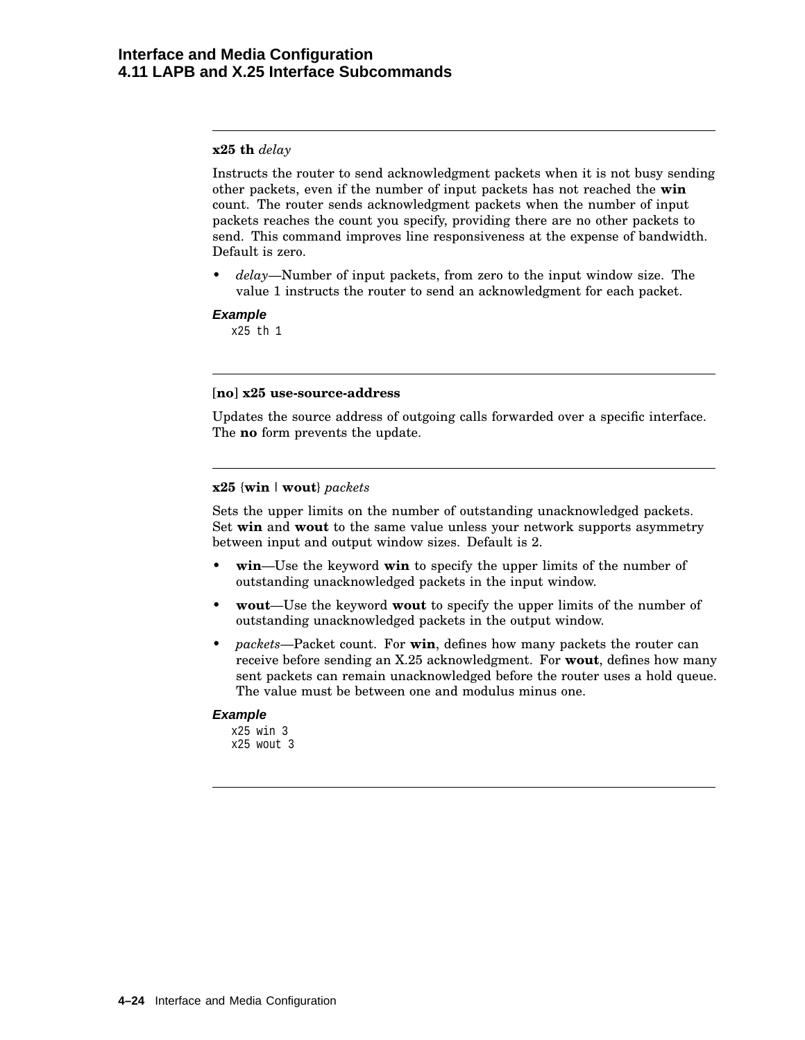**x25 th** *delay*

Instructs the router to send acknowledgment packets when it is not busy sending other packets, even if the number of input packets has not reached the **win** count. The router sends acknowledgment packets when the number of input packets reaches the count you specify, providing there are no other packets to send. This command improves line responsiveness at the expense of bandwidth. Default is zero.

- *delay*—Number of input packets, from zero to the input window size. The value 1 instructs the router to send an acknowledgment for each packet.

***Example***

```
x25 th 1
```

---

[**no**] **x25 use-source-address**

Updates the source address of outgoing calls forwarded over a specific interface. The **no** form prevents the update.

---

**x25** {**win** | **wout**} *packets*

Sets the upper limits on the number of outstanding unacknowledged packets. Set **win** and **wout** to the same value unless your network supports asymmetry between input and output window sizes. Default is 2.

- **win**—Use the keyword **win** to specify the upper limits of the number of outstanding unacknowledged packets in the input window.
- **wout**—Use the keyword **wout** to specify the upper limits of the number of outstanding unacknowledged packets in the output window.
- *packets*—Packet count. For **win**, defines how many packets the router can receive before sending an X.25 acknowledgment. For **wout**, defines how many sent packets can remain unacknowledged before the router uses a hold queue. The value must be between one and modulus minus one.

***Example***

```
x25 win 3
x25 wout 3
```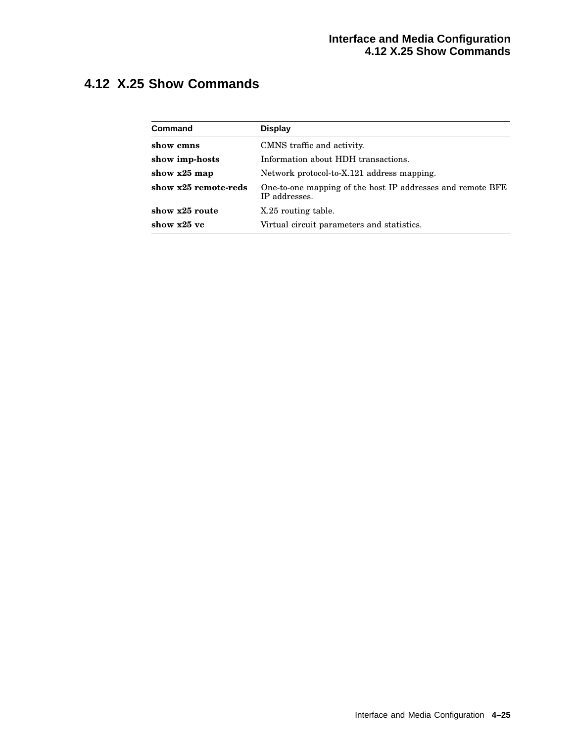## 4.12 X.25 Show Commands

| Command | Display |
| --- | --- |
| **show cmns** | CMNS traffic and activity. |
| **show imp-hosts** | Information about HDH transactions. |
| **show x25 map** | Network protocol-to-X.121 address mapping. |
| **show x25 remote-reds** | One-to-one mapping of the host IP addresses and remote BFE IP addresses. |
| **show x25 route** | X.25 routing table. |
| **show x25 vc** | Virtual circuit parameters and statistics. |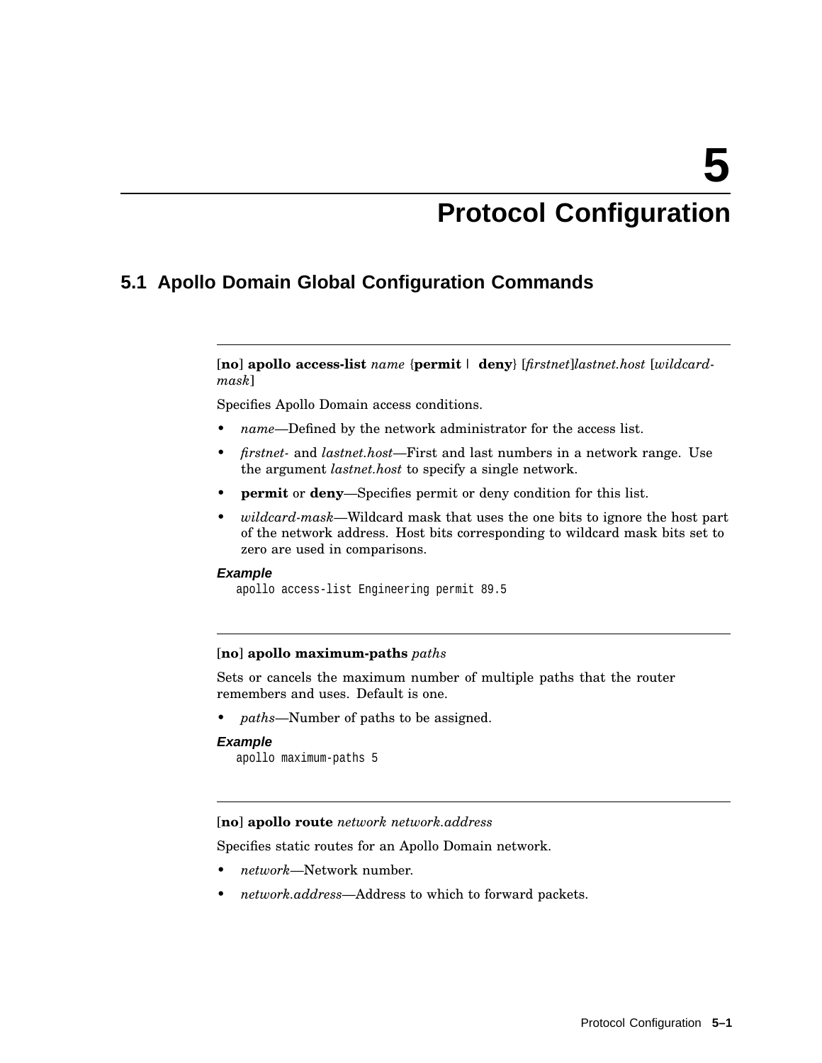# 5 Protocol Configuration

## 5.1 Apollo Domain Global Configuration Commands

---

[**no**] **apollo access-list** *name* {**permit** | **deny**} [*firstnet*]*lastnet.host* [*wildcard-mask*]

Specifies Apollo Domain access conditions.

- *name*—Defined by the network administrator for the access list.
- *firstnet-* and *lastnet.host*—First and last numbers in a network range. Use the argument *lastnet.host* to specify a single network.
- **permit** or **deny**—Specifies permit or deny condition for this list.
- *wildcard-mask*—Wildcard mask that uses the one bits to ignore the host part of the network address. Host bits corresponding to wildcard mask bits set to zero are used in comparisons.

**Example**

```
apollo access-list Engineering permit 89.5
```

---

[**no**] **apollo maximum-paths** *paths*

Sets or cancels the maximum number of multiple paths that the router remembers and uses. Default is one.

- *paths*—Number of paths to be assigned.

**Example**

```
apollo maximum-paths 5
```

---

[**no**] **apollo route** *network network.address*

Specifies static routes for an Apollo Domain network.

- *network*—Network number.
- *network.address*—Address to which to forward packets.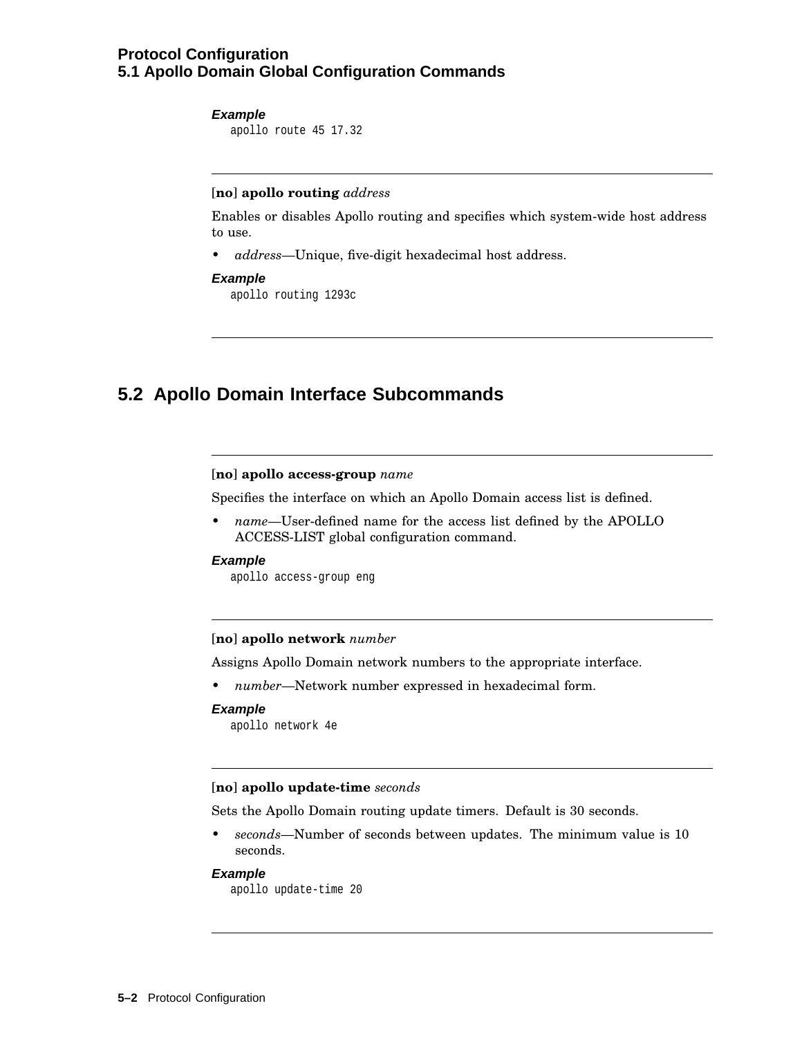**Example**

```
apollo route 45 17.32
```

---

[**no**] **apollo routing** *address*

Enables or disables Apollo routing and specifies which system-wide host address to use.

- *address*—Unique, five-digit hexadecimal host address.

**Example**

```
apollo routing 1293c
```

---

## 5.2 Apollo Domain Interface Subcommands

---

[**no**] **apollo access-group** *name*

Specifies the interface on which an Apollo Domain access list is defined.

- *name*—User-defined name for the access list defined by the APOLLO ACCESS-LIST global configuration command.

**Example**

```
apollo access-group eng
```

---

[**no**] **apollo network** *number*

Assigns Apollo Domain network numbers to the appropriate interface.

- *number*—Network number expressed in hexadecimal form.

**Example**

```
apollo network 4e
```

---

[**no**] **apollo update-time** *seconds*

Sets the Apollo Domain routing update timers. Default is 30 seconds.

- *seconds*—Number of seconds between updates. The minimum value is 10 seconds.

**Example**

```
apollo update-time 20
```

---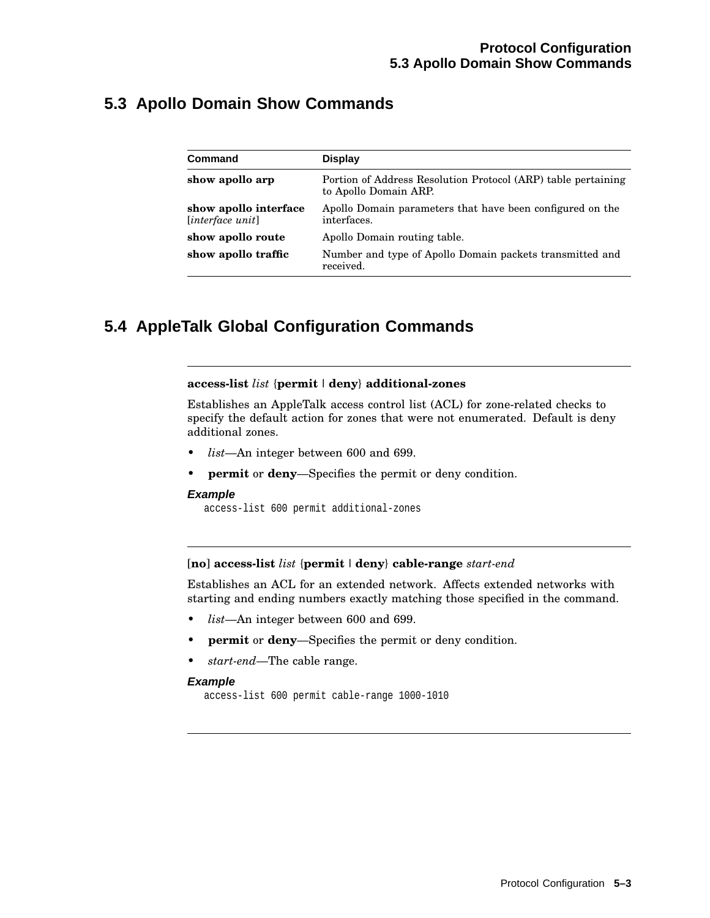## 5.3 Apollo Domain Show Commands

| Command | Display |
|---|---|
| **show apollo arp** | Portion of Address Resolution Protocol (ARP) table pertaining to Apollo Domain ARP. |
| **show apollo interface** [*interface unit*] | Apollo Domain parameters that have been configured on the interfaces. |
| **show apollo route** | Apollo Domain routing table. |
| **show apollo traffic** | Number and type of Apollo Domain packets transmitted and received. |

## 5.4 AppleTalk Global Configuration Commands

---

**access-list** *list* {**permit** | **deny**} **additional-zones**

Establishes an AppleTalk access control list (ACL) for zone-related checks to specify the default action for zones that were not enumerated. Default is deny additional zones.

- *list*—An integer between 600 and 699.
- **permit** or **deny**—Specifies the permit or deny condition.

***Example***

```
access-list 600 permit additional-zones
```

---

[**no**] **access-list** *list* {**permit** | **deny**} **cable-range** *start-end*

Establishes an ACL for an extended network. Affects extended networks with starting and ending numbers exactly matching those specified in the command.

- *list*—An integer between 600 and 699.
- **permit** or **deny**—Specifies the permit or deny condition.
- *start-end*—The cable range.

***Example***

```
access-list 600 permit cable-range 1000-1010
```

---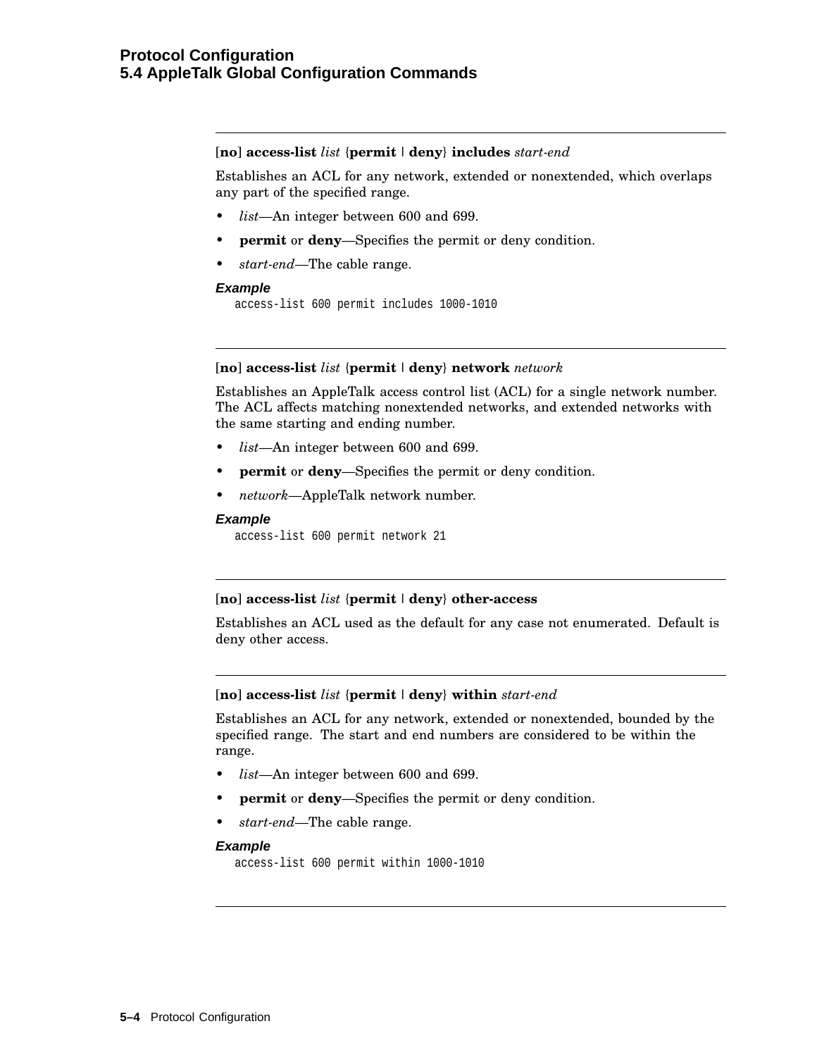---

[**no**] **access-list** *list* {**permit** | **deny**} **includes** *start-end*

Establishes an ACL for any network, extended or nonextended, which overlaps any part of the specified range.

- *list*—An integer between 600 and 699.
- **permit** or **deny**—Specifies the permit or deny condition.
- *start-end*—The cable range.

***Example***

```
access-list 600 permit includes 1000-1010
```

---

[**no**] **access-list** *list* {**permit** | **deny**} **network** *network*

Establishes an AppleTalk access control list (ACL) for a single network number. The ACL affects matching nonextended networks, and extended networks with the same starting and ending number.

- *list*—An integer between 600 and 699.
- **permit** or **deny**—Specifies the permit or deny condition.
- *network*—AppleTalk network number.

***Example***

```
access-list 600 permit network 21
```

---

[**no**] **access-list** *list* {**permit** | **deny**} **other-access**

Establishes an ACL used as the default for any case not enumerated. Default is deny other access.

---

[**no**] **access-list** *list* {**permit** | **deny**} **within** *start-end*

Establishes an ACL for any network, extended or nonextended, bounded by the specified range. The start and end numbers are considered to be within the range.

- *list*—An integer between 600 and 699.
- **permit** or **deny**—Specifies the permit or deny condition.
- *start-end*—The cable range.

***Example***

```
access-list 600 permit within 1000-1010
```

---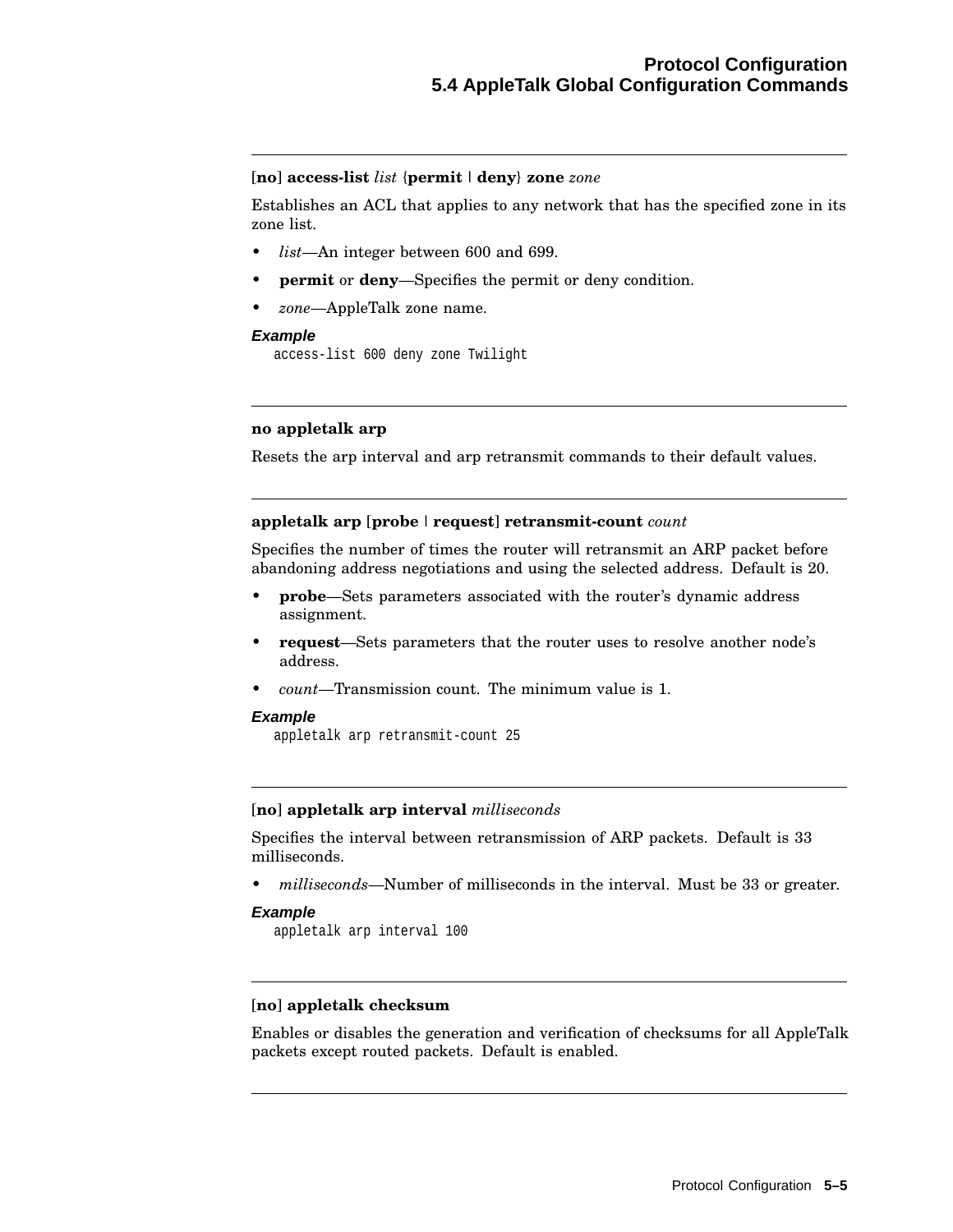---

**[no] access-list** *list* {**permit** | **deny**} **zone** *zone*

Establishes an ACL that applies to any network that has the specified zone in its zone list.

- *list*—An integer between 600 and 699.
- **permit** or **deny**—Specifies the permit or deny condition.
- *zone*—AppleTalk zone name.

***Example***

```
access-list 600 deny zone Twilight
```

---

**no appletalk arp**

Resets the arp interval and arp retransmit commands to their default values.

---

**appletalk arp** [**probe** | **request**] **retransmit-count** *count*

Specifies the number of times the router will retransmit an ARP packet before abandoning address negotiations and using the selected address. Default is 20.

- **probe**—Sets parameters associated with the router's dynamic address assignment.
- **request**—Sets parameters that the router uses to resolve another node's address.
- *count*—Transmission count. The minimum value is 1.

***Example***

```
appletalk arp retransmit-count 25
```

---

**[no] appletalk arp interval** *milliseconds*

Specifies the interval between retransmission of ARP packets. Default is 33 milliseconds.

- *milliseconds*—Number of milliseconds in the interval. Must be 33 or greater.

***Example***

```
appletalk arp interval 100
```

---

**[no] appletalk checksum**

Enables or disables the generation and verification of checksums for all AppleTalk packets except routed packets. Default is enabled.

---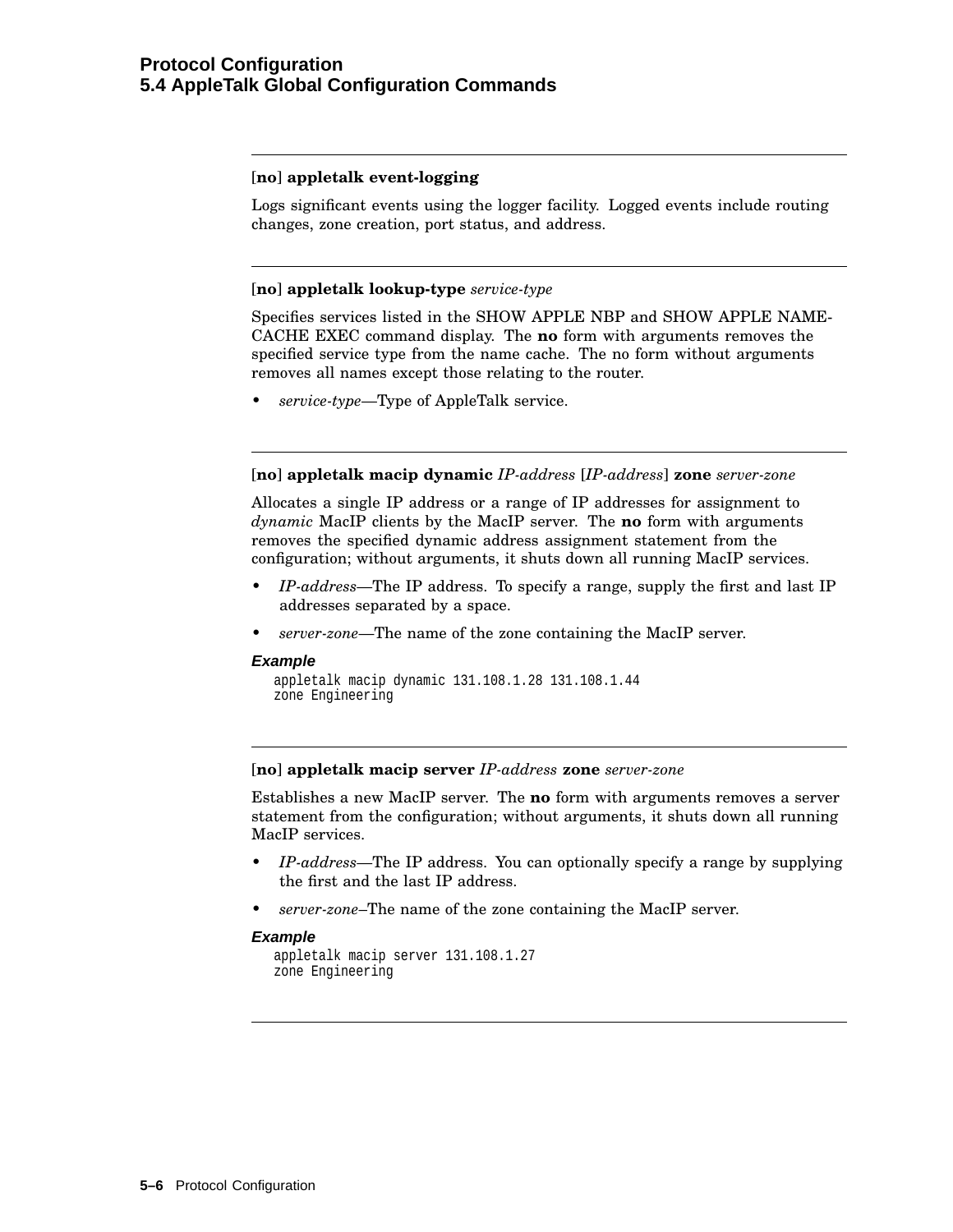---

**[no] appletalk event-logging**

Logs significant events using the logger facility. Logged events include routing changes, zone creation, port status, and address.

---

**[no] appletalk lookup-type** *service-type*

Specifies services listed in the SHOW APPLE NBP and SHOW APPLE NAME-CACHE EXEC command display. The **no** form with arguments removes the specified service type from the name cache. The no form without arguments removes all names except those relating to the router.

- *service-type*—Type of AppleTalk service.

---

**[no] appletalk macip dynamic** *IP-address* [*IP-address*] **zone** *server-zone*

Allocates a single IP address or a range of IP addresses for assignment to *dynamic* MacIP clients by the MacIP server. The **no** form with arguments removes the specified dynamic address assignment statement from the configuration; without arguments, it shuts down all running MacIP services.

- *IP-address*—The IP address. To specify a range, supply the first and last IP addresses separated by a space.
- *server-zone*—The name of the zone containing the MacIP server.

***Example***

```
appletalk macip dynamic 131.108.1.28 131.108.1.44
zone Engineering
```

---

**[no] appletalk macip server** *IP-address* **zone** *server-zone*

Establishes a new MacIP server. The **no** form with arguments removes a server statement from the configuration; without arguments, it shuts down all running MacIP services.

- *IP-address*—The IP address. You can optionally specify a range by supplying the first and the last IP address.
- *server-zone*–The name of the zone containing the MacIP server.

***Example***

```
appletalk macip server 131.108.1.27
zone Engineering
```

---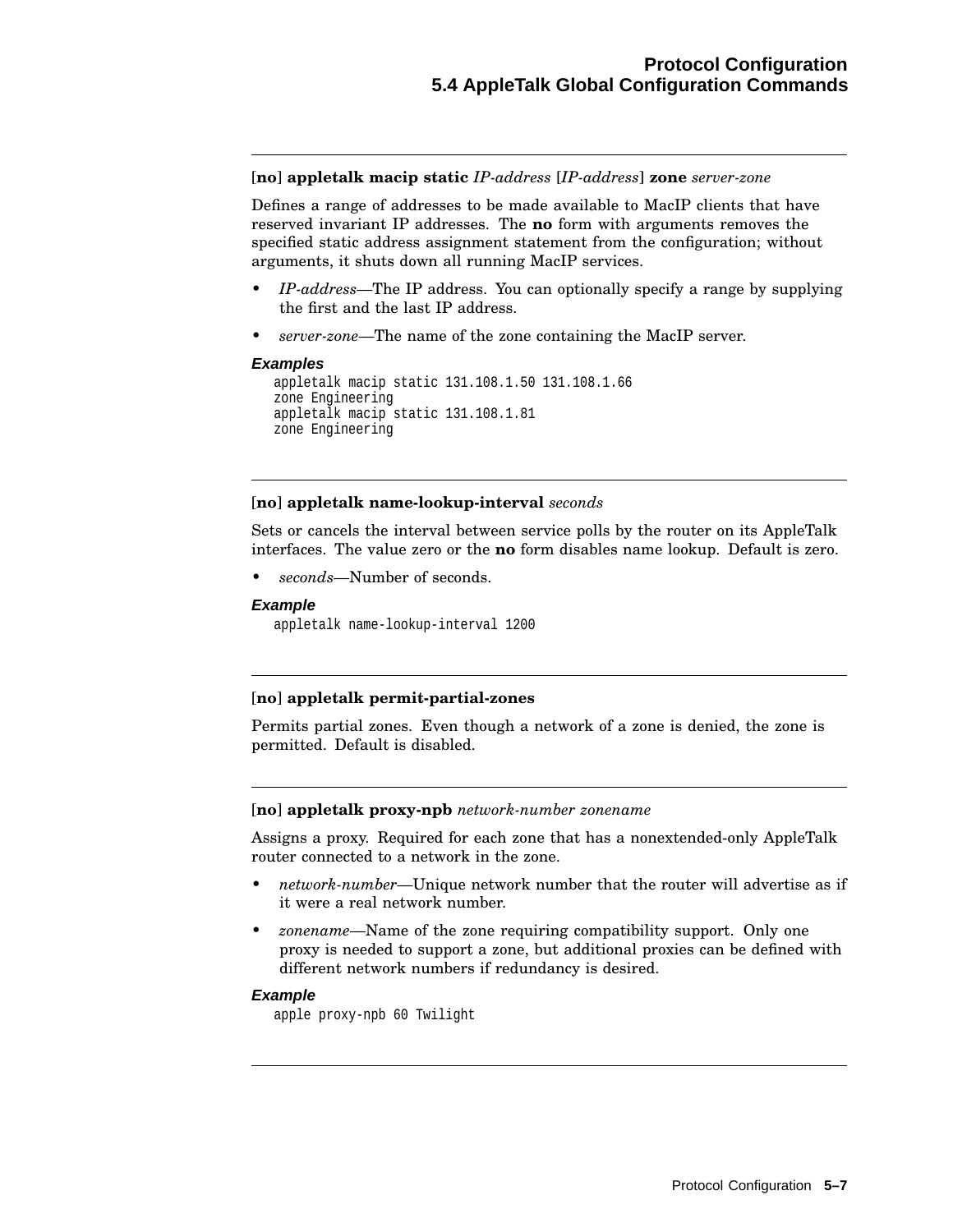**[no] appletalk macip static** *IP-address* [*IP-address*] **zone** *server-zone*

Defines a range of addresses to be made available to MacIP clients that have reserved invariant IP addresses. The **no** form with arguments removes the specified static address assignment statement from the configuration; without arguments, it shuts down all running MacIP services.

- *IP-address*—The IP address. You can optionally specify a range by supplying the first and the last IP address.
- *server-zone*—The name of the zone containing the MacIP server.

#### Examples

```
appletalk macip static 131.108.1.50 131.108.1.66
zone Engineering
appletalk macip static 131.108.1.81
zone Engineering
```

---

**[no] appletalk name-lookup-interval** *seconds*

Sets or cancels the interval between service polls by the router on its AppleTalk interfaces. The value zero or the **no** form disables name lookup. Default is zero.

- *seconds*—Number of seconds.

#### Example

```
appletalk name-lookup-interval 1200
```

---

**[no] appletalk permit-partial-zones**

Permits partial zones. Even though a network of a zone is denied, the zone is permitted. Default is disabled.

---

**[no] appletalk proxy-npb** *network-number zonename*

Assigns a proxy. Required for each zone that has a nonextended-only AppleTalk router connected to a network in the zone.

- *network-number*—Unique network number that the router will advertise as if it were a real network number.
- *zonename*—Name of the zone requiring compatibility support. Only one proxy is needed to support a zone, but additional proxies can be defined with different network numbers if redundancy is desired.

#### Example

```
apple proxy-npb 60 Twilight
```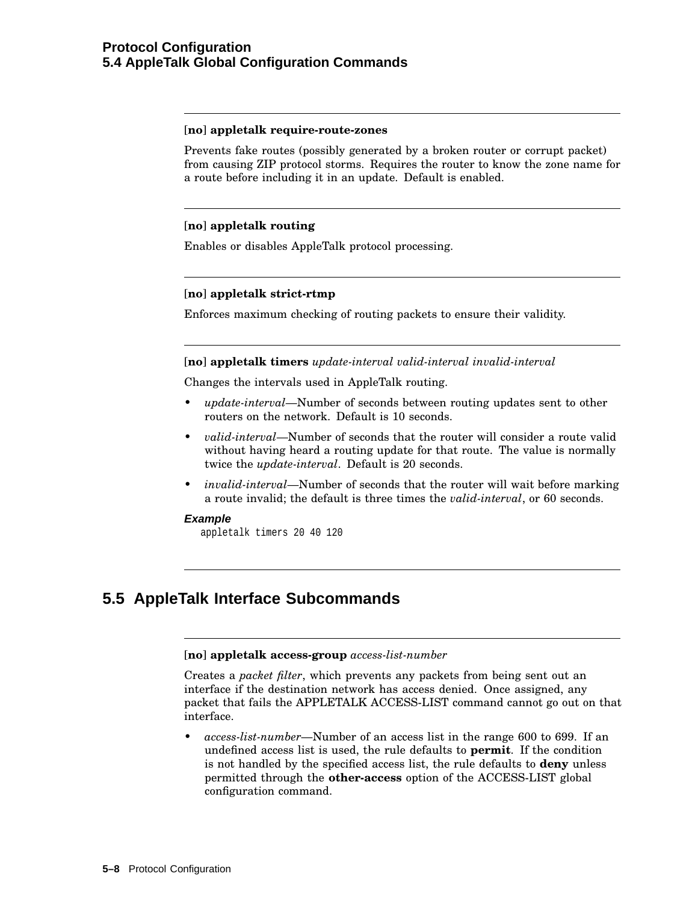**[no] appletalk require-route-zones**

Prevents fake routes (possibly generated by a broken router or corrupt packet) from causing ZIP protocol storms. Requires the router to know the zone name for a route before including it in an update. Default is enabled.

---

**[no] appletalk routing**

Enables or disables AppleTalk protocol processing.

---

**[no] appletalk strict-rtmp**

Enforces maximum checking of routing packets to ensure their validity.

---

**[no] appletalk timers** *update-interval valid-interval invalid-interval*

Changes the intervals used in AppleTalk routing.

- *update-interval*—Number of seconds between routing updates sent to other routers on the network. Default is 10 seconds.
- *valid-interval*—Number of seconds that the router will consider a route valid without having heard a routing update for that route. The value is normally twice the *update-interval*. Default is 20 seconds.
- *invalid-interval*—Number of seconds that the router will wait before marking a route invalid; the default is three times the *valid-interval*, or 60 seconds.

***Example***

```
appletalk timers 20 40 120
```

## 5.5 AppleTalk Interface Subcommands

**[no] appletalk access-group** *access-list-number*

Creates a *packet filter*, which prevents any packets from being sent out an interface if the destination network has access denied. Once assigned, any packet that fails the APPLETALK ACCESS-LIST command cannot go out on that interface.

- *access-list-number*—Number of an access list in the range 600 to 699. If an undefined access list is used, the rule defaults to **permit**. If the condition is not handled by the specified access list, the rule defaults to **deny** unless permitted through the **other-access** option of the ACCESS-LIST global configuration command.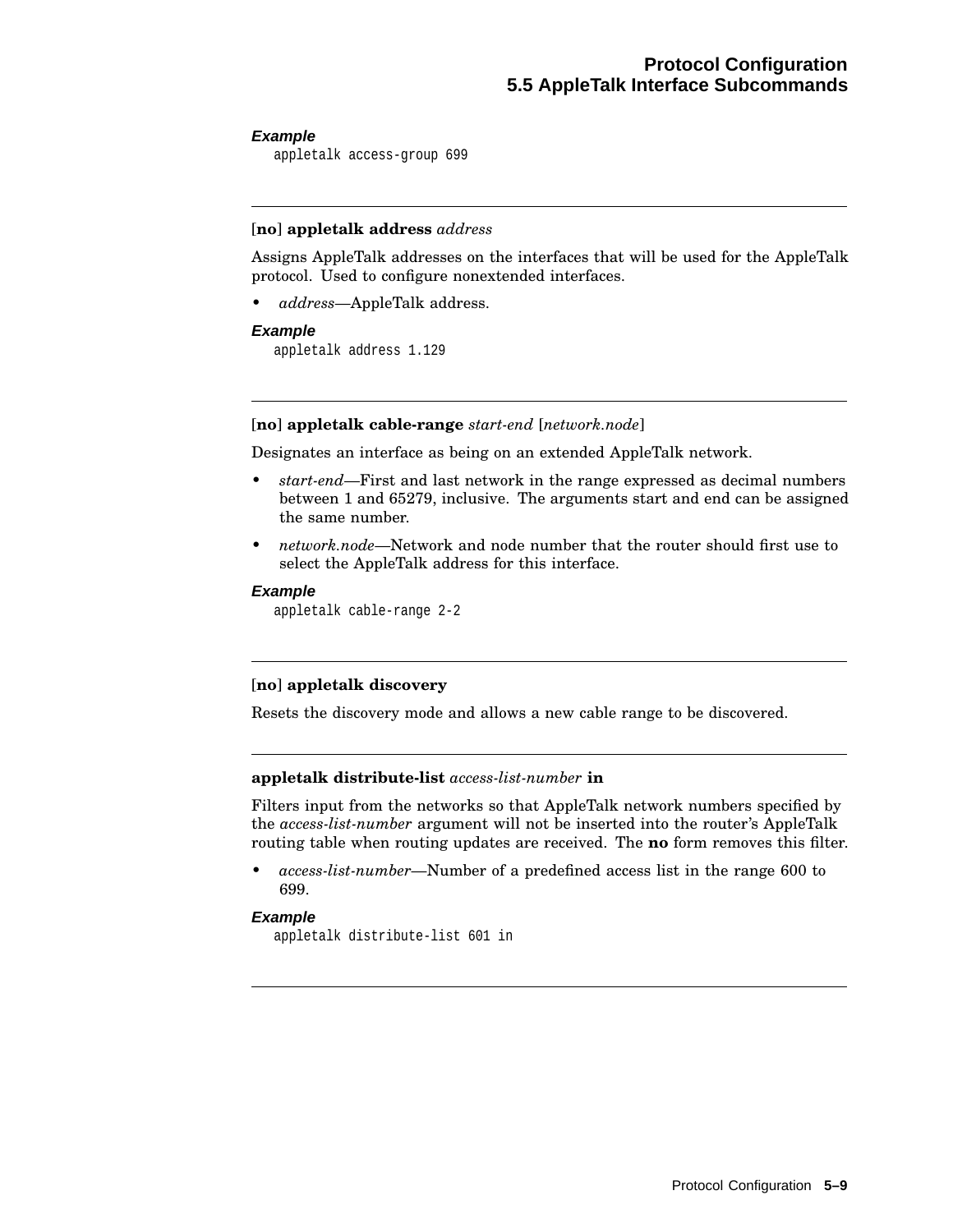***Example***

```
appletalk access-group 699
```

---

[**no**] **appletalk address** *address*

Assigns AppleTalk addresses on the interfaces that will be used for the AppleTalk protocol. Used to configure nonextended interfaces.

- *address*—AppleTalk address.

***Example***

```
appletalk address 1.129
```

---

[**no**] **appletalk cable-range** *start-end* [*network.node*]

Designates an interface as being on an extended AppleTalk network.

- *start-end*—First and last network in the range expressed as decimal numbers between 1 and 65279, inclusive. The arguments start and end can be assigned the same number.
- *network.node*—Network and node number that the router should first use to select the AppleTalk address for this interface.

***Example***

```
appletalk cable-range 2-2
```

---

[**no**] **appletalk discovery**

Resets the discovery mode and allows a new cable range to be discovered.

---

**appletalk distribute-list** *access-list-number* **in**

Filters input from the networks so that AppleTalk network numbers specified by the *access-list-number* argument will not be inserted into the router's AppleTalk routing table when routing updates are received. The **no** form removes this filter.

- *access-list-number*—Number of a predefined access list in the range 600 to 699.

***Example***

```
appletalk distribute-list 601 in
```

---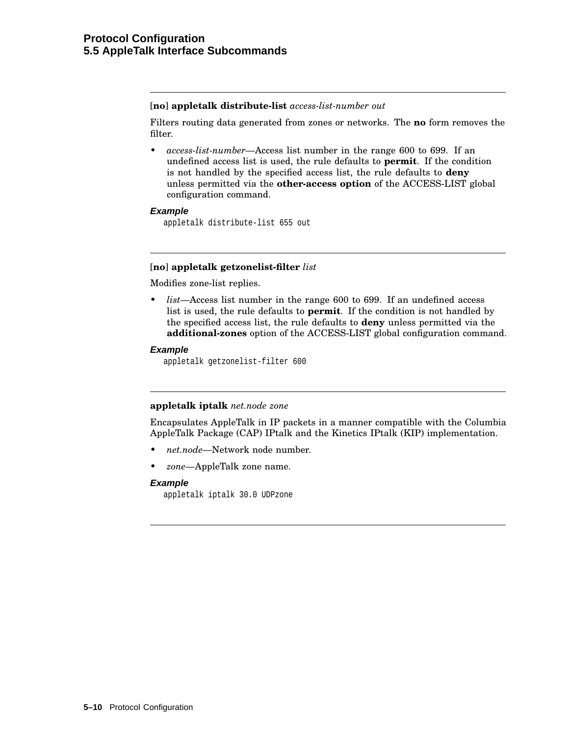---

[**no**] **appletalk distribute-list** *access-list-number out*

Filters routing data generated from zones or networks. The **no** form removes the filter.

- *access-list-number*—Access list number in the range 600 to 699. If an undefined access list is used, the rule defaults to **permit**. If the condition is not handled by the specified access list, the rule defaults to **deny** unless permitted via the **other-access option** of the ACCESS-LIST global configuration command.

***Example***

```
appletalk distribute-list 655 out
```

---

[**no**] **appletalk getzonelist-filter** *list*

Modifies zone-list replies.

- *list*—Access list number in the range 600 to 699. If an undefined access list is used, the rule defaults to **permit**. If the condition is not handled by the specified access list, the rule defaults to **deny** unless permitted via the **additional-zones** option of the ACCESS-LIST global configuration command.

***Example***

```
appletalk getzonelist-filter 600
```

---

**appletalk iptalk** *net.node zone*

Encapsulates AppleTalk in IP packets in a manner compatible with the Columbia AppleTalk Package (CAP) IPtalk and the Kinetics IPtalk (KIP) implementation.

- *net.node*—Network node number.
- *zone*—AppleTalk zone name.

***Example***

```
appletalk iptalk 30.0 UDPzone
```

---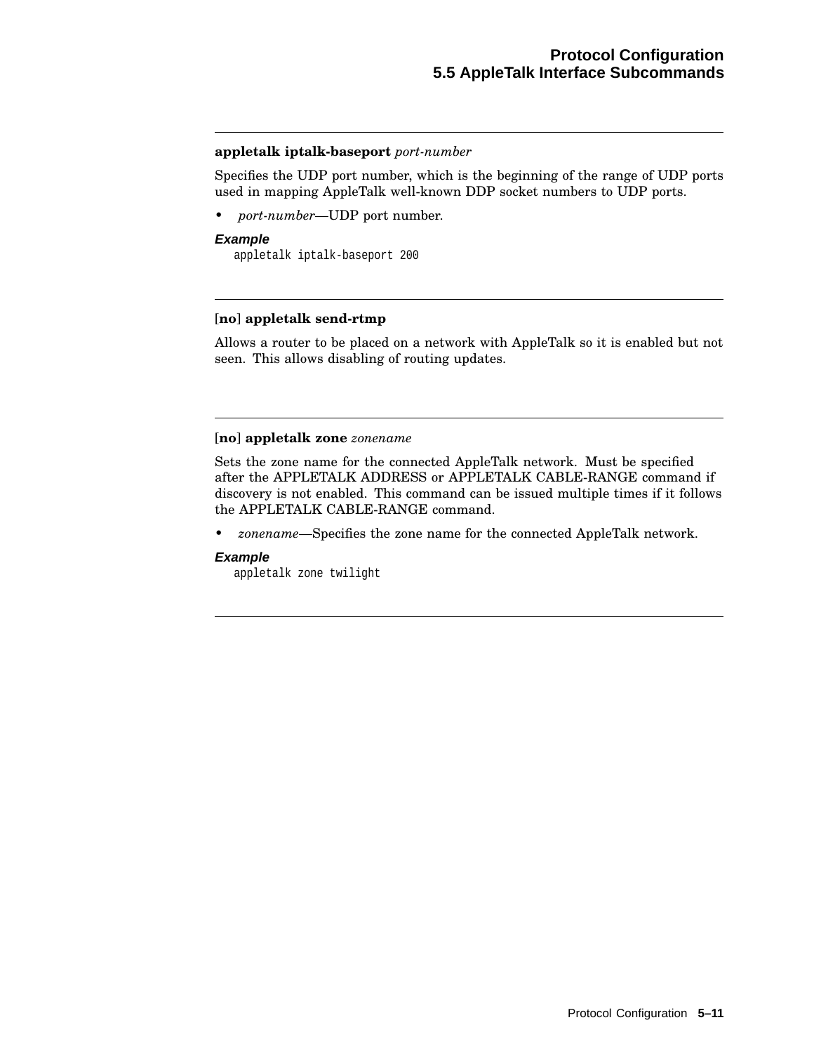---

**appletalk iptalk-baseport** *port-number*

Specifies the UDP port number, which is the beginning of the range of UDP ports used in mapping AppleTalk well-known DDP socket numbers to UDP ports.

- *port-number*—UDP port number.

***Example***

```
appletalk iptalk-baseport 200
```

---

[**no**] **appletalk send-rtmp**

Allows a router to be placed on a network with AppleTalk so it is enabled but not seen. This allows disabling of routing updates.

---

[**no**] **appletalk zone** *zonename*

Sets the zone name for the connected AppleTalk network. Must be specified after the APPLETALK ADDRESS or APPLETALK CABLE-RANGE command if discovery is not enabled. This command can be issued multiple times if it follows the APPLETALK CABLE-RANGE command.

- *zonename*—Specifies the zone name for the connected AppleTalk network.

***Example***

```
appletalk zone twilight
```

---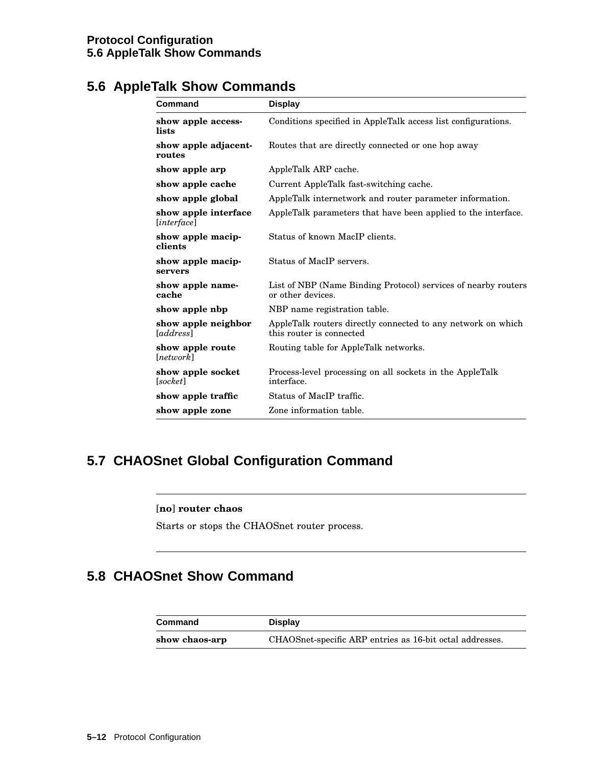## 5.6 AppleTalk Show Commands

| Command | Display |
|---|---|
| **show apple access-lists** | Conditions specified in AppleTalk access list configurations. |
| **show apple adjacent-routes** | Routes that are directly connected or one hop away |
| **show apple arp** | AppleTalk ARP cache. |
| **show apple cache** | Current AppleTalk fast-switching cache. |
| **show apple global** | AppleTalk internetwork and router parameter information. |
| **show apple interface** [*interface*] | AppleTalk parameters that have been applied to the interface. |
| **show apple macip-clients** | Status of known MacIP clients. |
| **show apple macip-servers** | Status of MacIP servers. |
| **show apple name-cache** | List of NBP (Name Binding Protocol) services of nearby routers or other devices. |
| **show apple nbp** | NBP name registration table. |
| **show apple neighbor** [*address*] | AppleTalk routers directly connected to any network on which this router is connected |
| **show apple route** [*network*] | Routing table for AppleTalk networks. |
| **show apple socket** [*socket*] | Process-level processing on all sockets in the AppleTalk interface. |
| **show apple traffic** | Status of MacIP traffic. |
| **show apple zone** | Zone information table. |

## 5.7 CHAOSnet Global Configuration Command

[**no**] **router chaos**

Starts or stops the CHAOSnet router process.

## 5.8 CHAOSnet Show Command

| Command | Display |
|---|---|
| **show chaos-arp** | CHAOSnet-specific ARP entries as 16-bit octal addresses. |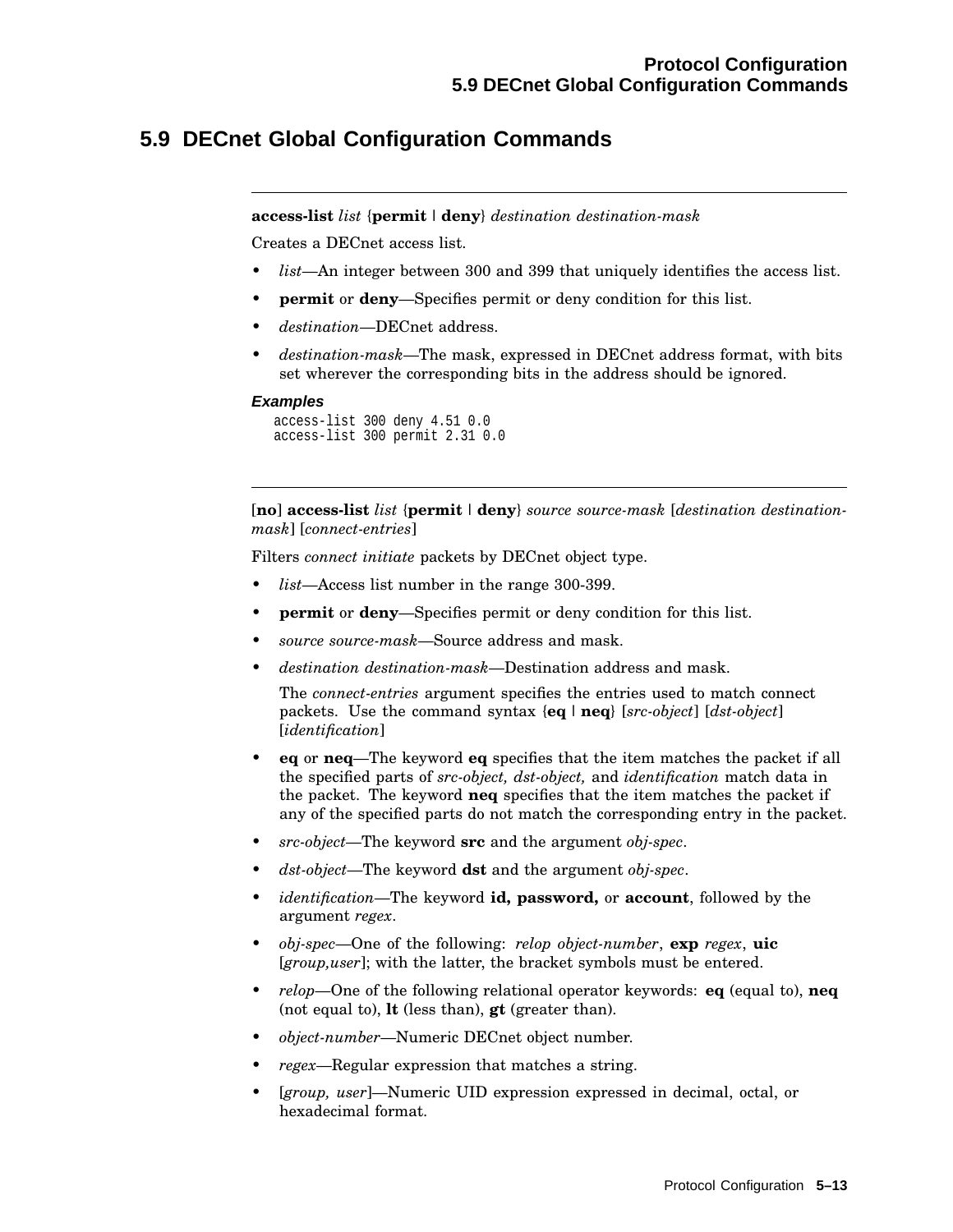## 5.9 DECnet Global Configuration Commands

---

**access-list** *list* {**permit** | **deny**} *destination destination-mask*

Creates a DECnet access list.

- *list*—An integer between 300 and 399 that uniquely identifies the access list.
- **permit** or **deny**—Specifies permit or deny condition for this list.
- *destination*—DECnet address.
- *destination-mask*—The mask, expressed in DECnet address format, with bits set wherever the corresponding bits in the address should be ignored.

#### *Examples*

```
access-list 300 deny 4.51 0.0
access-list 300 permit 2.31 0.0
```

---

[**no**] **access-list** *list* {**permit** | **deny**} *source source-mask* [*destination destination-mask*] [*connect-entries*]

Filters *connect initiate* packets by DECnet object type.

- *list*—Access list number in the range 300-399.
- **permit** or **deny**—Specifies permit or deny condition for this list.
- *source source-mask*—Source address and mask.
- *destination destination-mask*—Destination address and mask.

  The *connect-entries* argument specifies the entries used to match connect packets. Use the command syntax {**eq** | **neq**} [*src-object*] [*dst-object*] [*identification*]

- **eq** or **neq**—The keyword **eq** specifies that the item matches the packet if all the specified parts of *src-object, dst-object,* and *identification* match data in the packet. The keyword **neq** specifies that the item matches the packet if any of the specified parts do not match the corresponding entry in the packet.
- *src-object*—The keyword **src** and the argument *obj-spec*.
- *dst-object*—The keyword **dst** and the argument *obj-spec*.
- *identification*—The keyword **id, password,** or **account**, followed by the argument *regex*.
- *obj-spec*—One of the following: *relop object-number*, **exp** *regex*, **uic** [*group,user*]; with the latter, the bracket symbols must be entered.
- *relop*—One of the following relational operator keywords: **eq** (equal to), **neq** (not equal to), **lt** (less than), **gt** (greater than).
- *object-number*—Numeric DECnet object number.
- *regex*—Regular expression that matches a string.
- [*group, user*]—Numeric UID expression expressed in decimal, octal, or hexadecimal format.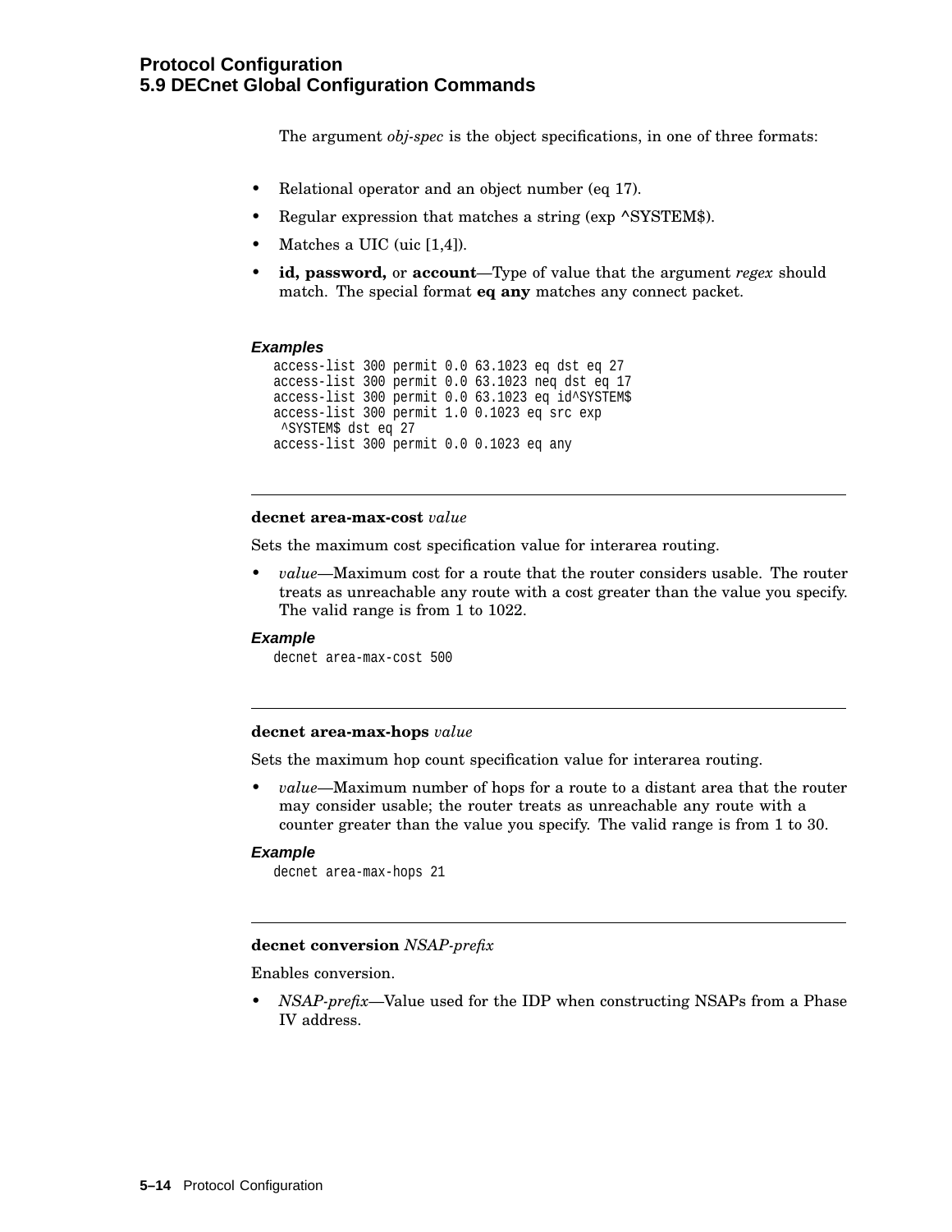The argument *obj-spec* is the object specifications, in one of three formats:

- Relational operator and an object number (eq 17).
- Regular expression that matches a string (exp ^SYSTEM$).
- Matches a UIC (uic [1,4]).
- **id, password,** or **account**—Type of value that the argument *regex* should match. The special format **eq any** matches any connect packet.

***Examples***

```
access-list 300 permit 0.0 63.1023 eq dst eq 27
access-list 300 permit 0.0 63.1023 neq dst eq 17
access-list 300 permit 0.0 63.1023 eq id^SYSTEM$
access-list 300 permit 1.0 0.1023 eq src exp
 ^SYSTEM$ dst eq 27
access-list 300 permit 0.0 0.1023 eq any
```

---

**decnet area-max-cost** *value*

Sets the maximum cost specification value for interarea routing.

- *value*—Maximum cost for a route that the router considers usable. The router treats as unreachable any route with a cost greater than the value you specify. The valid range is from 1 to 1022.

***Example***

```
decnet area-max-cost 500
```

---

**decnet area-max-hops** *value*

Sets the maximum hop count specification value for interarea routing.

- *value*—Maximum number of hops for a route to a distant area that the router may consider usable; the router treats as unreachable any route with a counter greater than the value you specify. The valid range is from 1 to 30.

***Example***

```
decnet area-max-hops 21
```

---

**decnet conversion** *NSAP-prefix*

Enables conversion.

- *NSAP-prefix*—Value used for the IDP when constructing NSAPs from a Phase IV address.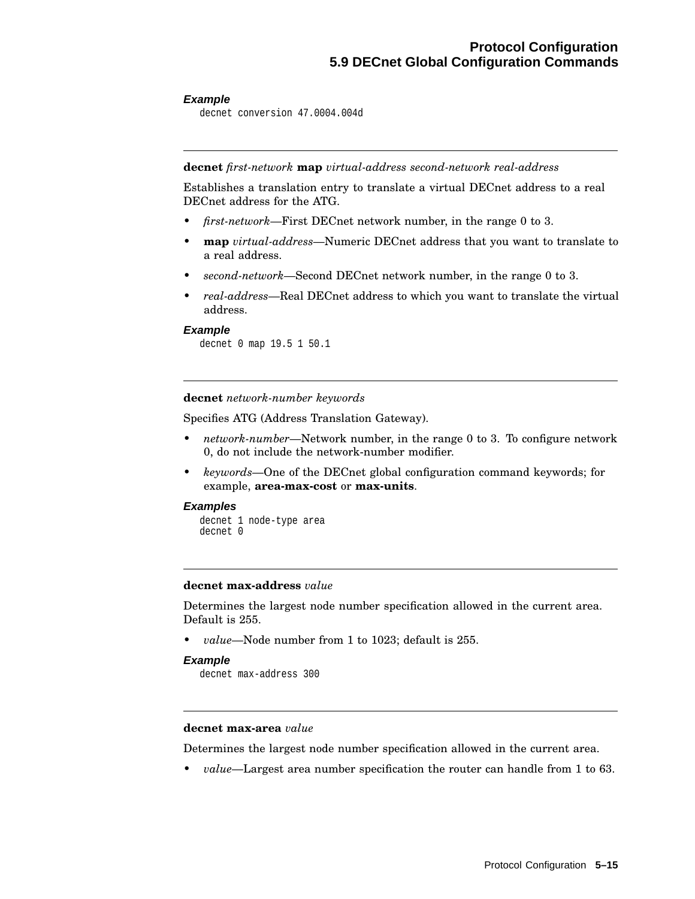#### Example

```
decnet conversion 47.0004.004d
```

---

**decnet** *first-network* **map** *virtual-address second-network real-address*

Establishes a translation entry to translate a virtual DECnet address to a real DECnet address for the ATG.

- *first-network*—First DECnet network number, in the range 0 to 3.
- **map** *virtual-address*—Numeric DECnet address that you want to translate to a real address.
- *second-network*—Second DECnet network number, in the range 0 to 3.
- *real-address*—Real DECnet address to which you want to translate the virtual address.

#### Example

```
decnet 0 map 19.5 1 50.1
```

---

**decnet** *network-number keywords*

Specifies ATG (Address Translation Gateway).

- *network-number*—Network number, in the range 0 to 3. To configure network 0, do not include the network-number modifier.
- *keywords*—One of the DECnet global configuration command keywords; for example, **area-max-cost** or **max-units**.

#### Examples

```
decnet 1 node-type area
decnet 0
```

---

**decnet max-address** *value*

Determines the largest node number specification allowed in the current area. Default is 255.

- *value*—Node number from 1 to 1023; default is 255.

#### Example

```
decnet max-address 300
```

---

**decnet max-area** *value*

Determines the largest node number specification allowed in the current area.

- *value*—Largest area number specification the router can handle from 1 to 63.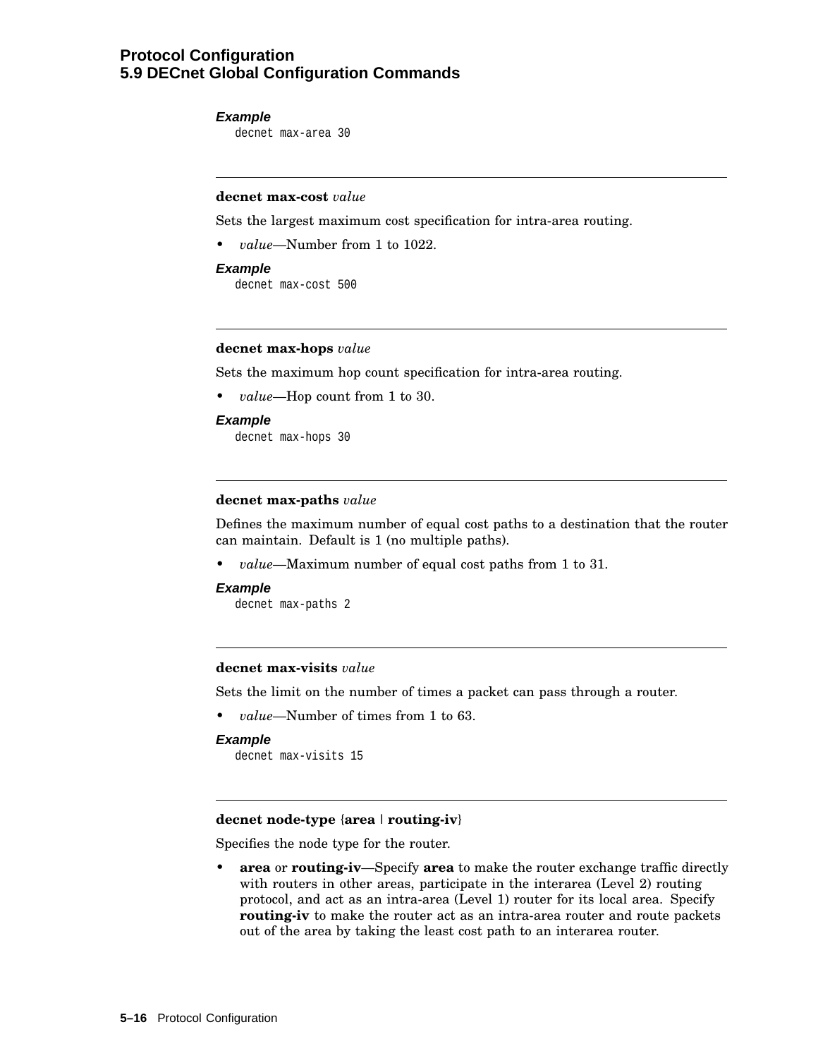***Example***

```
decnet max-area 30
```

---

**decnet max-cost** *value*

Sets the largest maximum cost specification for intra-area routing.

- *value*—Number from 1 to 1022.

***Example***

```
decnet max-cost 500
```

---

**decnet max-hops** *value*

Sets the maximum hop count specification for intra-area routing.

- *value*—Hop count from 1 to 30.

***Example***

```
decnet max-hops 30
```

---

**decnet max-paths** *value*

Defines the maximum number of equal cost paths to a destination that the router can maintain. Default is 1 (no multiple paths).

- *value*—Maximum number of equal cost paths from 1 to 31.

***Example***

```
decnet max-paths 2
```

---

**decnet max-visits** *value*

Sets the limit on the number of times a packet can pass through a router.

- *value*—Number of times from 1 to 63.

***Example***

```
decnet max-visits 15
```

---

**decnet node-type** {**area** | **routing-iv**}

Specifies the node type for the router.

- **area** or **routing-iv**—Specify **area** to make the router exchange traffic directly with routers in other areas, participate in the interarea (Level 2) routing protocol, and act as an intra-area (Level 1) router for its local area. Specify **routing-iv** to make the router act as an intra-area router and route packets out of the area by taking the least cost path to an interarea router.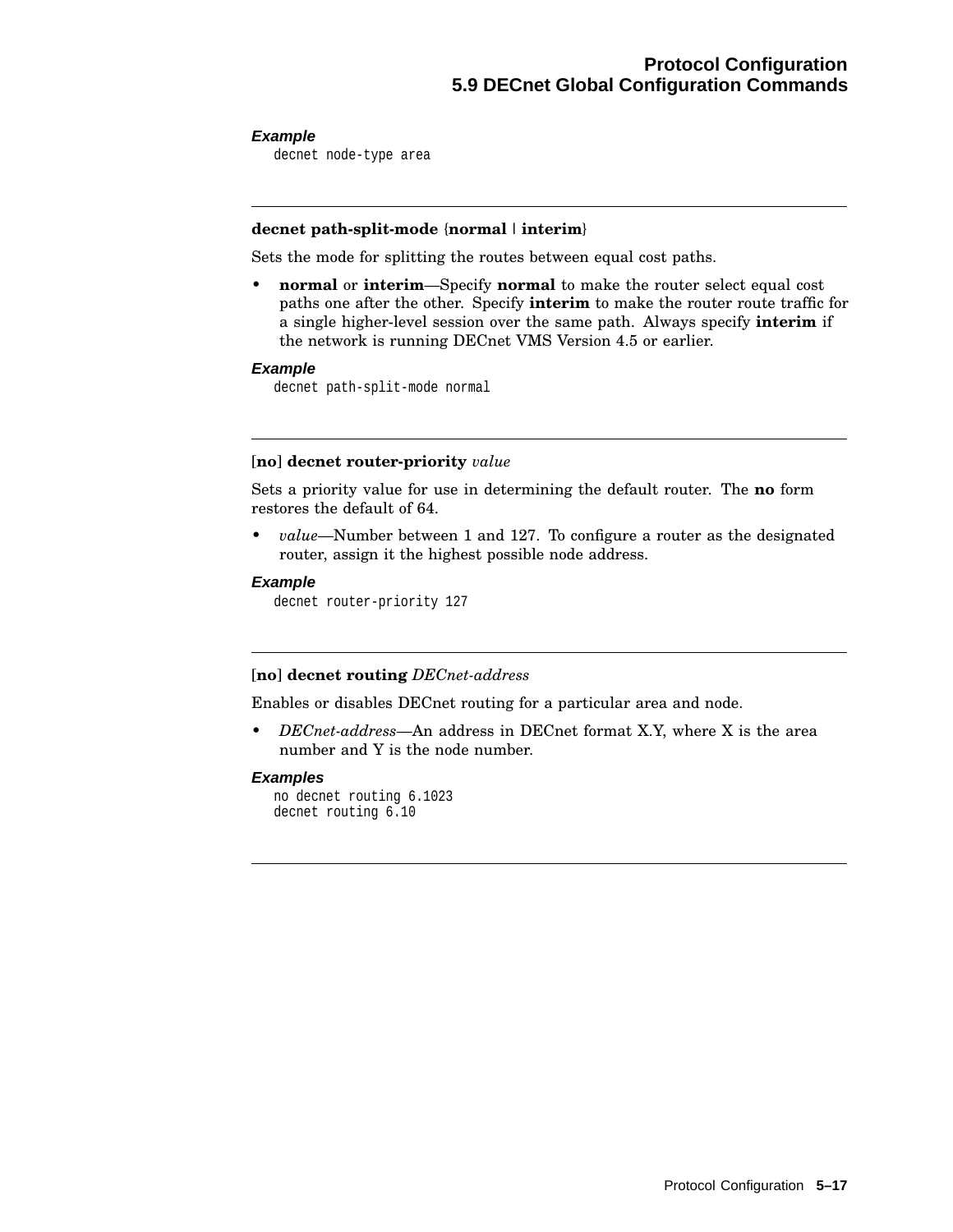***Example***

```
decnet node-type area
```

---

**decnet path-split-mode** {**normal** | **interim**}

Sets the mode for splitting the routes between equal cost paths.

- **normal** or **interim**—Specify **normal** to make the router select equal cost paths one after the other. Specify **interim** to make the router route traffic for a single higher-level session over the same path. Always specify **interim** if the network is running DECnet VMS Version 4.5 or earlier.

***Example***

```
decnet path-split-mode normal
```

---

[**no**] **decnet router-priority** *value*

Sets a priority value for use in determining the default router. The **no** form restores the default of 64.

- *value*—Number between 1 and 127. To configure a router as the designated router, assign it the highest possible node address.

***Example***

```
decnet router-priority 127
```

---

[**no**] **decnet routing** *DECnet-address*

Enables or disables DECnet routing for a particular area and node.

- *DECnet-address*—An address in DECnet format X.Y, where X is the area number and Y is the node number.

***Examples***

```
no decnet routing 6.1023
decnet routing 6.10
```

---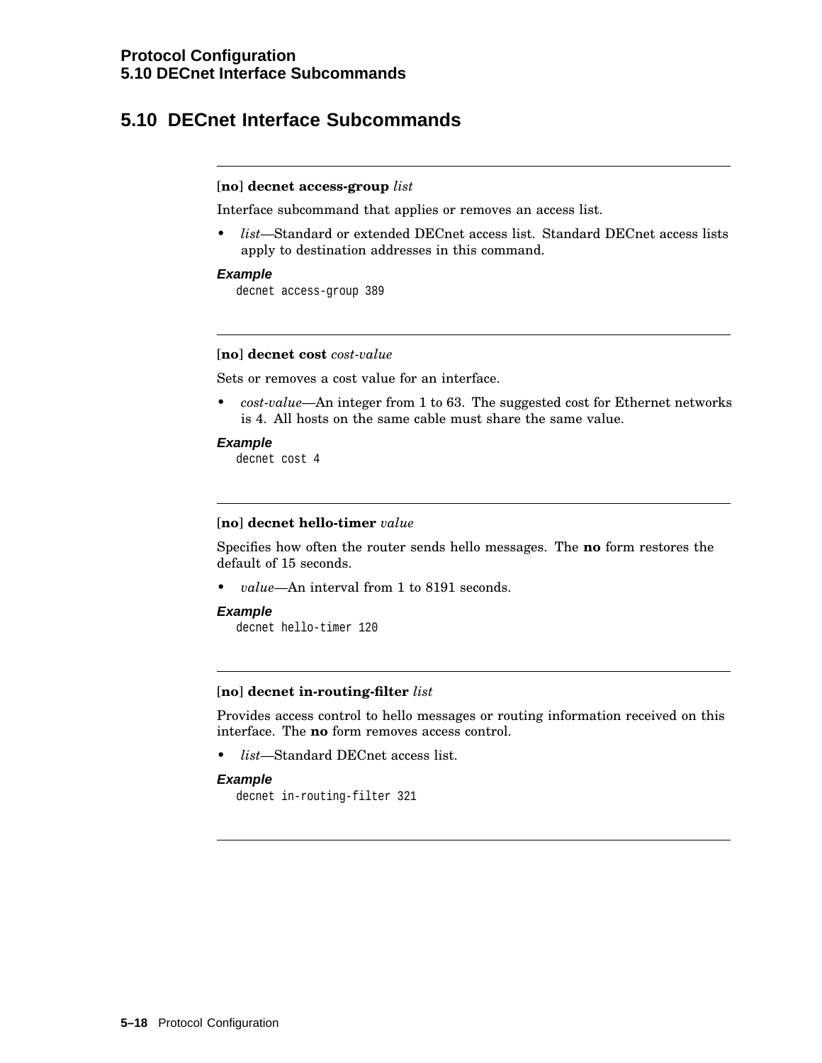## 5.10 DECnet Interface Subcommands

---

[**no**] **decnet access-group** *list*

Interface subcommand that applies or removes an access list.

- *list*—Standard or extended DECnet access list. Standard DECnet access lists apply to destination addresses in this command.

***Example***

```
decnet access-group 389
```

---

[**no**] **decnet cost** *cost-value*

Sets or removes a cost value for an interface.

- *cost-value*—An integer from 1 to 63. The suggested cost for Ethernet networks is 4. All hosts on the same cable must share the same value.

***Example***

```
decnet cost 4
```

---

[**no**] **decnet hello-timer** *value*

Specifies how often the router sends hello messages. The **no** form restores the default of 15 seconds.

- *value*—An interval from 1 to 8191 seconds.

***Example***

```
decnet hello-timer 120
```

---

[**no**] **decnet in-routing-filter** *list*

Provides access control to hello messages or routing information received on this interface. The **no** form removes access control.

- *list*—Standard DECnet access list.

***Example***

```
decnet in-routing-filter 321
```

---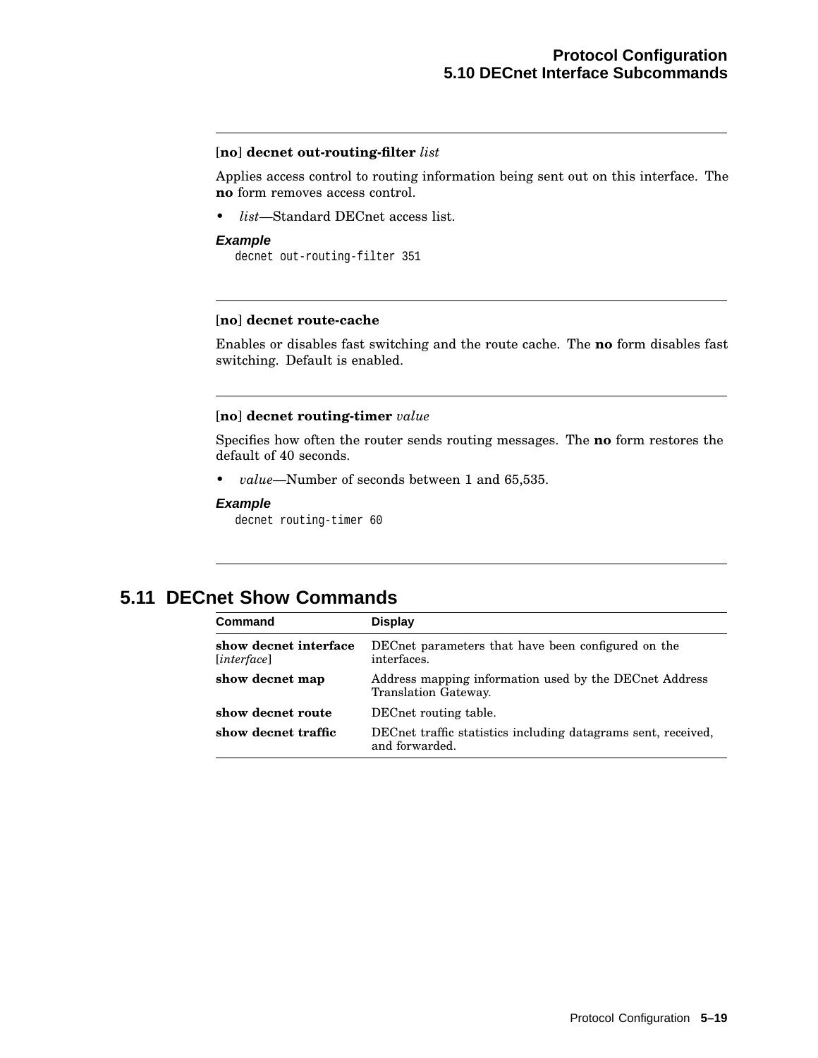**[no] decnet out-routing-filter** *list*

Applies access control to routing information being sent out on this interface. The **no** form removes access control.

- *list*—Standard DECnet access list.

***Example***

```
decnet out-routing-filter 351
```

---

**[no] decnet route-cache**

Enables or disables fast switching and the route cache. The **no** form disables fast switching. Default is enabled.

---

**[no] decnet routing-timer** *value*

Specifies how often the router sends routing messages. The **no** form restores the default of 40 seconds.

- *value*—Number of seconds between 1 and 65,535.

***Example***

```
decnet routing-timer 60
```

---

## 5.11 DECnet Show Commands

| Command | Display |
|---|---|
| **show decnet interface** [*interface*] | DECnet parameters that have been configured on the interfaces. |
| **show decnet map** | Address mapping information used by the DECnet Address Translation Gateway. |
| **show decnet route** | DECnet routing table. |
| **show decnet traffic** | DECnet traffic statistics including datagrams sent, received, and forwarded. |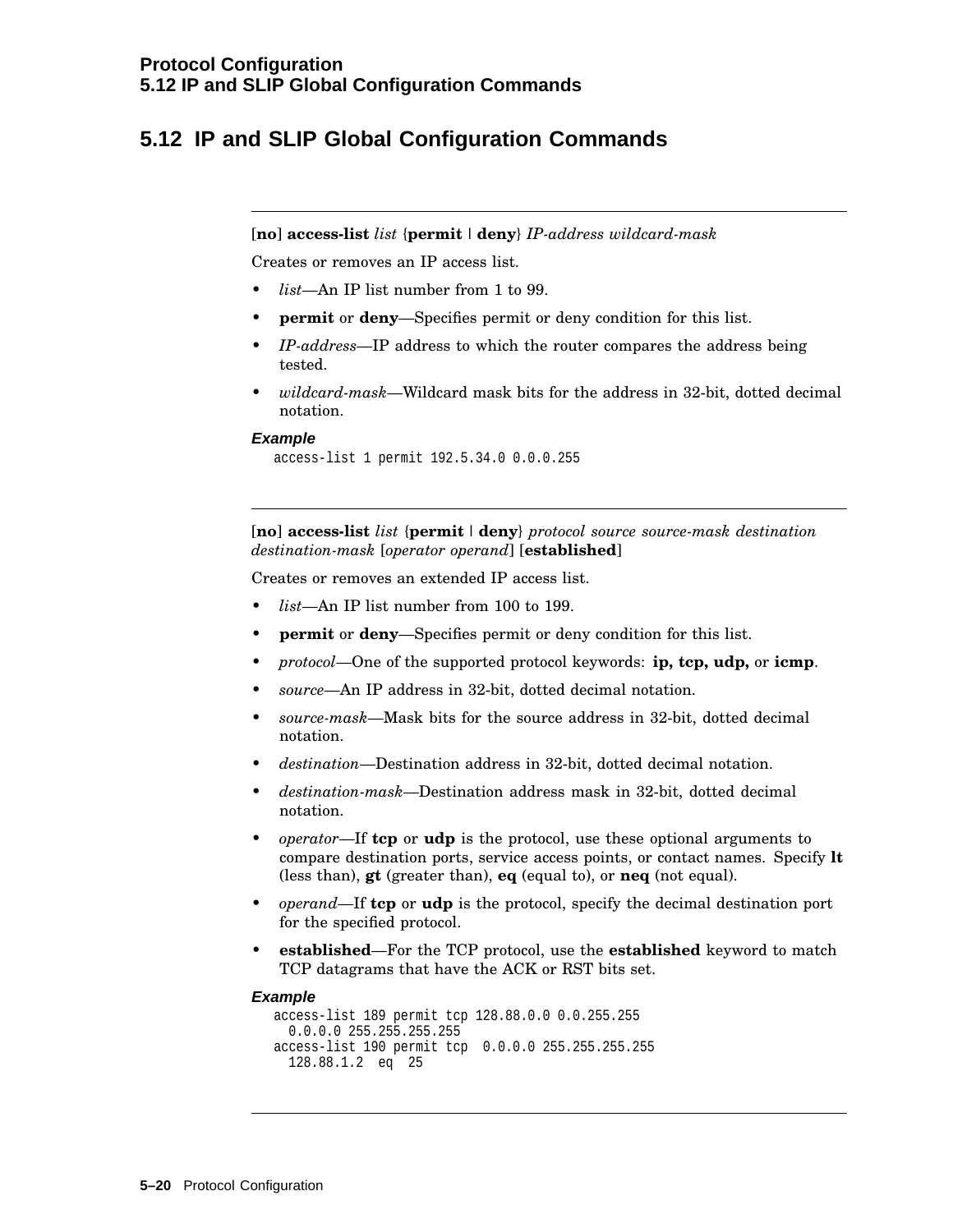## 5.12 IP and SLIP Global Configuration Commands

---

[**no**] **access-list** *list* {**permit** | **deny**} *IP-address wildcard-mask*

Creates or removes an IP access list.

- *list*—An IP list number from 1 to 99.
- **permit** or **deny**—Specifies permit or deny condition for this list.
- *IP-address*—IP address to which the router compares the address being tested.
- *wildcard-mask*—Wildcard mask bits for the address in 32-bit, dotted decimal notation.

***Example***

```
access-list 1 permit 192.5.34.0 0.0.0.255
```

---

[**no**] **access-list** *list* {**permit** | **deny**} *protocol source source-mask destination destination-mask* [*operator operand*] [**established**]

Creates or removes an extended IP access list.

- *list*—An IP list number from 100 to 199.
- **permit** or **deny**—Specifies permit or deny condition for this list.
- *protocol*—One of the supported protocol keywords: **ip, tcp, udp,** or **icmp**.
- *source*—An IP address in 32-bit, dotted decimal notation.
- *source-mask*—Mask bits for the source address in 32-bit, dotted decimal notation.
- *destination*—Destination address in 32-bit, dotted decimal notation.
- *destination-mask*—Destination address mask in 32-bit, dotted decimal notation.
- *operator*—If **tcp** or **udp** is the protocol, use these optional arguments to compare destination ports, service access points, or contact names. Specify **lt** (less than), **gt** (greater than), **eq** (equal to), or **neq** (not equal).
- *operand*—If **tcp** or **udp** is the protocol, specify the decimal destination port for the specified protocol.
- **established**—For the TCP protocol, use the **established** keyword to match TCP datagrams that have the ACK or RST bits set.

***Example***

```
access-list 189 permit tcp 128.88.0.0 0.0.255.255
  0.0.0.0 255.255.255.255
access-list 190 permit tcp  0.0.0.0 255.255.255.255
  128.88.1.2  eq  25
```

---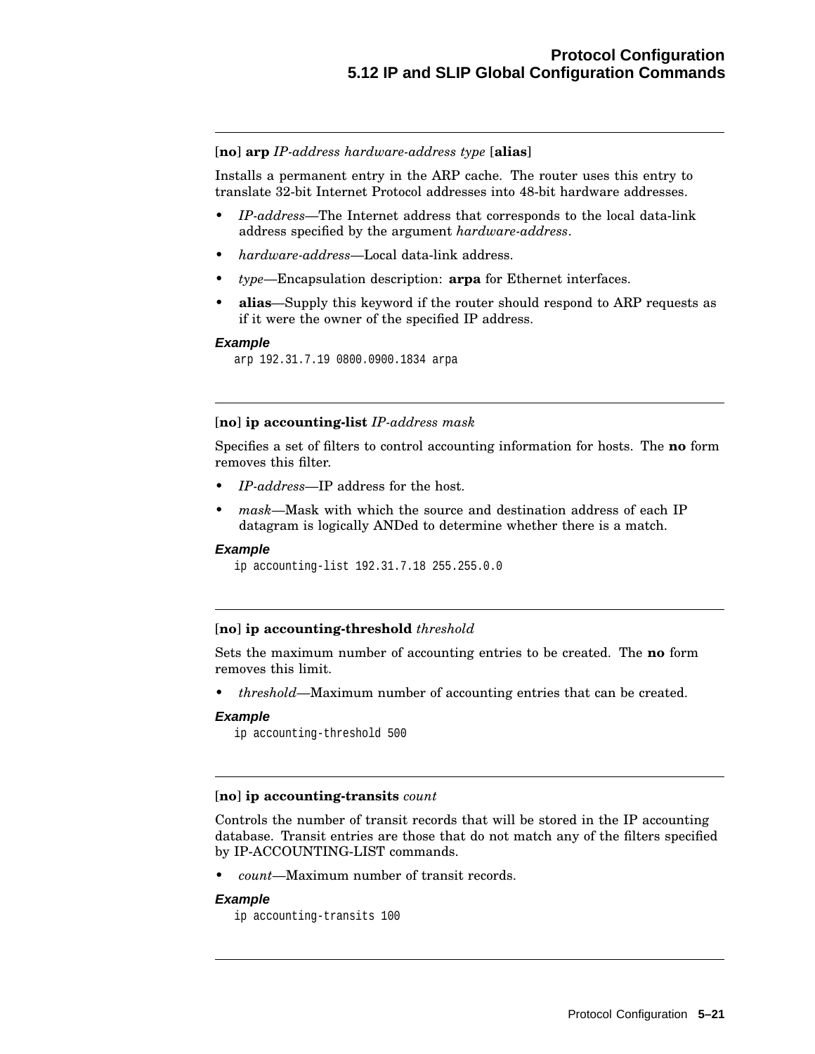---

**[no] arp** *IP-address hardware-address type* **[alias]**

Installs a permanent entry in the ARP cache. The router uses this entry to translate 32-bit Internet Protocol addresses into 48-bit hardware addresses.

- *IP-address*—The Internet address that corresponds to the local data-link address specified by the argument *hardware-address*.
- *hardware-address*—Local data-link address.
- *type*—Encapsulation description: **arpa** for Ethernet interfaces.
- **alias**—Supply this keyword if the router should respond to ARP requests as if it were the owner of the specified IP address.

#### Example

```
arp 192.31.7.19 0800.0900.1834 arpa
```

---

**[no] ip accounting-list** *IP-address mask*

Specifies a set of filters to control accounting information for hosts. The **no** form removes this filter.

- *IP-address*—IP address for the host.
- *mask*—Mask with which the source and destination address of each IP datagram is logically ANDed to determine whether there is a match.

#### Example

```
ip accounting-list 192.31.7.18 255.255.0.0
```

---

**[no] ip accounting-threshold** *threshold*

Sets the maximum number of accounting entries to be created. The **no** form removes this limit.

- *threshold*—Maximum number of accounting entries that can be created.

#### Example

```
ip accounting-threshold 500
```

---

**[no] ip accounting-transits** *count*

Controls the number of transit records that will be stored in the IP accounting database. Transit entries are those that do not match any of the filters specified by IP-ACCOUNTING-LIST commands.

- *count*—Maximum number of transit records.

#### Example

```
ip accounting-transits 100
```

---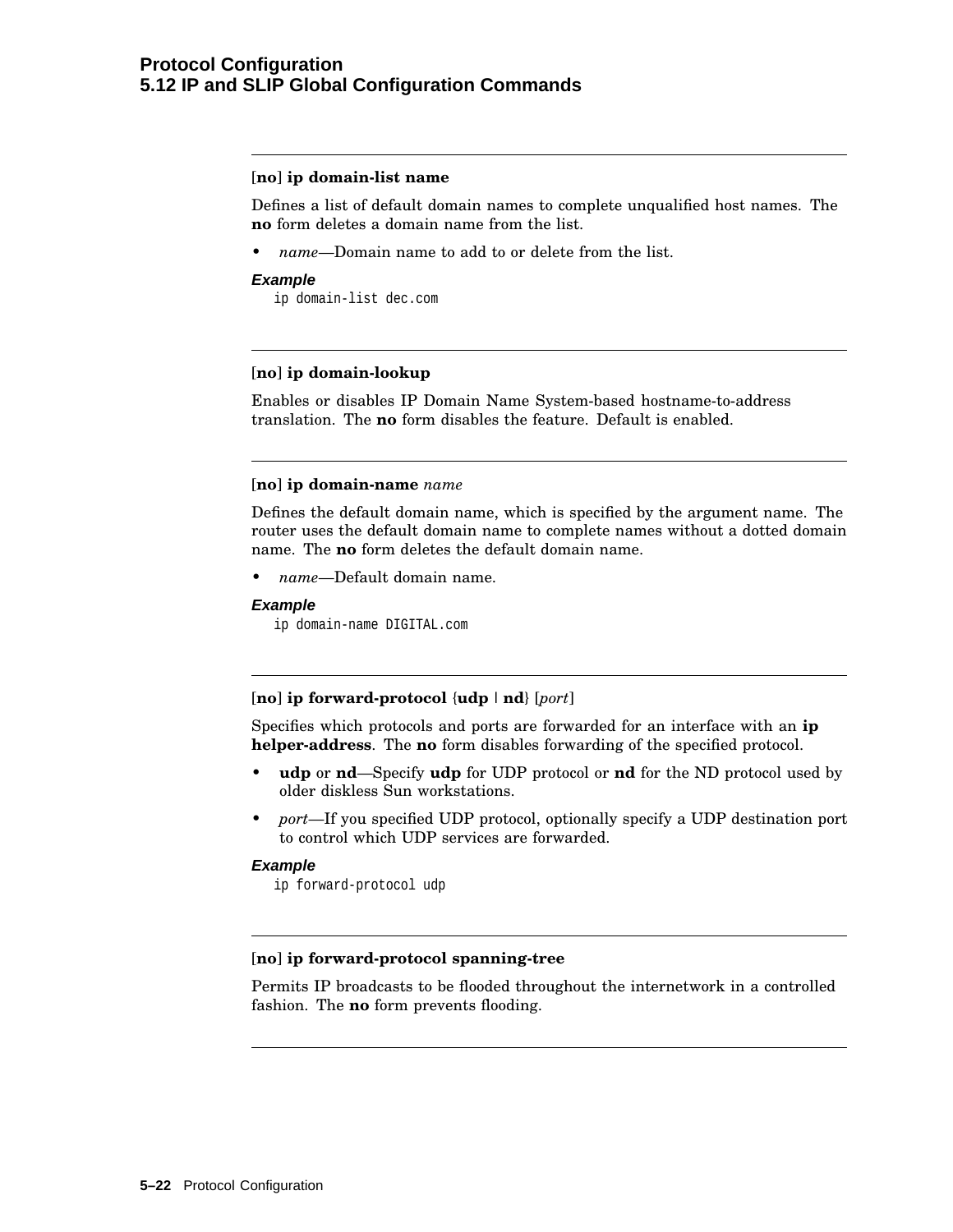**[no] ip domain-list name**

Defines a list of default domain names to complete unqualified host names. The **no** form deletes a domain name from the list.

- *name*—Domain name to add to or delete from the list.

***Example***

```
ip domain-list dec.com
```

---

**[no] ip domain-lookup**

Enables or disables IP Domain Name System-based hostname-to-address translation. The **no** form disables the feature. Default is enabled.

---

**[no] ip domain-name** *name*

Defines the default domain name, which is specified by the argument name. The router uses the default domain name to complete names without a dotted domain name. The **no** form deletes the default domain name.

- *name*—Default domain name.

***Example***

```
ip domain-name DIGITAL.com
```

---

**[no] ip forward-protocol** {**udp** | **nd**} [*port*]

Specifies which protocols and ports are forwarded for an interface with an **ip helper-address**. The **no** form disables forwarding of the specified protocol.

- **udp** or **nd**—Specify **udp** for UDP protocol or **nd** for the ND protocol used by older diskless Sun workstations.
- *port*—If you specified UDP protocol, optionally specify a UDP destination port to control which UDP services are forwarded.

***Example***

```
ip forward-protocol udp
```

---

**[no] ip forward-protocol spanning-tree**

Permits IP broadcasts to be flooded throughout the internetwork in a controlled fashion. The **no** form prevents flooding.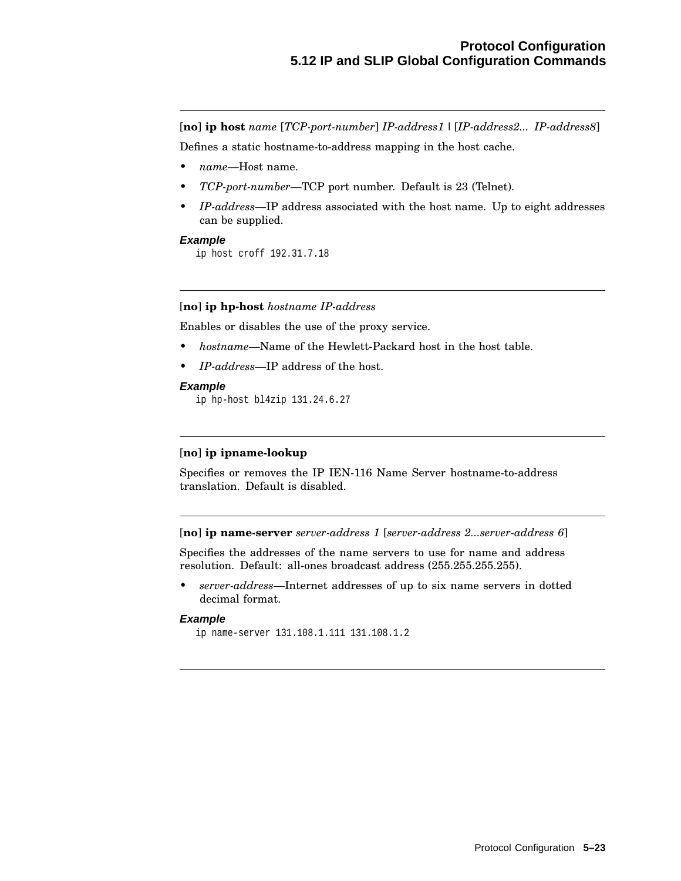---

[**no**] **ip host** *name* [*TCP-port-number*] *IP-address1* | [*IP-address2... IP-address8*]

Defines a static hostname-to-address mapping in the host cache.

- *name*—Host name.
- *TCP-port-number*—TCP port number. Default is 23 (Telnet).
- *IP-address*—IP address associated with the host name. Up to eight addresses can be supplied.

***Example***

```
ip host croff 192.31.7.18
```

---

[**no**] **ip hp-host** *hostname IP-address*

Enables or disables the use of the proxy service.

- *hostname*—Name of the Hewlett-Packard host in the host table.
- *IP-address*—IP address of the host.

***Example***

```
ip hp-host bl4zip 131.24.6.27
```

---

[**no**] **ip ipname-lookup**

Specifies or removes the IP IEN-116 Name Server hostname-to-address translation. Default is disabled.

---

[**no**] **ip name-server** *server-address 1* [*server-address 2...server-address 6*]

Specifies the addresses of the name servers to use for name and address resolution. Default: all-ones broadcast address (255.255.255.255).

- *server-address*—Internet addresses of up to six name servers in dotted decimal format.

***Example***

```
ip name-server 131.108.1.111 131.108.1.2
```

---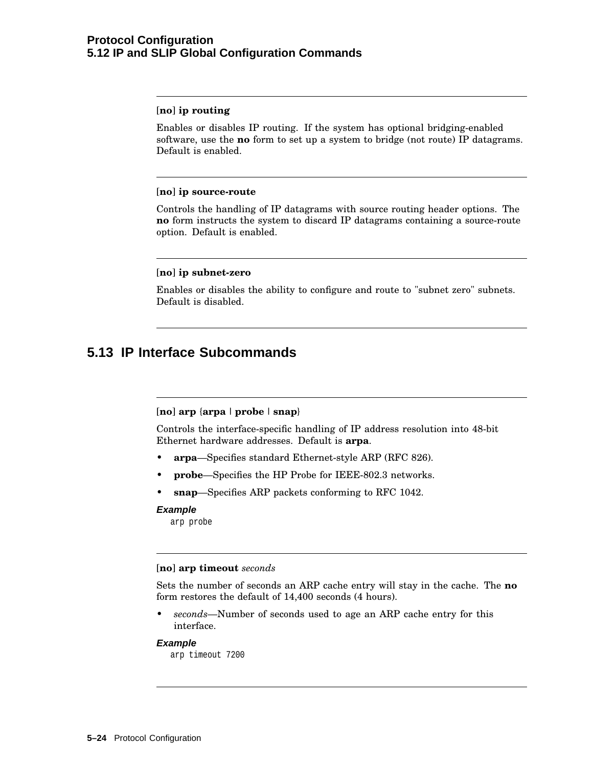---

**[no] ip routing**

Enables or disables IP routing. If the system has optional bridging-enabled software, use the **no** form to set up a system to bridge (not route) IP datagrams. Default is enabled.

---

**[no] ip source-route**

Controls the handling of IP datagrams with source routing header options. The **no** form instructs the system to discard IP datagrams containing a source-route option. Default is enabled.

---

**[no] ip subnet-zero**

Enables or disables the ability to configure and route to "subnet zero" subnets. Default is disabled.

---

## 5.13 IP Interface Subcommands

---

**[no] arp {arpa | probe | snap}**

Controls the interface-specific handling of IP address resolution into 48-bit Ethernet hardware addresses. Default is **arpa**.

- **arpa**—Specifies standard Ethernet-style ARP (RFC 826).
- **probe**—Specifies the HP Probe for IEEE-802.3 networks.
- **snap**—Specifies ARP packets conforming to RFC 1042.

***Example***

```
arp probe
```

---

**[no] arp timeout** *seconds*

Sets the number of seconds an ARP cache entry will stay in the cache. The **no** form restores the default of 14,400 seconds (4 hours).

- *seconds*—Number of seconds used to age an ARP cache entry for this interface.

***Example***

```
arp timeout 7200
```

---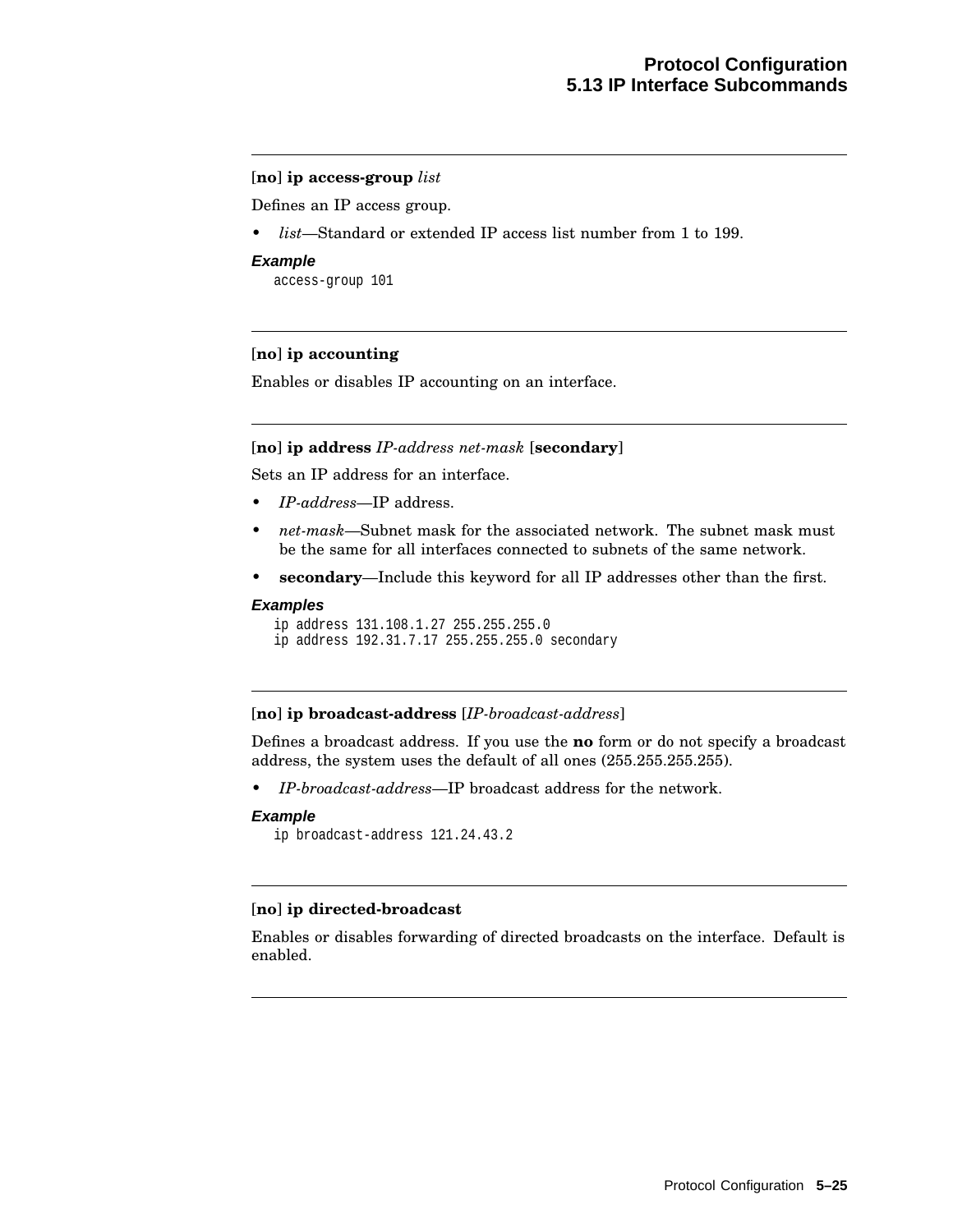---

**[no] ip access-group** *list*

Defines an IP access group.

- *list*—Standard or extended IP access list number from 1 to 199.

***Example***

```
access-group 101
```

---

**[no] ip accounting**

Enables or disables IP accounting on an interface.

---

**[no] ip address** *IP-address net-mask* **[secondary]**

Sets an IP address for an interface.

- *IP-address*—IP address.
- *net-mask*—Subnet mask for the associated network. The subnet mask must be the same for all interfaces connected to subnets of the same network.
- **secondary**—Include this keyword for all IP addresses other than the first.

***Examples***

```
ip address 131.108.1.27 255.255.255.0
ip address 192.31.7.17 255.255.255.0 secondary
```

---

**[no] ip broadcast-address** [*IP-broadcast-address*]

Defines a broadcast address. If you use the **no** form or do not specify a broadcast address, the system uses the default of all ones (255.255.255.255).

- *IP-broadcast-address*—IP broadcast address for the network.

***Example***

```
ip broadcast-address 121.24.43.2
```

---

**[no] ip directed-broadcast**

Enables or disables forwarding of directed broadcasts on the interface. Default is enabled.

---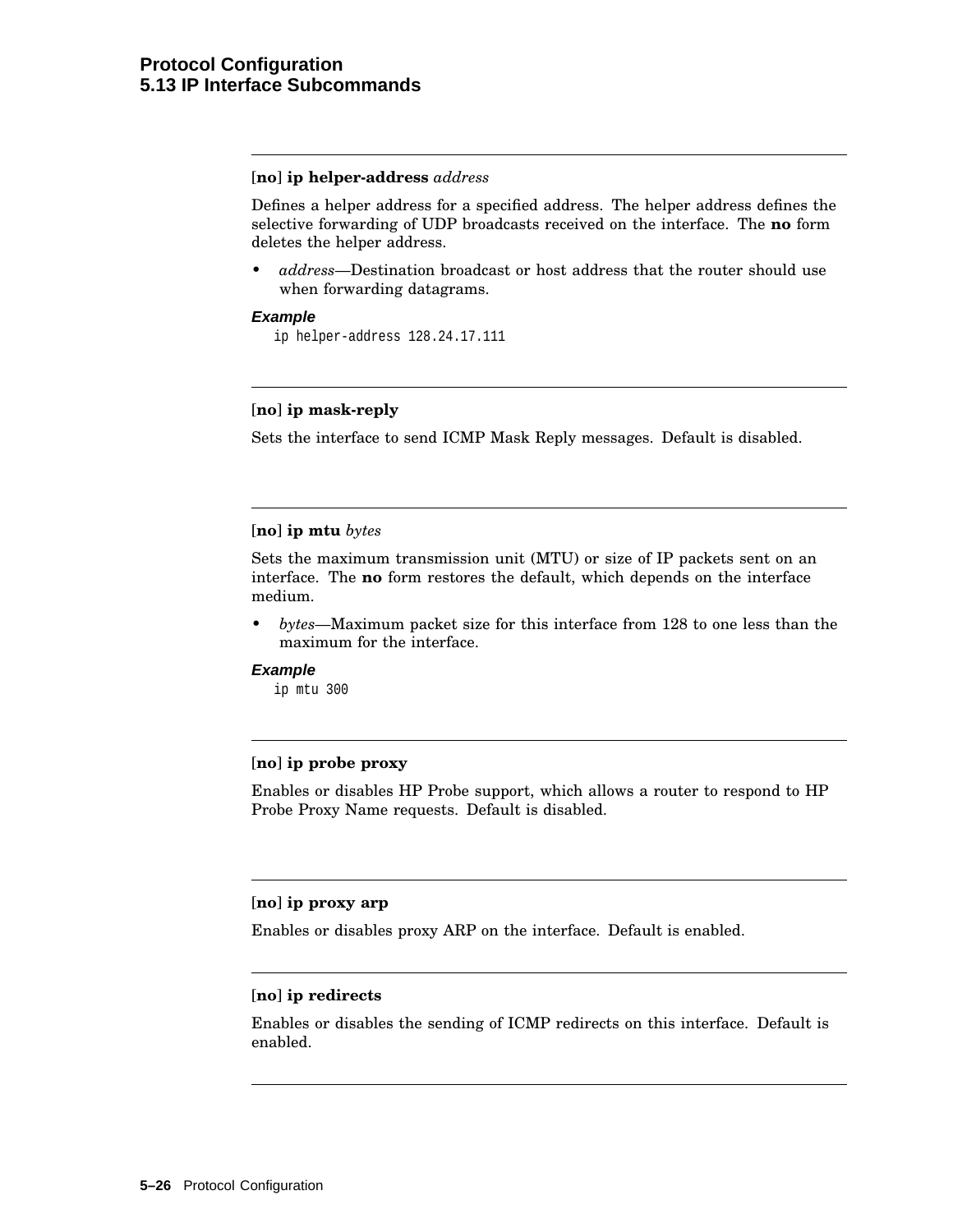**[no] ip helper-address** *address*

Defines a helper address for a specified address. The helper address defines the selective forwarding of UDP broadcasts received on the interface. The **no** form deletes the helper address.

- *address*—Destination broadcast or host address that the router should use when forwarding datagrams.

***Example***

```
ip helper-address 128.24.17.111
```

---

**[no] ip mask-reply**

Sets the interface to send ICMP Mask Reply messages. Default is disabled.

---

**[no] ip mtu** *bytes*

Sets the maximum transmission unit (MTU) or size of IP packets sent on an interface. The **no** form restores the default, which depends on the interface medium.

- *bytes*—Maximum packet size for this interface from 128 to one less than the maximum for the interface.

***Example***

```
ip mtu 300
```

---

**[no] ip probe proxy**

Enables or disables HP Probe support, which allows a router to respond to HP Probe Proxy Name requests. Default is disabled.

---

**[no] ip proxy arp**

Enables or disables proxy ARP on the interface. Default is enabled.

---

**[no] ip redirects**

Enables or disables the sending of ICMP redirects on this interface. Default is enabled.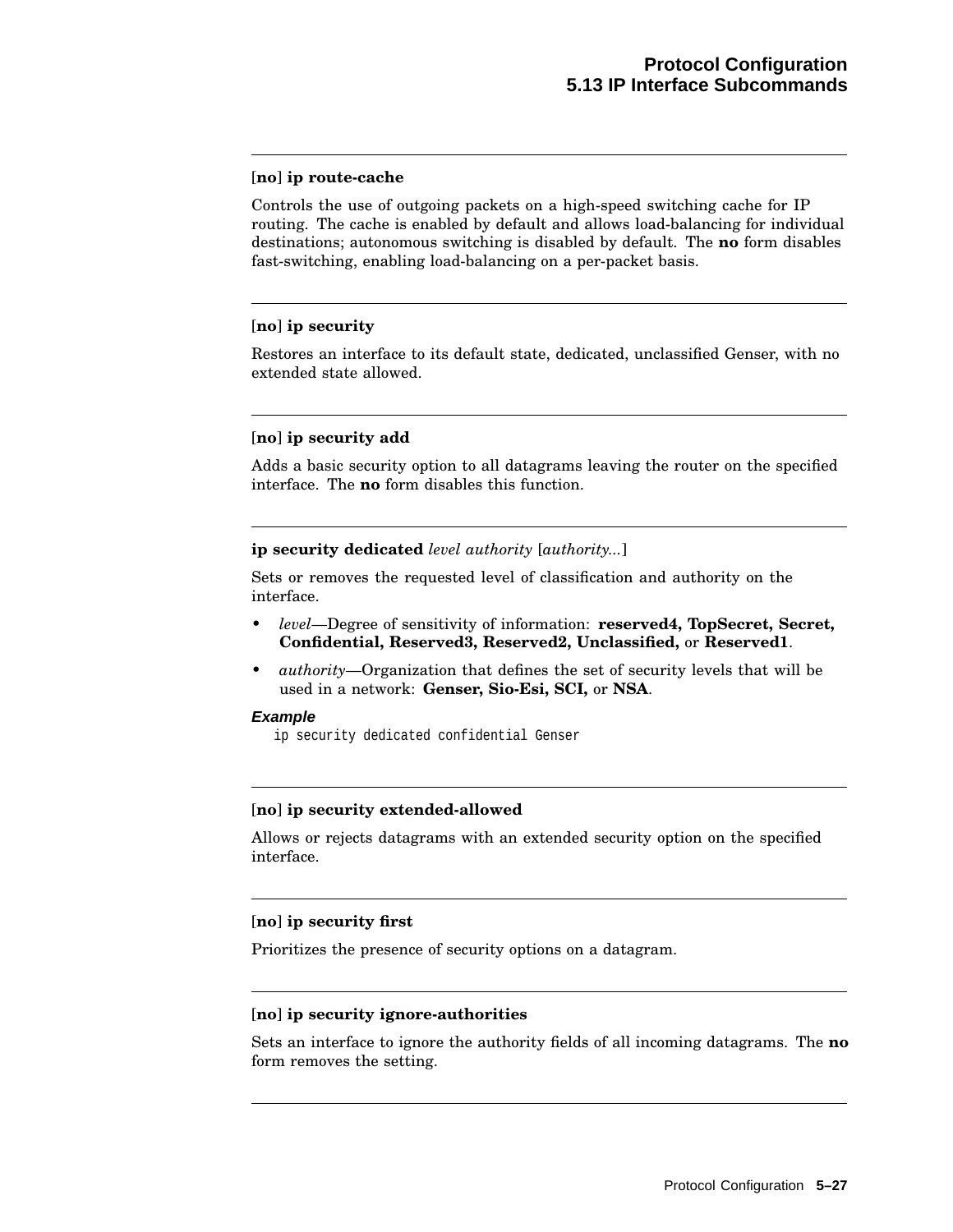---

**[no] ip route-cache**

Controls the use of outgoing packets on a high-speed switching cache for IP routing. The cache is enabled by default and allows load-balancing for individual destinations; autonomous switching is disabled by default. The **no** form disables fast-switching, enabling load-balancing on a per-packet basis.

---

**[no] ip security**

Restores an interface to its default state, dedicated, unclassified Genser, with no extended state allowed.

---

**[no] ip security add**

Adds a basic security option to all datagrams leaving the router on the specified interface. The **no** form disables this function.

---

**ip security dedicated** *level authority* [*authority...*]

Sets or removes the requested level of classification and authority on the interface.

- *level*—Degree of sensitivity of information: **reserved4, TopSecret, Secret, Confidential, Reserved3, Reserved2, Unclassified,** or **Reserved1**.
- *authority*—Organization that defines the set of security levels that will be used in a network: **Genser, Sio-Esi, SCI,** or **NSA**.

***Example***

```
ip security dedicated confidential Genser
```

---

**[no] ip security extended-allowed**

Allows or rejects datagrams with an extended security option on the specified interface.

---

**[no] ip security first**

Prioritizes the presence of security options on a datagram.

---

**[no] ip security ignore-authorities**

Sets an interface to ignore the authority fields of all incoming datagrams. The **no** form removes the setting.

---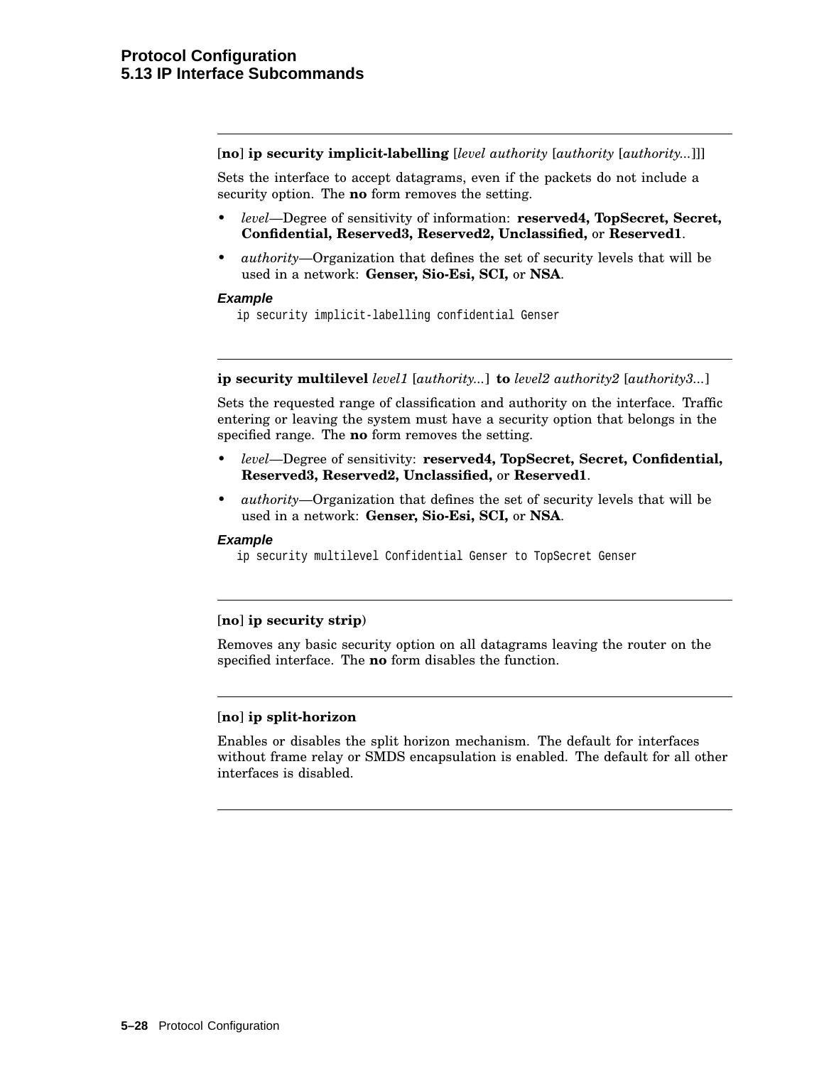---

**[no] ip security implicit-labelling** [*level authority* [*authority* [*authority...*]]]

Sets the interface to accept datagrams, even if the packets do not include a security option. The **no** form removes the setting.

- *level*—Degree of sensitivity of information: **reserved4, TopSecret, Secret, Confidential, Reserved3, Reserved2, Unclassified,** or **Reserved1**.
- *authority*—Organization that defines the set of security levels that will be used in a network: **Genser, Sio-Esi, SCI,** or **NSA**.

***Example***

```
ip security implicit-labelling confidential Genser
```

---

**ip security multilevel** *level1* [*authority...*] **to** *level2 authority2* [*authority3...*]

Sets the requested range of classification and authority on the interface. Traffic entering or leaving the system must have a security option that belongs in the specified range. The **no** form removes the setting.

- *level*—Degree of sensitivity: **reserved4, TopSecret, Secret, Confidential, Reserved3, Reserved2, Unclassified,** or **Reserved1**.
- *authority*—Organization that defines the set of security levels that will be used in a network: **Genser, Sio-Esi, SCI,** or **NSA**.

***Example***

```
ip security multilevel Confidential Genser to TopSecret Genser
```

---

**[no] ip security strip)**

Removes any basic security option on all datagrams leaving the router on the specified interface. The **no** form disables the function.

---

**[no] ip split-horizon**

Enables or disables the split horizon mechanism. The default for interfaces without frame relay or SMDS encapsulation is enabled. The default for all other interfaces is disabled.

---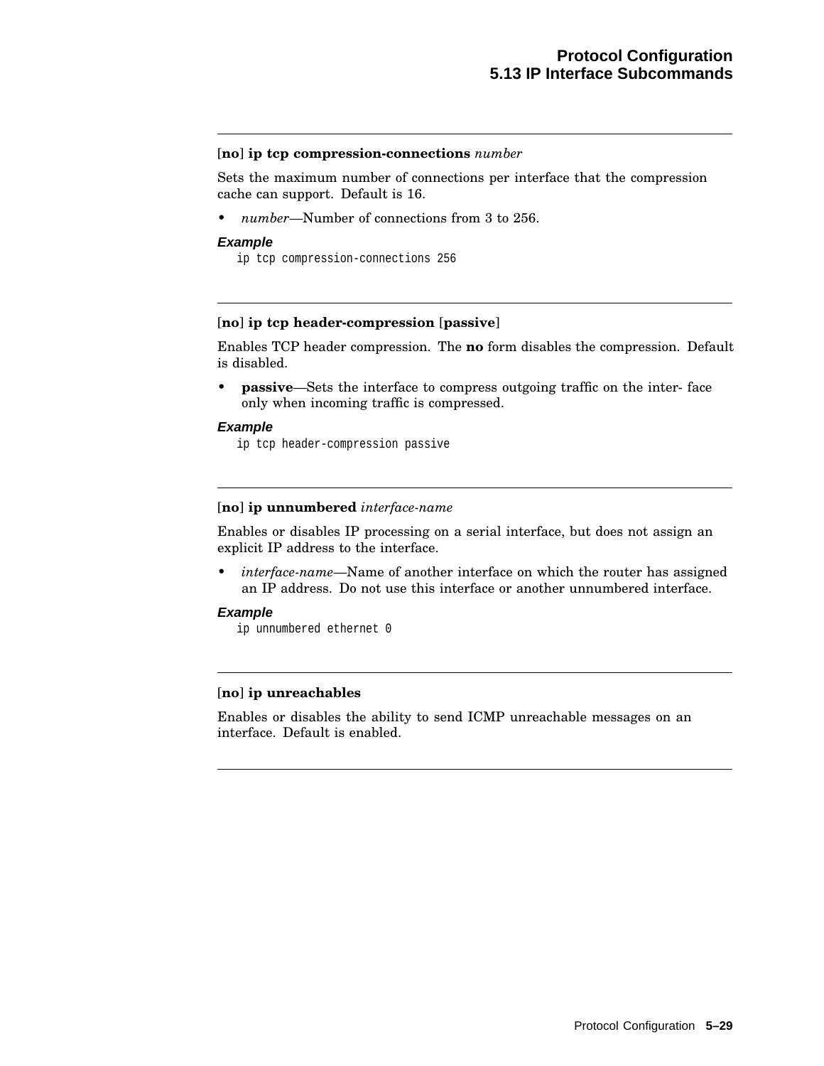**[no] ip tcp compression-connections** *number*

Sets the maximum number of connections per interface that the compression cache can support. Default is 16.

- *number*—Number of connections from 3 to 256.

***Example***

```
ip tcp compression-connections 256
```

---

**[no] ip tcp header-compression [passive]**

Enables TCP header compression. The **no** form disables the compression. Default is disabled.

- **passive**—Sets the interface to compress outgoing traffic on the inter- face only when incoming traffic is compressed.

***Example***

```
ip tcp header-compression passive
```

---

**[no] ip unnumbered** *interface-name*

Enables or disables IP processing on a serial interface, but does not assign an explicit IP address to the interface.

- *interface-name*—Name of another interface on which the router has assigned an IP address. Do not use this interface or another unnumbered interface.

***Example***

```
ip unnumbered ethernet 0
```

---

**[no] ip unreachables**

Enables or disables the ability to send ICMP unreachable messages on an interface. Default is enabled.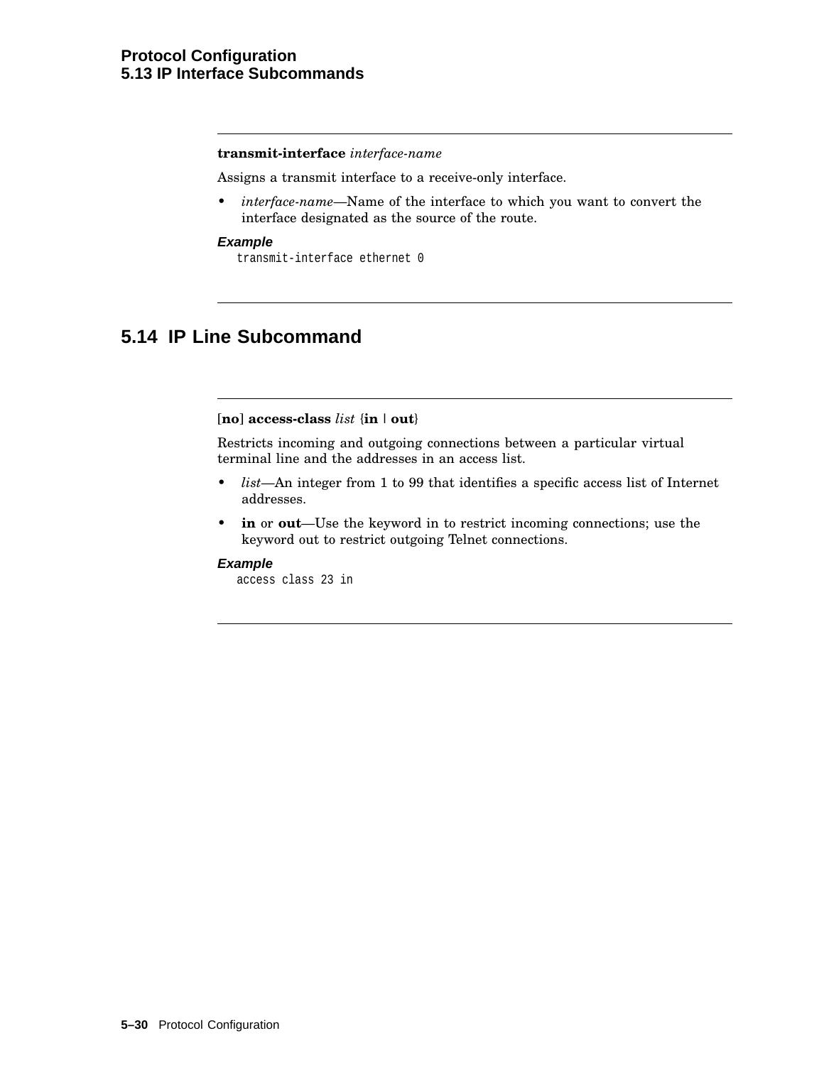**transmit-interface** *interface-name*

Assigns a transmit interface to a receive-only interface.

- *interface-name*—Name of the interface to which you want to convert the interface designated as the source of the route.

***Example***

```
transmit-interface ethernet 0
```

## 5.14 IP Line Subcommand

[**no**] **access-class** *list* {**in** | **out**}

Restricts incoming and outgoing connections between a particular virtual terminal line and the addresses in an access list.

- *list*—An integer from 1 to 99 that identifies a specific access list of Internet addresses.
- **in** or **out**—Use the keyword in to restrict incoming connections; use the keyword out to restrict outgoing Telnet connections.

***Example***

```
access class 23 in
```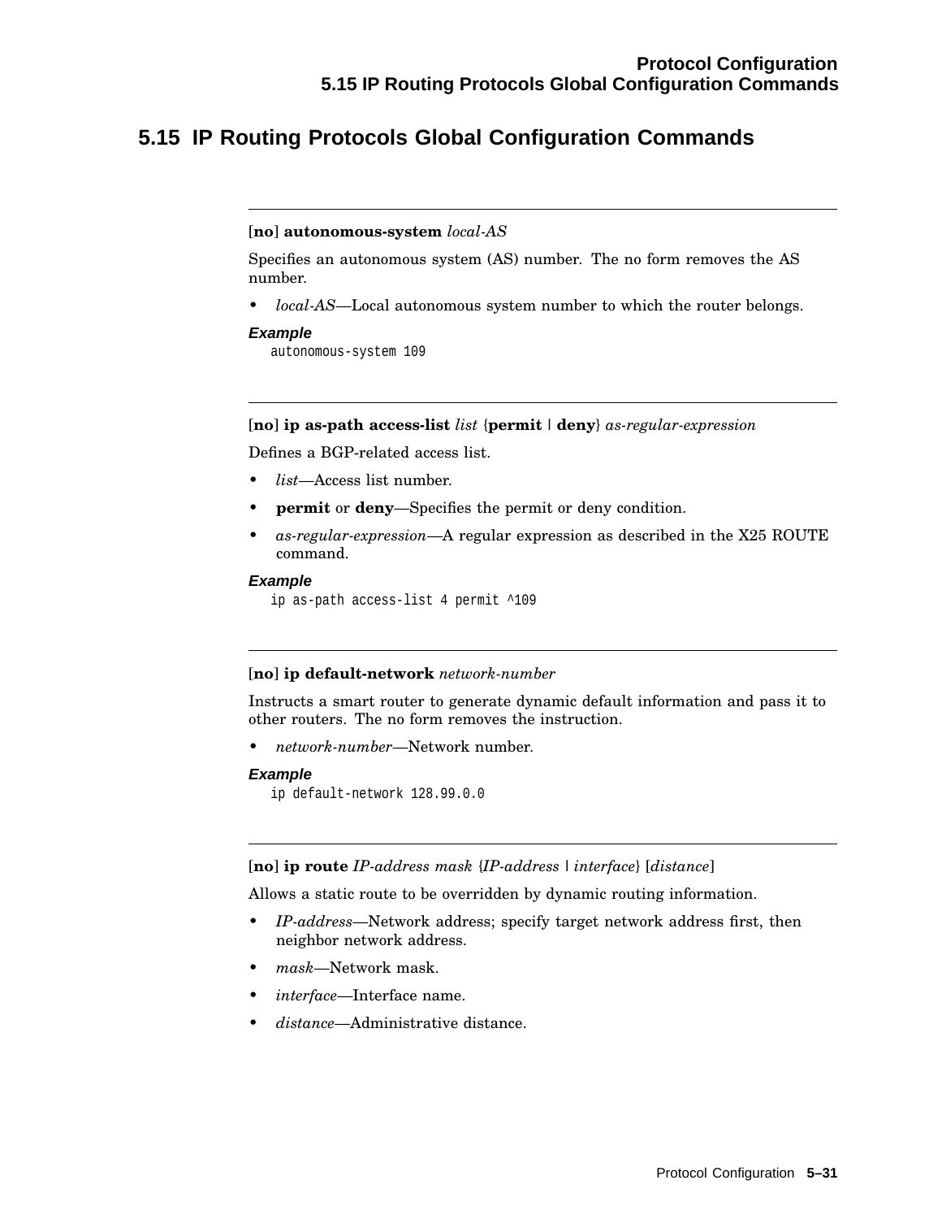## 5.15 IP Routing Protocols Global Configuration Commands

---

[**no**] **autonomous-system** *local-AS*

Specifies an autonomous system (AS) number. The no form removes the AS number.

- *local-AS*—Local autonomous system number to which the router belongs.

***Example***

```
autonomous-system 109
```

---

[**no**] **ip as-path access-list** *list* {**permit** | **deny**} *as-regular-expression*

Defines a BGP-related access list.

- *list*—Access list number.
- **permit** or **deny**—Specifies the permit or deny condition.
- *as-regular-expression*—A regular expression as described in the X25 ROUTE command.

***Example***

```
ip as-path access-list 4 permit ^109
```

---

[**no**] **ip default-network** *network-number*

Instructs a smart router to generate dynamic default information and pass it to other routers. The no form removes the instruction.

- *network-number*—Network number.

***Example***

```
ip default-network 128.99.0.0
```

---

[**no**] **ip route** *IP-address mask* {*IP-address* | *interface*} [*distance*]

Allows a static route to be overridden by dynamic routing information.

- *IP-address*—Network address; specify target network address first, then neighbor network address.
- *mask*—Network mask.
- *interface*—Interface name.
- *distance*—Administrative distance.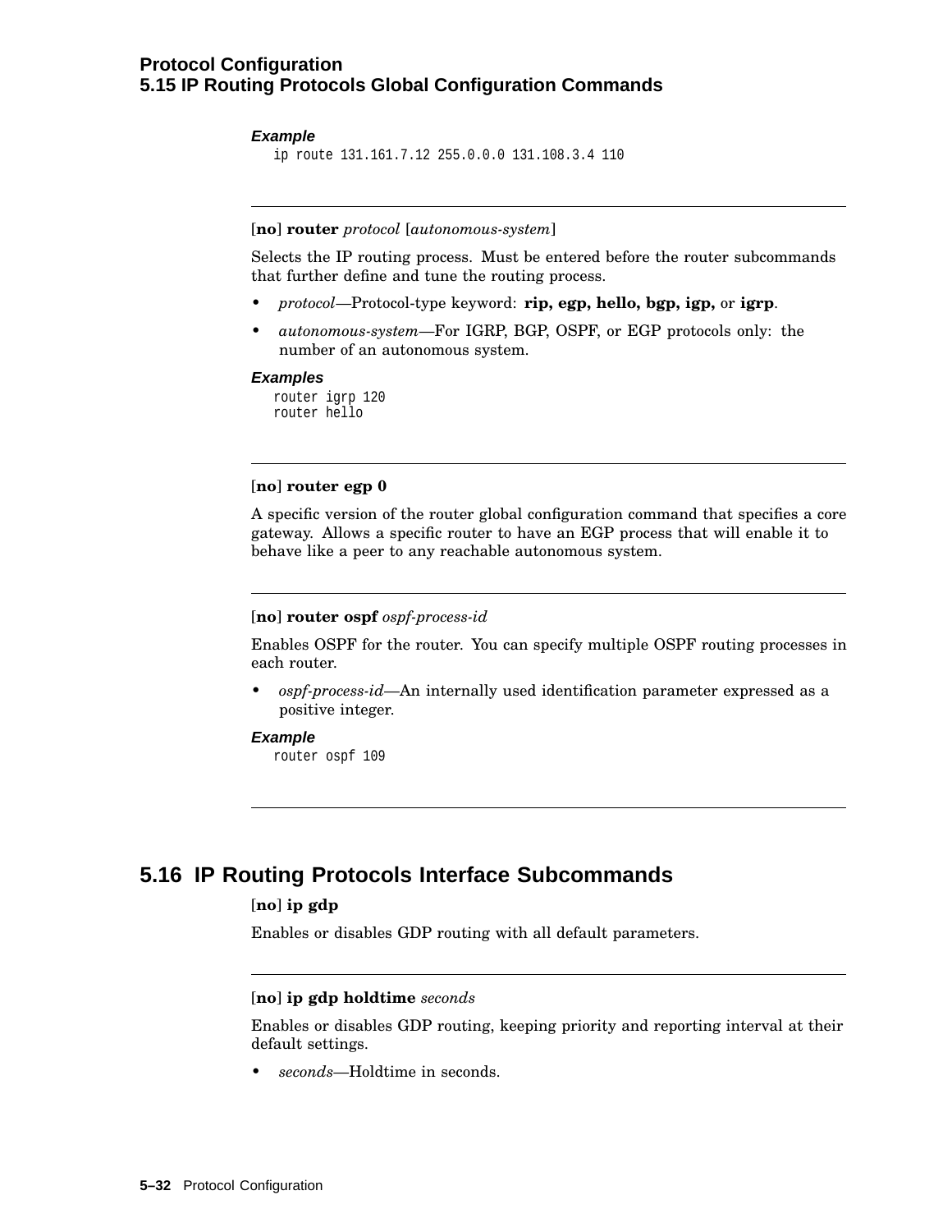#### Example

```
ip route 131.161.7.12 255.0.0.0 131.108.3.4 110
```

---

[**no**] **router** *protocol* [*autonomous-system*]

Selects the IP routing process. Must be entered before the router subcommands that further define and tune the routing process.

- *protocol*—Protocol-type keyword: **rip, egp, hello, bgp, igp,** or **igrp**.
- *autonomous-system*—For IGRP, BGP, OSPF, or EGP protocols only: the number of an autonomous system.

#### Examples

```
router igrp 120
router hello
```

---

[**no**] **router egp 0**

A specific version of the router global configuration command that specifies a core gateway. Allows a specific router to have an EGP process that will enable it to behave like a peer to any reachable autonomous system.

---

[**no**] **router ospf** *ospf-process-id*

Enables OSPF for the router. You can specify multiple OSPF routing processes in each router.

- *ospf-process-id*—An internally used identification parameter expressed as a positive integer.

#### Example

```
router ospf 109
```

---

## 5.16 IP Routing Protocols Interface Subcommands

[**no**] **ip gdp**

Enables or disables GDP routing with all default parameters.

---

[**no**] **ip gdp holdtime** *seconds*

Enables or disables GDP routing, keeping priority and reporting interval at their default settings.

- *seconds*—Holdtime in seconds.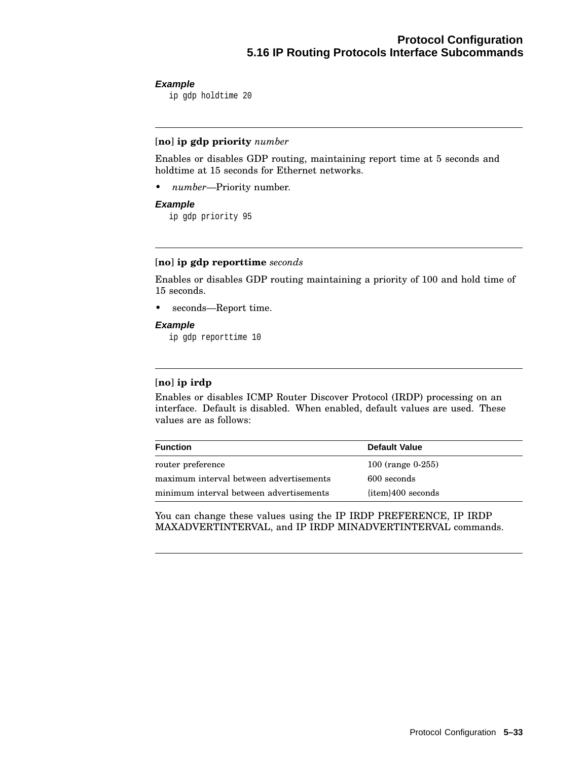**Example**

```
ip gdp holdtime 20
```

---

**[no] ip gdp priority** *number*

Enables or disables GDP routing, maintaining report time at 5 seconds and holdtime at 15 seconds for Ethernet networks.

- *number*—Priority number.

**Example**

```
ip gdp priority 95
```

---

**[no] ip gdp reporttime** *seconds*

Enables or disables GDP routing maintaining a priority of 100 and hold time of 15 seconds.

- seconds—Report time.

**Example**

```
ip gdp reporttime 10
```

---

**[no] ip irdp**

Enables or disables ICMP Router Discover Protocol (IRDP) processing on an interface. Default is disabled. When enabled, default values are used. These values are as follows:

| Function | Default Value |
|---|---|
| router preference | 100 (range 0-255) |
| maximum interval between advertisements | 600 seconds |
| minimum interval between advertisements | {item}400 seconds |

You can change these values using the IP IRDP PREFERENCE, IP IRDP MAXADVERTINTERVAL, and IP IRDP MINADVERTINTERVAL commands.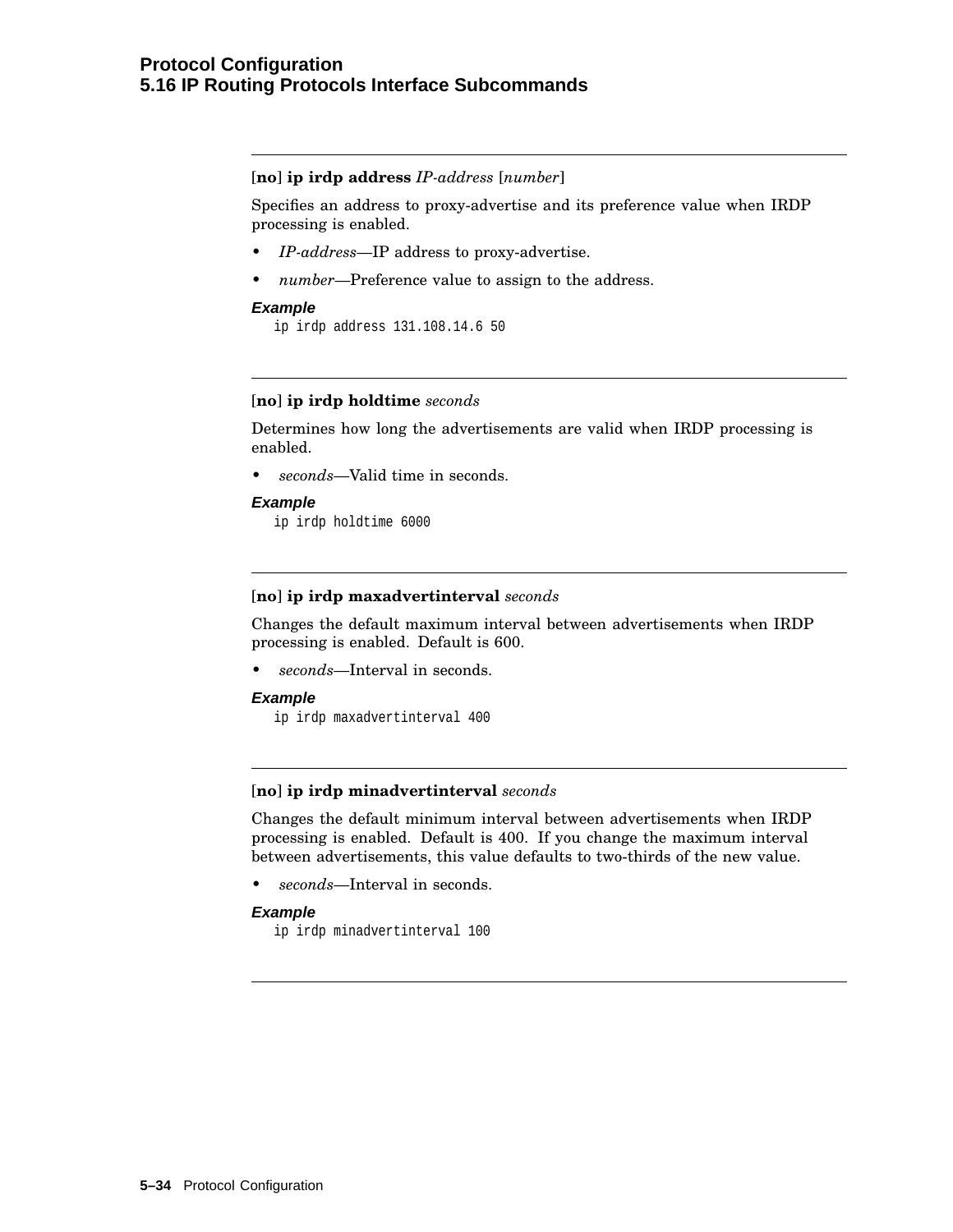**[no] ip irdp address** *IP-address* [*number*]

Specifies an address to proxy-advertise and its preference value when IRDP processing is enabled.

- *IP-address*—IP address to proxy-advertise.
- *number*—Preference value to assign to the address.

***Example***

```
ip irdp address 131.108.14.6 50
```

---

**[no] ip irdp holdtime** *seconds*

Determines how long the advertisements are valid when IRDP processing is enabled.

- *seconds*—Valid time in seconds.

***Example***

```
ip irdp holdtime 6000
```

---

**[no] ip irdp maxadvertinterval** *seconds*

Changes the default maximum interval between advertisements when IRDP processing is enabled. Default is 600.

- *seconds*—Interval in seconds.

***Example***

```
ip irdp maxadvertinterval 400
```

---

**[no] ip irdp minadvertinterval** *seconds*

Changes the default minimum interval between advertisements when IRDP processing is enabled. Default is 400. If you change the maximum interval between advertisements, this value defaults to two-thirds of the new value.

- *seconds*—Interval in seconds.

***Example***

```
ip irdp minadvertinterval 100
```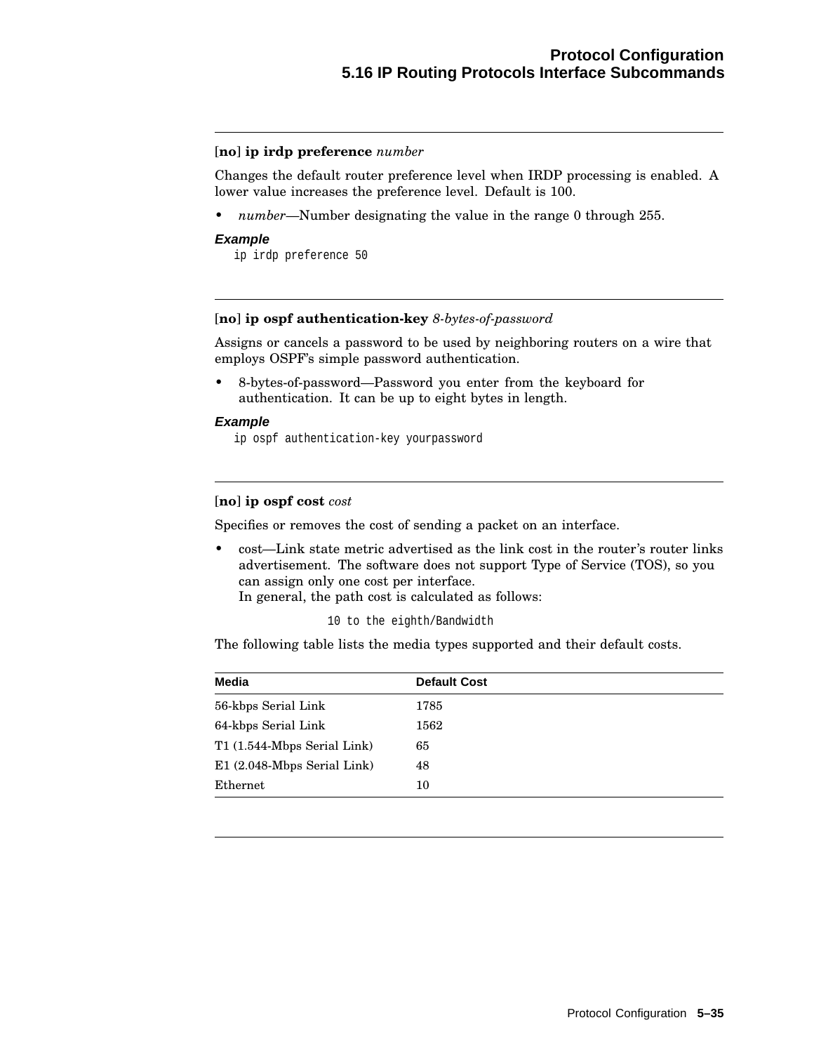**[no] ip irdp preference** *number*

Changes the default router preference level when IRDP processing is enabled. A lower value increases the preference level. Default is 100.

- *number*—Number designating the value in the range 0 through 255.

***Example***

```
ip irdp preference 50
```

---

**[no] ip ospf authentication-key** *8-bytes-of-password*

Assigns or cancels a password to be used by neighboring routers on a wire that employs OSPF's simple password authentication.

- 8-bytes-of-password—Password you enter from the keyboard for authentication. It can be up to eight bytes in length.

***Example***

```
ip ospf authentication-key yourpassword
```

---

**[no] ip ospf cost** *cost*

Specifies or removes the cost of sending a packet on an interface.

- cost—Link state metric advertised as the link cost in the router's router links advertisement. The software does not support Type of Service (TOS), so you can assign only one cost per interface.
  In general, the path cost is calculated as follows:

```
10 to the eighth/Bandwidth
```

The following table lists the media types supported and their default costs.

| Media | Default Cost |
|---|---|
| 56-kbps Serial Link | 1785 |
| 64-kbps Serial Link | 1562 |
| T1 (1.544-Mbps Serial Link) | 65 |
| E1 (2.048-Mbps Serial Link) | 48 |
| Ethernet | 10 |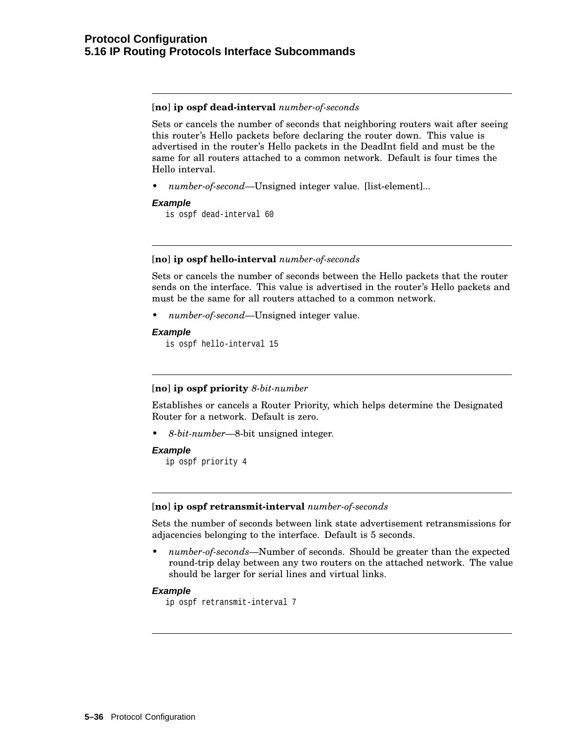---

**[no] ip ospf dead-interval** *number-of-seconds*

Sets or cancels the number of seconds that neighboring routers wait after seeing this router's Hello packets before declaring the router down. This value is advertised in the router's Hello packets in the DeadInt field and must be the same for all routers attached to a common network. Default is four times the Hello interval.

- *number-of-second*—Unsigned integer value. [list-element]...

***Example***

```
is ospf dead-interval 60
```

---

**[no] ip ospf hello-interval** *number-of-seconds*

Sets or cancels the number of seconds between the Hello packets that the router sends on the interface. This value is advertised in the router's Hello packets and must be the same for all routers attached to a common network.

- *number-of-second*—Unsigned integer value.

***Example***

```
is ospf hello-interval 15
```

---

**[no] ip ospf priority** *8-bit-number*

Establishes or cancels a Router Priority, which helps determine the Designated Router for a network. Default is zero.

- *8-bit-number*—8-bit unsigned integer.

***Example***

```
ip ospf priority 4
```

---

**[no] ip ospf retransmit-interval** *number-of-seconds*

Sets the number of seconds between link state advertisement retransmissions for adjacencies belonging to the interface. Default is 5 seconds.

- *number-of-seconds*—Number of seconds. Should be greater than the expected round-trip delay between any two routers on the attached network. The value should be larger for serial lines and virtual links.

***Example***

```
ip ospf retransmit-interval 7
```

---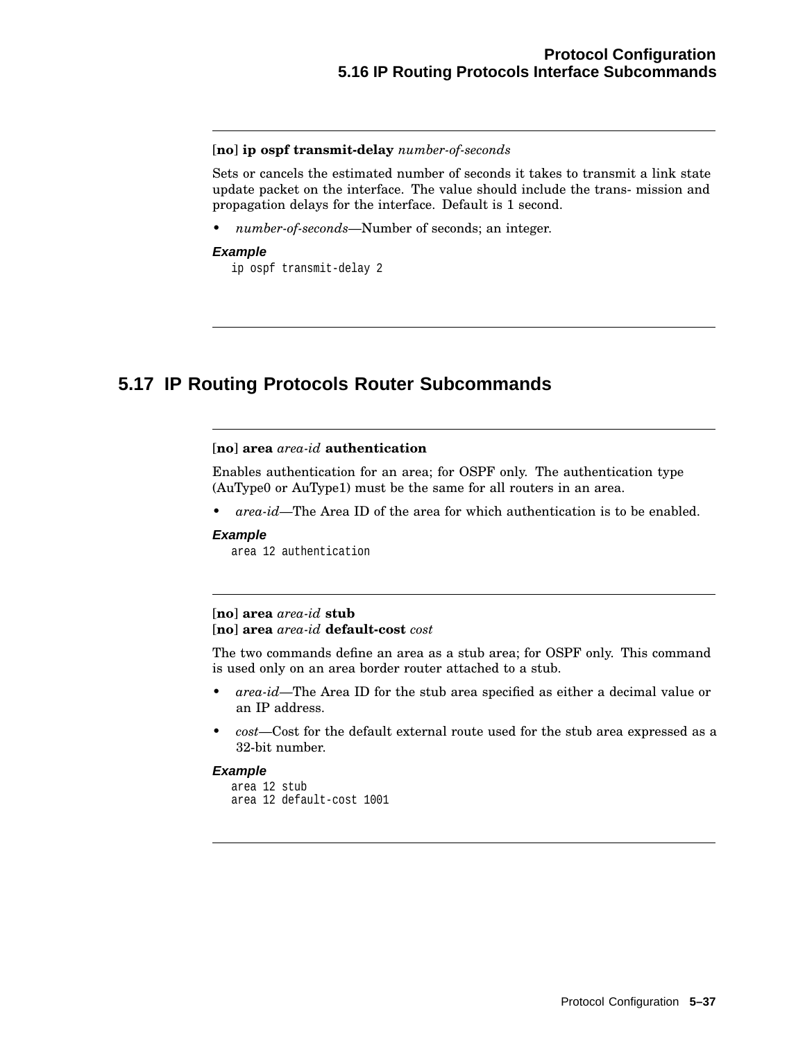**[no] ip ospf transmit-delay** *number-of-seconds*

Sets or cancels the estimated number of seconds it takes to transmit a link state update packet on the interface. The value should include the trans- mission and propagation delays for the interface. Default is 1 second.

- *number-of-seconds*—Number of seconds; an integer.

***Example***

```
ip ospf transmit-delay 2
```

---

## 5.17 IP Routing Protocols Router Subcommands

---

**[no] area** *area-id* **authentication**

Enables authentication for an area; for OSPF only. The authentication type (AuType0 or AuType1) must be the same for all routers in an area.

- *area-id*—The Area ID of the area for which authentication is to be enabled.

***Example***

```
area 12 authentication
```

---

**[no] area** *area-id* **stub**
**[no] area** *area-id* **default-cost** *cost*

The two commands define an area as a stub area; for OSPF only. This command is used only on an area border router attached to a stub.

- *area-id*—The Area ID for the stub area specified as either a decimal value or an IP address.
- *cost*—Cost for the default external route used for the stub area expressed as a 32-bit number.

***Example***

```
area 12 stub
area 12 default-cost 1001
```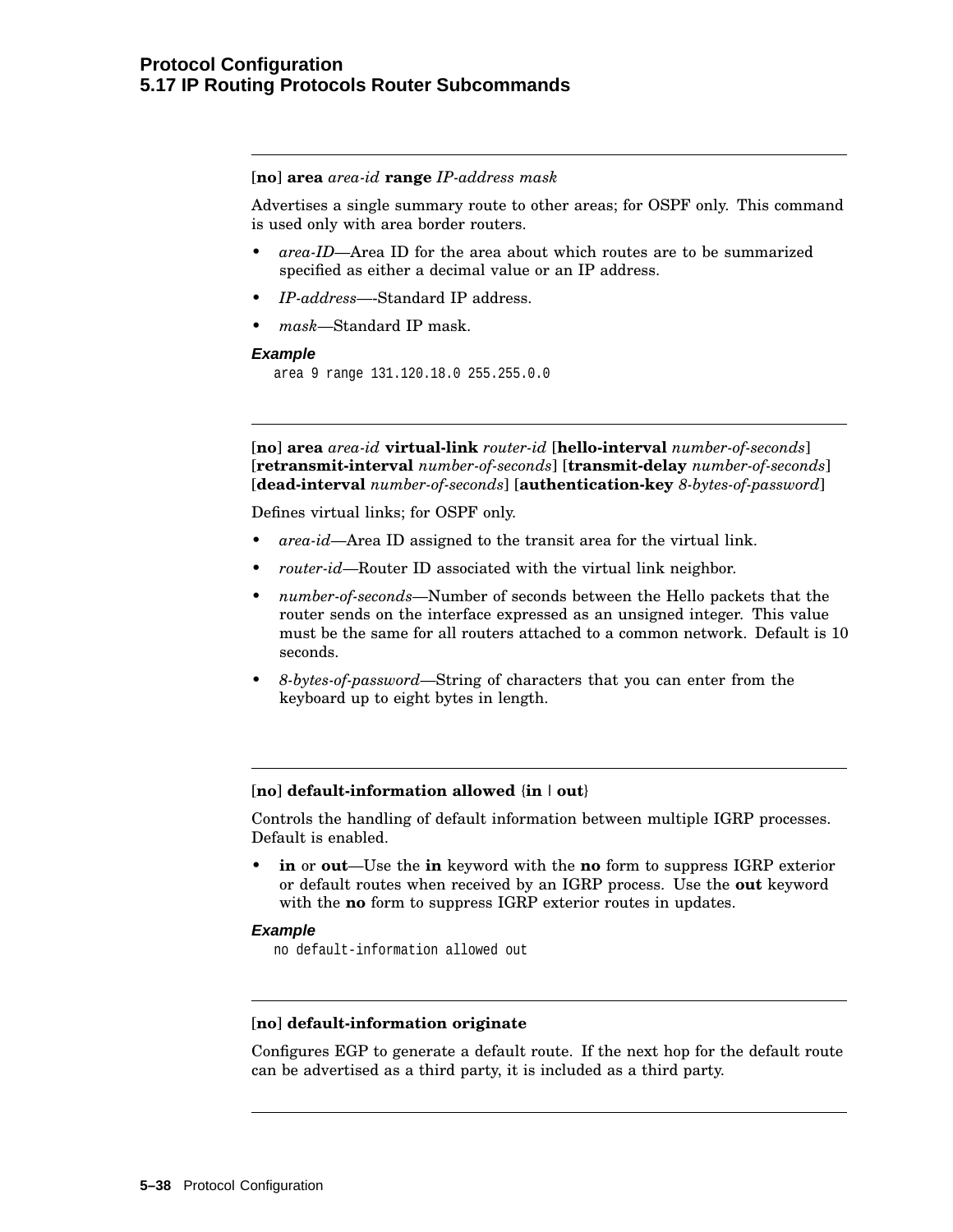---

[**no**] **area** *area-id* **range** *IP-address mask*

Advertises a single summary route to other areas; for OSPF only. This command is used only with area border routers.

- *area-ID*—Area ID for the area about which routes are to be summarized specified as either a decimal value or an IP address.
- *IP-address*—-Standard IP address.
- *mask*—Standard IP mask.

***Example***

```
area 9 range 131.120.18.0 255.255.0.0
```

---

[**no**] **area** *area-id* **virtual-link** *router-id* [**hello-interval** *number-of-seconds*] [**retransmit-interval** *number-of-seconds*] [**transmit-delay** *number-of-seconds*] [**dead-interval** *number-of-seconds*] [**authentication-key** *8-bytes-of-password*]

Defines virtual links; for OSPF only.

- *area-id*—Area ID assigned to the transit area for the virtual link.
- *router-id*—Router ID associated with the virtual link neighbor.
- *number-of-seconds*—Number of seconds between the Hello packets that the router sends on the interface expressed as an unsigned integer. This value must be the same for all routers attached to a common network. Default is 10 seconds.
- *8-bytes-of-password*—String of characters that you can enter from the keyboard up to eight bytes in length.

---

[**no**] **default-information allowed** {**in** | **out**}

Controls the handling of default information between multiple IGRP processes. Default is enabled.

- **in** or **out**—Use the **in** keyword with the **no** form to suppress IGRP exterior or default routes when received by an IGRP process. Use the **out** keyword with the **no** form to suppress IGRP exterior routes in updates.

***Example***

```
no default-information allowed out
```

---

[**no**] **default-information originate**

Configures EGP to generate a default route. If the next hop for the default route can be advertised as a third party, it is included as a third party.

---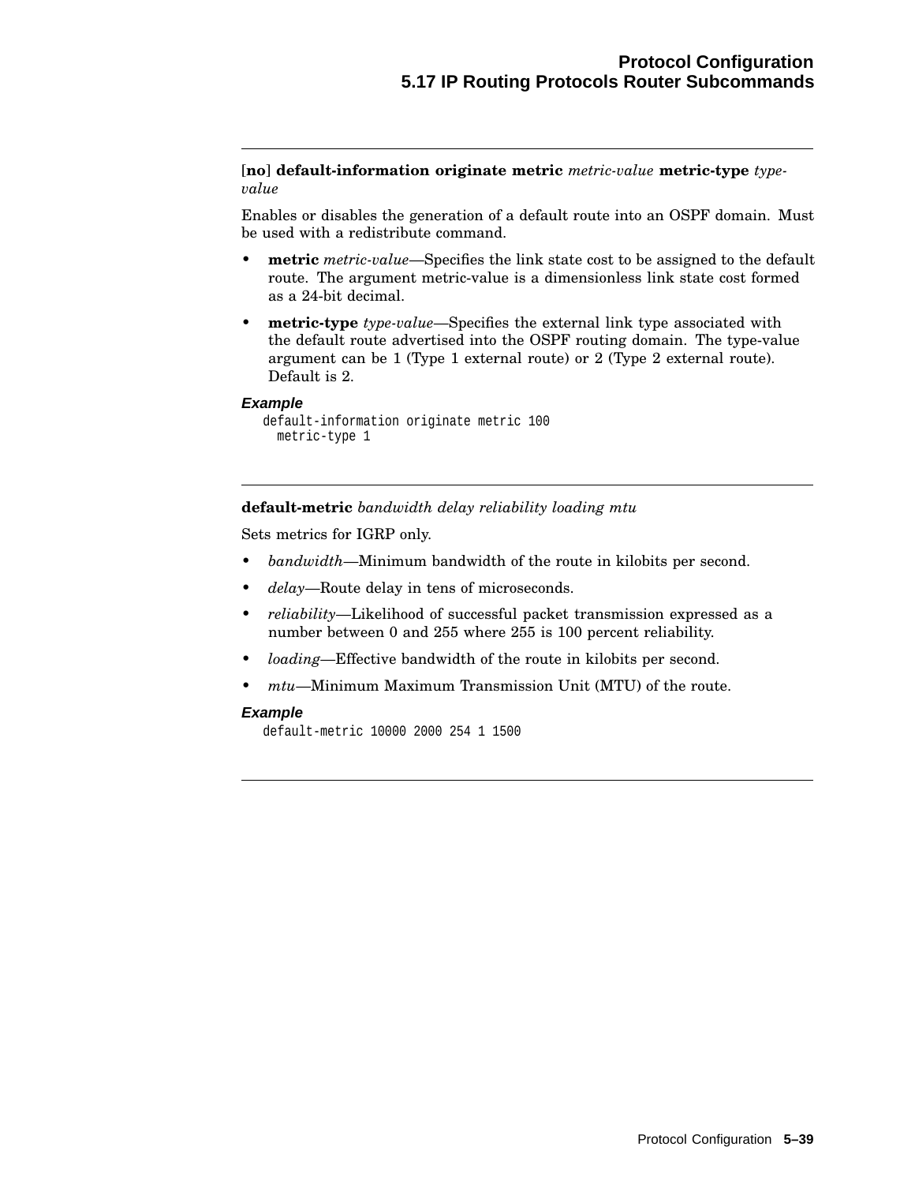---

[**no**] **default-information originate metric** *metric-value* **metric-type** *type-value*

Enables or disables the generation of a default route into an OSPF domain. Must be used with a redistribute command.

- **metric** *metric-value*—Specifies the link state cost to be assigned to the default route. The argument metric-value is a dimensionless link state cost formed as a 24-bit decimal.
- **metric-type** *type-value*—Specifies the external link type associated with the default route advertised into the OSPF routing domain. The type-value argument can be 1 (Type 1 external route) or 2 (Type 2 external route). Default is 2.

***Example***

```
default-information originate metric 100
  metric-type 1
```

---

**default-metric** *bandwidth delay reliability loading mtu*

Sets metrics for IGRP only.

- *bandwidth*—Minimum bandwidth of the route in kilobits per second.
- *delay*—Route delay in tens of microseconds.
- *reliability*—Likelihood of successful packet transmission expressed as a number between 0 and 255 where 255 is 100 percent reliability.
- *loading*—Effective bandwidth of the route in kilobits per second.
- *mtu*—Minimum Maximum Transmission Unit (MTU) of the route.

***Example***

```
default-metric 10000 2000 254 1 1500
```

---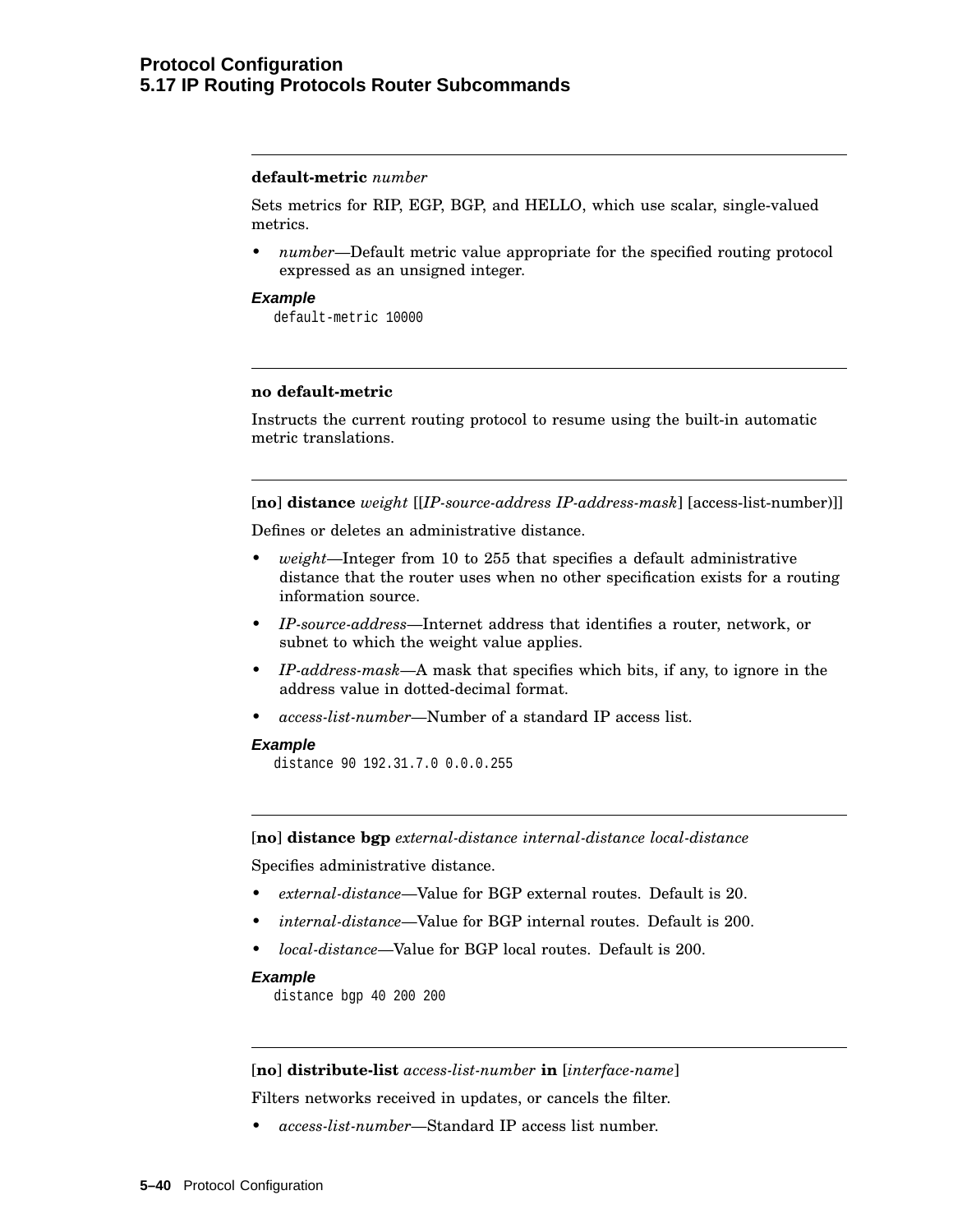---

**default-metric** *number*

Sets metrics for RIP, EGP, BGP, and HELLO, which use scalar, single-valued metrics.

- *number*—Default metric value appropriate for the specified routing protocol expressed as an unsigned integer.

***Example***

```
default-metric 10000
```

---

**no default-metric**

Instructs the current routing protocol to resume using the built-in automatic metric translations.

---

[**no**] **distance** *weight* [[*IP-source-address IP-address-mask*] [access-list-number)]]

Defines or deletes an administrative distance.

- *weight*—Integer from 10 to 255 that specifies a default administrative distance that the router uses when no other specification exists for a routing information source.
- *IP-source-address*—Internet address that identifies a router, network, or subnet to which the weight value applies.
- *IP-address-mask*—A mask that specifies which bits, if any, to ignore in the address value in dotted-decimal format.
- *access-list-number*—Number of a standard IP access list.

***Example***

```
distance 90 192.31.7.0 0.0.0.255
```

---

[**no**] **distance bgp** *external-distance internal-distance local-distance*

Specifies administrative distance.

- *external-distance*—Value for BGP external routes. Default is 20.
- *internal-distance*—Value for BGP internal routes. Default is 200.
- *local-distance*—Value for BGP local routes. Default is 200.

***Example***

```
distance bgp 40 200 200
```

---

[**no**] **distribute-list** *access-list-number* **in** [*interface-name*]

Filters networks received in updates, or cancels the filter.

- *access-list-number*—Standard IP access list number.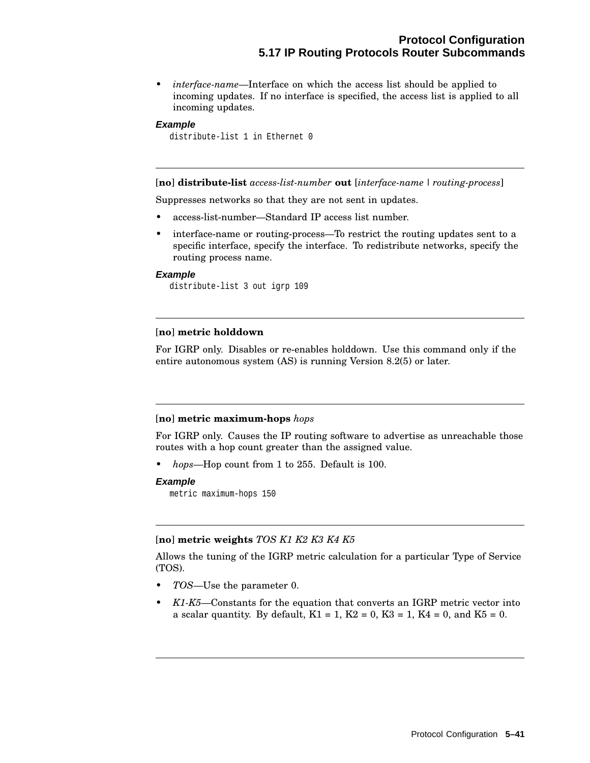- *interface-name*—Interface on which the access list should be applied to incoming updates. If no interface is specified, the access list is applied to all incoming updates.

***Example***

```
distribute-list 1 in Ethernet 0
```

---

[**no**] **distribute-list** *access-list-number* **out** [*interface-name* | *routing-process*]

Suppresses networks so that they are not sent in updates.

- access-list-number—Standard IP access list number.
- interface-name or routing-process—To restrict the routing updates sent to a specific interface, specify the interface. To redistribute networks, specify the routing process name.

***Example***

```
distribute-list 3 out igrp 109
```

---

[**no**] **metric holddown**

For IGRP only. Disables or re-enables holddown. Use this command only if the entire autonomous system (AS) is running Version 8.2(5) or later.

---

[**no**] **metric maximum-hops** *hops*

For IGRP only. Causes the IP routing software to advertise as unreachable those routes with a hop count greater than the assigned value.

- *hops*—Hop count from 1 to 255. Default is 100.

***Example***

```
metric maximum-hops 150
```

---

[**no**] **metric weights** *TOS K1 K2 K3 K4 K5*

Allows the tuning of the IGRP metric calculation for a particular Type of Service (TOS).

- *TOS*—Use the parameter 0.
- *K1-K5*—Constants for the equation that converts an IGRP metric vector into a scalar quantity. By default, K1 = 1, K2 = 0, K3 = 1, K4 = 0, and K5 = 0.

---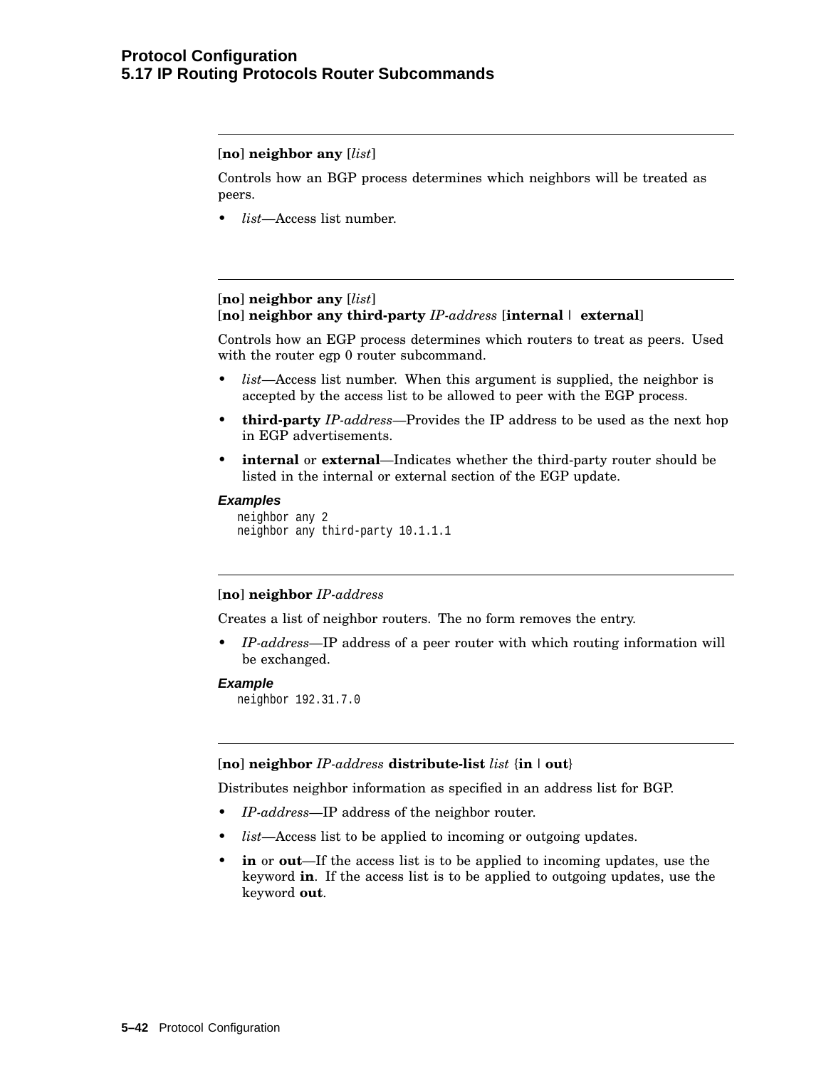---

**[no] neighbor any** [*list*]

Controls how an BGP process determines which neighbors will be treated as peers.

- *list*—Access list number.

---

**[no] neighbor any** [*list*]
**[no] neighbor any third-party** *IP-address* **[internal | external]**

Controls how an EGP process determines which routers to treat as peers. Used with the router egp 0 router subcommand.

- *list*—Access list number. When this argument is supplied, the neighbor is accepted by the access list to be allowed to peer with the EGP process.
- **third-party** *IP-address*—Provides the IP address to be used as the next hop in EGP advertisements.
- **internal** or **external**—Indicates whether the third-party router should be listed in the internal or external section of the EGP update.

***Examples***

```
neighbor any 2
neighbor any third-party 10.1.1.1
```

---

**[no] neighbor** *IP-address*

Creates a list of neighbor routers. The no form removes the entry.

- *IP-address*—IP address of a peer router with which routing information will be exchanged.

***Example***

```
neighbor 192.31.7.0
```

---

**[no] neighbor** *IP-address* **distribute-list** *list* {**in** | **out**}

Distributes neighbor information as specified in an address list for BGP.

- *IP-address*—IP address of the neighbor router.
- *list*—Access list to be applied to incoming or outgoing updates.
- **in** or **out**—If the access list is to be applied to incoming updates, use the keyword **in**. If the access list is to be applied to outgoing updates, use the keyword **out**.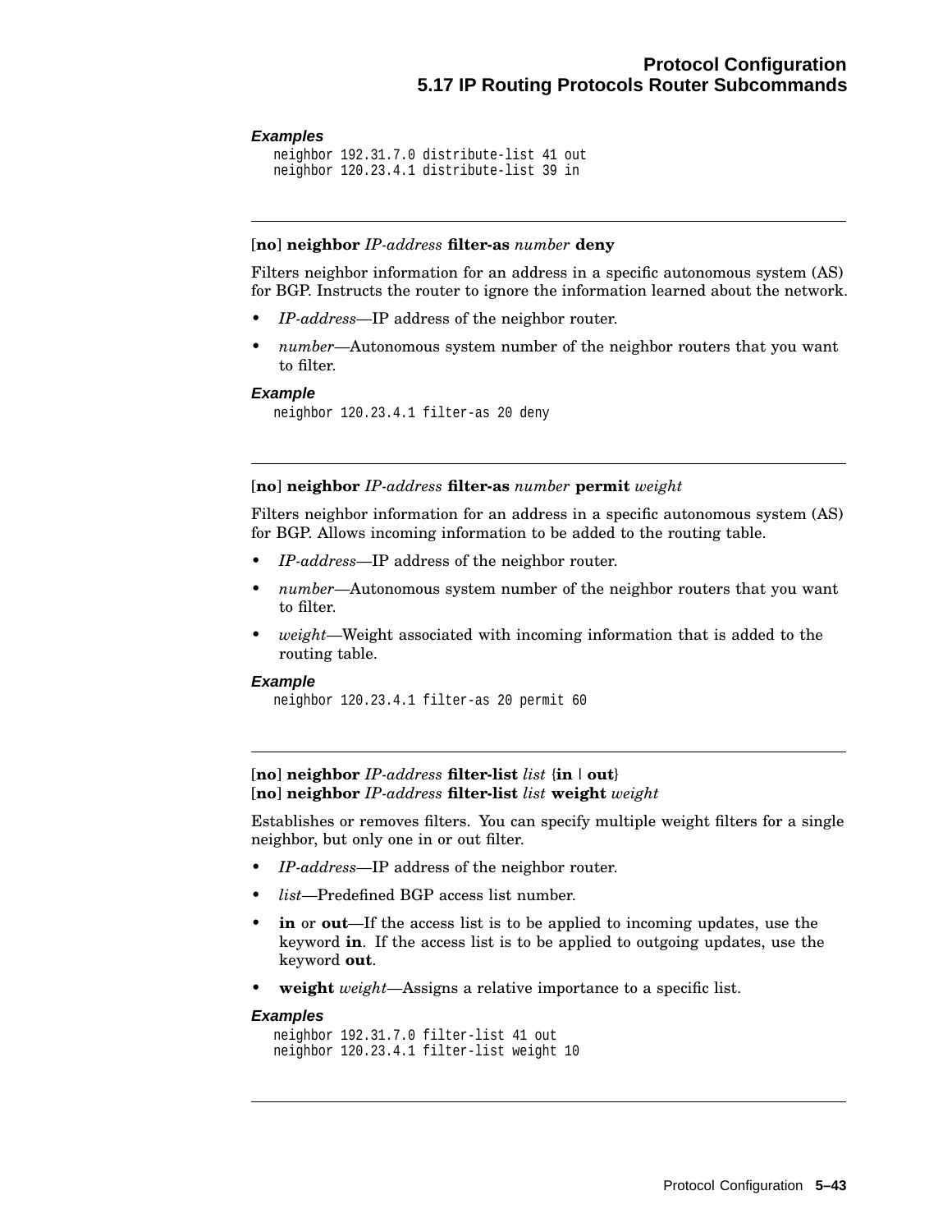#### Examples

```
neighbor 192.31.7.0 distribute-list 41 out
neighbor 120.23.4.1 distribute-list 39 in
```

---

[**no**] **neighbor** *IP-address* **filter-as** *number* **deny**

Filters neighbor information for an address in a specific autonomous system (AS) for BGP. Instructs the router to ignore the information learned about the network.

- *IP-address*—IP address of the neighbor router.
- *number*—Autonomous system number of the neighbor routers that you want to filter.

#### Example

```
neighbor 120.23.4.1 filter-as 20 deny
```

---

[**no**] **neighbor** *IP-address* **filter-as** *number* **permit** *weight*

Filters neighbor information for an address in a specific autonomous system (AS) for BGP. Allows incoming information to be added to the routing table.

- *IP-address*—IP address of the neighbor router.
- *number*—Autonomous system number of the neighbor routers that you want to filter.
- *weight*—Weight associated with incoming information that is added to the routing table.

#### Example

```
neighbor 120.23.4.1 filter-as 20 permit 60
```

---

[**no**] **neighbor** *IP-address* **filter-list** *list* {**in** | **out**}
[**no**] **neighbor** *IP-address* **filter-list** *list* **weight** *weight*

Establishes or removes filters. You can specify multiple weight filters for a single neighbor, but only one in or out filter.

- *IP-address*—IP address of the neighbor router.
- *list*—Predefined BGP access list number.
- **in** or **out**—If the access list is to be applied to incoming updates, use the keyword **in**. If the access list is to be applied to outgoing updates, use the keyword **out**.
- **weight** *weight*—Assigns a relative importance to a specific list.

#### Examples

```
neighbor 192.31.7.0 filter-list 41 out
neighbor 120.23.4.1 filter-list weight 10
```

---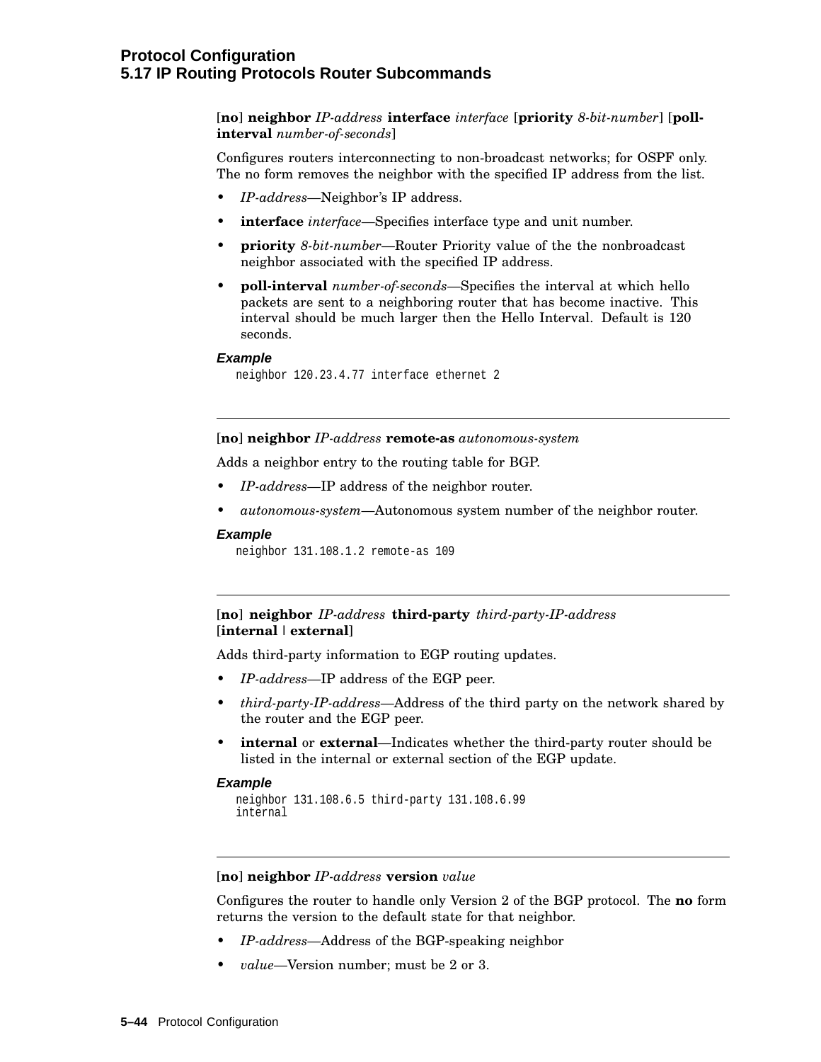[**no**] **neighbor** *IP-address* **interface** *interface* [**priority** *8-bit-number*] [**poll-interval** *number-of-seconds*]

Configures routers interconnecting to non-broadcast networks; for OSPF only. The no form removes the neighbor with the specified IP address from the list.

- *IP-address*—Neighbor's IP address.
- **interface** *interface*—Specifies interface type and unit number.
- **priority** *8-bit-number*—Router Priority value of the the nonbroadcast neighbor associated with the specified IP address.
- **poll-interval** *number-of-seconds*—Specifies the interval at which hello packets are sent to a neighboring router that has become inactive. This interval should be much larger then the Hello Interval. Default is 120 seconds.

***Example***

```
neighbor 120.23.4.77 interface ethernet 2
```

---

[**no**] **neighbor** *IP-address* **remote-as** *autonomous-system*

Adds a neighbor entry to the routing table for BGP.

- *IP-address*—IP address of the neighbor router.
- *autonomous-system*—Autonomous system number of the neighbor router.

***Example***

```
neighbor 131.108.1.2 remote-as 109
```

---

[**no**] **neighbor** *IP-address* **third-party** *third-party-IP-address* [**internal** | **external**]

Adds third-party information to EGP routing updates.

- *IP-address*—IP address of the EGP peer.
- *third-party-IP-address*—Address of the third party on the network shared by the router and the EGP peer.
- **internal** or **external**—Indicates whether the third-party router should be listed in the internal or external section of the EGP update.

***Example***

```
neighbor 131.108.6.5 third-party 131.108.6.99
internal
```

---

[**no**] **neighbor** *IP-address* **version** *value*

Configures the router to handle only Version 2 of the BGP protocol. The **no** form returns the version to the default state for that neighbor.

- *IP-address*—Address of the BGP-speaking neighbor
- *value*—Version number; must be 2 or 3.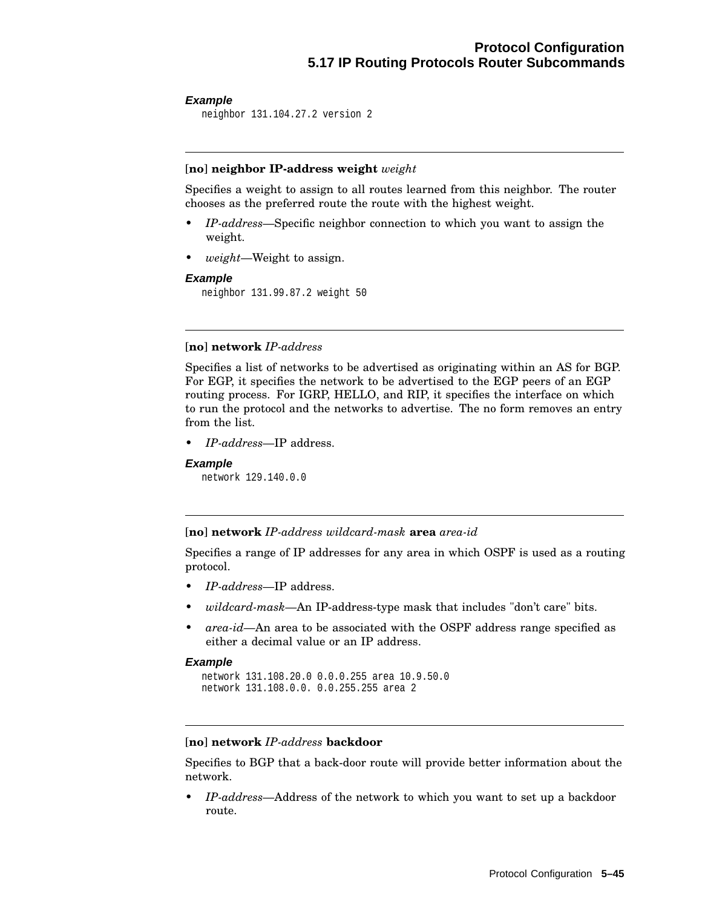#### *Example*

```
neighbor 131.104.27.2 version 2
```

---

[**no**] **neighbor IP-address weight** *weight*

Specifies a weight to assign to all routes learned from this neighbor. The router chooses as the preferred route the route with the highest weight.

- *IP-address*—Specific neighbor connection to which you want to assign the weight.
- *weight*—Weight to assign.

#### *Example*

```
neighbor 131.99.87.2 weight 50
```

---

[**no**] **network** *IP-address*

Specifies a list of networks to be advertised as originating within an AS for BGP. For EGP, it specifies the network to be advertised to the EGP peers of an EGP routing process. For IGRP, HELLO, and RIP, it specifies the interface on which to run the protocol and the networks to advertise. The no form removes an entry from the list.

- *IP-address*—IP address.

#### *Example*

```
network 129.140.0.0
```

---

[**no**] **network** *IP-address wildcard-mask* **area** *area-id*

Specifies a range of IP addresses for any area in which OSPF is used as a routing protocol.

- *IP-address*—IP address.
- *wildcard-mask*—An IP-address-type mask that includes "don't care" bits.
- *area-id*—An area to be associated with the OSPF address range specified as either a decimal value or an IP address.

#### *Example*

```
network 131.108.20.0 0.0.0.255 area 10.9.50.0
network 131.108.0.0. 0.0.255.255 area 2
```

---

[**no**] **network** *IP-address* **backdoor**

Specifies to BGP that a back-door route will provide better information about the network.

- *IP-address*—Address of the network to which you want to set up a backdoor route.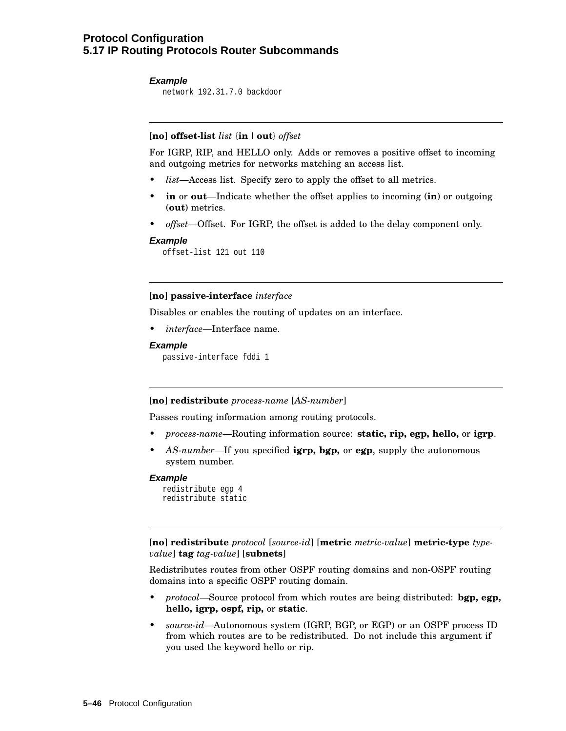**Example**

```
network 192.31.7.0 backdoor
```

---

[**no**] **offset-list** *list* {**in** | **out**} *offset*

For IGRP, RIP, and HELLO only. Adds or removes a positive offset to incoming and outgoing metrics for networks matching an access list.

- *list*—Access list. Specify zero to apply the offset to all metrics.
- **in** or **out**—Indicate whether the offset applies to incoming (**in**) or outgoing (**out**) metrics.
- *offset*—Offset. For IGRP, the offset is added to the delay component only.

**Example**

```
offset-list 121 out 110
```

---

[**no**] **passive-interface** *interface*

Disables or enables the routing of updates on an interface.

- *interface*—Interface name.

**Example**

```
passive-interface fddi 1
```

---

[**no**] **redistribute** *process-name* [*AS-number*]

Passes routing information among routing protocols.

- *process-name*—Routing information source: **static, rip, egp, hello,** or **igrp**.
- *AS-number*—If you specified **igrp, bgp,** or **egp**, supply the autonomous system number.

**Example**

```
redistribute egp 4
redistribute static
```

---

[**no**] **redistribute** *protocol* [*source-id*] [**metric** *metric-value*] **metric-type** *type-value*] **tag** *tag-value*] [**subnets**]

Redistributes routes from other OSPF routing domains and non-OSPF routing domains into a specific OSPF routing domain.

- *protocol*—Source protocol from which routes are being distributed: **bgp, egp, hello, igrp, ospf, rip,** or **static**.
- *source-id*—Autonomous system (IGRP, BGP, or EGP) or an OSPF process ID from which routes are to be redistributed. Do not include this argument if you used the keyword hello or rip.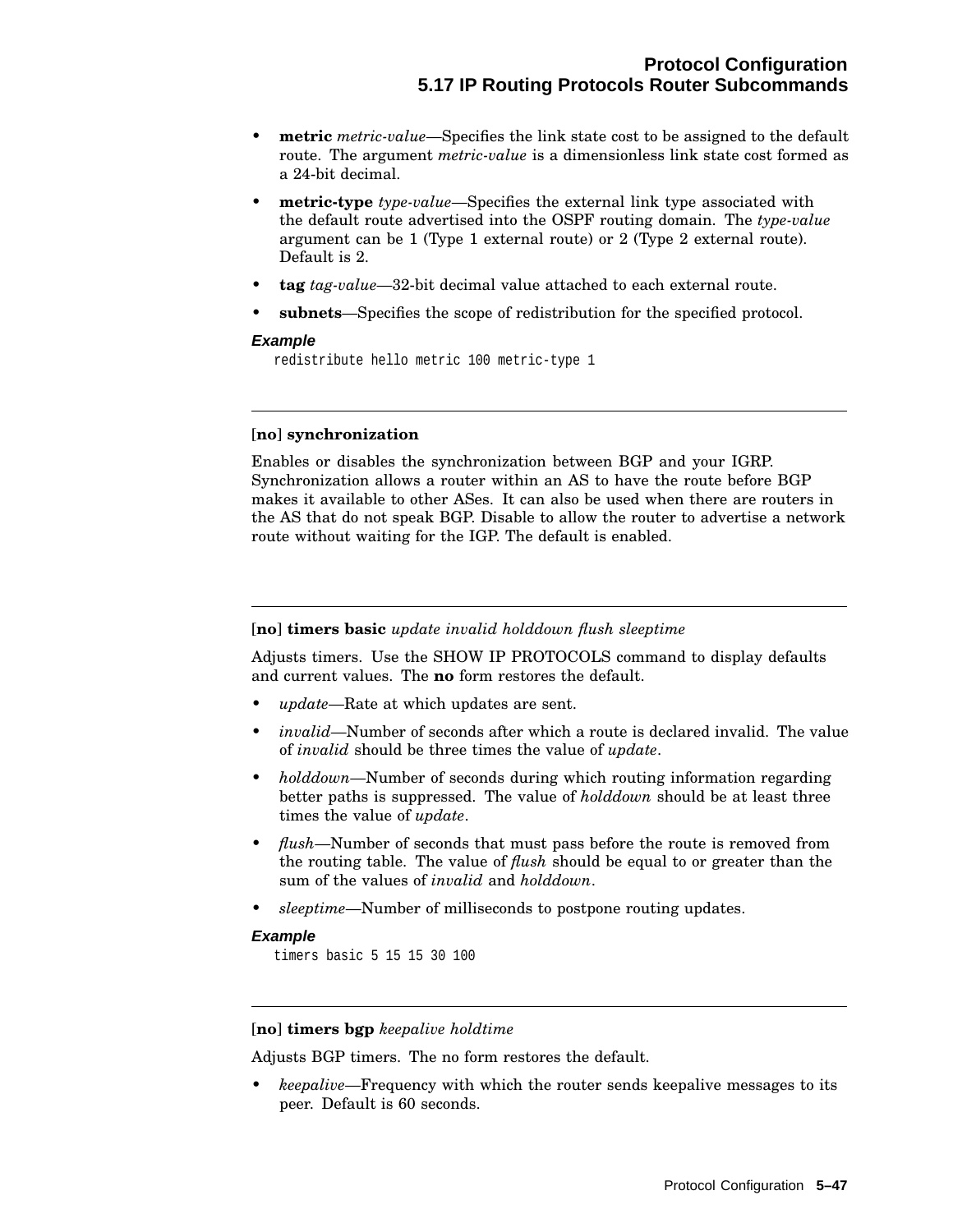- **metric** *metric-value*—Specifies the link state cost to be assigned to the default route. The argument *metric-value* is a dimensionless link state cost formed as a 24-bit decimal.
- **metric-type** *type-value*—Specifies the external link type associated with the default route advertised into the OSPF routing domain. The *type-value* argument can be 1 (Type 1 external route) or 2 (Type 2 external route). Default is 2.
- **tag** *tag-value*—32-bit decimal value attached to each external route.
- **subnets**—Specifies the scope of redistribution for the specified protocol.

***Example***

```
redistribute hello metric 100 metric-type 1
```

---

[**no**] **synchronization**

Enables or disables the synchronization between BGP and your IGRP. Synchronization allows a router within an AS to have the route before BGP makes it available to other ASes. It can also be used when there are routers in the AS that do not speak BGP. Disable to allow the router to advertise a network route without waiting for the IGP. The default is enabled.

---

[**no**] **timers basic** *update invalid holddown flush sleeptime*

Adjusts timers. Use the SHOW IP PROTOCOLS command to display defaults and current values. The **no** form restores the default.

- *update*—Rate at which updates are sent.
- *invalid*—Number of seconds after which a route is declared invalid. The value of *invalid* should be three times the value of *update*.
- *holddown*—Number of seconds during which routing information regarding better paths is suppressed. The value of *holddown* should be at least three times the value of *update*.
- *flush*—Number of seconds that must pass before the route is removed from the routing table. The value of *flush* should be equal to or greater than the sum of the values of *invalid* and *holddown*.
- *sleeptime*—Number of milliseconds to postpone routing updates.

***Example***

```
timers basic 5 15 15 30 100
```

---

[**no**] **timers bgp** *keepalive holdtime*

Adjusts BGP timers. The no form restores the default.

- *keepalive*—Frequency with which the router sends keepalive messages to its peer. Default is 60 seconds.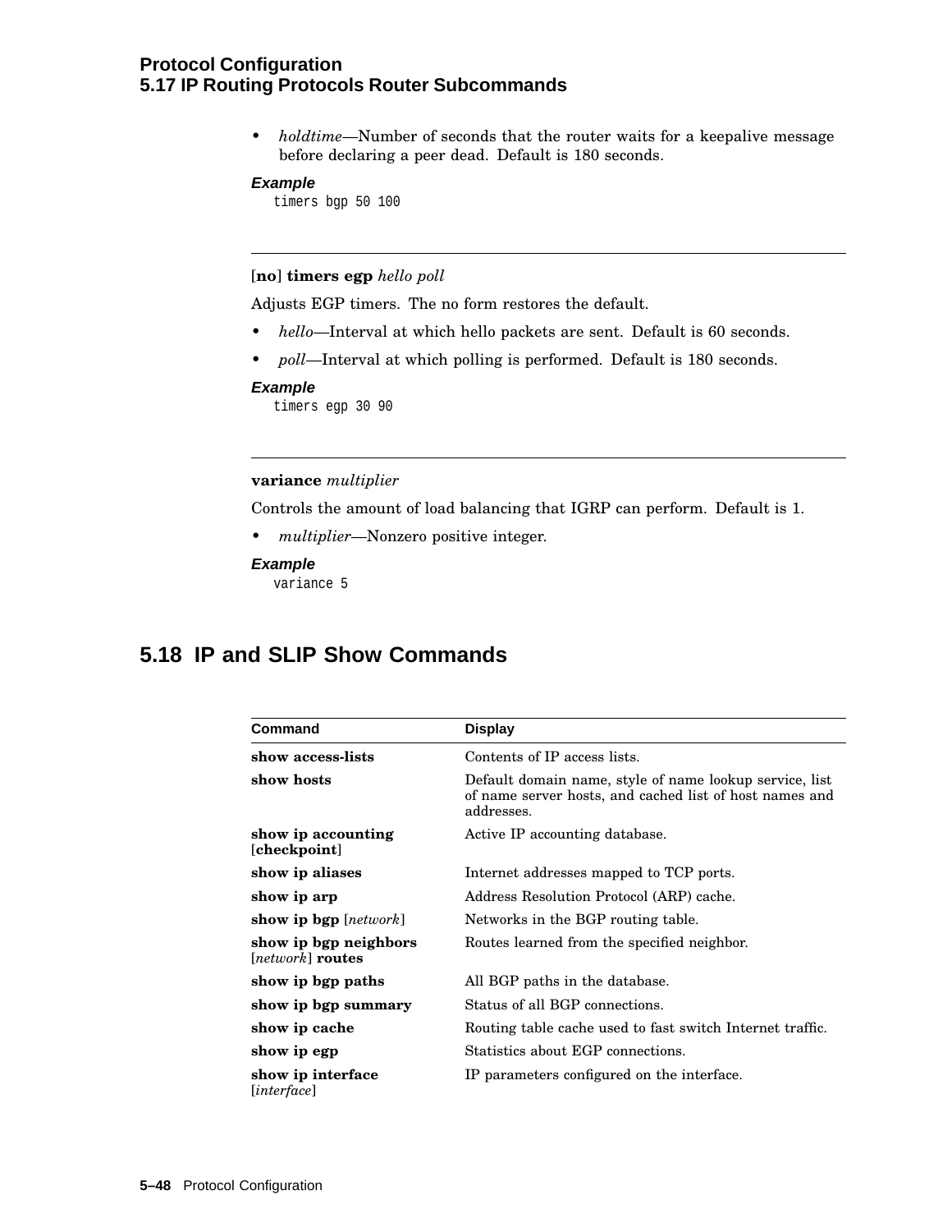- *holdtime*—Number of seconds that the router waits for a keepalive message before declaring a peer dead. Default is 180 seconds.

***Example***

```
timers bgp 50 100
```

---

[**no**] **timers egp** *hello poll*

Adjusts EGP timers. The no form restores the default.

- *hello*—Interval at which hello packets are sent. Default is 60 seconds.
- *poll*—Interval at which polling is performed. Default is 180 seconds.

***Example***

```
timers egp 30 90
```

---

**variance** *multiplier*

Controls the amount of load balancing that IGRP can perform. Default is 1.

- *multiplier*—Nonzero positive integer.

***Example***

```
variance 5
```

## 5.18 IP and SLIP Show Commands

| Command | Display |
|---|---|
| **show access-lists** | Contents of IP access lists. |
| **show hosts** | Default domain name, style of name lookup service, list of name server hosts, and cached list of host names and addresses. |
| **show ip accounting** [**checkpoint**] | Active IP accounting database. |
| **show ip aliases** | Internet addresses mapped to TCP ports. |
| **show ip arp** | Address Resolution Protocol (ARP) cache. |
| **show ip bgp** [*network*] | Networks in the BGP routing table. |
| **show ip bgp neighbors** [*network*] **routes** | Routes learned from the specified neighbor. |
| **show ip bgp paths** | All BGP paths in the database. |
| **show ip bgp summary** | Status of all BGP connections. |
| **show ip cache** | Routing table cache used to fast switch Internet traffic. |
| **show ip egp** | Statistics about EGP connections. |
| **show ip interface** [*interface*] | IP parameters configured on the interface. |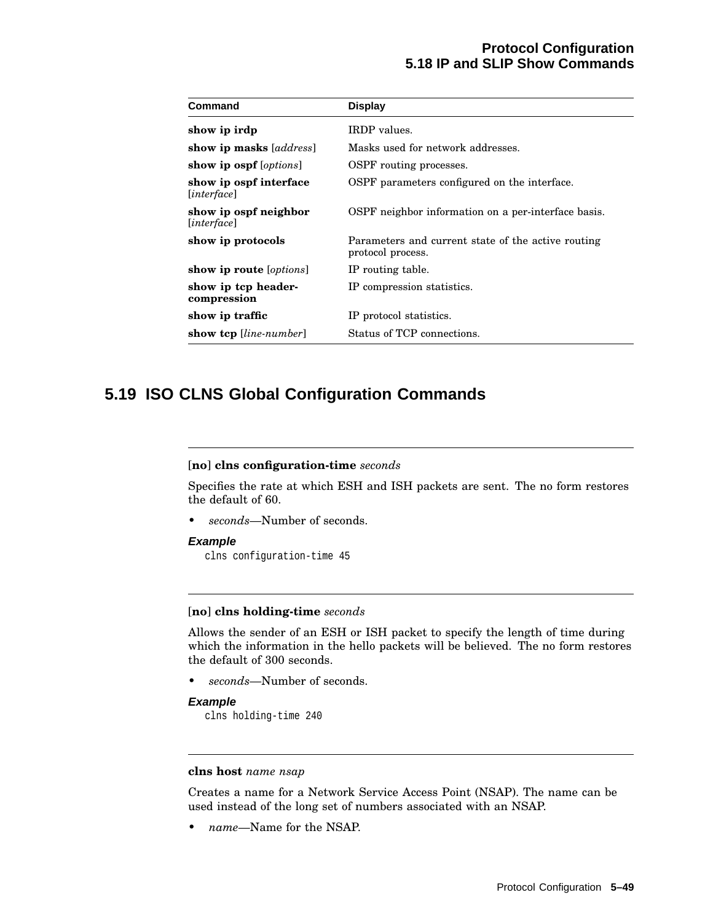| Command | Display |
|---|---|
| **show ip irdp** | IRDP values. |
| **show ip masks** [*address*] | Masks used for network addresses. |
| **show ip ospf** [*options*] | OSPF routing processes. |
| **show ip ospf interface** [*interface*] | OSPF parameters configured on the interface. |
| **show ip ospf neighbor** [*interface*] | OSPF neighbor information on a per-interface basis. |
| **show ip protocols** | Parameters and current state of the active routing protocol process. |
| **show ip route** [*options*] | IP routing table. |
| **show ip tcp header-compression** | IP compression statistics. |
| **show ip traffic** | IP protocol statistics. |
| **show tcp** [*line-number*] | Status of TCP connections. |

## 5.19 ISO CLNS Global Configuration Commands

---

[**no**] **clns configuration-time** *seconds*

Specifies the rate at which ESH and ISH packets are sent. The no form restores the default of 60.

- *seconds*—Number of seconds.

***Example***

```
clns configuration-time 45
```

---

[**no**] **clns holding-time** *seconds*

Allows the sender of an ESH or ISH packet to specify the length of time during which the information in the hello packets will be believed. The no form restores the default of 300 seconds.

- *seconds*—Number of seconds.

***Example***

```
clns holding-time 240
```

---

**clns host** *name nsap*

Creates a name for a Network Service Access Point (NSAP). The name can be used instead of the long set of numbers associated with an NSAP.

- *name*—Name for the NSAP.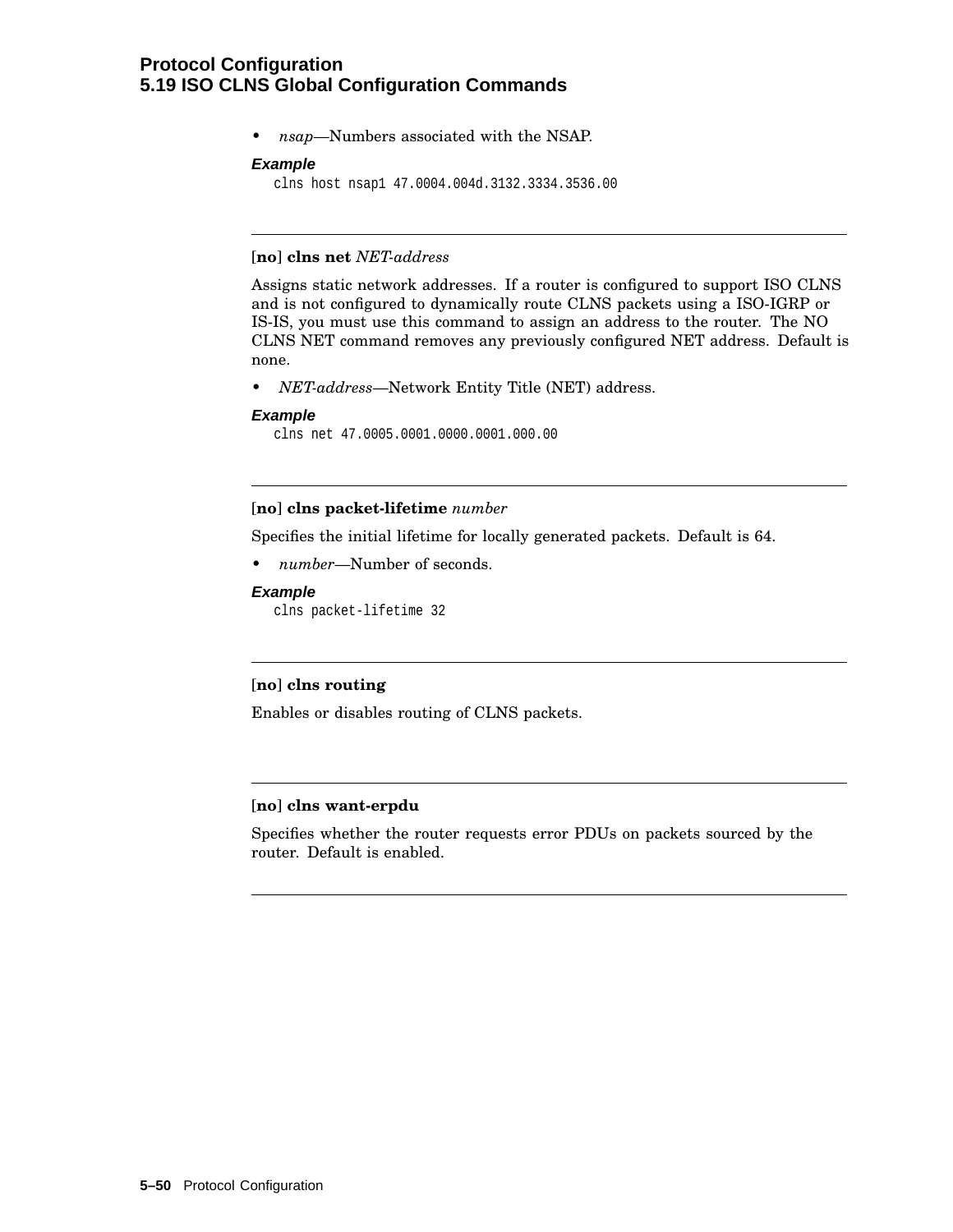- *nsap*—Numbers associated with the NSAP.

***Example***

```
clns host nsap1 47.0004.004d.3132.3334.3536.00
```

---

[**no**] **clns net** *NET-address*

Assigns static network addresses. If a router is configured to support ISO CLNS and is not configured to dynamically route CLNS packets using a ISO-IGRP or IS-IS, you must use this command to assign an address to the router. The NO CLNS NET command removes any previously configured NET address. Default is none.

- *NET-address*—Network Entity Title (NET) address.

***Example***

```
clns net 47.0005.0001.0000.0001.000.00
```

---

[**no**] **clns packet-lifetime** *number*

Specifies the initial lifetime for locally generated packets. Default is 64.

- *number*—Number of seconds.

***Example***

```
clns packet-lifetime 32
```

---

[**no**] **clns routing**

Enables or disables routing of CLNS packets.

---

[**no**] **clns want-erpdu**

Specifies whether the router requests error PDUs on packets sourced by the router. Default is enabled.

---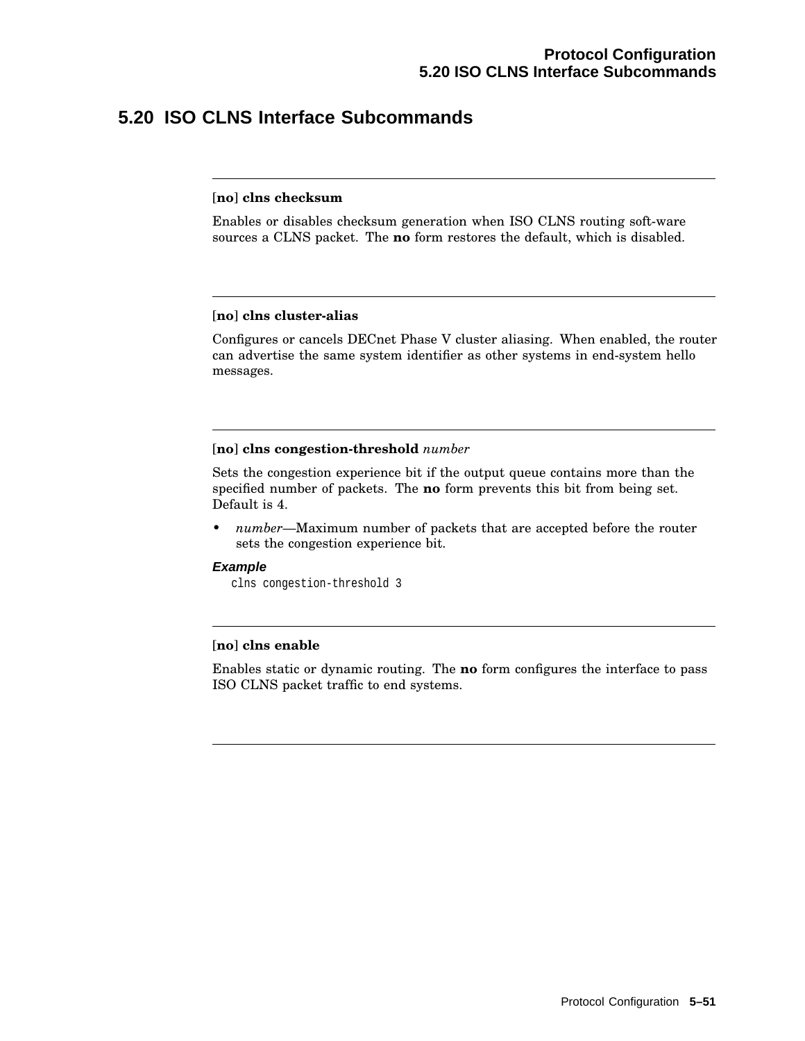## 5.20 ISO CLNS Interface Subcommands

---

[**no**] **clns checksum**

Enables or disables checksum generation when ISO CLNS routing soft-ware sources a CLNS packet. The **no** form restores the default, which is disabled.

---

[**no**] **clns cluster-alias**

Configures or cancels DECnet Phase V cluster aliasing. When enabled, the router can advertise the same system identifier as other systems in end-system hello messages.

---

[**no**] **clns congestion-threshold** *number*

Sets the congestion experience bit if the output queue contains more than the specified number of packets. The **no** form prevents this bit from being set. Default is 4.

- *number*—Maximum number of packets that are accepted before the router sets the congestion experience bit.

***Example***

```
clns congestion-threshold 3
```

---

[**no**] **clns enable**

Enables static or dynamic routing. The **no** form configures the interface to pass ISO CLNS packet traffic to end systems.

---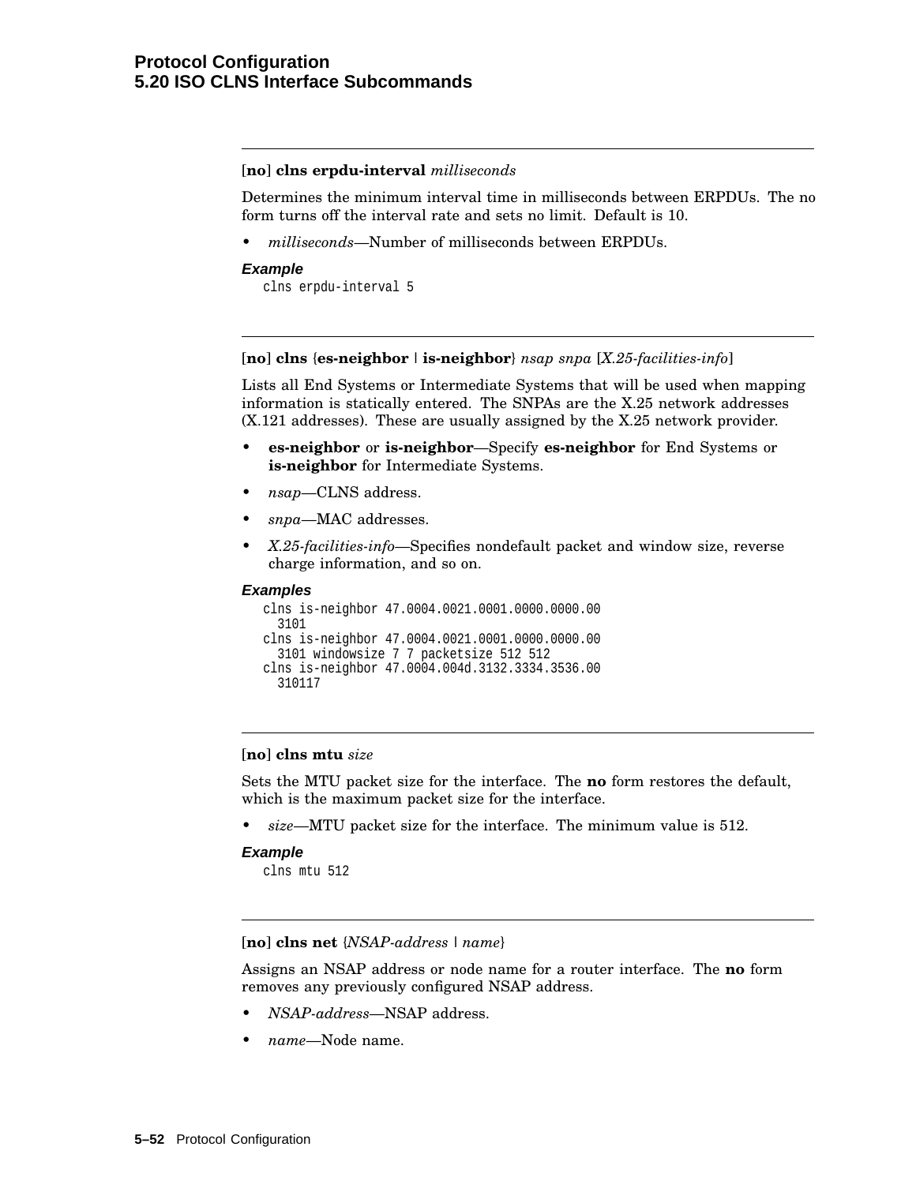**[no] clns erpdu-interval** *milliseconds*

Determines the minimum interval time in milliseconds between ERPDUs. The no form turns off the interval rate and sets no limit. Default is 10.

- *milliseconds*—Number of milliseconds between ERPDUs.

***Example***

```
clns erpdu-interval 5
```

---

**[no] clns {es-neighbor | is-neighbor}** *nsap snpa* [*X.25-facilities-info*]

Lists all End Systems or Intermediate Systems that will be used when mapping information is statically entered. The SNPAs are the X.25 network addresses (X.121 addresses). These are usually assigned by the X.25 network provider.

- **es-neighbor** or **is-neighbor**—Specify **es-neighbor** for End Systems or **is-neighbor** for Intermediate Systems.
- *nsap*—CLNS address.
- *snpa*—MAC addresses.
- *X.25-facilities-info*—Specifies nondefault packet and window size, reverse charge information, and so on.

***Examples***

```
clns is-neighbor 47.0004.0021.0001.0000.0000.00
  3101
clns is-neighbor 47.0004.0021.0001.0000.0000.00
  3101 windowsize 7 7 packetsize 512 512
clns is-neighbor 47.0004.004d.3132.3334.3536.00
  310117
```

---

**[no] clns mtu** *size*

Sets the MTU packet size for the interface. The **no** form restores the default, which is the maximum packet size for the interface.

- *size*—MTU packet size for the interface. The minimum value is 512.

***Example***

```
clns mtu 512
```

---

**[no] clns net** {*NSAP-address* | *name*}

Assigns an NSAP address or node name for a router interface. The **no** form removes any previously configured NSAP address.

- *NSAP-address*—NSAP address.
- *name*—Node name.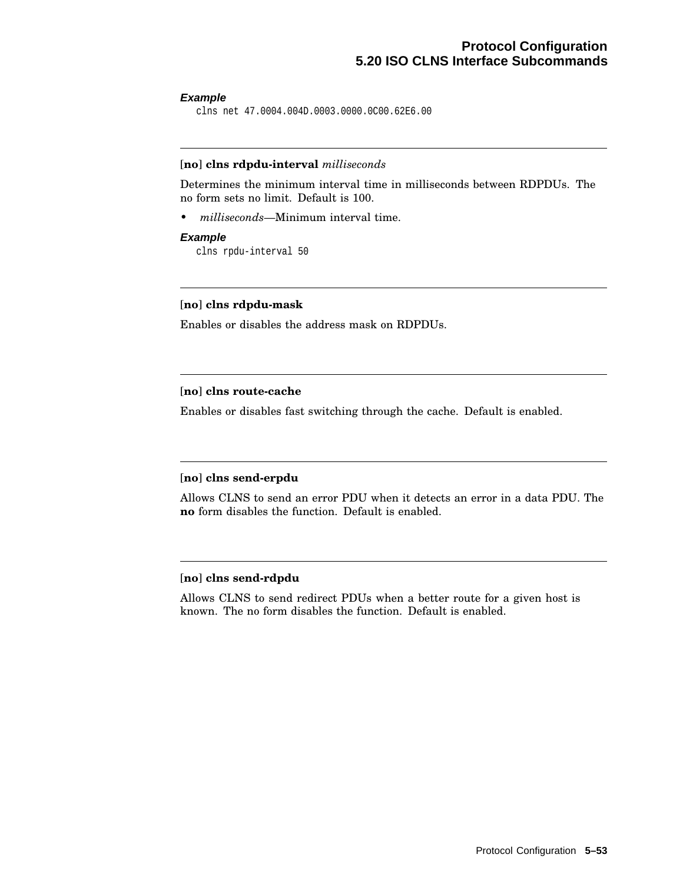***Example***

```
clns net 47.0004.004D.0003.0000.0C00.62E6.00
```

---

**[no] clns rdpdu-interval** *milliseconds*

Determines the minimum interval time in milliseconds between RDPDUs. The no form sets no limit. Default is 100.

- *milliseconds*—Minimum interval time.

***Example***

```
clns rpdu-interval 50
```

---

**[no] clns rdpdu-mask**

Enables or disables the address mask on RDPDUs.

---

**[no] clns route-cache**

Enables or disables fast switching through the cache. Default is enabled.

---

**[no] clns send-erpdu**

Allows CLNS to send an error PDU when it detects an error in a data PDU. The **no** form disables the function. Default is enabled.

---

**[no] clns send-rdpdu**

Allows CLNS to send redirect PDUs when a better route for a given host is known. The no form disables the function. Default is enabled.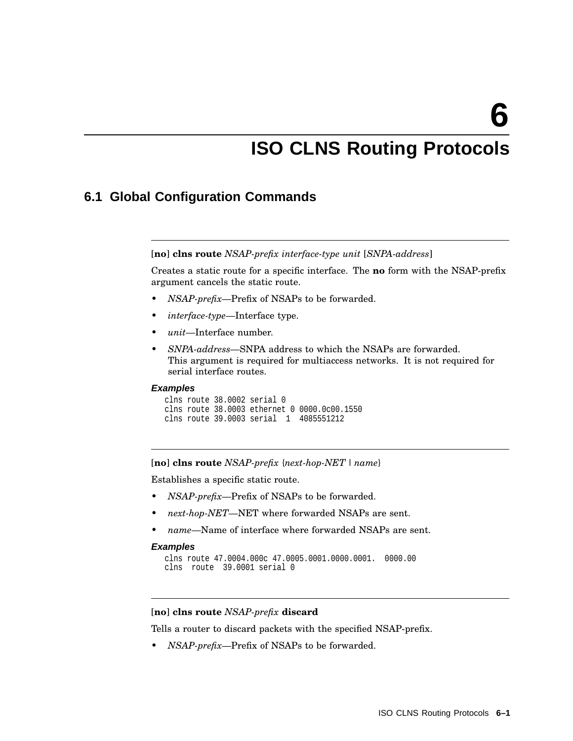# 6 ISO CLNS Routing Protocols

## 6.1 Global Configuration Commands

---

[**no**] **clns route** *NSAP-prefix interface-type unit* [*SNPA-address*]

Creates a static route for a specific interface. The **no** form with the NSAP-prefix argument cancels the static route.

- *NSAP-prefix*—Prefix of NSAPs to be forwarded.
- *interface-type*—Interface type.
- *unit*—Interface number.
- *SNPA-address*—SNPA address to which the NSAPs are forwarded. This argument is required for multiaccess networks. It is not required for serial interface routes.

***Examples***

```
clns route 38.0002 serial 0
clns route 38.0003 ethernet 0 0000.0c00.1550
clns route 39.0003 serial  1  4085551212
```

---

[**no**] **clns route** *NSAP-prefix* {*next-hop-NET* | *name*}

Establishes a specific static route.

- *NSAP-prefix*—Prefix of NSAPs to be forwarded.
- *next-hop-NET*—NET where forwarded NSAPs are sent.
- *name*—Name of interface where forwarded NSAPs are sent.

***Examples***

```
clns route 47.0004.000c 47.0005.0001.0000.0001.  0000.00
clns  route  39.0001 serial 0
```

---

[**no**] **clns route** *NSAP-prefix* **discard**

Tells a router to discard packets with the specified NSAP-prefix.

- *NSAP-prefix*—Prefix of NSAPs to be forwarded.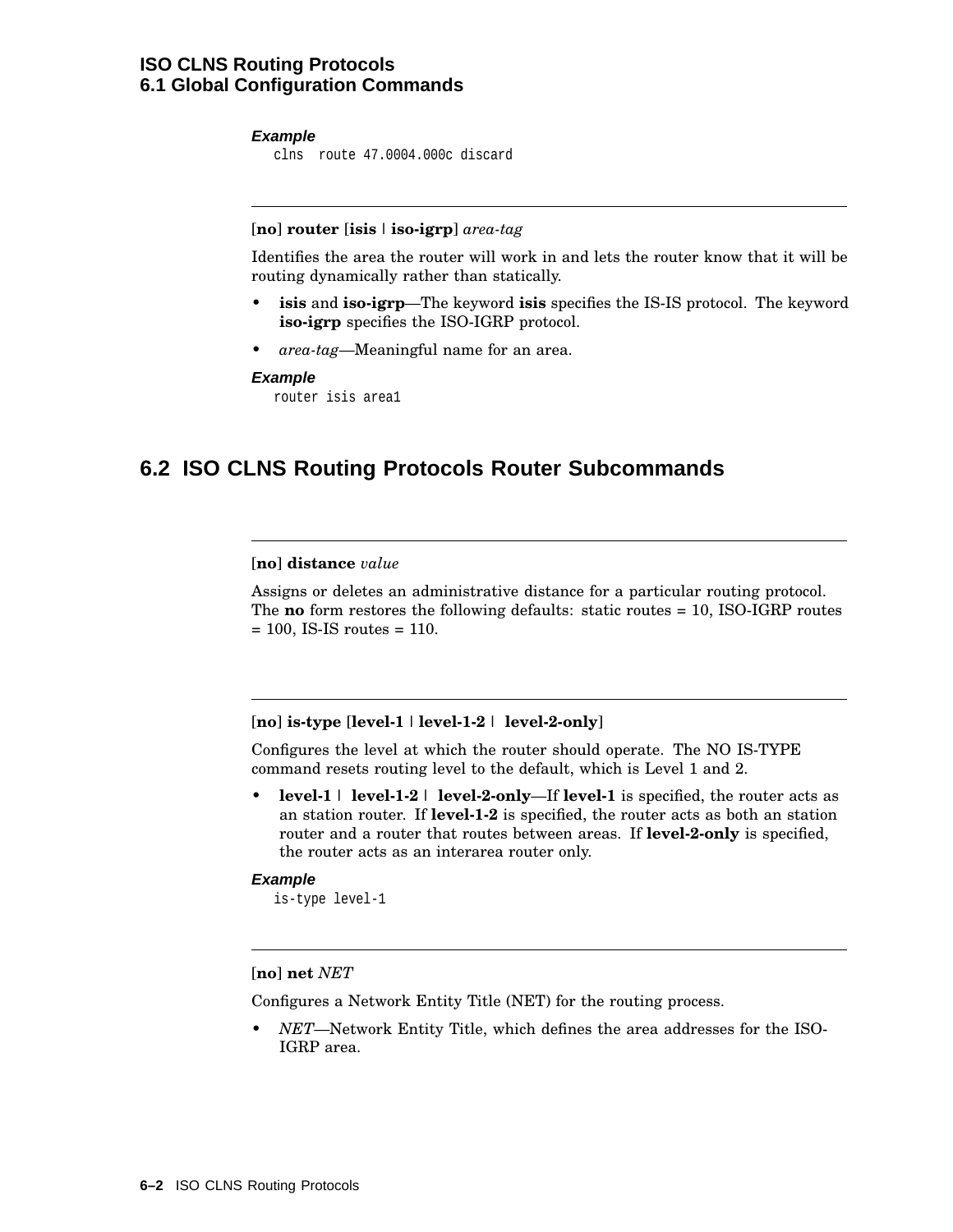**Example**

```
clns  route 47.0004.000c discard
```

---

**[no] router [isis | iso-igrp]** *area-tag*

Identifies the area the router will work in and lets the router know that it will be routing dynamically rather than statically.

- **isis** and **iso-igrp**—The keyword **isis** specifies the IS-IS protocol. The keyword **iso-igrp** specifies the ISO-IGRP protocol.
- *area-tag*—Meaningful name for an area.

**Example**

```
router isis area1
```

## 6.2 ISO CLNS Routing Protocols Router Subcommands

---

**[no] distance** *value*

Assigns or deletes an administrative distance for a particular routing protocol. The **no** form restores the following defaults: static routes = 10, ISO-IGRP routes = 100, IS-IS routes = 110.

---

**[no] is-type [level-1 | level-1-2 | level-2-only]**

Configures the level at which the router should operate. The NO IS-TYPE command resets routing level to the default, which is Level 1 and 2.

- **level-1 | level-1-2 | level-2-only**—If **level-1** is specified, the router acts as an station router. If **level-1-2** is specified, the router acts as both an station router and a router that routes between areas. If **level-2-only** is specified, the router acts as an interarea router only.

**Example**

```
is-type level-1
```

---

**[no] net** *NET*

Configures a Network Entity Title (NET) for the routing process.

- *NET*—Network Entity Title, which defines the area addresses for the ISO-IGRP area.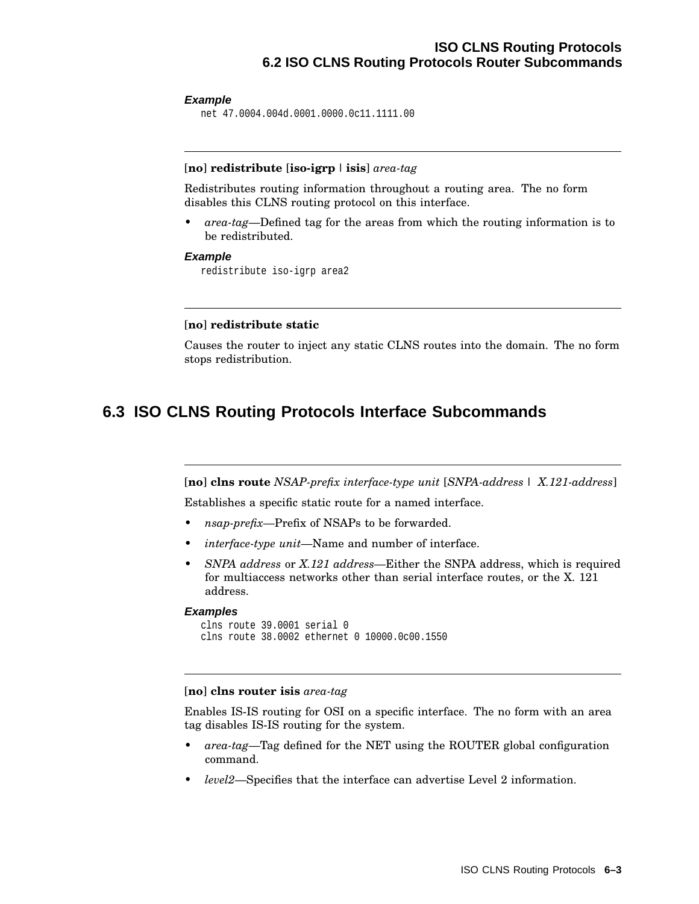**Example**

```
net 47.0004.004d.0001.0000.0c11.1111.00
```

---

[**no**] **redistribute** [**iso-igrp** | **isis**] *area-tag*

Redistributes routing information throughout a routing area. The no form disables this CLNS routing protocol on this interface.

- *area-tag*—Defined tag for the areas from which the routing information is to be redistributed.

**Example**

```
redistribute iso-igrp area2
```

---

[**no**] **redistribute static**

Causes the router to inject any static CLNS routes into the domain. The no form stops redistribution.

## 6.3 ISO CLNS Routing Protocols Interface Subcommands

---

[**no**] **clns route** *NSAP-prefix interface-type unit* [*SNPA-address* | *X.121-address*]

Establishes a specific static route for a named interface.

- *nsap-prefix*—Prefix of NSAPs to be forwarded.
- *interface-type unit*—Name and number of interface.
- *SNPA address* or *X.121 address*—Either the SNPA address, which is required for multiaccess networks other than serial interface routes, or the X. 121 address.

**Examples**

```
clns route 39.0001 serial 0
clns route 38.0002 ethernet 0 10000.0c00.1550
```

---

[**no**] **clns router isis** *area-tag*

Enables IS-IS routing for OSI on a specific interface. The no form with an area tag disables IS-IS routing for the system.

- *area-tag*—Tag defined for the NET using the ROUTER global configuration command.
- *level2*—Specifies that the interface can advertise Level 2 information.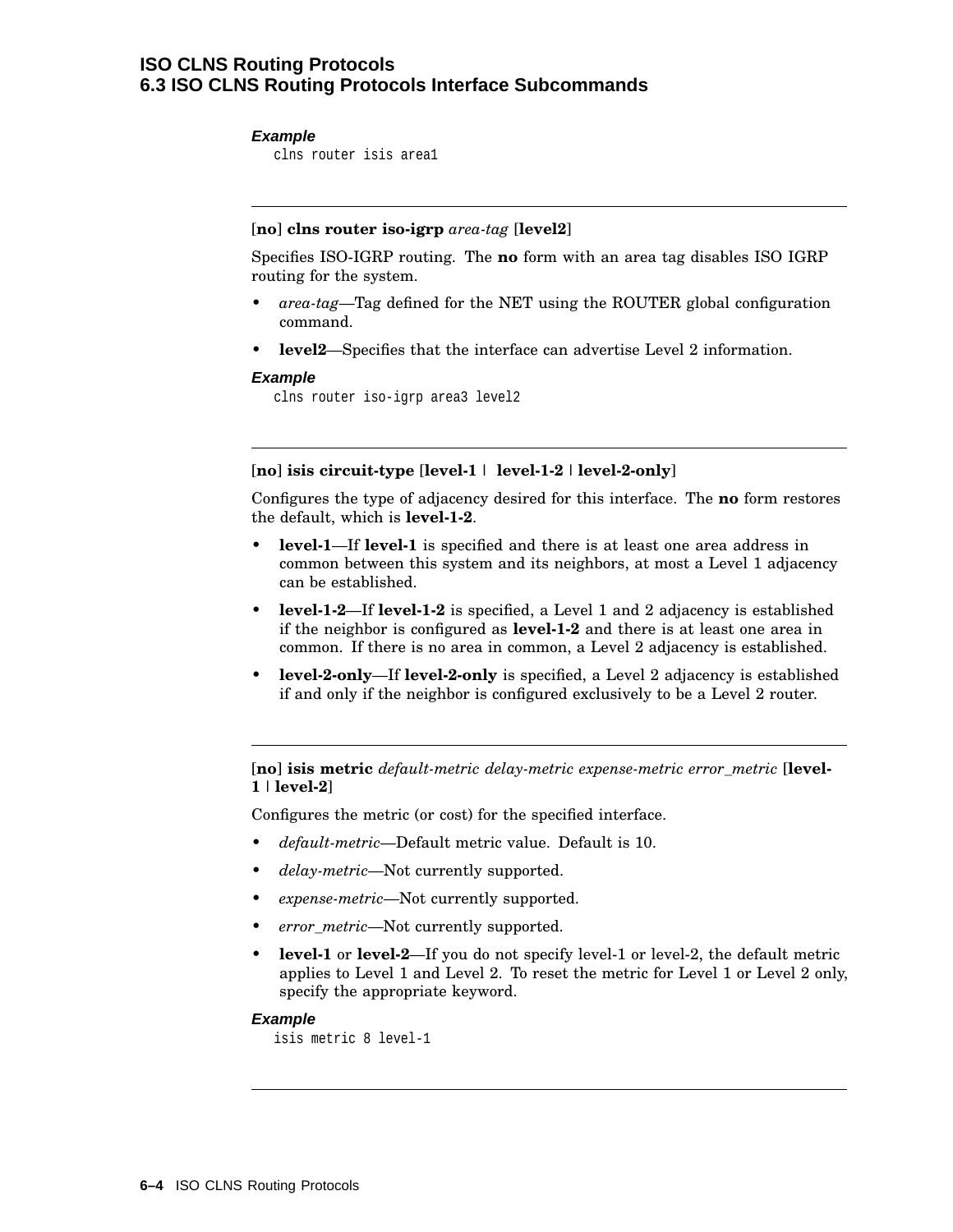***Example***

```
clns router isis area1
```

---

[**no**] **clns router iso-igrp** *area-tag* [**level2**]

Specifies ISO-IGRP routing. The **no** form with an area tag disables ISO IGRP routing for the system.

- *area-tag*—Tag defined for the NET using the ROUTER global configuration command.
- **level2**—Specifies that the interface can advertise Level 2 information.

***Example***

```
clns router iso-igrp area3 level2
```

---

[**no**] **isis circuit-type** [**level-1** | **level-1-2** | **level-2-only**]

Configures the type of adjacency desired for this interface. The **no** form restores the default, which is **level-1-2**.

- **level-1**—If **level-1** is specified and there is at least one area address in common between this system and its neighbors, at most a Level 1 adjacency can be established.
- **level-1-2**—If **level-1-2** is specified, a Level 1 and 2 adjacency is established if the neighbor is configured as **level-1-2** and there is at least one area in common. If there is no area in common, a Level 2 adjacency is established.
- **level-2-only**—If **level-2-only** is specified, a Level 2 adjacency is established if and only if the neighbor is configured exclusively to be a Level 2 router.

---

[**no**] **isis metric** *default-metric delay-metric expense-metric error_metric* [**level-1** | **level-2**]

Configures the metric (or cost) for the specified interface.

- *default-metric*—Default metric value. Default is 10.
- *delay-metric*—Not currently supported.
- *expense-metric*—Not currently supported.
- *error_metric*—Not currently supported.
- **level-1** or **level-2**—If you do not specify level-1 or level-2, the default metric applies to Level 1 and Level 2. To reset the metric for Level 1 or Level 2 only, specify the appropriate keyword.

***Example***

```
isis metric 8 level-1
```

---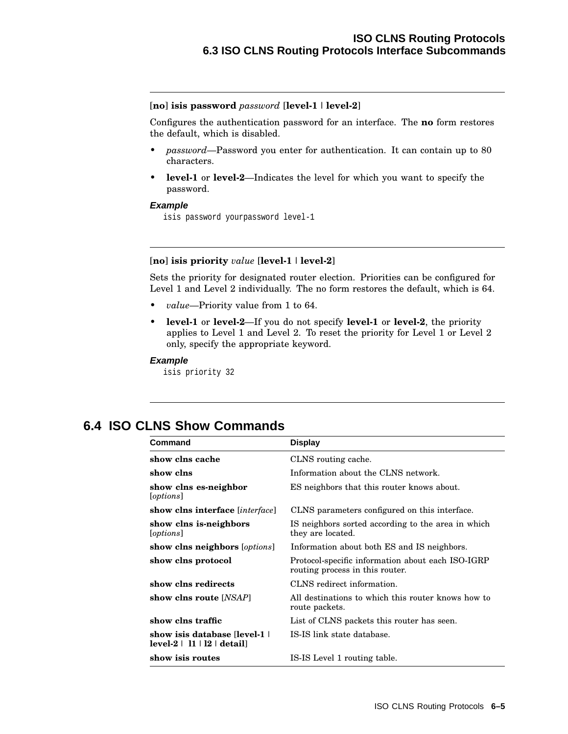**[no] isis password** *password* **[level-1 | level-2]**

Configures the authentication password for an interface. The **no** form restores the default, which is disabled.

- *password*—Password you enter for authentication. It can contain up to 80 characters.
- **level-1** or **level-2**—Indicates the level for which you want to specify the password.

***Example***

```
isis password yourpassword level-1
```

**[no] isis priority** *value* **[level-1 | level-2]**

Sets the priority for designated router election. Priorities can be configured for Level 1 and Level 2 individually. The no form restores the default, which is 64.

- *value*—Priority value from 1 to 64.
- **level-1** or **level-2**—If you do not specify **level-1** or **level-2**, the priority applies to Level 1 and Level 2. To reset the priority for Level 1 or Level 2 only, specify the appropriate keyword.

***Example***

```
isis priority 32
```

## 6.4 ISO CLNS Show Commands

| Command | Display |
|---|---|
| **show clns cache** | CLNS routing cache. |
| **show clns** | Information about the CLNS network. |
| **show clns es-neighbor** [*options*] | ES neighbors that this router knows about. |
| **show clns interface** [*interface*] | CLNS parameters configured on this interface. |
| **show clns is-neighbors** [*options*] | IS neighbors sorted according to the area in which they are located. |
| **show clns neighbors** [*options*] | Information about both ES and IS neighbors. |
| **show clns protocol** | Protocol-specific information about each ISO-IGRP routing process in this router. |
| **show clns redirects** | CLNS redirect information. |
| **show clns route** [*NSAP*] | All destinations to which this router knows how to route packets. |
| **show clns traffic** | List of CLNS packets this router has seen. |
| **show isis database [level-1 \| level-2 \| l1 \| l2 \| detail]** | IS-IS link state database. |
| **show isis routes** | IS-IS Level 1 routing table. |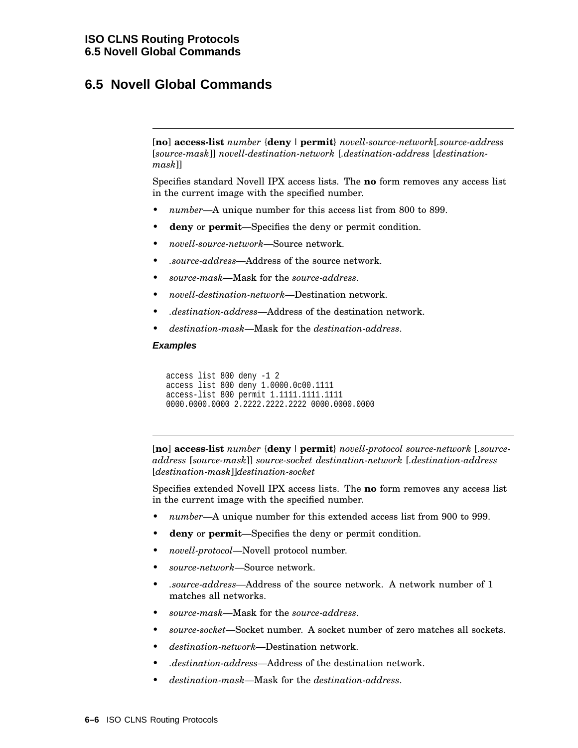## 6.5 Novell Global Commands

---

[**no**] **access-list** *number* {**deny** | **permit**} *novell-source-network*[.*source-address* [*source-mask*]] *novell-destination-network* [.*destination-address* [*destination-mask*]]

Specifies standard Novell IPX access lists. The **no** form removes any access list in the current image with the specified number.

- *number*—A unique number for this access list from 800 to 899.
- **deny** or **permit**—Specifies the deny or permit condition.
- *novell-source-network*—Source network.
- *.source-address*—Address of the source network.
- *source-mask*—Mask for the *source-address*.
- *novell-destination-network*—Destination network.
- *.destination-address*—Address of the destination network.
- *destination-mask*—Mask for the *destination-address*.

#### *Examples*

```
access list 800 deny -1 2
access list 800 deny 1.0000.0c00.1111
access-list 800 permit 1.1111.1111.1111
0000.0000.0000 2.2222.2222.2222 0000.0000.0000
```

---

[**no**] **access-list** *number* {**deny** | **permit**} *novell-protocol source-network* [.*source-address* [*source-mask*]] *source-socket destination-network* [.*destination-address* [*destination-mask*]]*destination-socket*

Specifies extended Novell IPX access lists. The **no** form removes any access list in the current image with the specified number.

- *number*—A unique number for this extended access list from 900 to 999.
- **deny** or **permit**—Specifies the deny or permit condition.
- *novell-protocol*—Novell protocol number.
- *source-network*—Source network.
- *.source-address*—Address of the source network. A network number of 1 matches all networks.
- *source-mask*—Mask for the *source-address*.
- *source-socket*—Socket number. A socket number of zero matches all sockets.
- *destination-network*—Destination network.
- *.destination-address*—Address of the destination network.
- *destination-mask*—Mask for the *destination-address*.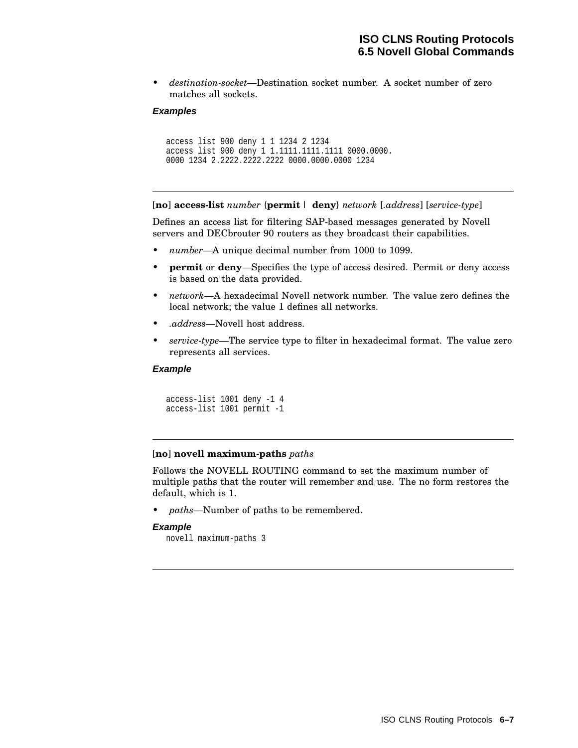- *destination-socket*—Destination socket number. A socket number of zero matches all sockets.

***Examples***

```
access list 900 deny 1 1 1234 2 1234
access list 900 deny 1 1.1111.1111.1111 0000.0000.
0000 1234 2.2222.2222.2222 0000.0000.0000 1234
```

---

[**no**] **access-list** *number* {**permit** | **deny**} *network* [.*address*] [*service-type*]

Defines an access list for filtering SAP-based messages generated by Novell servers and DECbrouter 90 routers as they broadcast their capabilities.

- *number*—A unique decimal number from 1000 to 1099.
- **permit** or **deny**—Specifies the type of access desired. Permit or deny access is based on the data provided.
- *network*—A hexadecimal Novell network number. The value zero defines the local network; the value 1 defines all networks.
- .*address*—Novell host address.
- *service-type*—The service type to filter in hexadecimal format. The value zero represents all services.

***Example***

```
access-list 1001 deny -1 4
access-list 1001 permit -1
```

---

[**no**] **novell maximum-paths** *paths*

Follows the NOVELL ROUTING command to set the maximum number of multiple paths that the router will remember and use. The no form restores the default, which is 1.

- *paths*—Number of paths to be remembered.

***Example***

```
novell maximum-paths 3
```

---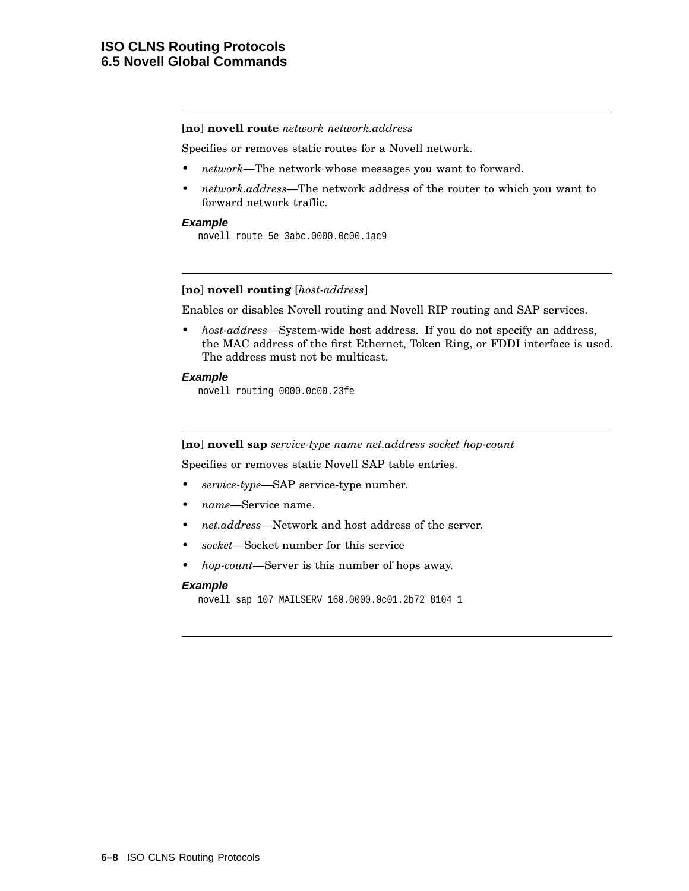**[no] novell route** *network network.address*

Specifies or removes static routes for a Novell network.

- *network*—The network whose messages you want to forward.
- *network.address*—The network address of the router to which you want to forward network traffic.

***Example***

```
novell route 5e 3abc.0000.0c00.1ac9
```

---

**[no] novell routing** [*host-address*]

Enables or disables Novell routing and Novell RIP routing and SAP services.

- *host-address*—System-wide host address. If you do not specify an address, the MAC address of the first Ethernet, Token Ring, or FDDI interface is used. The address must not be multicast.

***Example***

```
novell routing 0000.0c00.23fe
```

---

**[no] novell sap** *service-type name net.address socket hop-count*

Specifies or removes static Novell SAP table entries.

- *service-type*—SAP service-type number.
- *name*—Service name.
- *net.address*—Network and host address of the server.
- *socket*—Socket number for this service
- *hop-count*—Server is this number of hops away.

***Example***

```
novell sap 107 MAILSERV 160.0000.0c01.2b72 8104 1
```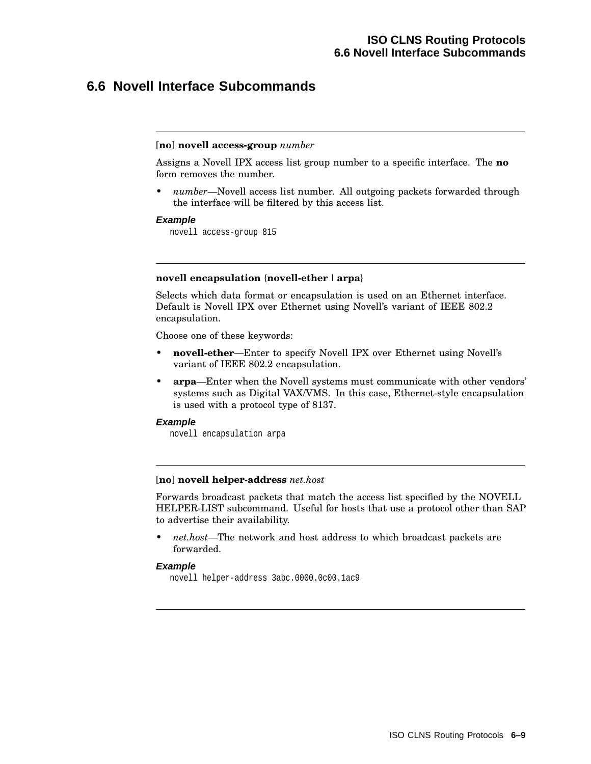## 6.6 Novell Interface Subcommands

---

[**no**] **novell access-group** *number*

Assigns a Novell IPX access list group number to a specific interface. The **no** form removes the number.

- *number*—Novell access list number. All outgoing packets forwarded through the interface will be filtered by this access list.

***Example***

```
novell access-group 815
```

---

**novell encapsulation** {**novell-ether** | **arpa**}

Selects which data format or encapsulation is used on an Ethernet interface. Default is Novell IPX over Ethernet using Novell's variant of IEEE 802.2 encapsulation.

Choose one of these keywords:

- **novell-ether**—Enter to specify Novell IPX over Ethernet using Novell's variant of IEEE 802.2 encapsulation.
- **arpa**—Enter when the Novell systems must communicate with other vendors' systems such as Digital VAX/VMS. In this case, Ethernet-style encapsulation is used with a protocol type of 8137.

***Example***

```
novell encapsulation arpa
```

---

[**no**] **novell helper-address** *net.host*

Forwards broadcast packets that match the access list specified by the NOVELL HELPER-LIST subcommand. Useful for hosts that use a protocol other than SAP to advertise their availability.

- *net.host*—The network and host address to which broadcast packets are forwarded.

***Example***

```
novell helper-address 3abc.0000.0c00.1ac9
```

---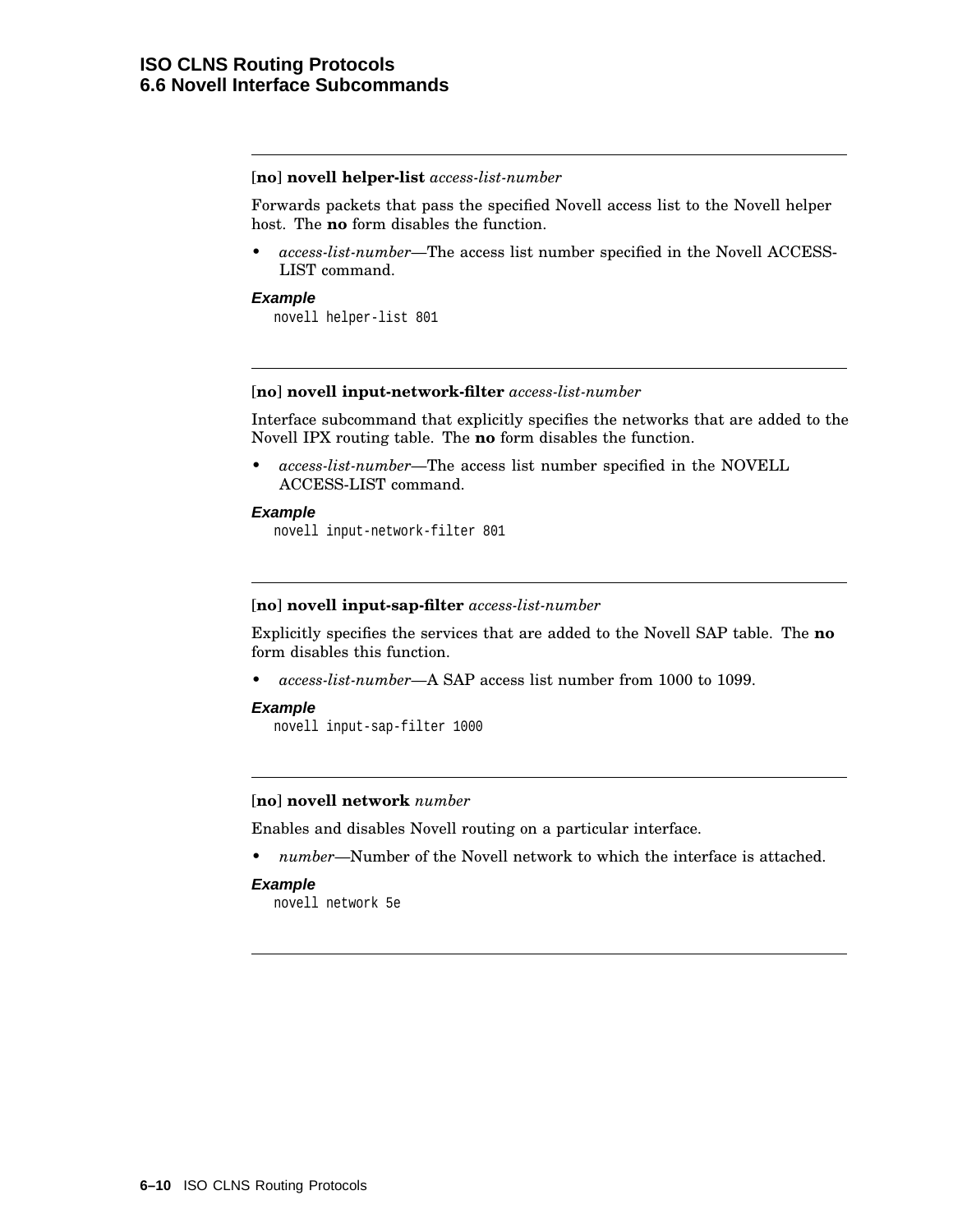---

**[no] novell helper-list** *access-list-number*

Forwards packets that pass the specified Novell access list to the Novell helper host. The **no** form disables the function.

- *access-list-number*—The access list number specified in the Novell ACCESS-LIST command.

***Example***

```
novell helper-list 801
```

---

**[no] novell input-network-filter** *access-list-number*

Interface subcommand that explicitly specifies the networks that are added to the Novell IPX routing table. The **no** form disables the function.

- *access-list-number*—The access list number specified in the NOVELL ACCESS-LIST command.

***Example***

```
novell input-network-filter 801
```

---

**[no] novell input-sap-filter** *access-list-number*

Explicitly specifies the services that are added to the Novell SAP table. The **no** form disables this function.

- *access-list-number*—A SAP access list number from 1000 to 1099.

***Example***

```
novell input-sap-filter 1000
```

---

**[no] novell network** *number*

Enables and disables Novell routing on a particular interface.

- *number*—Number of the Novell network to which the interface is attached.

***Example***

```
novell network 5e
```

---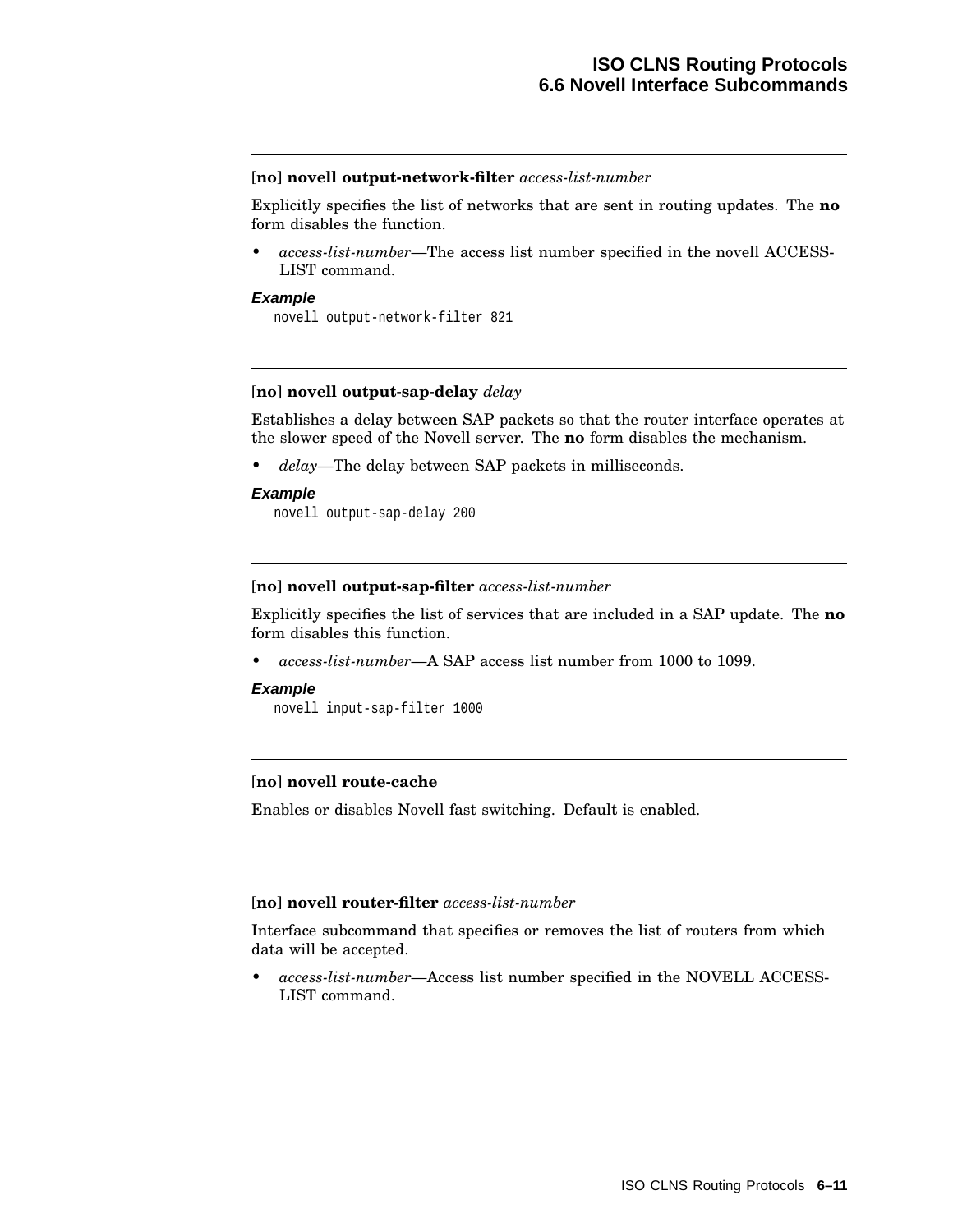---

**[no] novell output-network-filter** *access-list-number*

Explicitly specifies the list of networks that are sent in routing updates. The **no** form disables the function.

- *access-list-number*—The access list number specified in the novell ACCESS-LIST command.

***Example***

```
novell output-network-filter 821
```

---

**[no] novell output-sap-delay** *delay*

Establishes a delay between SAP packets so that the router interface operates at the slower speed of the Novell server. The **no** form disables the mechanism.

- *delay*—The delay between SAP packets in milliseconds.

***Example***

```
novell output-sap-delay 200
```

---

**[no] novell output-sap-filter** *access-list-number*

Explicitly specifies the list of services that are included in a SAP update. The **no** form disables this function.

- *access-list-number*—A SAP access list number from 1000 to 1099.

***Example***

```
novell input-sap-filter 1000
```

---

**[no] novell route-cache**

Enables or disables Novell fast switching. Default is enabled.

---

**[no] novell router-filter** *access-list-number*

Interface subcommand that specifies or removes the list of routers from which data will be accepted.

- *access-list-number*—Access list number specified in the NOVELL ACCESS-LIST command.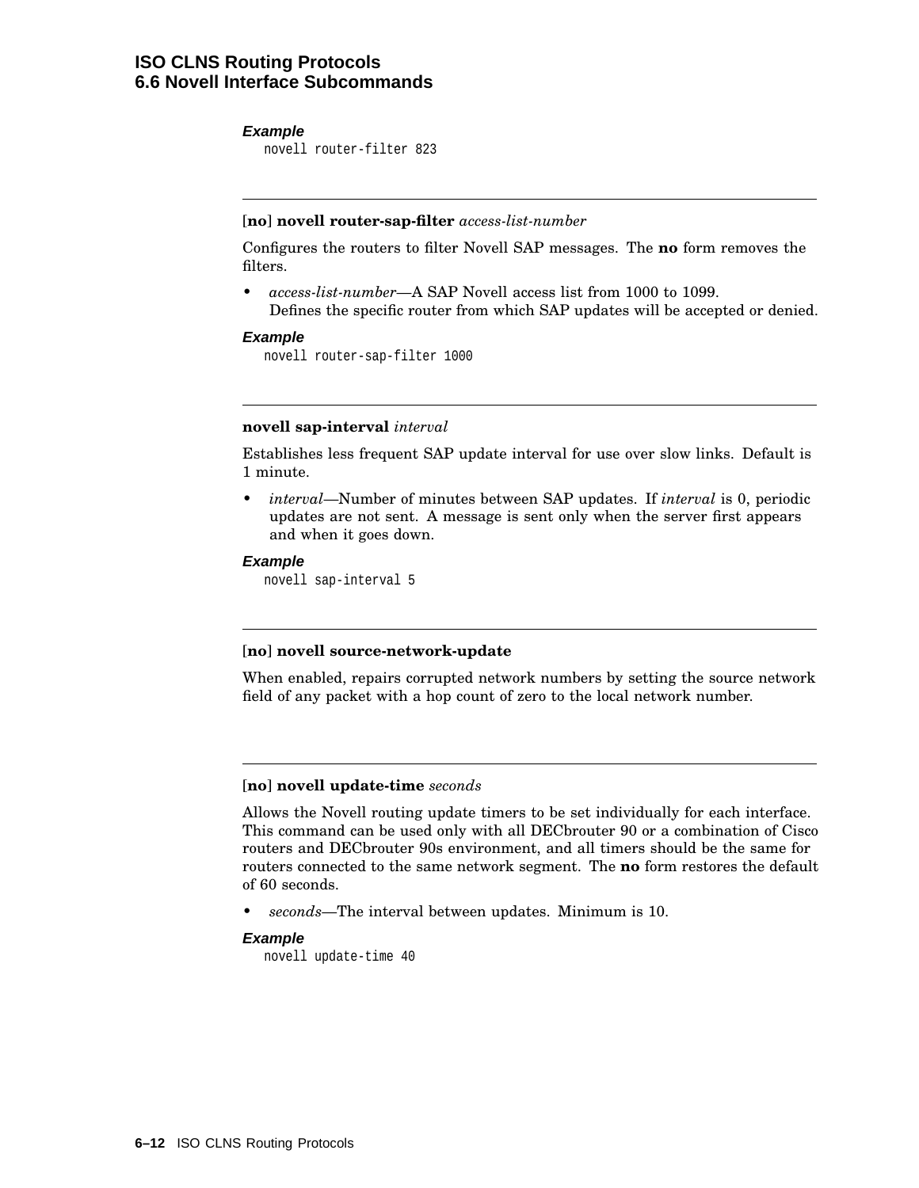**Example**

```
novell router-filter 823
```

---

**[no] novell router-sap-filter** *access-list-number*

Configures the routers to filter Novell SAP messages. The **no** form removes the filters.

- *access-list-number*—A SAP Novell access list from 1000 to 1099.
  Defines the specific router from which SAP updates will be accepted or denied.

**Example**

```
novell router-sap-filter 1000
```

---

**novell sap-interval** *interval*

Establishes less frequent SAP update interval for use over slow links. Default is 1 minute.

- *interval*—Number of minutes between SAP updates. If *interval* is 0, periodic updates are not sent. A message is sent only when the server first appears and when it goes down.

**Example**

```
novell sap-interval 5
```

---

**[no] novell source-network-update**

When enabled, repairs corrupted network numbers by setting the source network field of any packet with a hop count of zero to the local network number.

---

**[no] novell update-time** *seconds*

Allows the Novell routing update timers to be set individually for each interface. This command can be used only with all DECbrouter 90 or a combination of Cisco routers and DECbrouter 90s environment, and all timers should be the same for routers connected to the same network segment. The **no** form restores the default of 60 seconds.

- *seconds*—The interval between updates. Minimum is 10.

**Example**

```
novell update-time 40
```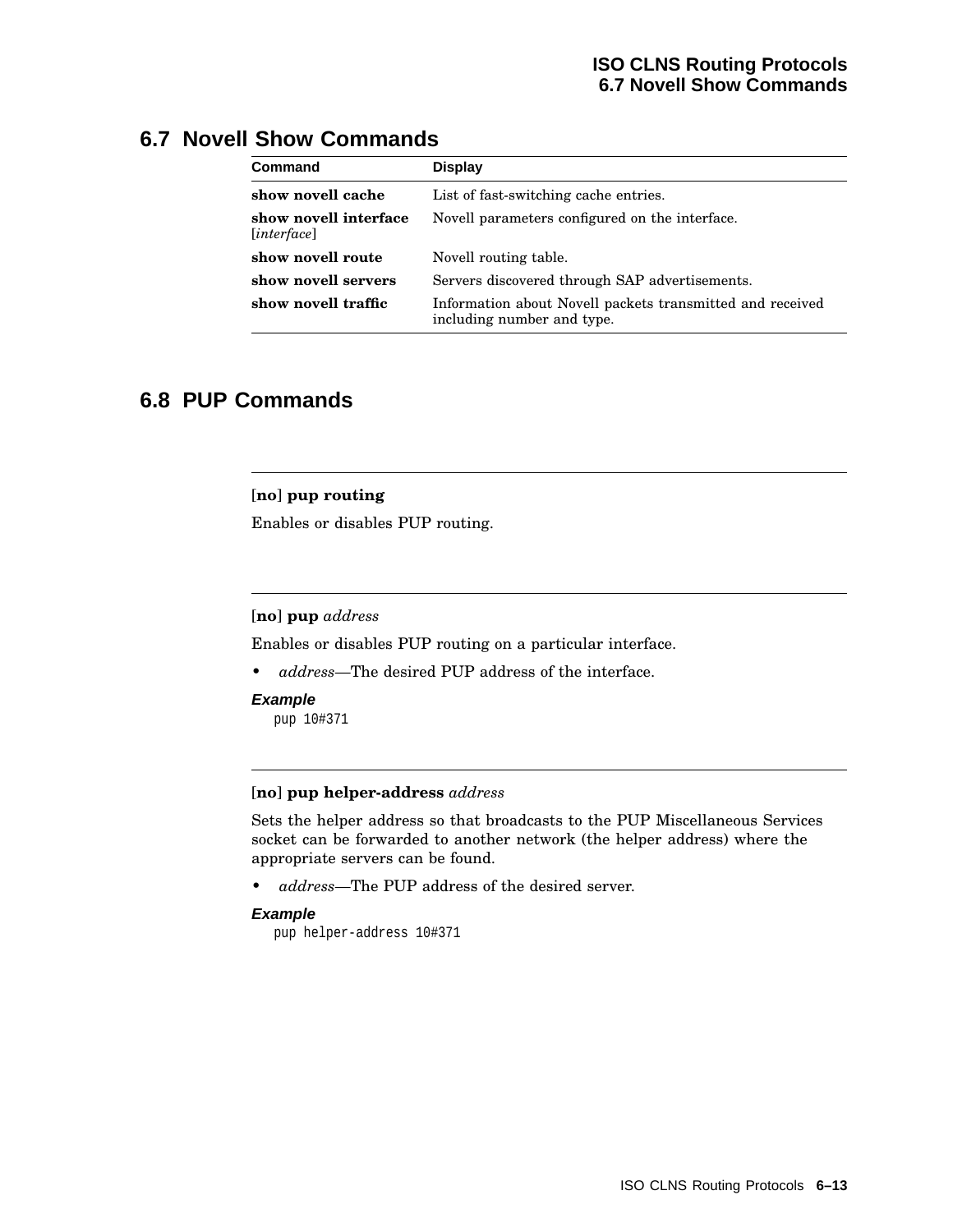## 6.7 Novell Show Commands

| Command | Display |
|---|---|
| **show novell cache** | List of fast-switching cache entries. |
| **show novell interface** [*interface*] | Novell parameters configured on the interface. |
| **show novell route** | Novell routing table. |
| **show novell servers** | Servers discovered through SAP advertisements. |
| **show novell traffic** | Information about Novell packets transmitted and received including number and type. |

## 6.8 PUP Commands

---

[**no**] **pup routing**

Enables or disables PUP routing.

---

[**no**] **pup** *address*

Enables or disables PUP routing on a particular interface.

- *address*—The desired PUP address of the interface.

***Example***

```
pup 10#371
```

---

[**no**] **pup helper-address** *address*

Sets the helper address so that broadcasts to the PUP Miscellaneous Services socket can be forwarded to another network (the helper address) where the appropriate servers can be found.

- *address*—The PUP address of the desired server.

***Example***

```
pup helper-address 10#371
```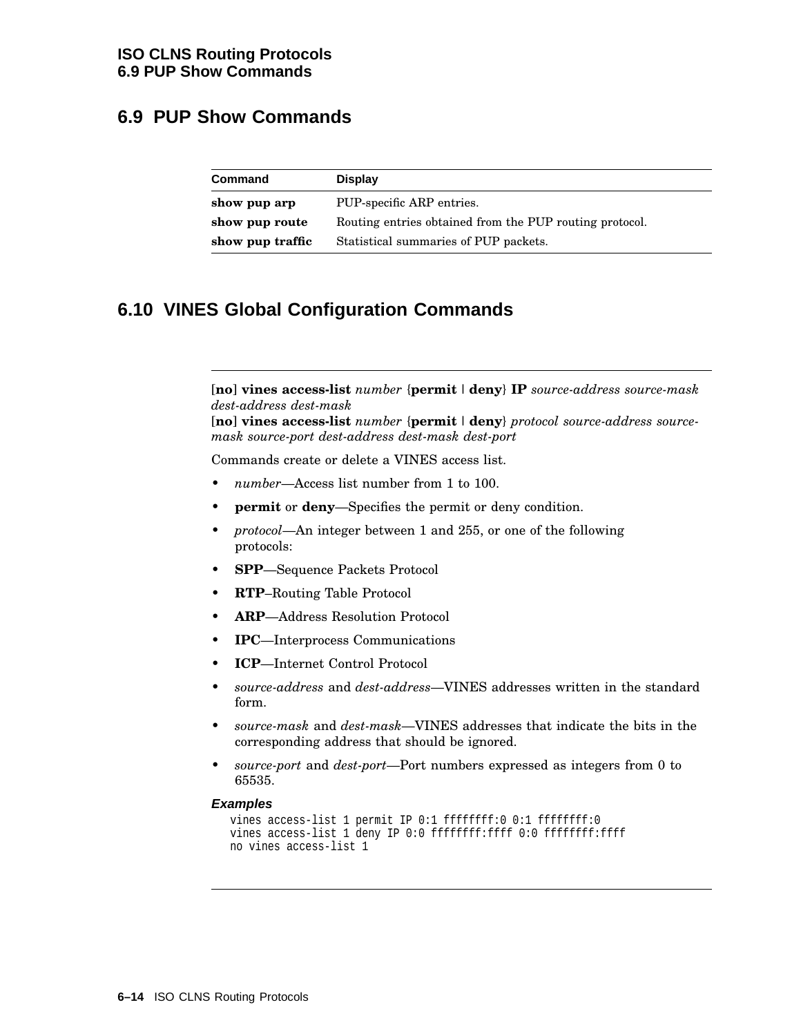## 6.9 PUP Show Commands

| Command | Display |
| --- | --- |
| **show pup arp** | PUP-specific ARP entries. |
| **show pup route** | Routing entries obtained from the PUP routing protocol. |
| **show pup traffic** | Statistical summaries of PUP packets. |

## 6.10 VINES Global Configuration Commands

[**no**] **vines access-list** *number* {**permit** | **deny**} **IP** *source-address source-mask dest-address dest-mask*
[**no**] **vines access-list** *number* {**permit** | **deny**} *protocol source-address source-mask source-port dest-address dest-mask dest-port*

Commands create or delete a VINES access list.

- *number*—Access list number from 1 to 100.
- **permit** or **deny**—Specifies the permit or deny condition.
- *protocol*—An integer between 1 and 255, or one of the following protocols:
- **SPP**—Sequence Packets Protocol
- **RTP**–Routing Table Protocol
- **ARP**—Address Resolution Protocol
- **IPC**—Interprocess Communications
- **ICP**—Internet Control Protocol
- *source-address* and *dest-address*—VINES addresses written in the standard form.
- *source-mask* and *dest-mask*—VINES addresses that indicate the bits in the corresponding address that should be ignored.
- *source-port* and *dest-port*—Port numbers expressed as integers from 0 to 65535.

**Examples**

```
vines access-list 1 permit IP 0:1 ffffffff:0 0:1 ffffffff:0
vines access-list 1 deny IP 0:0 ffffffff:ffff 0:0 ffffffff:ffff
no vines access-list 1
```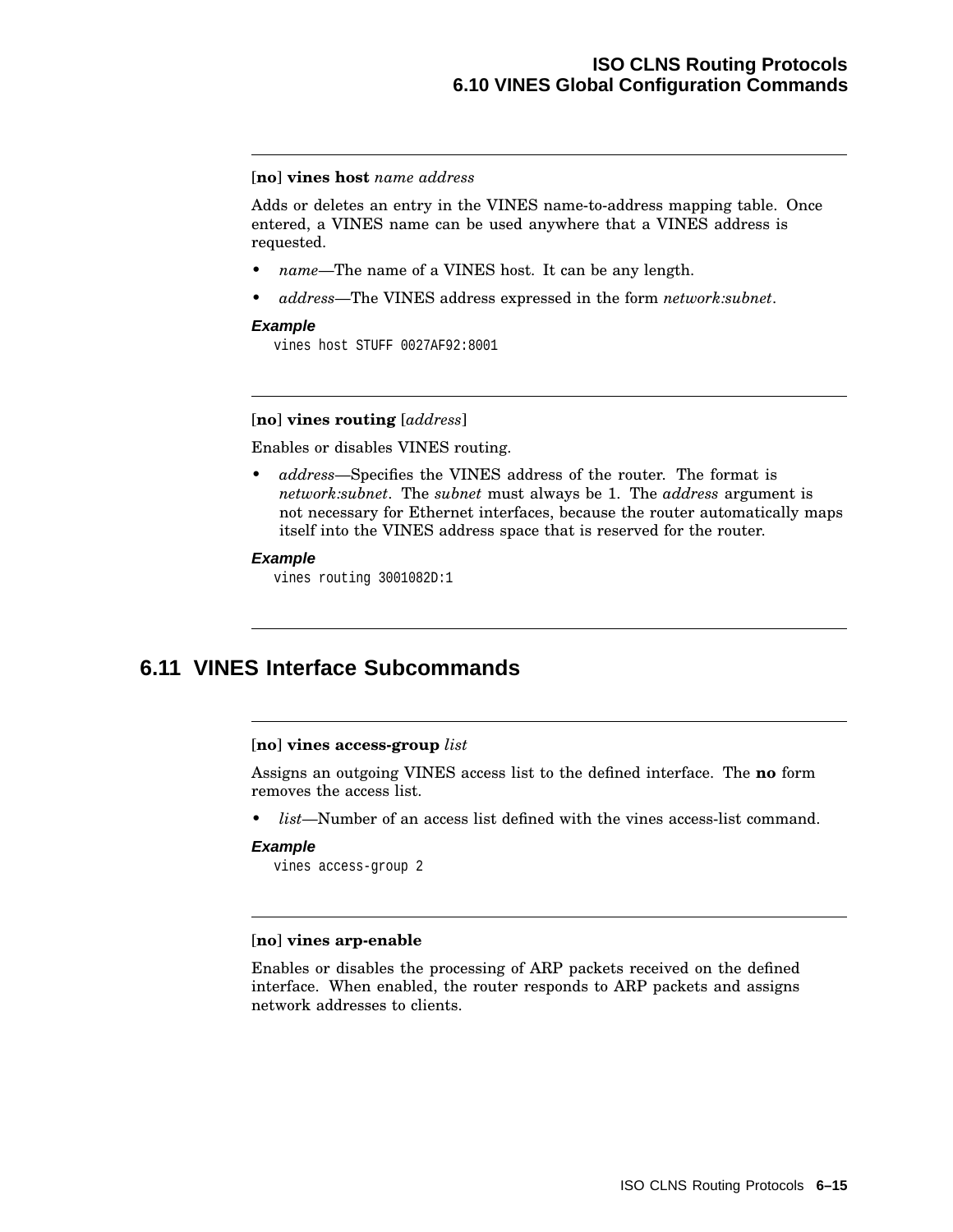**[no] vines host** *name address*

Adds or deletes an entry in the VINES name-to-address mapping table. Once entered, a VINES name can be used anywhere that a VINES address is requested.

- *name*—The name of a VINES host. It can be any length.
- *address*—The VINES address expressed in the form *network:subnet*.

***Example***

```
vines host STUFF 0027AF92:8001
```

---

**[no] vines routing** [*address*]

Enables or disables VINES routing.

- *address*—Specifies the VINES address of the router. The format is *network:subnet*. The *subnet* must always be 1. The *address* argument is not necessary for Ethernet interfaces, because the router automatically maps itself into the VINES address space that is reserved for the router.

***Example***

```
vines routing 3001082D:1
```

---

## 6.11 VINES Interface Subcommands

**[no] vines access-group** *list*

Assigns an outgoing VINES access list to the defined interface. The **no** form removes the access list.

- *list*—Number of an access list defined with the vines access-list command.

***Example***

```
vines access-group 2
```

---

**[no] vines arp-enable**

Enables or disables the processing of ARP packets received on the defined interface. When enabled, the router responds to ARP packets and assigns network addresses to clients.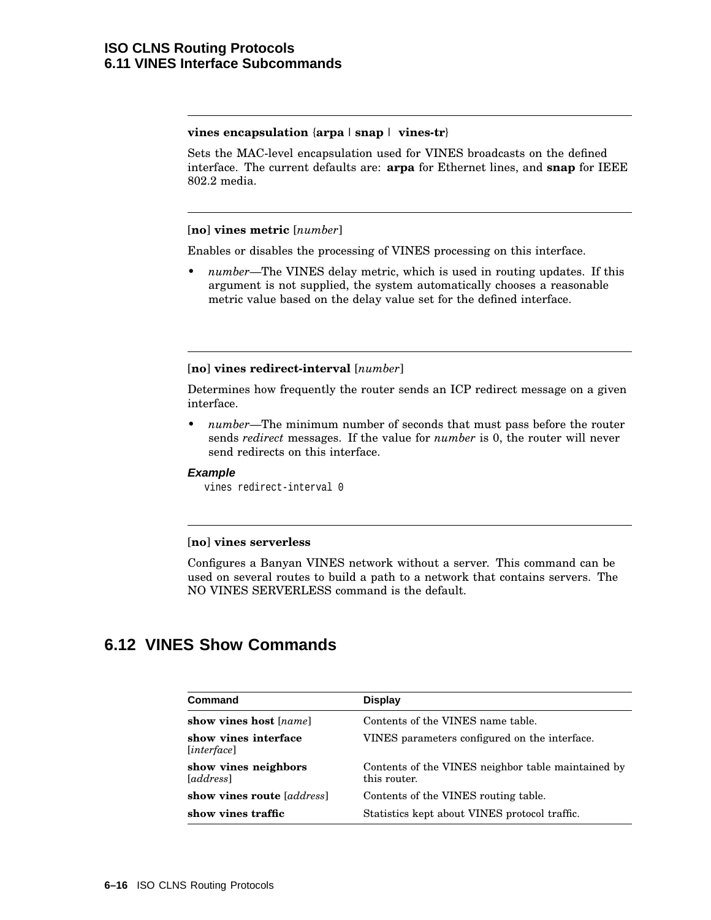**vines encapsulation** {**arpa** | **snap** | **vines-tr**}

Sets the MAC-level encapsulation used for VINES broadcasts on the defined interface. The current defaults are: **arpa** for Ethernet lines, and **snap** for IEEE 802.2 media.

---

[**no**] **vines metric** [*number*]

Enables or disables the processing of VINES processing on this interface.

- *number*—The VINES delay metric, which is used in routing updates. If this argument is not supplied, the system automatically chooses a reasonable metric value based on the delay value set for the defined interface.

---

[**no**] **vines redirect-interval** [*number*]

Determines how frequently the router sends an ICP redirect message on a given interface.

- *number*—The minimum number of seconds that must pass before the router sends *redirect* messages. If the value for *number* is 0, the router will never send redirects on this interface.

***Example***

```
vines redirect-interval 0
```

---

[**no**] **vines serverless**

Configures a Banyan VINES network without a server. This command can be used on several routes to build a path to a network that contains servers. The NO VINES SERVERLESS command is the default.

## 6.12 VINES Show Commands

| Command | Display |
|---|---|
| **show vines host** [*name*] | Contents of the VINES name table. |
| **show vines interface** [*interface*] | VINES parameters configured on the interface. |
| **show vines neighbors** [*address*] | Contents of the VINES neighbor table maintained by this router. |
| **show vines route** [*address*] | Contents of the VINES routing table. |
| **show vines traffic** | Statistics kept about VINES protocol traffic. |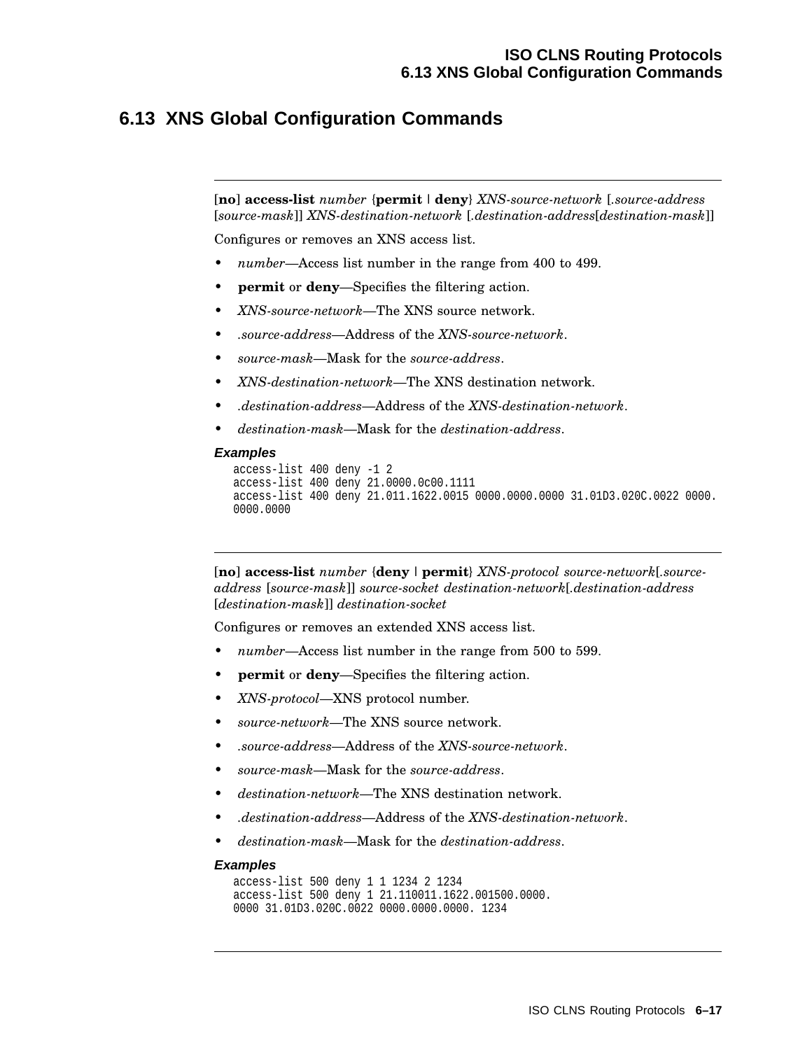## 6.13 XNS Global Configuration Commands

---

[**no**] **access-list** *number* {**permit** | **deny**} *XNS-source-network* [*.source-address* [*source-mask*]] *XNS-destination-network* [*.destination-address*[*destination-mask*]]

Configures or removes an XNS access list.

- *number*—Access list number in the range from 400 to 499.
- **permit** or **deny**—Specifies the filtering action.
- *XNS-source-network*—The XNS source network.
- *.source-address*—Address of the *XNS-source-network*.
- *source-mask*—Mask for the *source-address*.
- *XNS-destination-network*—The XNS destination network.
- *.destination-address*—Address of the *XNS-destination-network*.
- *destination-mask*—Mask for the *destination-address*.

#### *Examples*

```
access-list 400 deny -1 2
access-list 400 deny 21.0000.0c00.1111
access-list 400 deny 21.011.1622.0015 0000.0000.0000 31.01D3.020C.0022 0000.
0000.0000
```

---

[**no**] **access-list** *number* {**deny** | **permit**} *XNS-protocol source-network*[*.source-address* [*source-mask*]] *source-socket destination-network*[*.destination-address* [*destination-mask*]] *destination-socket*

Configures or removes an extended XNS access list.

- *number*—Access list number in the range from 500 to 599.
- **permit** or **deny**—Specifies the filtering action.
- *XNS-protocol*—XNS protocol number.
- *source-network*—The XNS source network.
- *.source-address*—Address of the *XNS-source-network*.
- *source-mask*—Mask for the *source-address*.
- *destination-network*—The XNS destination network.
- *.destination-address*—Address of the *XNS-destination-network*.
- *destination-mask*—Mask for the *destination-address*.

#### *Examples*

```
access-list 500 deny 1 1 1234 2 1234
access-list 500 deny 1 21.110011.1622.001500.0000.
0000 31.01D3.020C.0022 0000.0000.0000. 1234
```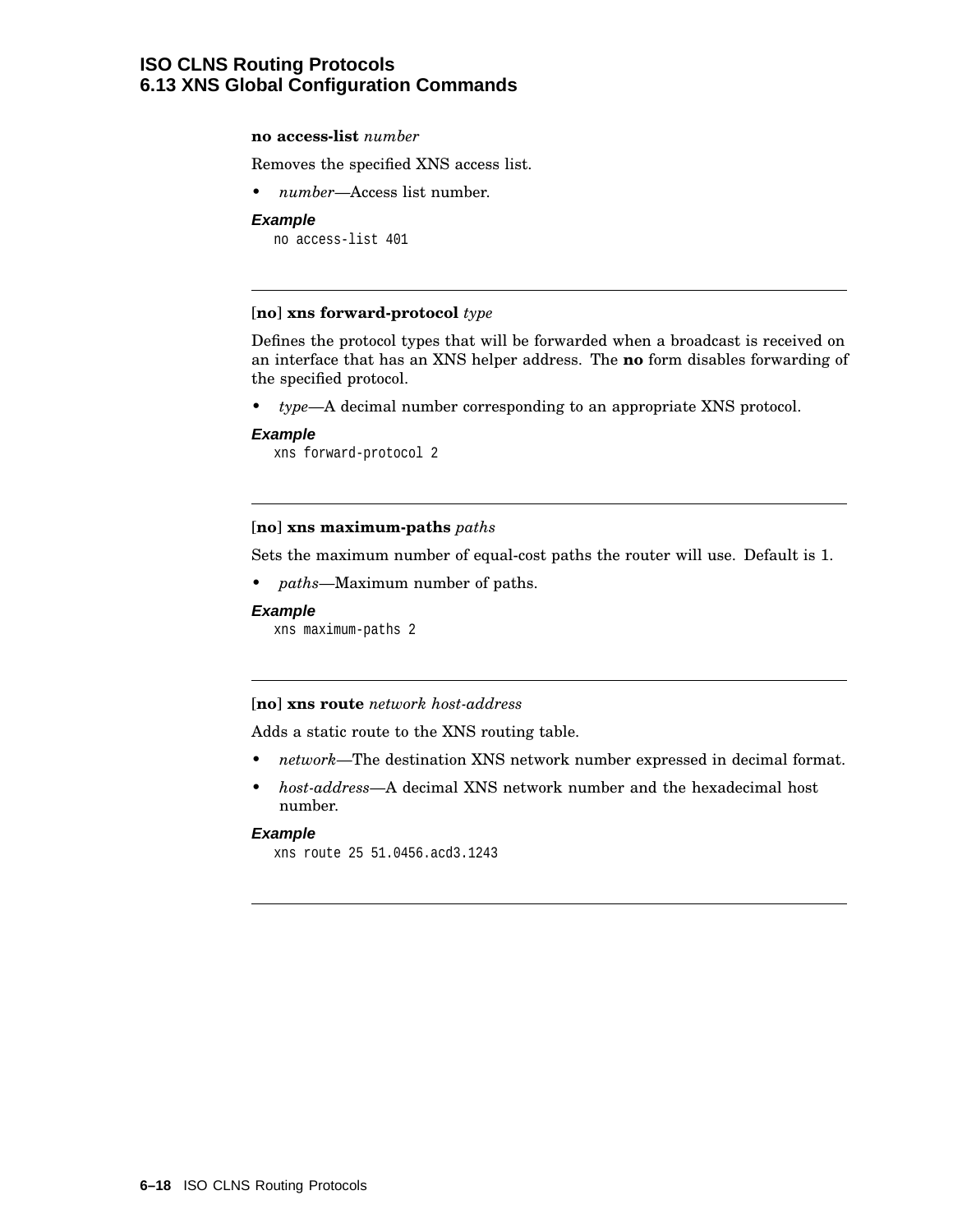**no access-list** *number*

Removes the specified XNS access list.

- *number*—Access list number.

***Example***

```
no access-list 401
```

---

[**no**] **xns forward-protocol** *type*

Defines the protocol types that will be forwarded when a broadcast is received on an interface that has an XNS helper address. The **no** form disables forwarding of the specified protocol.

- *type*—A decimal number corresponding to an appropriate XNS protocol.

***Example***

```
xns forward-protocol 2
```

---

[**no**] **xns maximum-paths** *paths*

Sets the maximum number of equal-cost paths the router will use. Default is 1.

- *paths*—Maximum number of paths.

***Example***

```
xns maximum-paths 2
```

---

[**no**] **xns route** *network host-address*

Adds a static route to the XNS routing table.

- *network*—The destination XNS network number expressed in decimal format.
- *host-address*—A decimal XNS network number and the hexadecimal host number.

***Example***

```
xns route 25 51.0456.acd3.1243
```

---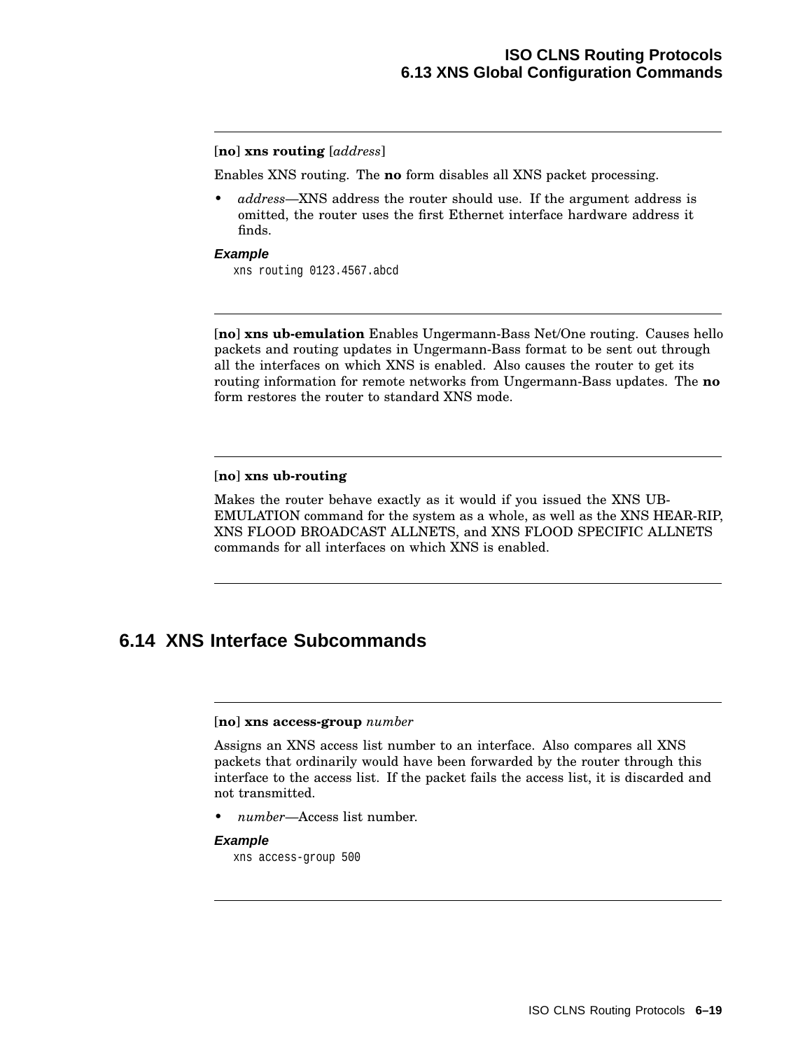---

**[no] xns routing** [*address*]

Enables XNS routing. The **no** form disables all XNS packet processing.

- *address*—XNS address the router should use. If the argument address is omitted, the router uses the first Ethernet interface hardware address it finds.

***Example***

```
xns routing 0123.4567.abcd
```

---

**[no] xns ub-emulation** Enables Ungermann-Bass Net/One routing. Causes hello packets and routing updates in Ungermann-Bass format to be sent out through all the interfaces on which XNS is enabled. Also causes the router to get its routing information for remote networks from Ungermann-Bass updates. The **no** form restores the router to standard XNS mode.

---

**[no] xns ub-routing**

Makes the router behave exactly as it would if you issued the XNS UB-EMULATION command for the system as a whole, as well as the XNS HEAR-RIP, XNS FLOOD BROADCAST ALLNETS, and XNS FLOOD SPECIFIC ALLNETS commands for all interfaces on which XNS is enabled.

---

## 6.14 XNS Interface Subcommands

---

**[no] xns access-group** *number*

Assigns an XNS access list number to an interface. Also compares all XNS packets that ordinarily would have been forwarded by the router through this interface to the access list. If the packet fails the access list, it is discarded and not transmitted.

- *number*—Access list number.

***Example***

```
xns access-group 500
```

---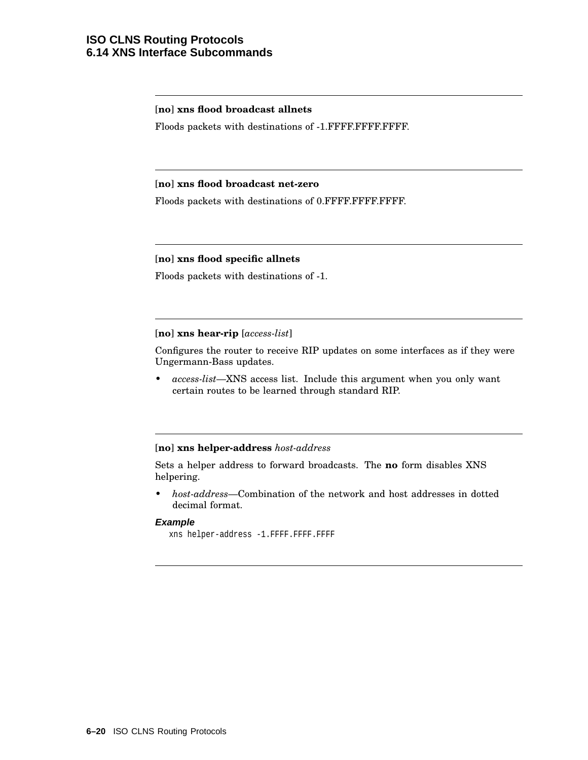**[no] xns flood broadcast allnets**

Floods packets with destinations of -1.FFFF.FFFF.FFFF.

---

**[no] xns flood broadcast net-zero**

Floods packets with destinations of 0.FFFF.FFFF.FFFF.

---

**[no] xns flood specific allnets**

Floods packets with destinations of -1.

---

**[no] xns hear-rip** [*access-list*]

Configures the router to receive RIP updates on some interfaces as if they were Ungermann-Bass updates.

- *access-list*—XNS access list. Include this argument when you only want certain routes to be learned through standard RIP.

---

**[no] xns helper-address** *host-address*

Sets a helper address to forward broadcasts. The **no** form disables XNS helpering.

- *host-address*—Combination of the network and host addresses in dotted decimal format.

***Example***

```
xns helper-address -1.FFFF.FFFF.FFFF
```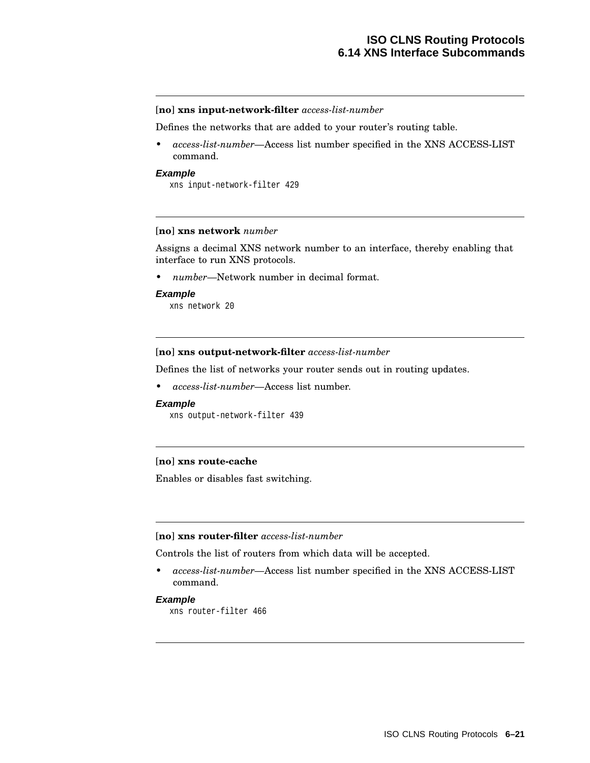**[no] xns input-network-filter** *access-list-number*

Defines the networks that are added to your router's routing table.

- *access-list-number*—Access list number specified in the XNS ACCESS-LIST command.

***Example***

```
xns input-network-filter 429
```

---

**[no] xns network** *number*

Assigns a decimal XNS network number to an interface, thereby enabling that interface to run XNS protocols.

- *number*—Network number in decimal format.

***Example***

```
xns network 20
```

---

**[no] xns output-network-filter** *access-list-number*

Defines the list of networks your router sends out in routing updates.

- *access-list-number*—Access list number.

***Example***

```
xns output-network-filter 439
```

---

**[no] xns route-cache**

Enables or disables fast switching.

---

**[no] xns router-filter** *access-list-number*

Controls the list of routers from which data will be accepted.

- *access-list-number*—Access list number specified in the XNS ACCESS-LIST command.

***Example***

```
xns router-filter 466
```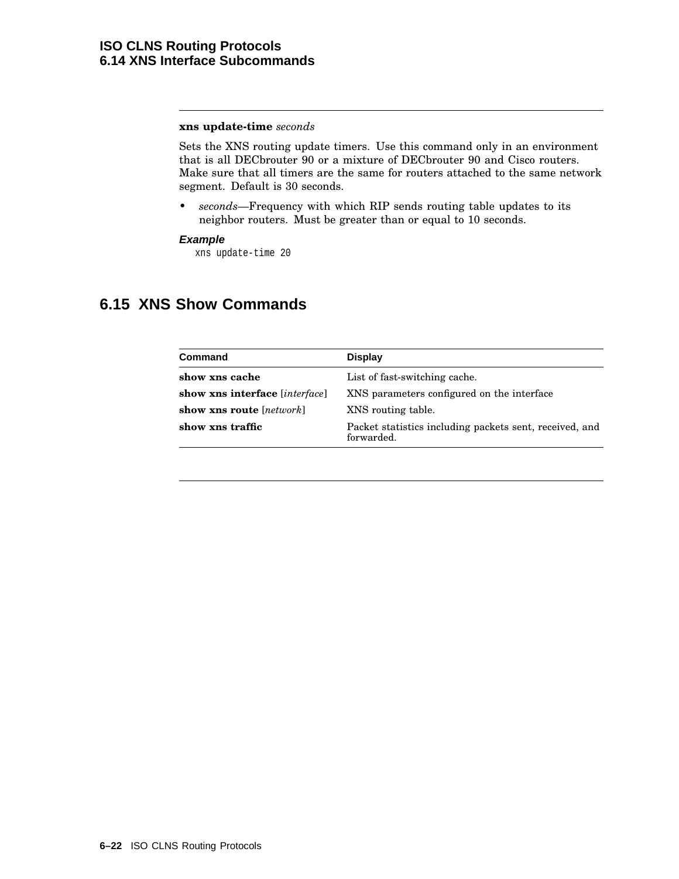**xns update-time** *seconds*

Sets the XNS routing update timers. Use this command only in an environment that is all DECbrouter 90 or a mixture of DECbrouter 90 and Cisco routers. Make sure that all timers are the same for routers attached to the same network segment. Default is 30 seconds.

- *seconds*—Frequency with which RIP sends routing table updates to its neighbor routers. Must be greater than or equal to 10 seconds.

***Example***

```
xns update-time 20
```

## 6.15 XNS Show Commands

| Command | Display |
|---|---|
| **show xns cache** | List of fast-switching cache. |
| **show xns interface** [*interface*] | XNS parameters configured on the interface |
| **show xns route** [*network*] | XNS routing table. |
| **show xns traffic** | Packet statistics including packets sent, received, and forwarded. |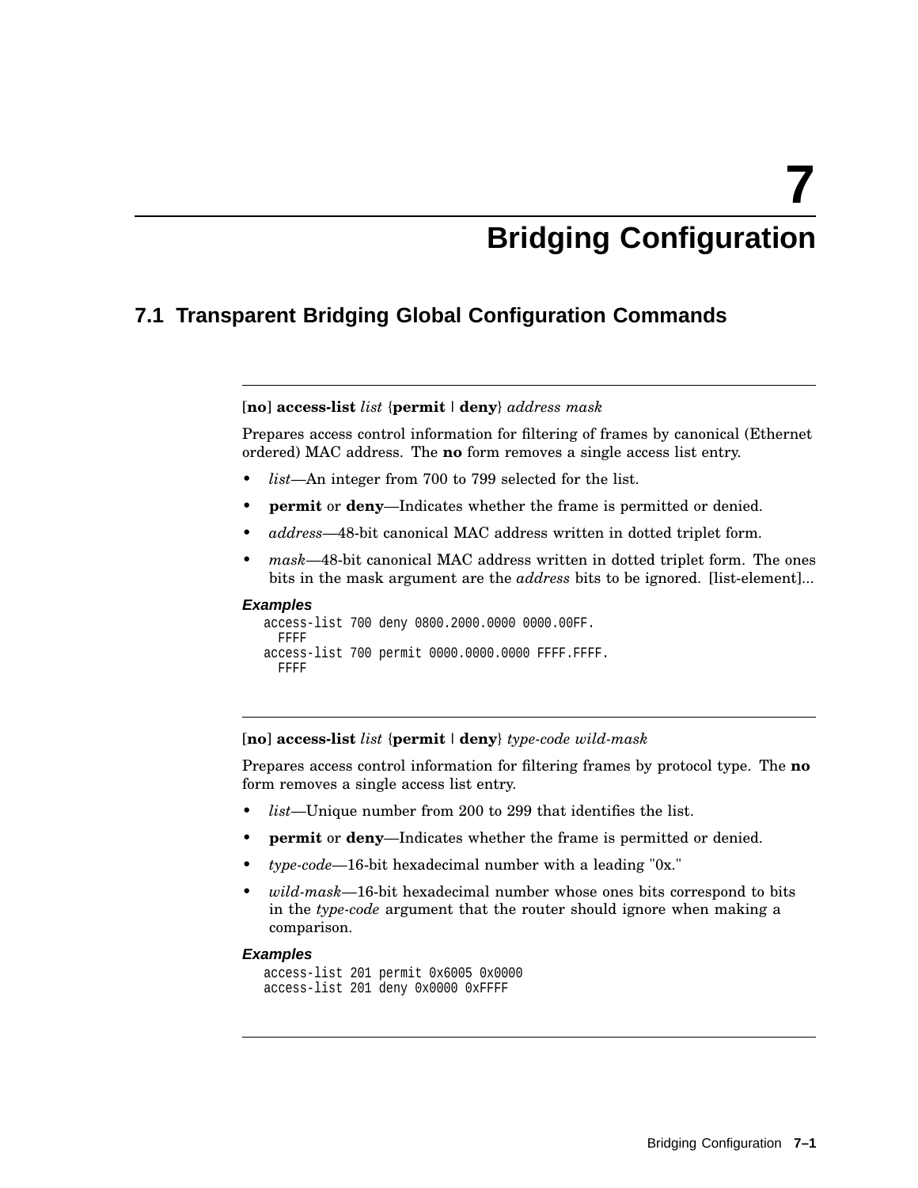# 7 Bridging Configuration

## 7.1 Transparent Bridging Global Configuration Commands

---

[**no**] **access-list** *list* {**permit** | **deny**} *address mask*

Prepares access control information for filtering of frames by canonical (Ethernet ordered) MAC address. The **no** form removes a single access list entry.

- *list*—An integer from 700 to 799 selected for the list.
- **permit** or **deny**—Indicates whether the frame is permitted or denied.
- *address*—48-bit canonical MAC address written in dotted triplet form.
- *mask*—48-bit canonical MAC address written in dotted triplet form. The ones bits in the mask argument are the *address* bits to be ignored. [list-element]...

***Examples***

```
access-list 700 deny 0800.2000.0000 0000.00FF.
  FFFF
access-list 700 permit 0000.0000.0000 FFFF.FFFF.
  FFFF
```

---

[**no**] **access-list** *list* {**permit** | **deny**} *type-code wild-mask*

Prepares access control information for filtering frames by protocol type. The **no** form removes a single access list entry.

- *list*—Unique number from 200 to 299 that identifies the list.
- **permit** or **deny**—Indicates whether the frame is permitted or denied.
- *type-code*—16-bit hexadecimal number with a leading "0x."
- *wild-mask*—16-bit hexadecimal number whose ones bits correspond to bits in the *type-code* argument that the router should ignore when making a comparison.

***Examples***

```
access-list 201 permit 0x6005 0x0000
access-list 201 deny 0x0000 0xFFFF
```

---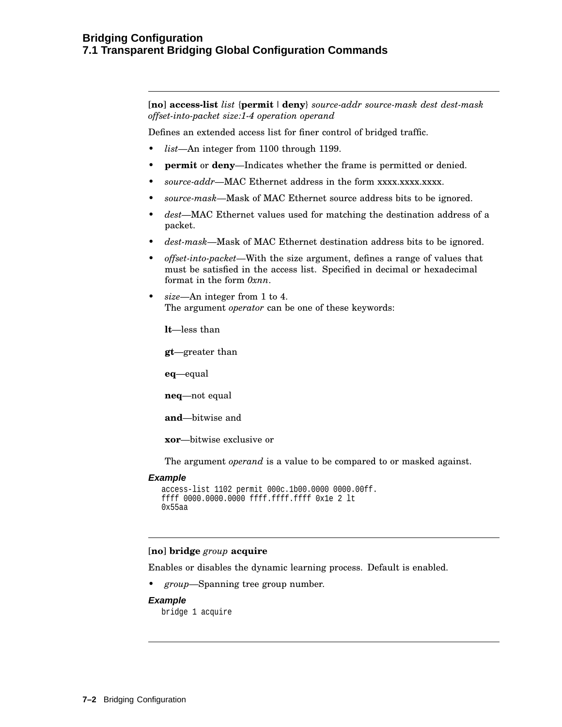**[no] access-list** *list* {**permit** | **deny**} *source-addr source-mask dest dest-mask offset-into-packet size:1-4 operation operand*

Defines an extended access list for finer control of bridged traffic.

- *list*—An integer from 1100 through 1199.
- **permit** or **deny**—Indicates whether the frame is permitted or denied.
- *source-addr*—MAC Ethernet address in the form xxxx.xxxx.xxxx.
- *source-mask*—Mask of MAC Ethernet source address bits to be ignored.
- *dest*—MAC Ethernet values used for matching the destination address of a packet.
- *dest-mask*—Mask of MAC Ethernet destination address bits to be ignored.
- *offset-into-packet*—With the size argument, defines a range of values that must be satisfied in the access list. Specified in decimal or hexadecimal format in the form *0xnn*.
- *size*—An integer from 1 to 4.
  The argument *operator* can be one of these keywords:

  **lt**—less than

  **gt**—greater than

  **eq**—equal

  **neq**—not equal

  **and**—bitwise and

  **xor**—bitwise exclusive or

  The argument *operand* is a value to be compared to or masked against.

***Example***

```
access-list 1102 permit 000c.1b00.0000 0000.00ff.
ffff 0000.0000.0000 ffff.ffff.ffff 0x1e 2 lt
0x55aa
```

---

**[no] bridge** *group* **acquire**

Enables or disables the dynamic learning process. Default is enabled.

- *group*—Spanning tree group number.

***Example***

```
bridge 1 acquire
```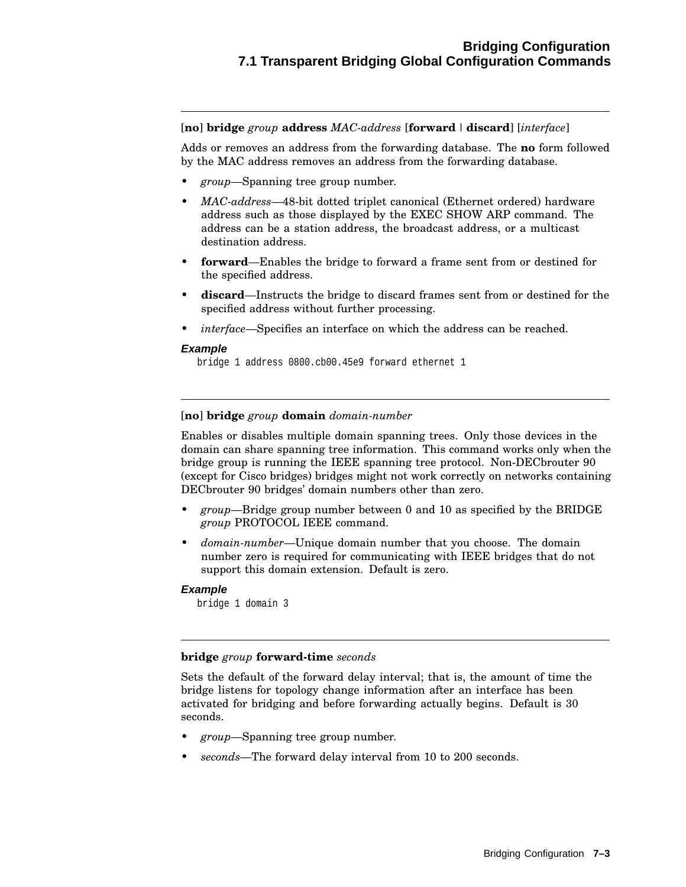---

[**no**] **bridge** *group* **address** *MAC-address* [**forward** | **discard**] [*interface*]

Adds or removes an address from the forwarding database. The **no** form followed by the MAC address removes an address from the forwarding database.

- *group*—Spanning tree group number.
- *MAC-address*—48-bit dotted triplet canonical (Ethernet ordered) hardware address such as those displayed by the EXEC SHOW ARP command. The address can be a station address, the broadcast address, or a multicast destination address.
- **forward**—Enables the bridge to forward a frame sent from or destined for the specified address.
- **discard**—Instructs the bridge to discard frames sent from or destined for the specified address without further processing.
- *interface*—Specifies an interface on which the address can be reached.

#### Example

```
bridge 1 address 0800.cb00.45e9 forward ethernet 1
```

---

[**no**] **bridge** *group* **domain** *domain-number*

Enables or disables multiple domain spanning trees. Only those devices in the domain can share spanning tree information. This command works only when the bridge group is running the IEEE spanning tree protocol. Non-DECbrouter 90 (except for Cisco bridges) bridges might not work correctly on networks containing DECbrouter 90 bridges' domain numbers other than zero.

- *group*—Bridge group number between 0 and 10 as specified by the BRIDGE *group* PROTOCOL IEEE command.
- *domain-number*—Unique domain number that you choose. The domain number zero is required for communicating with IEEE bridges that do not support this domain extension. Default is zero.

#### Example

```
bridge 1 domain 3
```

---

**bridge** *group* **forward-time** *seconds*

Sets the default of the forward delay interval; that is, the amount of time the bridge listens for topology change information after an interface has been activated for bridging and before forwarding actually begins. Default is 30 seconds.

- *group*—Spanning tree group number.
- *seconds*—The forward delay interval from 10 to 200 seconds.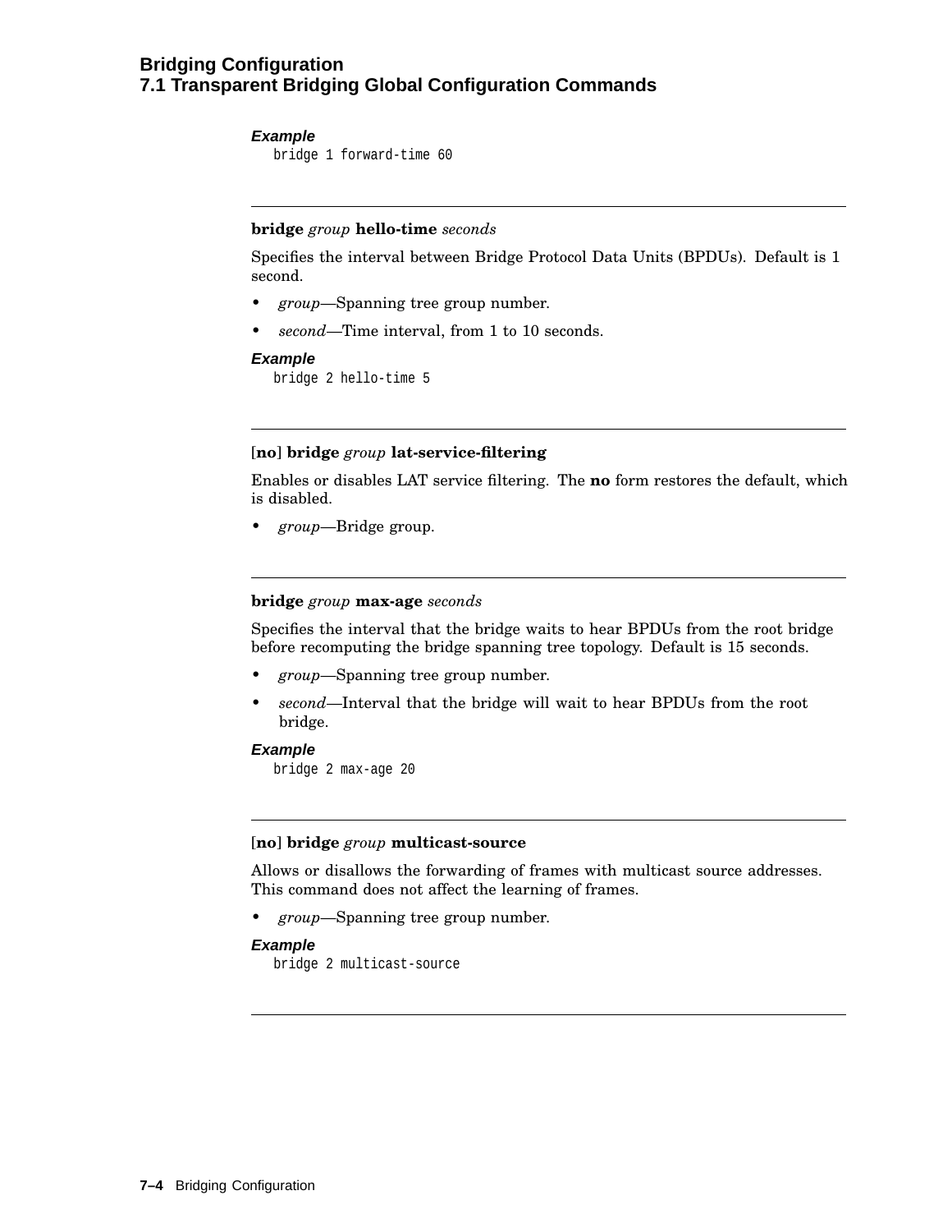**Example**

```
bridge 1 forward-time 60
```

---

**bridge** *group* **hello-time** *seconds*

Specifies the interval between Bridge Protocol Data Units (BPDUs). Default is 1 second.

- *group*—Spanning tree group number.
- *second*—Time interval, from 1 to 10 seconds.

**Example**

```
bridge 2 hello-time 5
```

---

[**no**] **bridge** *group* **lat-service-filtering**

Enables or disables LAT service filtering. The **no** form restores the default, which is disabled.

- *group*—Bridge group.

---

**bridge** *group* **max-age** *seconds*

Specifies the interval that the bridge waits to hear BPDUs from the root bridge before recomputing the bridge spanning tree topology. Default is 15 seconds.

- *group*—Spanning tree group number.
- *second*—Interval that the bridge will wait to hear BPDUs from the root bridge.

**Example**

```
bridge 2 max-age 20
```

---

[**no**] **bridge** *group* **multicast-source**

Allows or disallows the forwarding of frames with multicast source addresses. This command does not affect the learning of frames.

- *group*—Spanning tree group number.

**Example**

```
bridge 2 multicast-source
```

---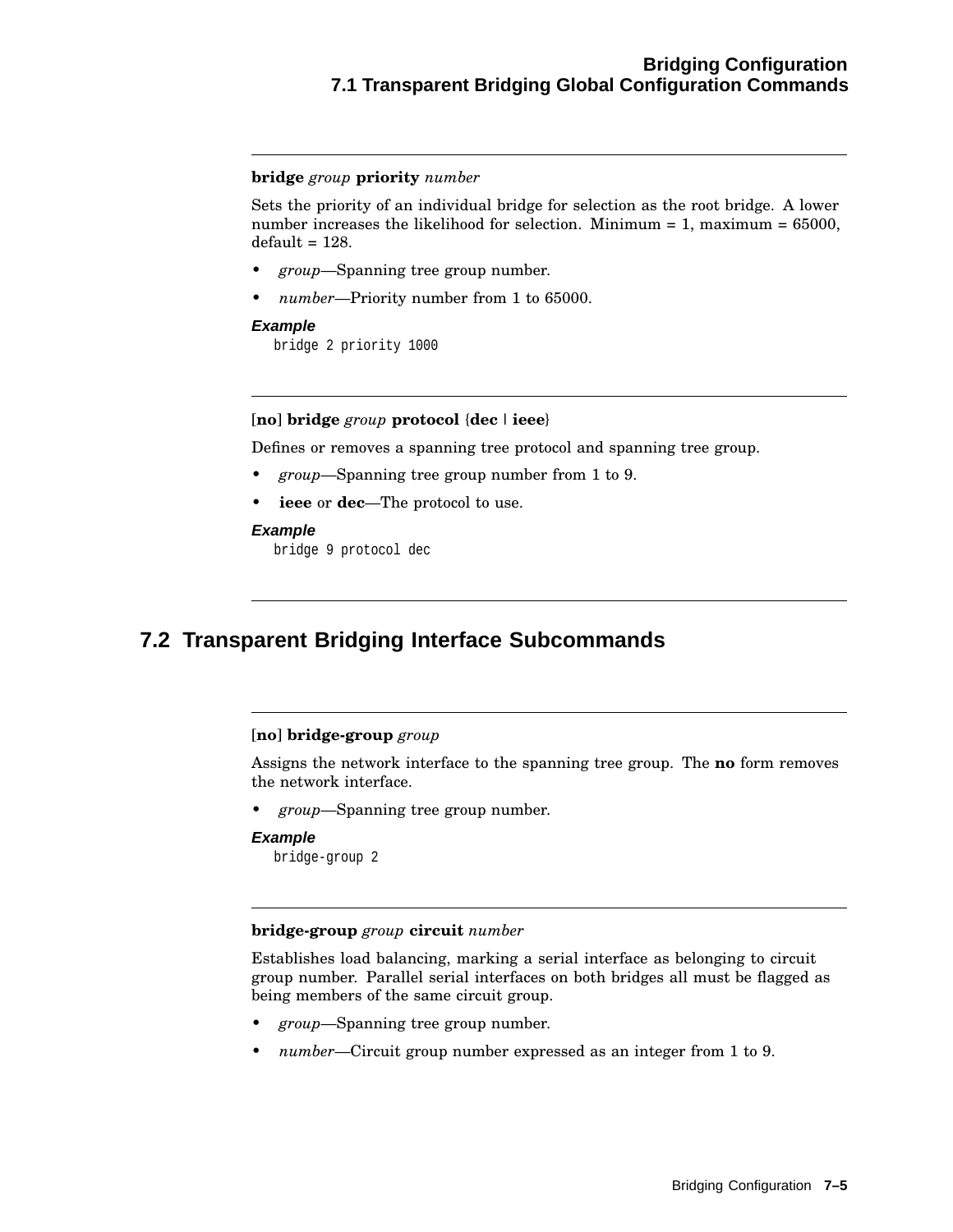**bridge** *group* **priority** *number*

Sets the priority of an individual bridge for selection as the root bridge. A lower number increases the likelihood for selection. Minimum = 1, maximum = 65000, default = 128.

- *group*—Spanning tree group number.
- *number*—Priority number from 1 to 65000.

***Example***

```
bridge 2 priority 1000
```

---

[**no**] **bridge** *group* **protocol** {**dec** | **ieee**}

Defines or removes a spanning tree protocol and spanning tree group.

- *group*—Spanning tree group number from 1 to 9.
- **ieee** or **dec**—The protocol to use.

***Example***

```
bridge 9 protocol dec
```

---

## 7.2 Transparent Bridging Interface Subcommands

---

[**no**] **bridge-group** *group*

Assigns the network interface to the spanning tree group. The **no** form removes the network interface.

- *group*—Spanning tree group number.

***Example***

```
bridge-group 2
```

---

**bridge-group** *group* **circuit** *number*

Establishes load balancing, marking a serial interface as belonging to circuit group number. Parallel serial interfaces on both bridges all must be flagged as being members of the same circuit group.

- *group*—Spanning tree group number.
- *number*—Circuit group number expressed as an integer from 1 to 9.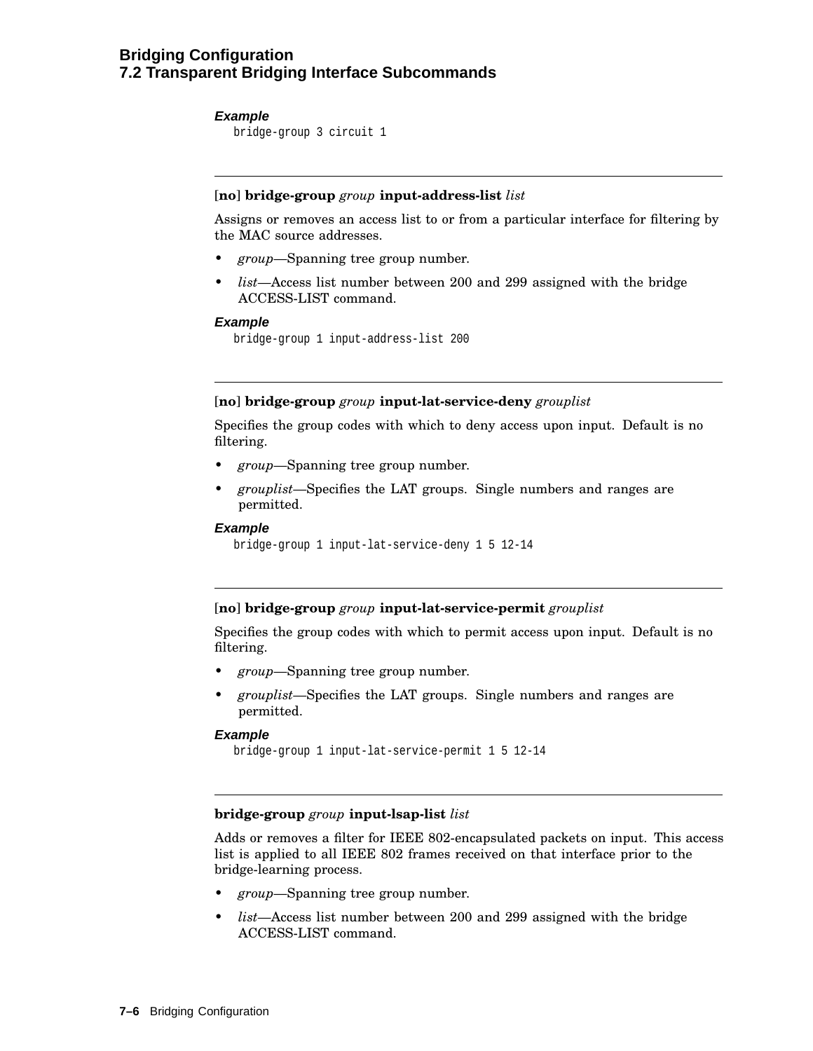**Example**

```
bridge-group 3 circuit 1
```

---

[**no**] **bridge-group** *group* **input-address-list** *list*

Assigns or removes an access list to or from a particular interface for filtering by the MAC source addresses.

- *group*—Spanning tree group number.
- *list*—Access list number between 200 and 299 assigned with the bridge ACCESS-LIST command.

**Example**

```
bridge-group 1 input-address-list 200
```

---

[**no**] **bridge-group** *group* **input-lat-service-deny** *grouplist*

Specifies the group codes with which to deny access upon input. Default is no filtering.

- *group*—Spanning tree group number.
- *grouplist*—Specifies the LAT groups. Single numbers and ranges are permitted.

**Example**

```
bridge-group 1 input-lat-service-deny 1 5 12-14
```

---

[**no**] **bridge-group** *group* **input-lat-service-permit** *grouplist*

Specifies the group codes with which to permit access upon input. Default is no filtering.

- *group*—Spanning tree group number.
- *grouplist*—Specifies the LAT groups. Single numbers and ranges are permitted.

**Example**

```
bridge-group 1 input-lat-service-permit 1 5 12-14
```

---

**bridge-group** *group* **input-lsap-list** *list*

Adds or removes a filter for IEEE 802-encapsulated packets on input. This access list is applied to all IEEE 802 frames received on that interface prior to the bridge-learning process.

- *group*—Spanning tree group number.
- *list*—Access list number between 200 and 299 assigned with the bridge ACCESS-LIST command.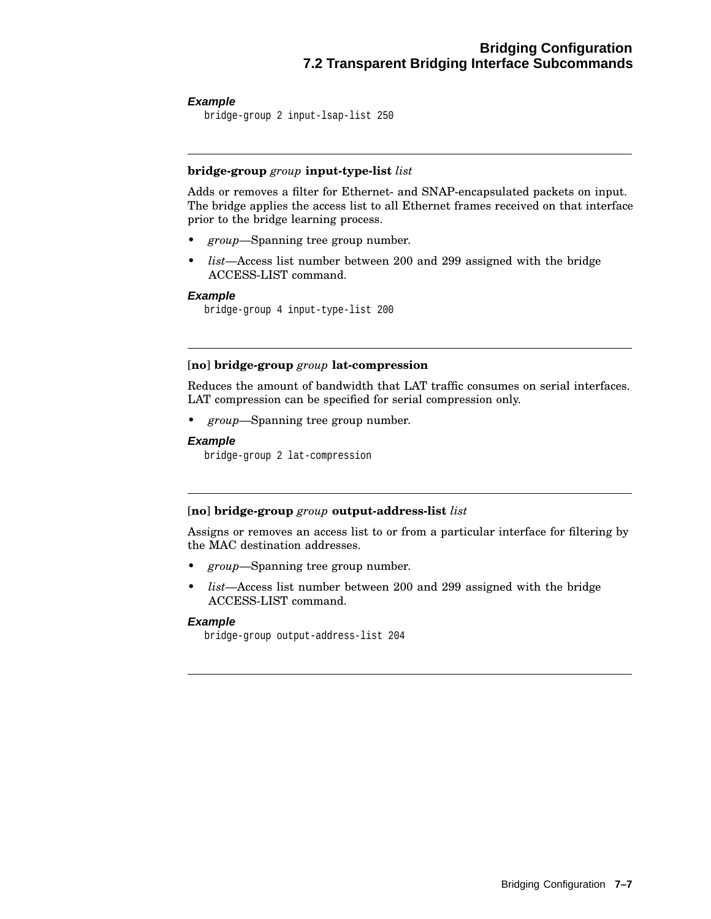**Example**

```
bridge-group 2 input-lsap-list 250
```

---

**bridge-group** *group* **input-type-list** *list*

Adds or removes a filter for Ethernet- and SNAP-encapsulated packets on input. The bridge applies the access list to all Ethernet frames received on that interface prior to the bridge learning process.

- *group*—Spanning tree group number.
- *list*—Access list number between 200 and 299 assigned with the bridge ACCESS-LIST command.

**Example**

```
bridge-group 4 input-type-list 200
```

---

[**no**] **bridge-group** *group* **lat-compression**

Reduces the amount of bandwidth that LAT traffic consumes on serial interfaces. LAT compression can be specified for serial compression only.

- *group*—Spanning tree group number.

**Example**

```
bridge-group 2 lat-compression
```

---

[**no**] **bridge-group** *group* **output-address-list** *list*

Assigns or removes an access list to or from a particular interface for filtering by the MAC destination addresses.

- *group*—Spanning tree group number.
- *list*—Access list number between 200 and 299 assigned with the bridge ACCESS-LIST command.

**Example**

```
bridge-group output-address-list 204
```

---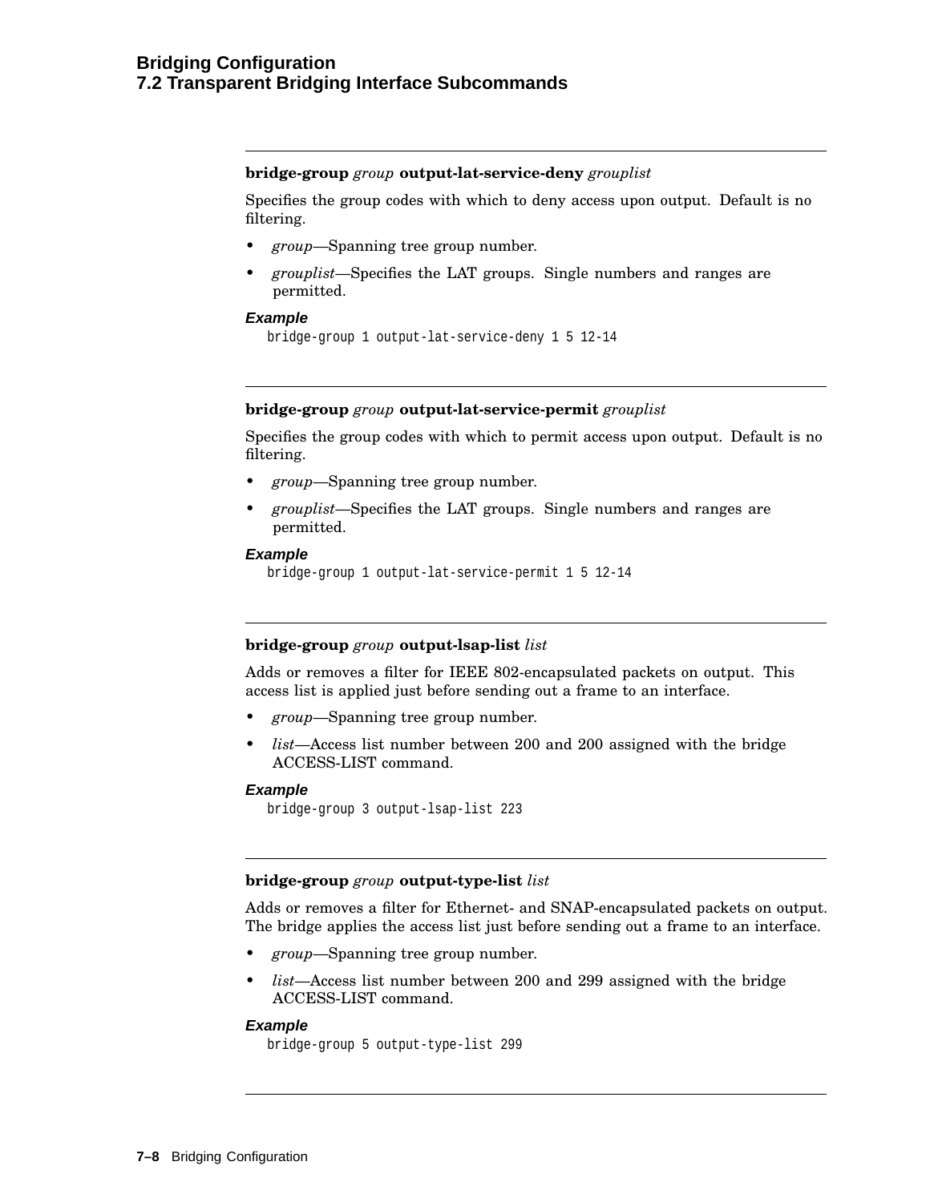---

**bridge-group** *group* **output-lat-service-deny** *grouplist*

Specifies the group codes with which to deny access upon output. Default is no filtering.

- *group*—Spanning tree group number.
- *grouplist*—Specifies the LAT groups. Single numbers and ranges are permitted.

***Example***

```
bridge-group 1 output-lat-service-deny 1 5 12-14
```

---

**bridge-group** *group* **output-lat-service-permit** *grouplist*

Specifies the group codes with which to permit access upon output. Default is no filtering.

- *group*—Spanning tree group number.
- *grouplist*—Specifies the LAT groups. Single numbers and ranges are permitted.

***Example***

```
bridge-group 1 output-lat-service-permit 1 5 12-14
```

---

**bridge-group** *group* **output-lsap-list** *list*

Adds or removes a filter for IEEE 802-encapsulated packets on output. This access list is applied just before sending out a frame to an interface.

- *group*—Spanning tree group number.
- *list*—Access list number between 200 and 200 assigned with the bridge ACCESS-LIST command.

***Example***

```
bridge-group 3 output-lsap-list 223
```

---

**bridge-group** *group* **output-type-list** *list*

Adds or removes a filter for Ethernet- and SNAP-encapsulated packets on output. The bridge applies the access list just before sending out a frame to an interface.

- *group*—Spanning tree group number.
- *list*—Access list number between 200 and 299 assigned with the bridge ACCESS-LIST command.

***Example***

```
bridge-group 5 output-type-list 299
```

---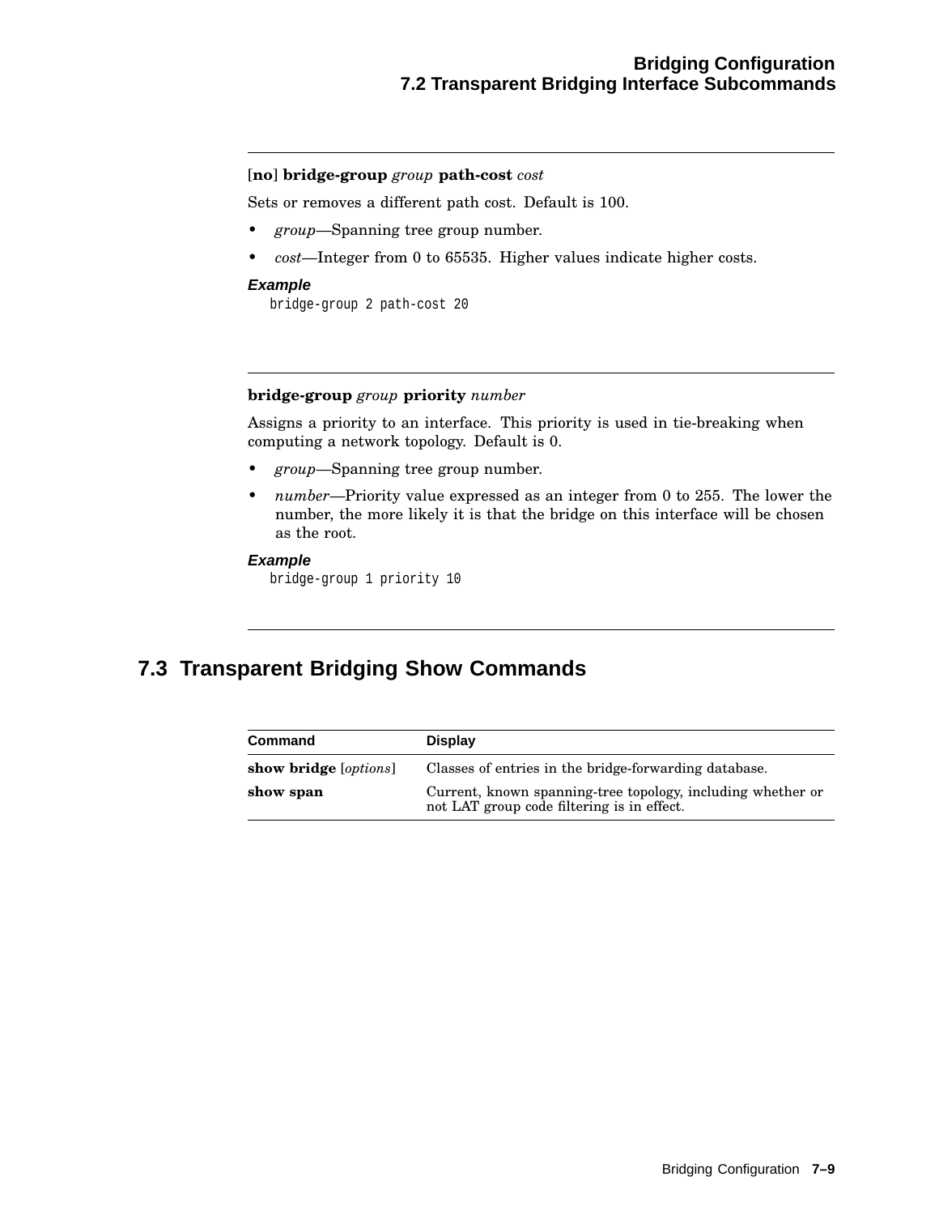[**no**] **bridge-group** *group* **path-cost** *cost*

Sets or removes a different path cost. Default is 100.

- *group*—Spanning tree group number.
- *cost*—Integer from 0 to 65535. Higher values indicate higher costs.

***Example***

```
bridge-group 2 path-cost 20
```

**bridge-group** *group* **priority** *number*

Assigns a priority to an interface. This priority is used in tie-breaking when computing a network topology. Default is 0.

- *group*—Spanning tree group number.
- *number*—Priority value expressed as an integer from 0 to 255. The lower the number, the more likely it is that the bridge on this interface will be chosen as the root.

***Example***

```
bridge-group 1 priority 10
```

## 7.3 Transparent Bridging Show Commands

| Command | Display |
|---|---|
| **show bridge** [*options*] | Classes of entries in the bridge-forwarding database. |
| **show span** | Current, known spanning-tree topology, including whether or not LAT group code filtering is in effect. |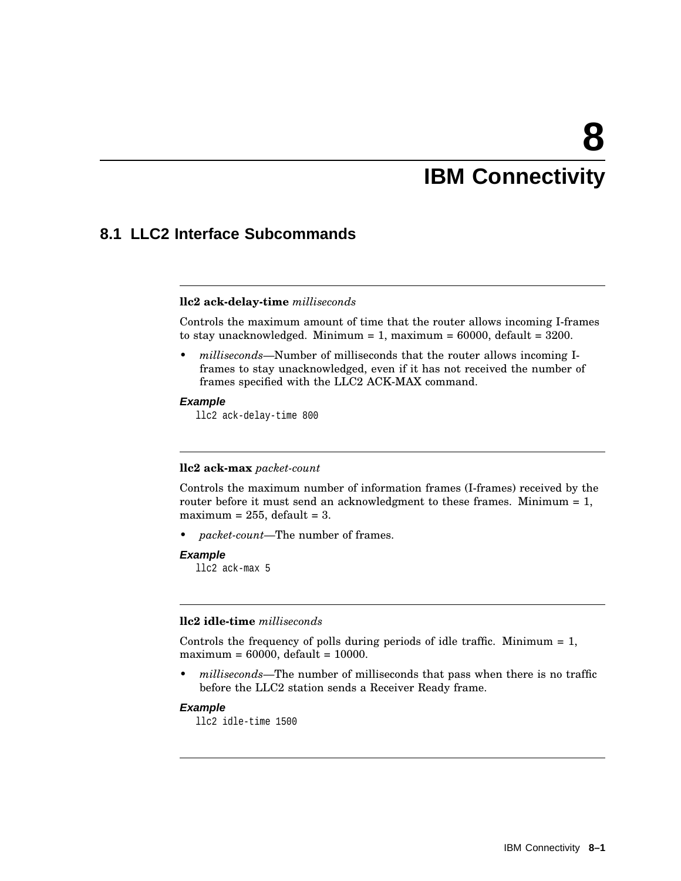# 8 IBM Connectivity

## 8.1 LLC2 Interface Subcommands

---

**llc2 ack-delay-time** *milliseconds*

Controls the maximum amount of time that the router allows incoming I-frames to stay unacknowledged. Minimum = 1, maximum = 60000, default = 3200.

- *milliseconds*—Number of milliseconds that the router allows incoming I-frames to stay unacknowledged, even if it has not received the number of frames specified with the LLC2 ACK-MAX command.

***Example***

```
llc2 ack-delay-time 800
```

---

**llc2 ack-max** *packet-count*

Controls the maximum number of information frames (I-frames) received by the router before it must send an acknowledgment to these frames. Minimum = 1, maximum = 255, default = 3.

- *packet-count*—The number of frames.

***Example***

```
llc2 ack-max 5
```

---

**llc2 idle-time** *milliseconds*

Controls the frequency of polls during periods of idle traffic. Minimum = 1, maximum = 60000, default = 10000.

- *milliseconds*—The number of milliseconds that pass when there is no traffic before the LLC2 station sends a Receiver Ready frame.

***Example***

```
llc2 idle-time 1500
```

---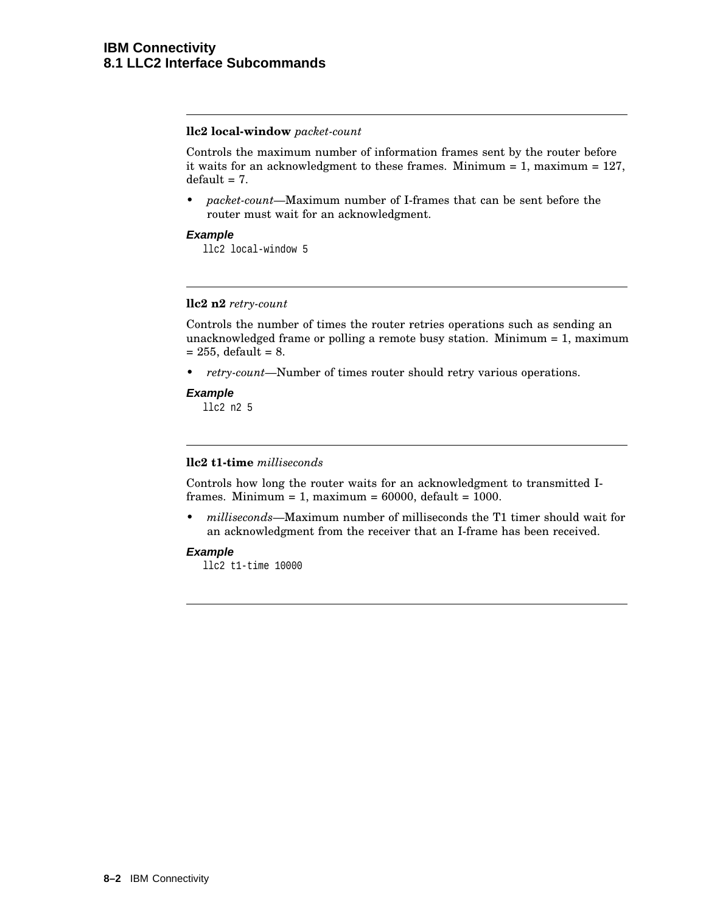---

**llc2 local-window** *packet-count*

Controls the maximum number of information frames sent by the router before it waits for an acknowledgment to these frames. Minimum = 1, maximum = 127, default = 7.

- *packet-count*—Maximum number of I-frames that can be sent before the router must wait for an acknowledgment.

***Example***

```
llc2 local-window 5
```

---

**llc2 n2** *retry-count*

Controls the number of times the router retries operations such as sending an unacknowledged frame or polling a remote busy station. Minimum = 1, maximum = 255, default = 8.

- *retry-count*—Number of times router should retry various operations.

***Example***

```
llc2 n2 5
```

---

**llc2 t1-time** *milliseconds*

Controls how long the router waits for an acknowledgment to transmitted I-frames. Minimum = 1, maximum = 60000, default = 1000.

- *milliseconds*—Maximum number of milliseconds the T1 timer should wait for an acknowledgment from the receiver that an I-frame has been received.

***Example***

```
llc2 t1-time 10000
```

---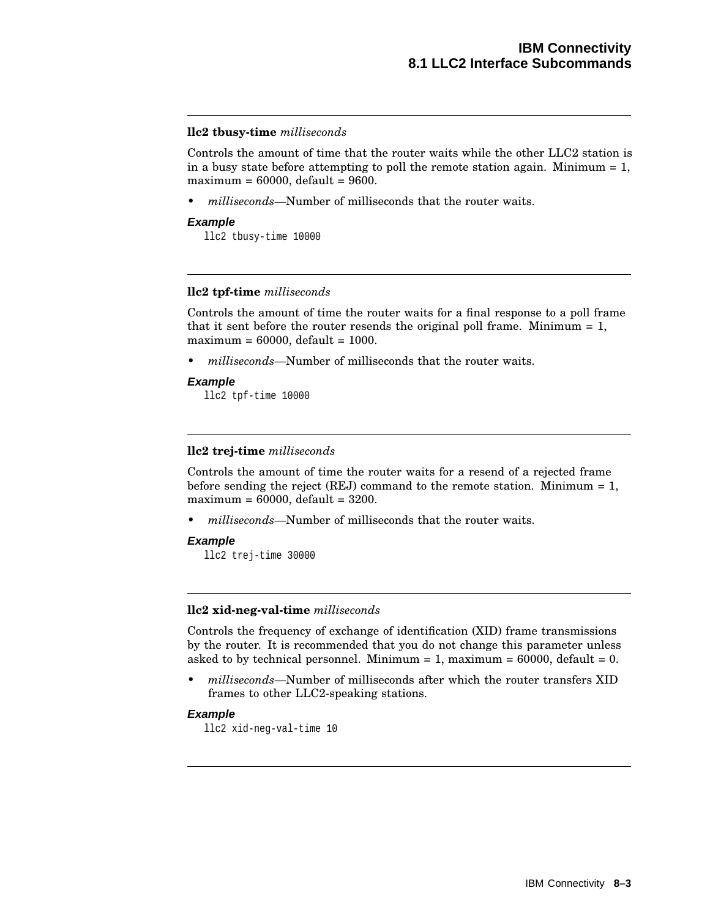---

**llc2 tbusy-time** *milliseconds*

Controls the amount of time that the router waits while the other LLC2 station is in a busy state before attempting to poll the remote station again. Minimum = 1, maximum = 60000, default = 9600.

- *milliseconds*—Number of milliseconds that the router waits.

***Example***

```
llc2 tbusy-time 10000
```

---

**llc2 tpf-time** *milliseconds*

Controls the amount of time the router waits for a final response to a poll frame that it sent before the router resends the original poll frame. Minimum = 1, maximum = 60000, default = 1000.

- *milliseconds*—Number of milliseconds that the router waits.

***Example***

```
llc2 tpf-time 10000
```

---

**llc2 trej-time** *milliseconds*

Controls the amount of time the router waits for a resend of a rejected frame before sending the reject (REJ) command to the remote station. Minimum = 1, maximum = 60000, default = 3200.

- *milliseconds*—Number of milliseconds that the router waits.

***Example***

```
llc2 trej-time 30000
```

---

**llc2 xid-neg-val-time** *milliseconds*

Controls the frequency of exchange of identification (XID) frame transmissions by the router. It is recommended that you do not change this parameter unless asked to by technical personnel. Minimum = 1, maximum = 60000, default = 0.

- *milliseconds*—Number of milliseconds after which the router transfers XID frames to other LLC2-speaking stations.

***Example***

```
llc2 xid-neg-val-time 10
```

---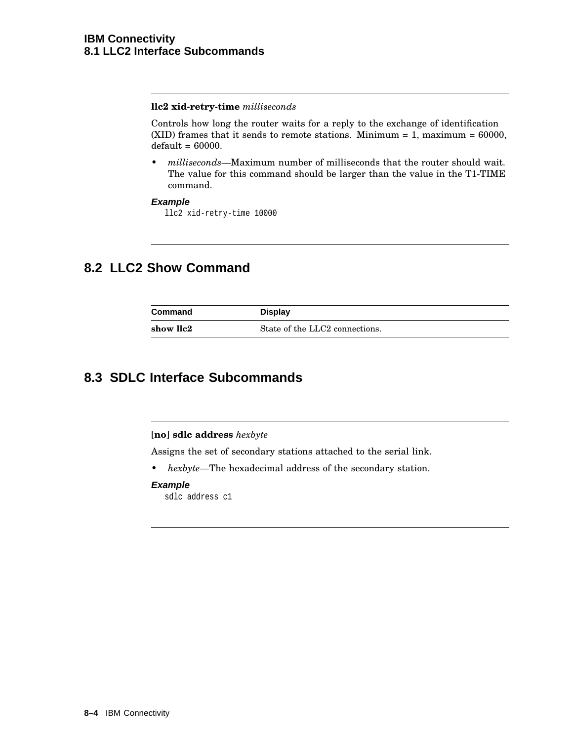**llc2 xid-retry-time** *milliseconds*

Controls how long the router waits for a reply to the exchange of identification (XID) frames that it sends to remote stations. Minimum = 1, maximum = 60000, default = 60000.

- *milliseconds*—Maximum number of milliseconds that the router should wait. The value for this command should be larger than the value in the T1-TIME command.

***Example***

```
llc2 xid-retry-time 10000
```

## 8.2 LLC2 Show Command

| Command | Display |
|---|---|
| **show llc2** | State of the LLC2 connections. |

## 8.3 SDLC Interface Subcommands

[**no**] **sdlc address** *hexbyte*

Assigns the set of secondary stations attached to the serial link.

- *hexbyte*—The hexadecimal address of the secondary station.

***Example***

```
sdlc address c1
```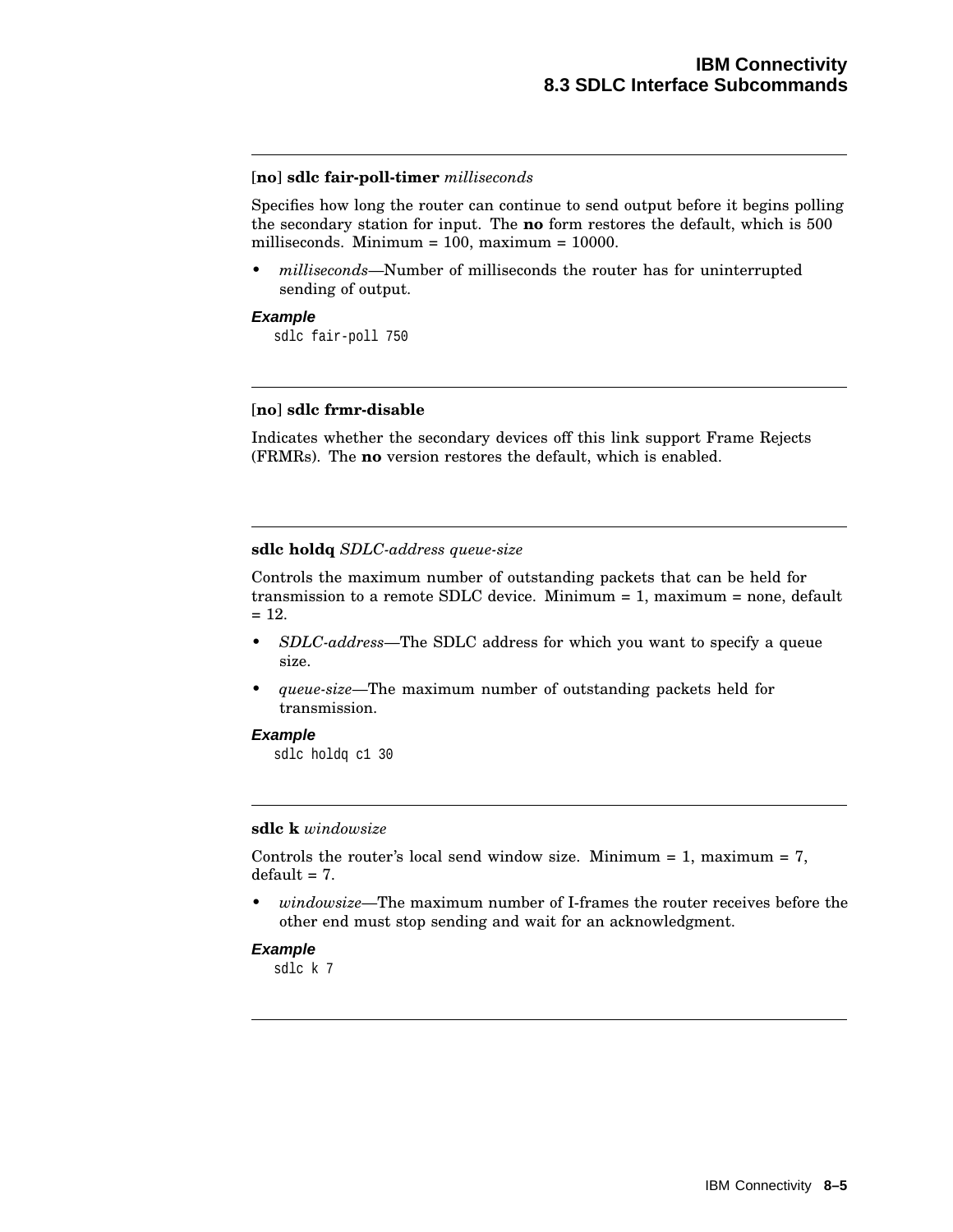---

**[no] sdlc fair-poll-timer** *milliseconds*

Specifies how long the router can continue to send output before it begins polling the secondary station for input. The **no** form restores the default, which is 500 milliseconds. Minimum = 100, maximum = 10000.

- *milliseconds*—Number of milliseconds the router has for uninterrupted sending of output.

***Example***

```
sdlc fair-poll 750
```

---

**[no] sdlc frmr-disable**

Indicates whether the secondary devices off this link support Frame Rejects (FRMRs). The **no** version restores the default, which is enabled.

---

**sdlc holdq** *SDLC-address queue-size*

Controls the maximum number of outstanding packets that can be held for transmission to a remote SDLC device. Minimum = 1, maximum = none, default = 12.

- *SDLC-address*—The SDLC address for which you want to specify a queue size.
- *queue-size*—The maximum number of outstanding packets held for transmission.

***Example***

```
sdlc holdq c1 30
```

---

**sdlc k** *windowsize*

Controls the router's local send window size. Minimum = 1, maximum = 7, default = 7.

- *windowsize*—The maximum number of I-frames the router receives before the other end must stop sending and wait for an acknowledgment.

***Example***

```
sdlc k 7
```

---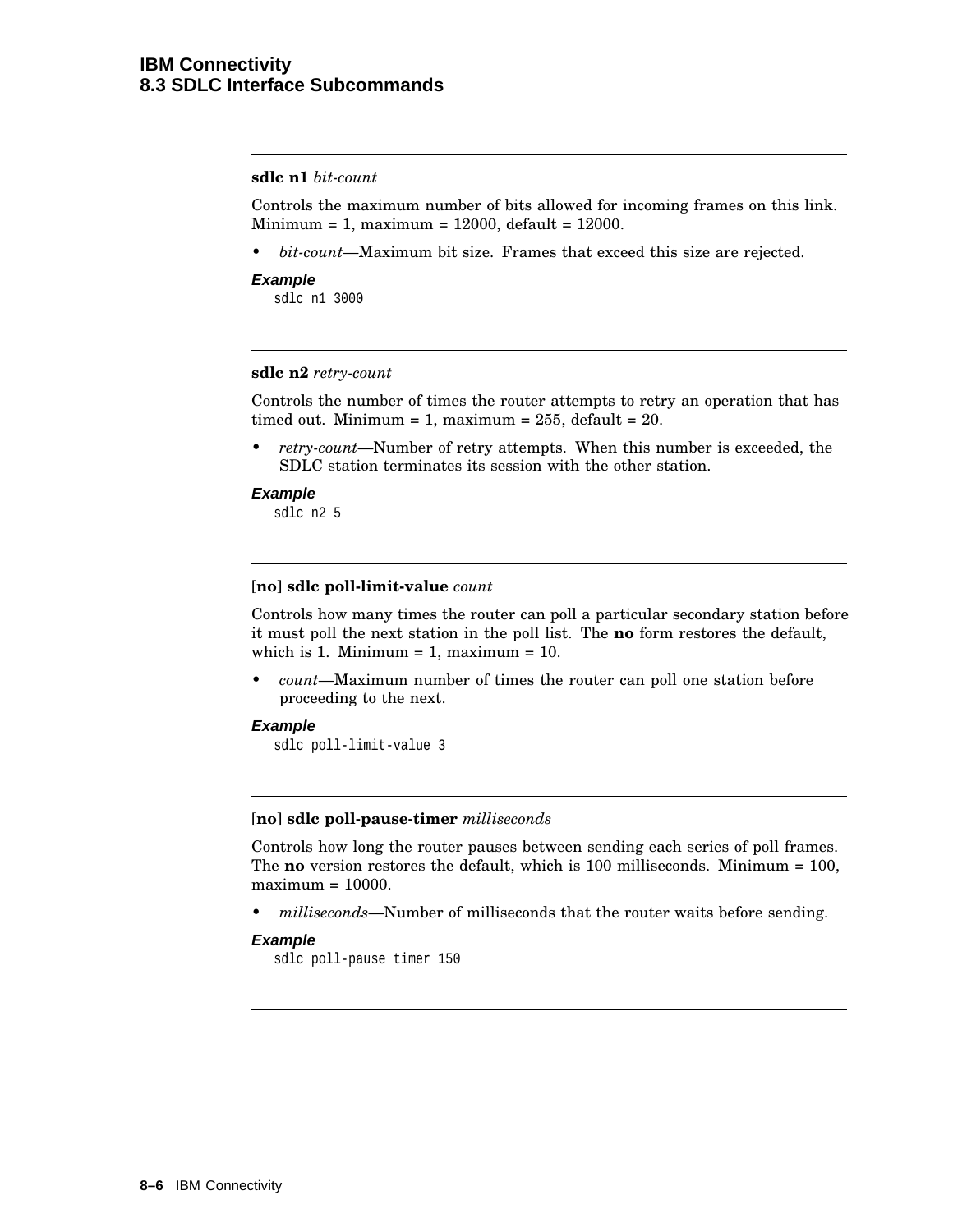---

**sdlc n1** *bit-count*

Controls the maximum number of bits allowed for incoming frames on this link. Minimum = 1, maximum = 12000, default = 12000.

- *bit-count*—Maximum bit size. Frames that exceed this size are rejected.

***Example***

```
sdlc n1 3000
```

---

**sdlc n2** *retry-count*

Controls the number of times the router attempts to retry an operation that has timed out. Minimum = 1, maximum = 255, default = 20.

- *retry-count*—Number of retry attempts. When this number is exceeded, the SDLC station terminates its session with the other station.

***Example***

```
sdlc n2 5
```

---

[**no**] **sdlc poll-limit-value** *count*

Controls how many times the router can poll a particular secondary station before it must poll the next station in the poll list. The **no** form restores the default, which is 1. Minimum = 1, maximum = 10.

- *count*—Maximum number of times the router can poll one station before proceeding to the next.

***Example***

```
sdlc poll-limit-value 3
```

---

[**no**] **sdlc poll-pause-timer** *milliseconds*

Controls how long the router pauses between sending each series of poll frames. The **no** version restores the default, which is 100 milliseconds. Minimum = 100, maximum = 10000.

- *milliseconds*—Number of milliseconds that the router waits before sending.

***Example***

```
sdlc poll-pause timer 150
```

---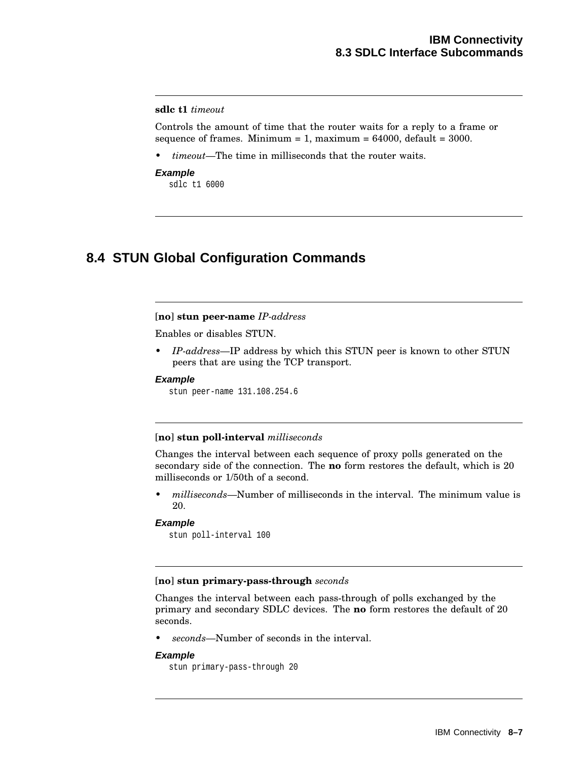**sdlc t1** *timeout*

Controls the amount of time that the router waits for a reply to a frame or sequence of frames. Minimum = 1, maximum = 64000, default = 3000.

- *timeout*—The time in milliseconds that the router waits.

***Example***

```
sdlc t1 6000
```

## 8.4 STUN Global Configuration Commands

[**no**] **stun peer-name** *IP-address*

Enables or disables STUN.

- *IP-address*—IP address by which this STUN peer is known to other STUN peers that are using the TCP transport.

***Example***

```
stun peer-name 131.108.254.6
```

[**no**] **stun poll-interval** *milliseconds*

Changes the interval between each sequence of proxy polls generated on the secondary side of the connection. The **no** form restores the default, which is 20 milliseconds or 1/50th of a second.

- *milliseconds*—Number of milliseconds in the interval. The minimum value is 20.

***Example***

```
stun poll-interval 100
```

[**no**] **stun primary-pass-through** *seconds*

Changes the interval between each pass-through of polls exchanged by the primary and secondary SDLC devices. The **no** form restores the default of 20 seconds.

- *seconds*—Number of seconds in the interval.

***Example***

```
stun primary-pass-through 20
```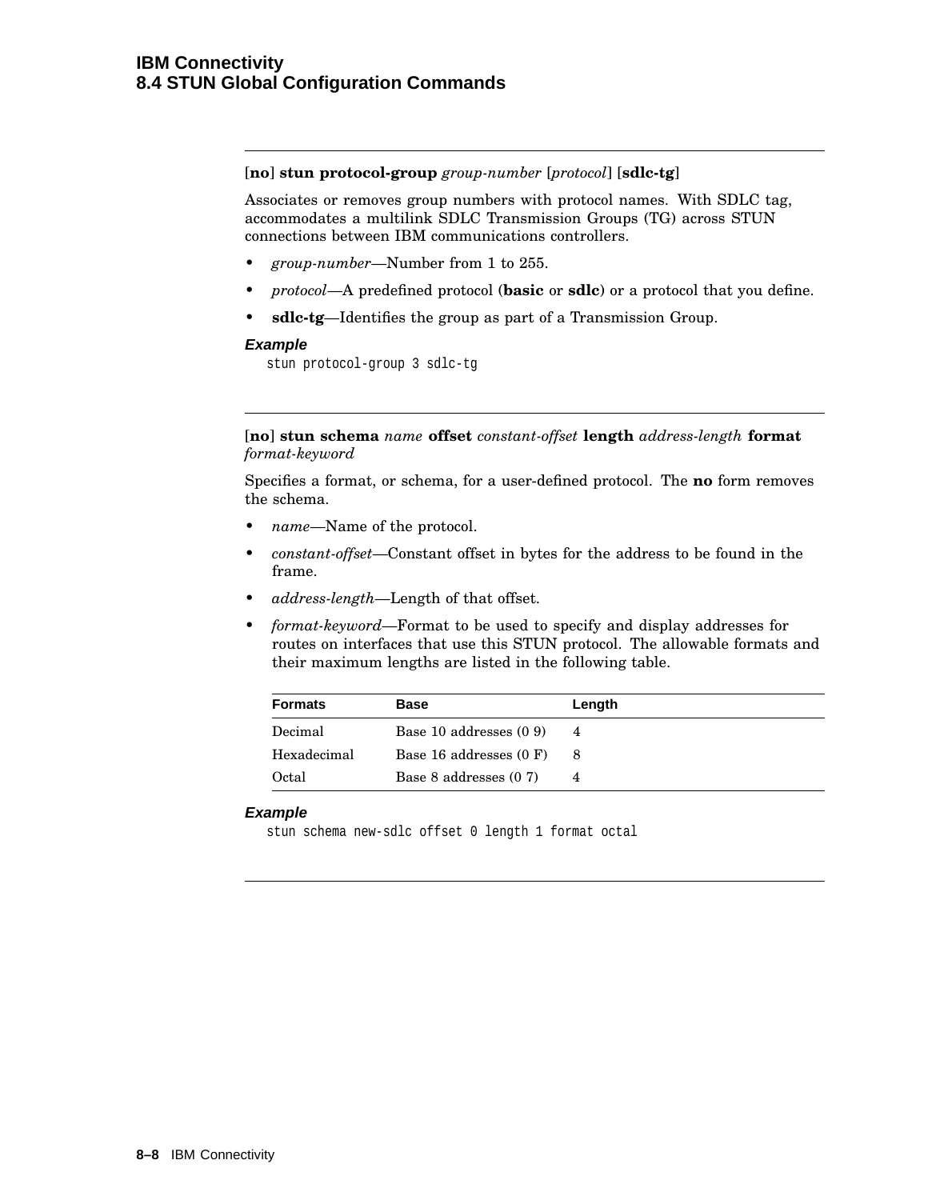[**no**] **stun protocol-group** *group-number* [*protocol*] [**sdlc-tg**]

Associates or removes group numbers with protocol names. With SDLC tag, accommodates a multilink SDLC Transmission Groups (TG) across STUN connections between IBM communications controllers.

- *group-number*—Number from 1 to 255.
- *protocol*—A predefined protocol (**basic** or **sdlc**) or a protocol that you define.
- **sdlc-tg**—Identifies the group as part of a Transmission Group.

***Example***

```
stun protocol-group 3 sdlc-tg
```

---

[**no**] **stun schema** *name* **offset** *constant-offset* **length** *address-length* **format** *format-keyword*

Specifies a format, or schema, for a user-defined protocol. The **no** form removes the schema.

- *name*—Name of the protocol.
- *constant-offset*—Constant offset in bytes for the address to be found in the frame.
- *address-length*—Length of that offset.
- *format-keyword*—Format to be used to specify and display addresses for routes on interfaces that use this STUN protocol. The allowable formats and their maximum lengths are listed in the following table.

| Formats | Base | Length |
|---|---|---|
| Decimal | Base 10 addresses (0 9) | 4 |
| Hexadecimal | Base 16 addresses (0 F) | 8 |
| Octal | Base 8 addresses (0 7) | 4 |

***Example***

```
stun schema new-sdlc offset 0 length 1 format octal
```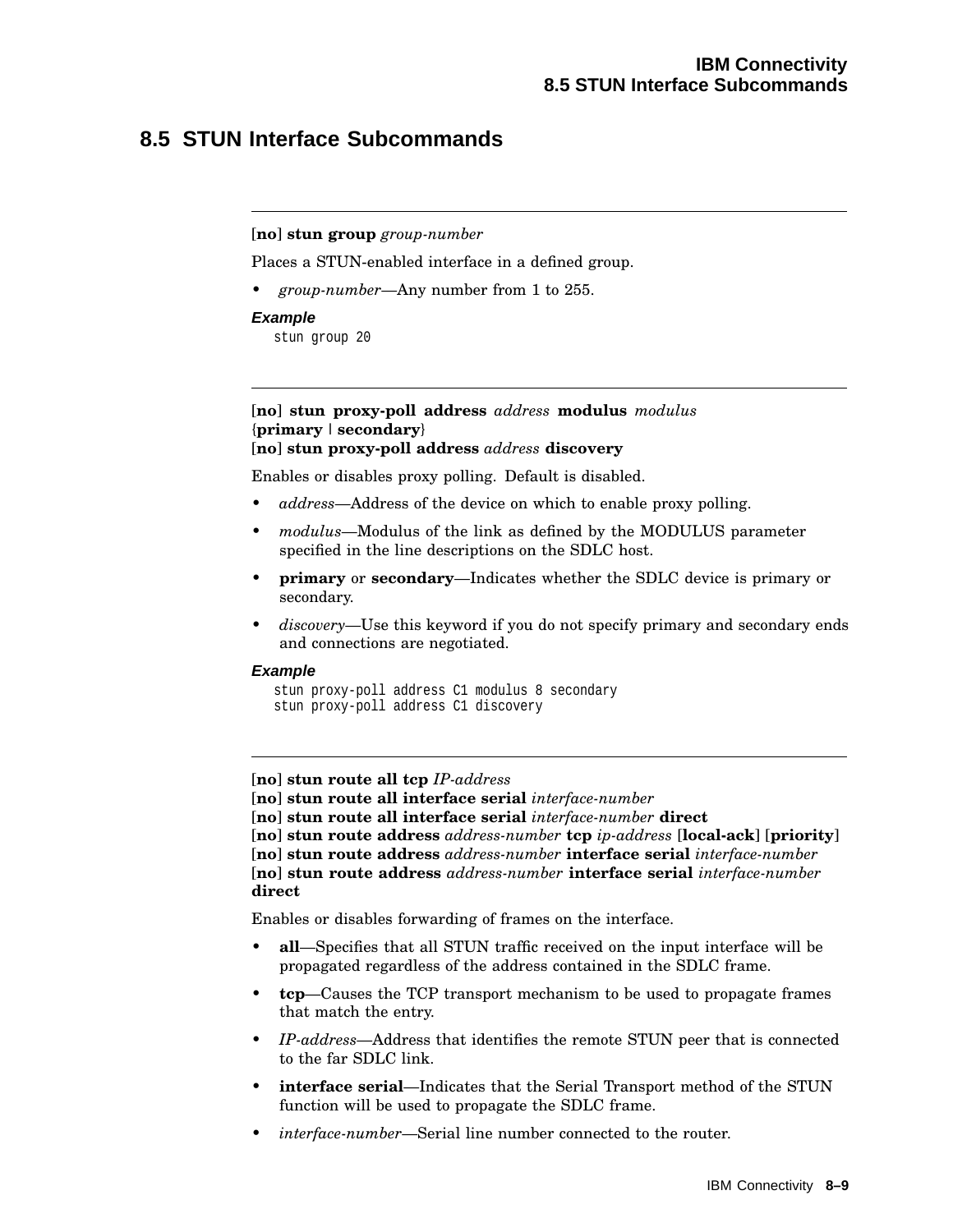## 8.5 STUN Interface Subcommands

---

[**no**] **stun group** *group-number*

Places a STUN-enabled interface in a defined group.

- *group-number*—Any number from 1 to 255.

***Example***

```
stun group 20
```

---

[**no**] **stun proxy-poll address** *address* **modulus** *modulus* {**primary** | **secondary**}
[**no**] **stun proxy-poll address** *address* **discovery**

Enables or disables proxy polling. Default is disabled.

- *address*—Address of the device on which to enable proxy polling.
- *modulus*—Modulus of the link as defined by the MODULUS parameter specified in the line descriptions on the SDLC host.
- **primary** or **secondary**—Indicates whether the SDLC device is primary or secondary.
- *discovery*—Use this keyword if you do not specify primary and secondary ends and connections are negotiated.

***Example***

```
stun proxy-poll address C1 modulus 8 secondary
stun proxy-poll address C1 discovery
```

---

[**no**] **stun route all tcp** *IP-address*
[**no**] **stun route all interface serial** *interface-number*
[**no**] **stun route all interface serial** *interface-number* **direct**
[**no**] **stun route address** *address-number* **tcp** *ip-address* [**local-ack**] [**priority**]
[**no**] **stun route address** *address-number* **interface serial** *interface-number*
[**no**] **stun route address** *address-number* **interface serial** *interface-number* **direct**

Enables or disables forwarding of frames on the interface.

- **all**—Specifies that all STUN traffic received on the input interface will be propagated regardless of the address contained in the SDLC frame.
- **tcp**—Causes the TCP transport mechanism to be used to propagate frames that match the entry.
- *IP-address*—Address that identifies the remote STUN peer that is connected to the far SDLC link.
- **interface serial**—Indicates that the Serial Transport method of the STUN function will be used to propagate the SDLC frame.
- *interface-number*—Serial line number connected to the router.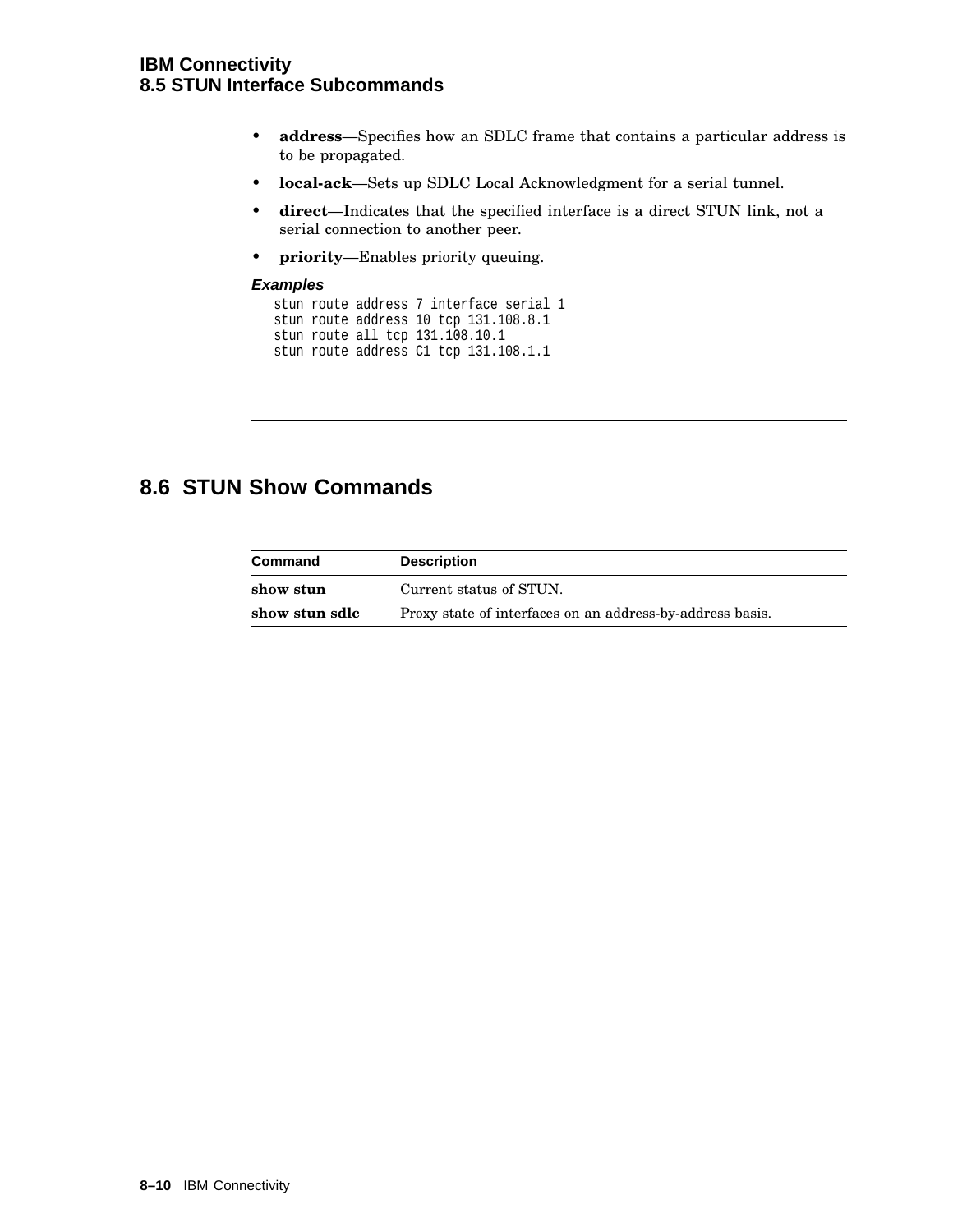- **address**—Specifies how an SDLC frame that contains a particular address is to be propagated.
- **local-ack**—Sets up SDLC Local Acknowledgment for a serial tunnel.
- **direct**—Indicates that the specified interface is a direct STUN link, not a serial connection to another peer.
- **priority**—Enables priority queuing.

***Examples***

```
stun route address 7 interface serial 1
stun route address 10 tcp 131.108.8.1
stun route all tcp 131.108.10.1
stun route address C1 tcp 131.108.1.1
```

## 8.6 STUN Show Commands

| Command | Description |
|---|---|
| **show stun** | Current status of STUN. |
| **show stun sdlc** | Proxy state of interfaces on an address-by-address basis. |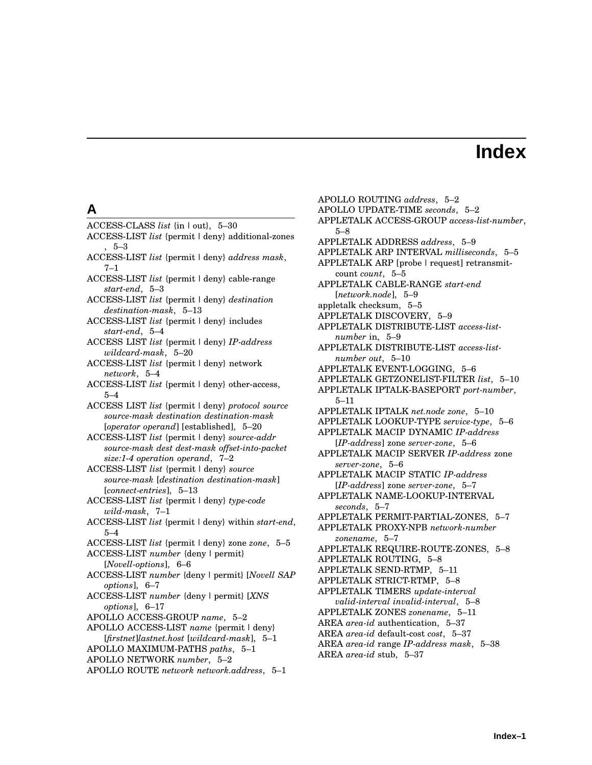# Index

## A

ACCESS-CLASS *list* {in | out}, 5–30
ACCESS-LIST *list* {permit | deny} additional-zones , 5–3
ACCESS-LIST *list* {permit | deny} *address mask*, 7–1
ACCESS-LIST *list* {permit | deny} cable-range *start-end*, 5–3
ACCESS-LIST *list* {permit | deny} *destination destination-mask*, 5–13
ACCESS-LIST *list* {permit | deny} includes *start-end*, 5–4
ACCESS LIST *list* {permit | deny} *IP-address wildcard-mask*, 5–20
ACCESS-LIST *list* {permit | deny} network *network*, 5–4
ACCESS-LIST *list* {permit | deny} other-access, 5–4
ACCESS LIST *list* {permit | deny} *protocol source source-mask destination destination-mask* [*operator operand*] [established], 5–20
ACCESS-LIST *list* {permit | deny} *source-addr source-mask dest dest-mask offset-into-packet size:1-4 operation operand*, 7–2
ACCESS-LIST *list* {permit | deny} *source source-mask* [*destination destination-mask*] [*connect-entries*], 5–13
ACCESS-LIST *list* {permit | deny} *type-code wild-mask*, 7–1
ACCESS-LIST *list* {permit | deny} within *start-end*, 5–4
ACCESS-LIST *list* {permit | deny} zone *zone*, 5–5
ACCESS-LIST *number* {deny | permit} [*Novell-options*], 6–6
ACCESS-LIST *number* {deny | permit} [*Novell SAP options*], 6–7
ACCESS-LIST *number* {deny | permit} [*XNS options*], 6–17
APOLLO ACCESS-GROUP *name*, 5–2
APOLLO ACCESS-LIST *name* {permit | deny} [*firstnet*]*lastnet.host* [*wildcard-mask*], 5–1
APOLLO MAXIMUM-PATHS *paths*, 5–1
APOLLO NETWORK *number*, 5–2
APOLLO ROUTE *network network.address*, 5–1
APOLLO ROUTING *address*, 5–2
APOLLO UPDATE-TIME *seconds*, 5–2
APPLETALK ACCESS-GROUP *access-list-number*, 5–8
APPLETALK ADDRESS *address*, 5–9
APPLETALK ARP INTERVAL *milliseconds*, 5–5
APPLETALK ARP [probe | request] retransmit-count *count*, 5–5
APPLETALK CABLE-RANGE *start-end* [*network.node*], 5–9
appletalk checksum, 5–5
APPLETALK DISCOVERY, 5–9
APPLETALK DISTRIBUTE-LIST *access-list-number* in, 5–9
APPLETALK DISTRIBUTE-LIST *access-list-number out*, 5–10
APPLETALK EVENT-LOGGING, 5–6
APPLETALK GETZONELIST-FILTER *list*, 5–10
APPLETALK IPTALK-BASEPORT *port-number*, 5–11
APPLETALK IPTALK *net.node zone*, 5–10
APPLETALK LOOKUP-TYPE *service-type*, 5–6
APPLETALK MACIP DYNAMIC *IP-address* [*IP-address*] zone *server-zone*, 5–6
APPLETALK MACIP SERVER *IP-address* zone *server-zone*, 5–6
APPLETALK MACIP STATIC *IP-address* [*IP-address*] zone *server-zone*, 5–7
APPLETALK NAME-LOOKUP-INTERVAL *seconds*, 5–7
APPLETALK PERMIT-PARTIAL-ZONES, 5–7
APPLETALK PROXY-NPB *network-number zonename*, 5–7
APPLETALK REQUIRE-ROUTE-ZONES, 5–8
APPLETALK ROUTING, 5–8
APPLETALK SEND-RTMP, 5–11
APPLETALK STRICT-RTMP, 5–8
APPLETALK TIMERS *update-interval valid-interval invalid-interval*, 5–8
APPLETALK ZONES *zonename*, 5–11
AREA *area-id* authentication, 5–37
AREA *area-id* default-cost *cost*, 5–37
AREA *area-id* range *IP-address mask*, 5–38
AREA *area-id* stub, 5–37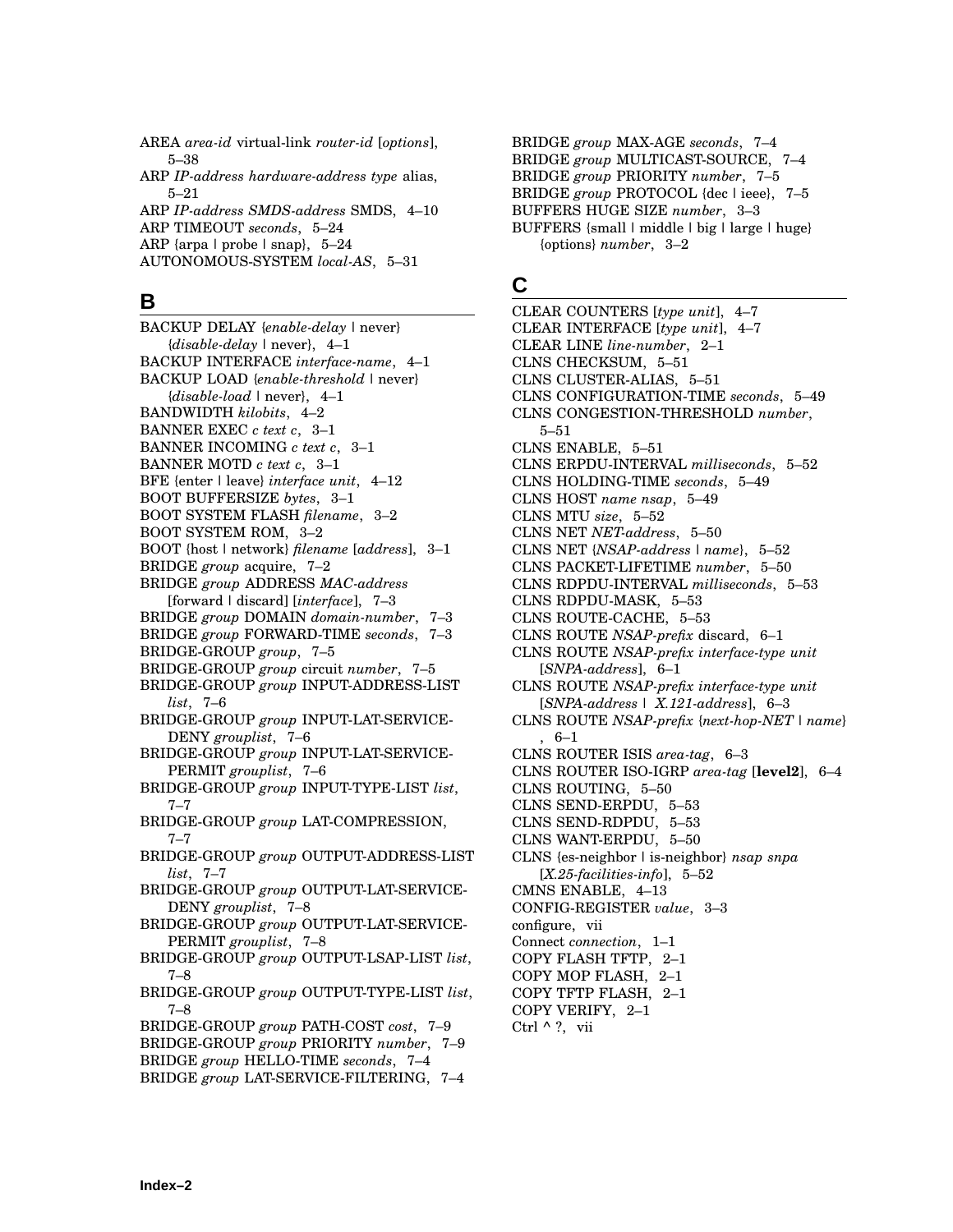AREA *area-id* virtual-link *router-id* [*options*], 5–38
ARP *IP-address hardware-address type* alias, 5–21
ARP *IP-address SMDS-address* SMDS, 4–10
ARP TIMEOUT *seconds*, 5–24
ARP {arpa | probe | snap}, 5–24
AUTONOMOUS-SYSTEM *local-AS*, 5–31

## B

BACKUP DELAY {*enable-delay* | never} {*disable-delay* | never}, 4–1
BACKUP INTERFACE *interface-name*, 4–1
BACKUP LOAD {*enable-threshold* | never} {*disable-load* | never}, 4–1
BANDWIDTH *kilobits*, 4–2
BANNER EXEC *c text c*, 3–1
BANNER INCOMING *c text c*, 3–1
BANNER MOTD *c text c*, 3–1
BFE {enter | leave} *interface unit*, 4–12
BOOT BUFFERSIZE *bytes*, 3–1
BOOT SYSTEM FLASH *filename*, 3–2
BOOT SYSTEM ROM, 3–2
BOOT {host | network} *filename* [*address*], 3–1
BRIDGE *group* acquire, 7–2
BRIDGE *group* ADDRESS *MAC-address* [forward | discard] [*interface*], 7–3
BRIDGE *group* DOMAIN *domain-number*, 7–3
BRIDGE *group* FORWARD-TIME *seconds*, 7–3
BRIDGE-GROUP *group*, 7–5
BRIDGE-GROUP *group* circuit *number*, 7–5
BRIDGE-GROUP *group* INPUT-ADDRESS-LIST *list*, 7–6
BRIDGE-GROUP *group* INPUT-LAT-SERVICE-DENY *grouplist*, 7–6
BRIDGE-GROUP *group* INPUT-LAT-SERVICE-PERMIT *grouplist*, 7–6
BRIDGE-GROUP *group* INPUT-TYPE-LIST *list*, 7–7
BRIDGE-GROUP *group* LAT-COMPRESSION, 7–7
BRIDGE-GROUP *group* OUTPUT-ADDRESS-LIST *list*, 7–7
BRIDGE-GROUP *group* OUTPUT-LAT-SERVICE-DENY *grouplist*, 7–8
BRIDGE-GROUP *group* OUTPUT-LAT-SERVICE-PERMIT *grouplist*, 7–8
BRIDGE-GROUP *group* OUTPUT-LSAP-LIST *list*, 7–8
BRIDGE-GROUP *group* OUTPUT-TYPE-LIST *list*, 7–8
BRIDGE-GROUP *group* PATH-COST *cost*, 7–9
BRIDGE-GROUP *group* PRIORITY *number*, 7–9
BRIDGE *group* HELLO-TIME *seconds*, 7–4
BRIDGE *group* LAT-SERVICE-FILTERING, 7–4
BRIDGE *group* MAX-AGE *seconds*, 7–4
BRIDGE *group* MULTICAST-SOURCE, 7–4
BRIDGE *group* PRIORITY *number*, 7–5
BRIDGE *group* PROTOCOL {dec | ieee}, 7–5
BUFFERS HUGE SIZE *number*, 3–3
BUFFERS {small | middle | big | large | huge} {options} *number*, 3–2

## C

CLEAR COUNTERS [*type unit*], 4–7
CLEAR INTERFACE [*type unit*], 4–7
CLEAR LINE *line-number*, 2–1
CLNS CHECKSUM, 5–51
CLNS CLUSTER-ALIAS, 5–51
CLNS CONFIGURATION-TIME *seconds*, 5–49
CLNS CONGESTION-THRESHOLD *number*, 5–51
CLNS ENABLE, 5–51
CLNS ERPDU-INTERVAL *milliseconds*, 5–52
CLNS HOLDING-TIME *seconds*, 5–49
CLNS HOST *name nsap*, 5–49
CLNS MTU *size*, 5–52
CLNS NET *NET-address*, 5–50
CLNS NET {*NSAP-address* | *name*}, 5–52
CLNS PACKET-LIFETIME *number*, 5–50
CLNS RDPDU-INTERVAL *milliseconds*, 5–53
CLNS RDPDU-MASK, 5–53
CLNS ROUTE-CACHE, 5–53
CLNS ROUTE *NSAP-prefix* discard, 6–1
CLNS ROUTE *NSAP-prefix interface-type unit* [*SNPA-address*], 6–1
CLNS ROUTE *NSAP-prefix interface-type unit* [*SNPA-address* | *X.121-address*], 6–3
CLNS ROUTE *NSAP-prefix* {*next-hop-NET* | *name*}, 6–1
CLNS ROUTER ISIS *area-tag*, 6–3
CLNS ROUTER ISO-IGRP *area-tag* [**level2**], 6–4
CLNS ROUTING, 5–50
CLNS SEND-ERPDU, 5–53
CLNS SEND-RDPDU, 5–53
CLNS WANT-ERPDU, 5–50
CLNS {es-neighbor | is-neighbor} *nsap snpa* [*X.25-facilities-info*], 5–52
CMNS ENABLE, 4–13
CONFIG-REGISTER *value*, 3–3
configure, vii
Connect *connection*, 1–1
COPY FLASH TFTP, 2–1
COPY MOP FLASH, 2–1
COPY TFTP FLASH, 2–1
COPY VERIFY, 2–1
Ctrl ^ ?, vii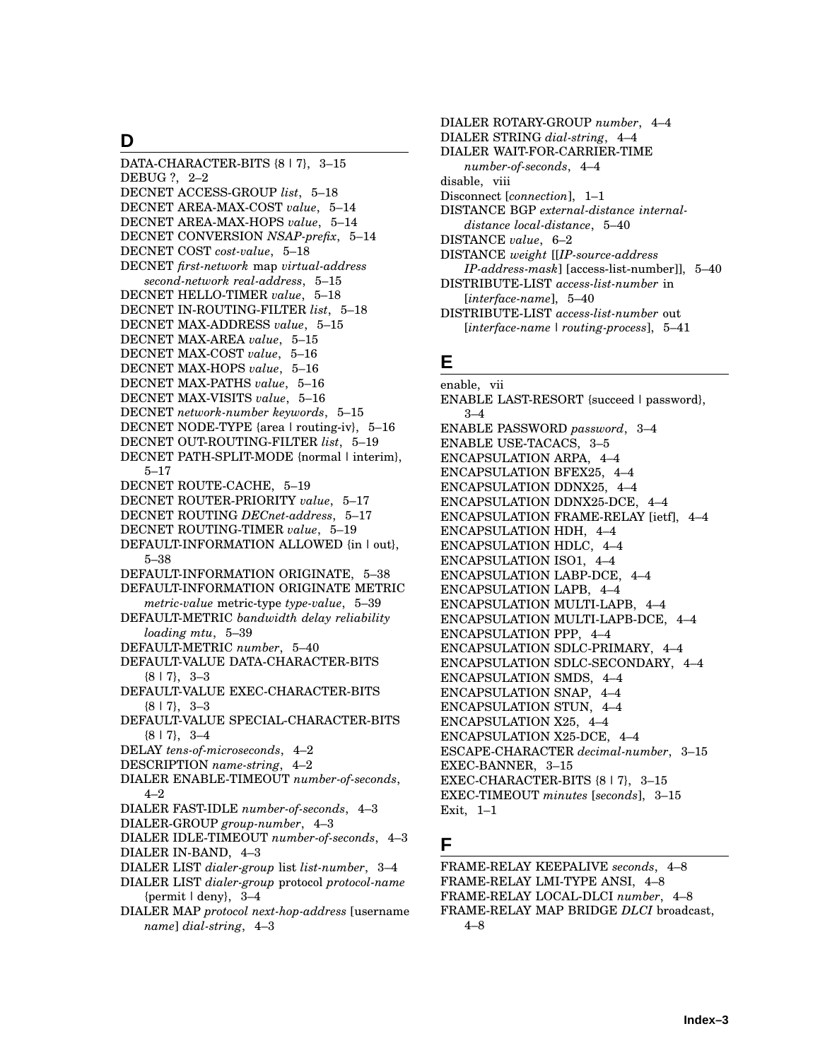## D

DATA-CHARACTER-BITS {8 | 7}, 3–15
DEBUG ?, 2–2
DECNET ACCESS-GROUP *list*, 5–18
DECNET AREA-MAX-COST *value*, 5–14
DECNET AREA-MAX-HOPS *value*, 5–14
DECNET CONVERSION *NSAP-prefix*, 5–14
DECNET COST *cost-value*, 5–18
DECNET *first-network* map *virtual-address second-network real-address*, 5–15
DECNET HELLO-TIMER *value*, 5–18
DECNET IN-ROUTING-FILTER *list*, 5–18
DECNET MAX-ADDRESS *value*, 5–15
DECNET MAX-AREA *value*, 5–15
DECNET MAX-COST *value*, 5–16
DECNET MAX-HOPS *value*, 5–16
DECNET MAX-PATHS *value*, 5–16
DECNET MAX-VISITS *value*, 5–16
DECNET *network-number keywords*, 5–15
DECNET NODE-TYPE {area | routing-iv}, 5–16
DECNET OUT-ROUTING-FILTER *list*, 5–19
DECNET PATH-SPLIT-MODE {normal | interim}, 5–17
DECNET ROUTE-CACHE, 5–19
DECNET ROUTER-PRIORITY *value*, 5–17
DECNET ROUTING *DECnet-address*, 5–17
DECNET ROUTING-TIMER *value*, 5–19
DEFAULT-INFORMATION ALLOWED {in | out}, 5–38
DEFAULT-INFORMATION ORIGINATE, 5–38
DEFAULT-INFORMATION ORIGINATE METRIC *metric-value* metric-type *type-value*, 5–39
DEFAULT-METRIC *bandwidth delay reliability loading mtu*, 5–39
DEFAULT-METRIC *number*, 5–40
DEFAULT-VALUE DATA-CHARACTER-BITS {8 | 7}, 3–3
DEFAULT-VALUE EXEC-CHARACTER-BITS {8 | 7}, 3–3
DEFAULT-VALUE SPECIAL-CHARACTER-BITS {8 | 7}, 3–4
DELAY *tens-of-microseconds*, 4–2
DESCRIPTION *name-string*, 4–2
DIALER ENABLE-TIMEOUT *number-of-seconds*, 4–2
DIALER FAST-IDLE *number-of-seconds*, 4–3
DIALER-GROUP *group-number*, 4–3
DIALER IDLE-TIMEOUT *number-of-seconds*, 4–3
DIALER IN-BAND, 4–3
DIALER LIST *dialer-group* list *list-number*, 3–4
DIALER LIST *dialer-group* protocol *protocol-name* {permit | deny}, 3–4
DIALER MAP *protocol next-hop-address* [username *name*] *dial-string*, 4–3
DIALER ROTARY-GROUP *number*, 4–4
DIALER STRING *dial-string*, 4–4
DIALER WAIT-FOR-CARRIER-TIME *number-of-seconds*, 4–4
disable, viii
Disconnect [*connection*], 1–1
DISTANCE BGP *external-distance internal-distance local-distance*, 5–40
DISTANCE *value*, 6–2
DISTANCE *weight* [[*IP-source-address IP-address-mask*] [access-list-number]], 5–40
DISTRIBUTE-LIST *access-list-number* in [*interface-name*], 5–40
DISTRIBUTE-LIST *access-list-number* out [*interface-name* | *routing-process*], 5–41

## E

enable, vii
ENABLE LAST-RESORT {succeed | password}, 3–4
ENABLE PASSWORD *password*, 3–4
ENABLE USE-TACACS, 3–5
ENCAPSULATION ARPA, 4–4
ENCAPSULATION BFEX25, 4–4
ENCAPSULATION DDNX25, 4–4
ENCAPSULATION DDNX25-DCE, 4–4
ENCAPSULATION FRAME-RELAY [ietf], 4–4
ENCAPSULATION HDH, 4–4
ENCAPSULATION HDLC, 4–4
ENCAPSULATION ISO1, 4–4
ENCAPSULATION LABP-DCE, 4–4
ENCAPSULATION LAPB, 4–4
ENCAPSULATION MULTI-LAPB, 4–4
ENCAPSULATION MULTI-LAPB-DCE, 4–4
ENCAPSULATION PPP, 4–4
ENCAPSULATION SDLC-PRIMARY, 4–4
ENCAPSULATION SDLC-SECONDARY, 4–4
ENCAPSULATION SMDS, 4–4
ENCAPSULATION SNAP, 4–4
ENCAPSULATION STUN, 4–4
ENCAPSULATION X25, 4–4
ENCAPSULATION X25-DCE, 4–4
ESCAPE-CHARACTER *decimal-number*, 3–15
EXEC-BANNER, 3–15
EXEC-CHARACTER-BITS {8 | 7}, 3–15
EXEC-TIMEOUT *minutes* [*seconds*], 3–15
Exit, 1–1

## F

FRAME-RELAY KEEPALIVE *seconds*, 4–8
FRAME-RELAY LMI-TYPE ANSI, 4–8
FRAME-RELAY LOCAL-DLCI *number*, 4–8
FRAME-RELAY MAP BRIDGE *DLCI* broadcast, 4–8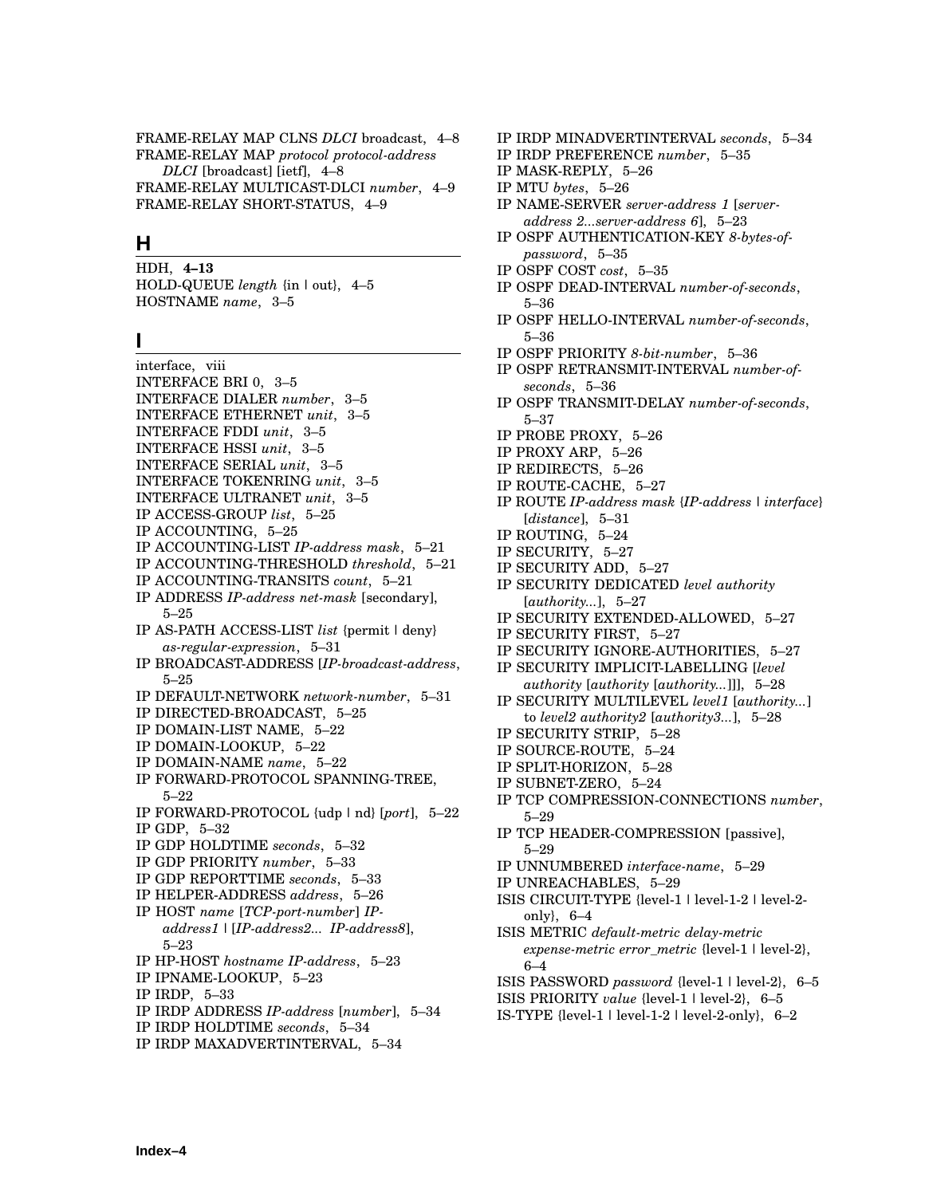FRAME-RELAY MAP CLNS *DLCI* broadcast, 4–8
FRAME-RELAY MAP *protocol protocol-address DLCI* [broadcast] [ietf], 4–8
FRAME-RELAY MULTICAST-DLCI *number*, 4–9
FRAME-RELAY SHORT-STATUS, 4–9

## H

HDH, **4–13**
HOLD-QUEUE *length* {in | out}, 4–5
HOSTNAME *name*, 3–5

## I

interface, viii
INTERFACE BRI 0, 3–5
INTERFACE DIALER *number*, 3–5
INTERFACE ETHERNET *unit*, 3–5
INTERFACE FDDI *unit*, 3–5
INTERFACE HSSI *unit*, 3–5
INTERFACE SERIAL *unit*, 3–5
INTERFACE TOKENRING *unit*, 3–5
INTERFACE ULTRANET *unit*, 3–5
IP ACCESS-GROUP *list*, 5–25
IP ACCOUNTING, 5–25
IP ACCOUNTING-LIST *IP-address mask*, 5–21
IP ACCOUNTING-THRESHOLD *threshold*, 5–21
IP ACCOUNTING-TRANSITS *count*, 5–21
IP ADDRESS *IP-address net-mask* [secondary], 5–25
IP AS-PATH ACCESS-LIST *list* {permit | deny} *as-regular-expression*, 5–31
IP BROADCAST-ADDRESS [*IP-broadcast-address*, 5–25
IP DEFAULT-NETWORK *network-number*, 5–31
IP DIRECTED-BROADCAST, 5–25
IP DOMAIN-LIST NAME, 5–22
IP DOMAIN-LOOKUP, 5–22
IP DOMAIN-NAME *name*, 5–22
IP FORWARD-PROTOCOL SPANNING-TREE, 5–22
IP FORWARD-PROTOCOL {udp | nd} [*port*], 5–22
IP GDP, 5–32
IP GDP HOLDTIME *seconds*, 5–32
IP GDP PRIORITY *number*, 5–33
IP GDP REPORTTIME *seconds*, 5–33
IP HELPER-ADDRESS *address*, 5–26
IP HOST *name* [*TCP-port-number*] *IP-address1* | [*IP-address2... IP-address8*], 5–23
IP HP-HOST *hostname IP-address*, 5–23
IP IPNAME-LOOKUP, 5–23
IP IRDP, 5–33
IP IRDP ADDRESS *IP-address* [*number*], 5–34
IP IRDP HOLDTIME *seconds*, 5–34
IP IRDP MAXADVERTINTERVAL, 5–34
IP IRDP MINADVERTINTERVAL *seconds*, 5–34
IP IRDP PREFERENCE *number*, 5–35
IP MASK-REPLY, 5–26
IP MTU *bytes*, 5–26
IP NAME-SERVER *server-address 1* [*server-address 2...server-address 6*], 5–23
IP OSPF AUTHENTICATION-KEY *8-bytes-of-password*, 5–35
IP OSPF COST *cost*, 5–35
IP OSPF DEAD-INTERVAL *number-of-seconds*, 5–36
IP OSPF HELLO-INTERVAL *number-of-seconds*, 5–36
IP OSPF PRIORITY *8-bit-number*, 5–36
IP OSPF RETRANSMIT-INTERVAL *number-of-seconds*, 5–36
IP OSPF TRANSMIT-DELAY *number-of-seconds*, 5–37
IP PROBE PROXY, 5–26
IP PROXY ARP, 5–26
IP REDIRECTS, 5–26
IP ROUTE-CACHE, 5–27
IP ROUTE *IP-address mask* {*IP-address* | *interface*} [*distance*], 5–31
IP ROUTING, 5–24
IP SECURITY, 5–27
IP SECURITY ADD, 5–27
IP SECURITY DEDICATED *level authority* [*authority...*], 5–27
IP SECURITY EXTENDED-ALLOWED, 5–27
IP SECURITY FIRST, 5–27
IP SECURITY IGNORE-AUTHORITIES, 5–27
IP SECURITY IMPLICIT-LABELLING [*level authority* [*authority* [*authority...*]]], 5–28
IP SECURITY MULTILEVEL *level1* [*authority...*] to *level2 authority2* [*authority3...*], 5–28
IP SECURITY STRIP, 5–28
IP SOURCE-ROUTE, 5–24
IP SPLIT-HORIZON, 5–28
IP SUBNET-ZERO, 5–24
IP TCP COMPRESSION-CONNECTIONS *number*, 5–29
IP TCP HEADER-COMPRESSION [passive], 5–29
IP UNNUMBERED *interface-name*, 5–29
IP UNREACHABLES, 5–29
ISIS CIRCUIT-TYPE {level-1 | level-1-2 | level-2-only}, 6–4
ISIS METRIC *default-metric delay-metric expense-metric error_metric* {level-1 | level-2}, 6–4
ISIS PASSWORD *password* {level-1 | level-2}, 6–5
ISIS PRIORITY *value* {level-1 | level-2}, 6–5
IS-TYPE {level-1 | level-1-2 | level-2-only}, 6–2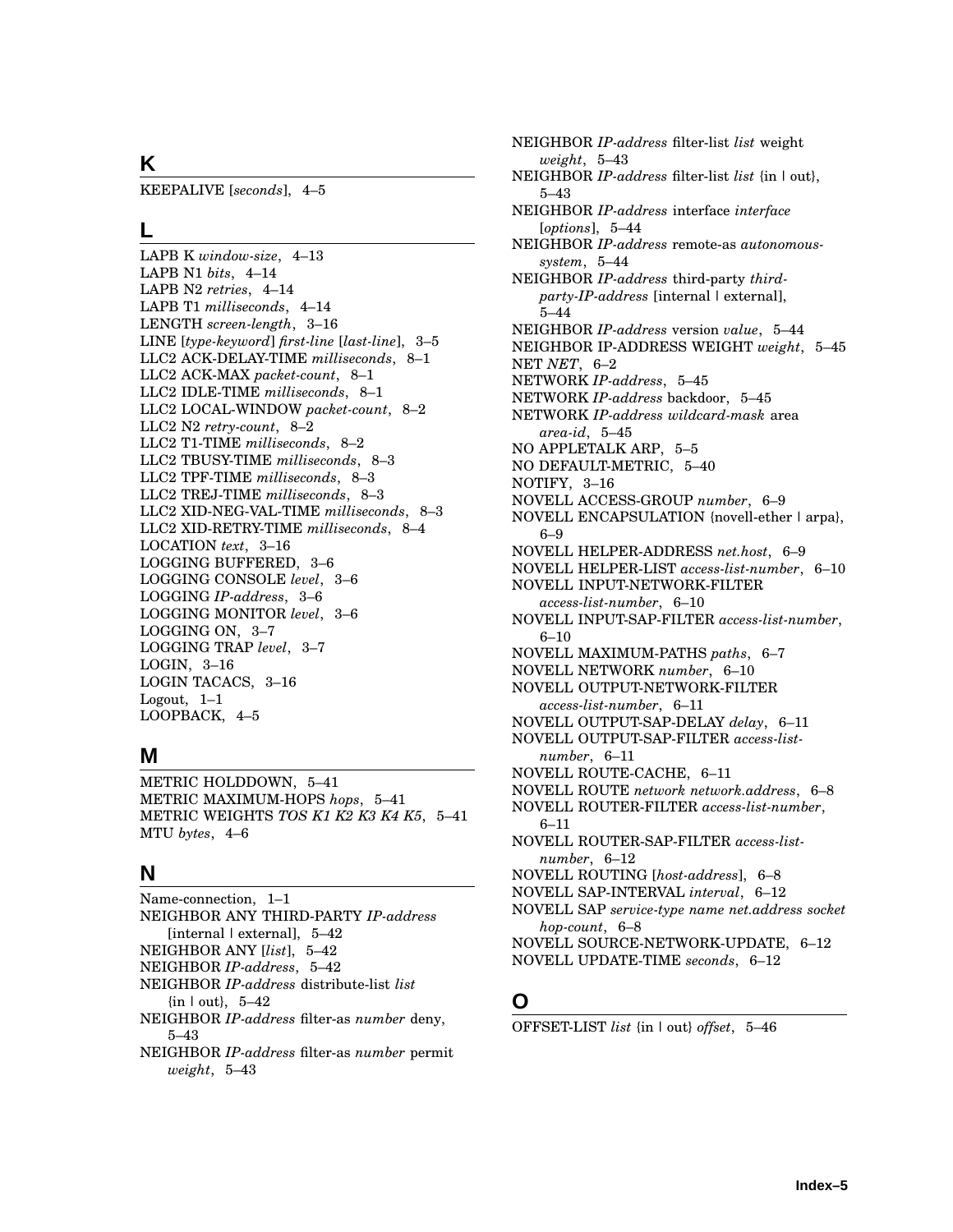## K

KEEPALIVE [*seconds*], 4–5

## L

LAPB K *window-size*, 4–13
LAPB N1 *bits*, 4–14
LAPB N2 *retries*, 4–14
LAPB T1 *milliseconds*, 4–14
LENGTH *screen-length*, 3–16
LINE [*type-keyword*] *first-line* [*last-line*], 3–5
LLC2 ACK-DELAY-TIME *milliseconds*, 8–1
LLC2 ACK-MAX *packet-count*, 8–1
LLC2 IDLE-TIME *milliseconds*, 8–1
LLC2 LOCAL-WINDOW *packet-count*, 8–2
LLC2 N2 *retry-count*, 8–2
LLC2 T1-TIME *milliseconds*, 8–2
LLC2 TBUSY-TIME *milliseconds*, 8–3
LLC2 TPF-TIME *milliseconds*, 8–3
LLC2 TREJ-TIME *milliseconds*, 8–3
LLC2 XID-NEG-VAL-TIME *milliseconds*, 8–3
LLC2 XID-RETRY-TIME *milliseconds*, 8–4
LOCATION *text*, 3–16
LOGGING BUFFERED, 3–6
LOGGING CONSOLE *level*, 3–6
LOGGING *IP-address*, 3–6
LOGGING MONITOR *level*, 3–6
LOGGING ON, 3–7
LOGGING TRAP *level*, 3–7
LOGIN, 3–16
LOGIN TACACS, 3–16
Logout, 1–1
LOOPBACK, 4–5

## M

METRIC HOLDDOWN, 5–41
METRIC MAXIMUM-HOPS *hops*, 5–41
METRIC WEIGHTS *TOS K1 K2 K3 K4 K5*, 5–41
MTU *bytes*, 4–6

## N

Name-connection, 1–1
NEIGHBOR ANY THIRD-PARTY *IP-address* [internal | external], 5–42
NEIGHBOR ANY [*list*], 5–42
NEIGHBOR *IP-address*, 5–42
NEIGHBOR *IP-address* distribute-list *list* {in | out}, 5–42
NEIGHBOR *IP-address* filter-as *number* deny, 5–43
NEIGHBOR *IP-address* filter-as *number* permit *weight*, 5–43
NEIGHBOR *IP-address* filter-list *list* weight *weight*, 5–43
NEIGHBOR *IP-address* filter-list *list* {in | out}, 5–43
NEIGHBOR *IP-address* interface *interface* [*options*], 5–44
NEIGHBOR *IP-address* remote-as *autonomous-system*, 5–44
NEIGHBOR *IP-address* third-party *third-party-IP-address* [internal | external], 5–44
NEIGHBOR *IP-address* version *value*, 5–44
NEIGHBOR IP-ADDRESS WEIGHT *weight*, 5–45
NET *NET*, 6–2
NETWORK *IP-address*, 5–45
NETWORK *IP-address* backdoor, 5–45
NETWORK *IP-address wildcard-mask* area *area-id*, 5–45
NO APPLETALK ARP, 5–5
NO DEFAULT-METRIC, 5–40
NOTIFY, 3–16
NOVELL ACCESS-GROUP *number*, 6–9
NOVELL ENCAPSULATION {novell-ether | arpa}, 6–9
NOVELL HELPER-ADDRESS *net.host*, 6–9
NOVELL HELPER-LIST *access-list-number*, 6–10
NOVELL INPUT-NETWORK-FILTER *access-list-number*, 6–10
NOVELL INPUT-SAP-FILTER *access-list-number*, 6–10
NOVELL MAXIMUM-PATHS *paths*, 6–7
NOVELL NETWORK *number*, 6–10
NOVELL OUTPUT-NETWORK-FILTER *access-list-number*, 6–11
NOVELL OUTPUT-SAP-DELAY *delay*, 6–11
NOVELL OUTPUT-SAP-FILTER *access-list-number*, 6–11
NOVELL ROUTE-CACHE, 6–11
NOVELL ROUTE *network network.address*, 6–8
NOVELL ROUTER-FILTER *access-list-number*, 6–11
NOVELL ROUTER-SAP-FILTER *access-list-number*, 6–12
NOVELL ROUTING [*host-address*], 6–8
NOVELL SAP-INTERVAL *interval*, 6–12
NOVELL SAP *service-type name net.address socket hop-count*, 6–8
NOVELL SOURCE-NETWORK-UPDATE, 6–12
NOVELL UPDATE-TIME *seconds*, 6–12

## O

OFFSET-LIST *list* {in | out} *offset*, 5–46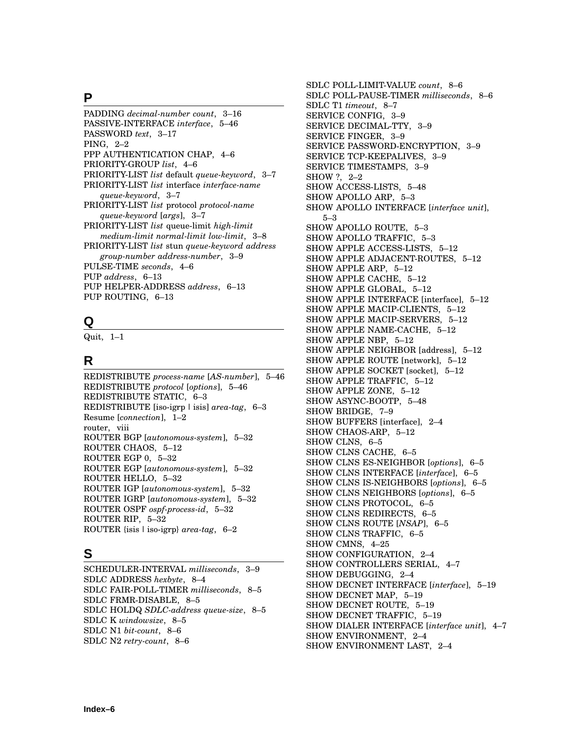## P

PADDING *decimal-number count*, 3–16
PASSIVE-INTERFACE *interface*, 5–46
PASSWORD *text*, 3–17
PING, 2–2
PPP AUTHENTICATION CHAP, 4–6
PRIORITY-GROUP *list*, 4–6
PRIORITY-LIST *list* default *queue-keyword*, 3–7
PRIORITY-LIST *list* interface *interface-name queue-keyword*, 3–7
PRIORITY-LIST *list* protocol *protocol-name queue-keyword* [*args*], 3–7
PRIORITY-LIST *list* queue-limit *high-limit medium-limit normal-limit low-limit*, 3–8
PRIORITY-LIST *list* stun *queue-keyword address group-number address-number*, 3–9
PULSE-TIME *seconds*, 4–6
PUP *address*, 6–13
PUP HELPER-ADDRESS *address*, 6–13
PUP ROUTING, 6–13

## Q

Quit, 1–1

## R

REDISTRIBUTE *process-name* [*AS-number*], 5–46
REDISTRIBUTE *protocol* [*options*], 5–46
REDISTRIBUTE STATIC, 6–3
REDISTRIBUTE [iso-igrp | isis] *area-tag*, 6–3
Resume [*connection*], 1–2
router, viii
ROUTER BGP [*autonomous-system*], 5–32
ROUTER CHAOS, 5–12
ROUTER EGP 0, 5–32
ROUTER EGP [*autonomous-system*], 5–32
ROUTER HELLO, 5–32
ROUTER IGP [*autonomous-system*], 5–32
ROUTER IGRP [*autonomous-system*], 5–32
ROUTER OSPF *ospf-process-id*, 5–32
ROUTER RIP, 5–32
ROUTER {isis | iso-igrp} *area-tag*, 6–2

## S

SCHEDULER-INTERVAL *milliseconds*, 3–9
SDLC ADDRESS *hexbyte*, 8–4
SDLC FAIR-POLL-TIMER *milliseconds*, 8–5
SDLC FRMR-DISABLE, 8–5
SDLC HOLDQ *SDLC-address queue-size*, 8–5
SDLC K *windowsize*, 8–5
SDLC N1 *bit-count*, 8–6
SDLC N2 *retry-count*, 8–6
SDLC POLL-LIMIT-VALUE *count*, 8–6
SDLC POLL-PAUSE-TIMER *milliseconds*, 8–6
SDLC T1 *timeout*, 8–7
SERVICE CONFIG, 3–9
SERVICE DECIMAL-TTY, 3–9
SERVICE FINGER, 3–9
SERVICE PASSWORD-ENCRYPTION, 3–9
SERVICE TCP-KEEPALIVES, 3–9
SERVICE TIMESTAMPS, 3–9
SHOW ?, 2–2
SHOW ACCESS-LISTS, 5–48
SHOW APOLLO ARP, 5–3
SHOW APOLLO INTERFACE [*interface unit*], 5–3
SHOW APOLLO ROUTE, 5–3
SHOW APOLLO TRAFFIC, 5–3
SHOW APPLE ACCESS-LISTS, 5–12
SHOW APPLE ADJACENT-ROUTES, 5–12
SHOW APPLE ARP, 5–12
SHOW APPLE CACHE, 5–12
SHOW APPLE GLOBAL, 5–12
SHOW APPLE INTERFACE [interface], 5–12
SHOW APPLE MACIP-CLIENTS, 5–12
SHOW APPLE MACIP-SERVERS, 5–12
SHOW APPLE NAME-CACHE, 5–12
SHOW APPLE NBP, 5–12
SHOW APPLE NEIGHBOR [address], 5–12
SHOW APPLE ROUTE [network], 5–12
SHOW APPLE SOCKET [socket], 5–12
SHOW APPLE TRAFFIC, 5–12
SHOW APPLE ZONE, 5–12
SHOW ASYNC-BOOTP, 5–48
SHOW BRIDGE, 7–9
SHOW BUFFERS [interface], 2–4
SHOW CHAOS-ARP, 5–12
SHOW CLNS, 6–5
SHOW CLNS CACHE, 6–5
SHOW CLNS ES-NEIGHBOR [*options*], 6–5
SHOW CLNS INTERFACE [*interface*], 6–5
SHOW CLNS IS-NEIGHBORS [*options*], 6–5
SHOW CLNS NEIGHBORS [*options*], 6–5
SHOW CLNS PROTOCOL, 6–5
SHOW CLNS REDIRECTS, 6–5
SHOW CLNS ROUTE [*NSAP*], 6–5
SHOW CLNS TRAFFIC, 6–5
SHOW CMNS, 4–25
SHOW CONFIGURATION, 2–4
SHOW CONTROLLERS SERIAL, 4–7
SHOW DEBUGGING, 2–4
SHOW DECNET INTERFACE [*interface*], 5–19
SHOW DECNET MAP, 5–19
SHOW DECNET ROUTE, 5–19
SHOW DECNET TRAFFIC, 5–19
SHOW DIALER INTERFACE [*interface unit*], 4–7
SHOW ENVIRONMENT, 2–4
SHOW ENVIRONMENT LAST, 2–4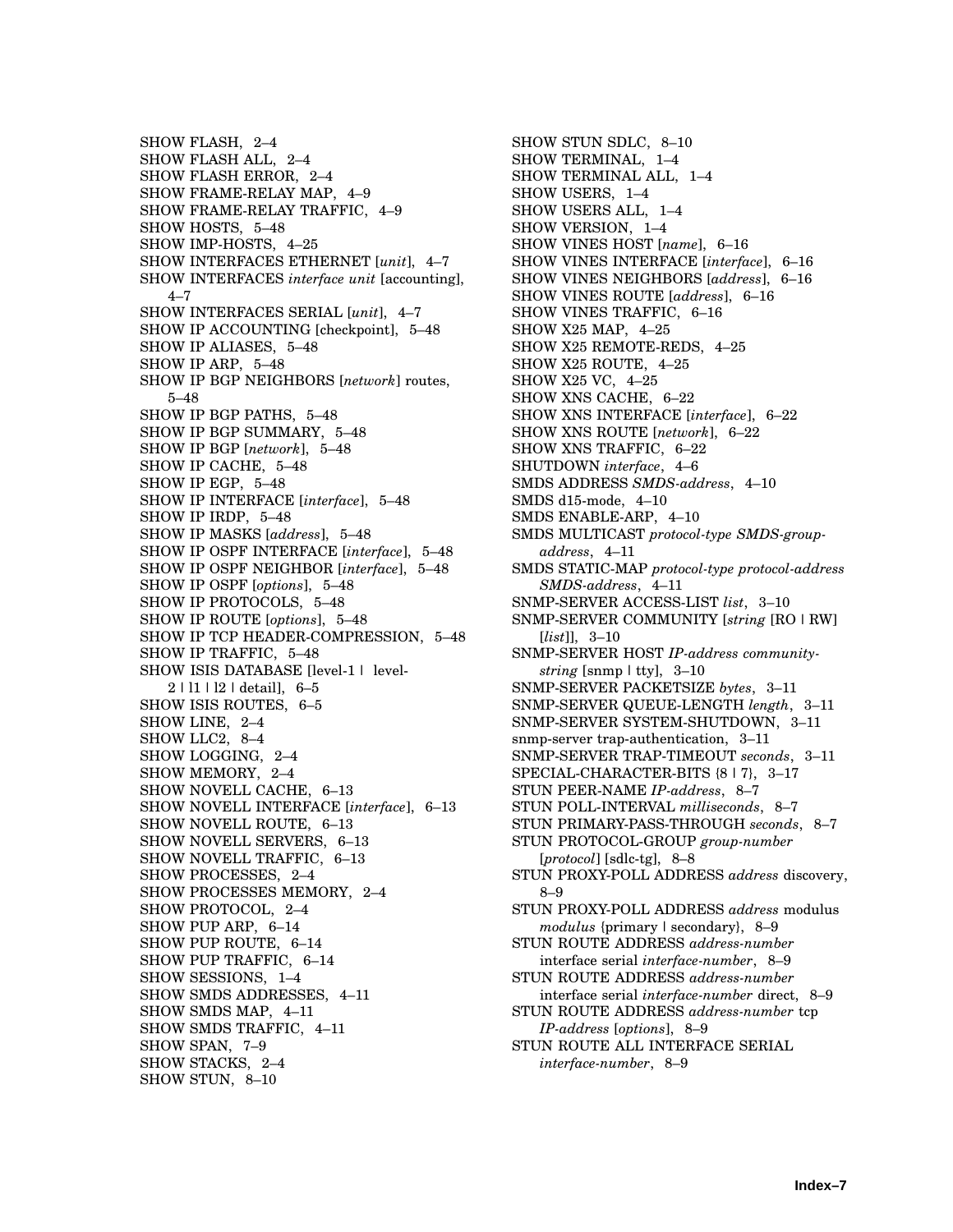SHOW FLASH, 2–4
SHOW FLASH ALL, 2–4
SHOW FLASH ERROR, 2–4
SHOW FRAME-RELAY MAP, 4–9
SHOW FRAME-RELAY TRAFFIC, 4–9
SHOW HOSTS, 5–48
SHOW IMP-HOSTS, 4–25
SHOW INTERFACES ETHERNET [*unit*], 4–7
SHOW INTERFACES *interface unit* [accounting], 4–7
SHOW INTERFACES SERIAL [*unit*], 4–7
SHOW IP ACCOUNTING [checkpoint], 5–48
SHOW IP ALIASES, 5–48
SHOW IP ARP, 5–48
SHOW IP BGP NEIGHBORS [*network*] routes, 5–48
SHOW IP BGP PATHS, 5–48
SHOW IP BGP SUMMARY, 5–48
SHOW IP BGP [*network*], 5–48
SHOW IP CACHE, 5–48
SHOW IP EGP, 5–48
SHOW IP INTERFACE [*interface*], 5–48
SHOW IP IRDP, 5–48
SHOW IP MASKS [*address*], 5–48
SHOW IP OSPF INTERFACE [*interface*], 5–48
SHOW IP OSPF NEIGHBOR [*interface*], 5–48
SHOW IP OSPF [*options*], 5–48
SHOW IP PROTOCOLS, 5–48
SHOW IP ROUTE [*options*], 5–48
SHOW IP TCP HEADER-COMPRESSION, 5–48
SHOW IP TRAFFIC, 5–48
SHOW ISIS DATABASE [level-1 | level-2 | l1 | l2 | detail], 6–5
SHOW ISIS ROUTES, 6–5
SHOW LINE, 2–4
SHOW LLC2, 8–4
SHOW LOGGING, 2–4
SHOW MEMORY, 2–4
SHOW NOVELL CACHE, 6–13
SHOW NOVELL INTERFACE [*interface*], 6–13
SHOW NOVELL ROUTE, 6–13
SHOW NOVELL SERVERS, 6–13
SHOW NOVELL TRAFFIC, 6–13
SHOW PROCESSES, 2–4
SHOW PROCESSES MEMORY, 2–4
SHOW PROTOCOL, 2–4
SHOW PUP ARP, 6–14
SHOW PUP ROUTE, 6–14
SHOW PUP TRAFFIC, 6–14
SHOW SESSIONS, 1–4
SHOW SMDS ADDRESSES, 4–11
SHOW SMDS MAP, 4–11
SHOW SMDS TRAFFIC, 4–11
SHOW SPAN, 7–9
SHOW STACKS, 2–4
SHOW STUN, 8–10
SHOW STUN SDLC, 8–10
SHOW TERMINAL, 1–4
SHOW TERMINAL ALL, 1–4
SHOW USERS, 1–4
SHOW USERS ALL, 1–4
SHOW VERSION, 1–4
SHOW VINES HOST [*name*], 6–16
SHOW VINES INTERFACE [*interface*], 6–16
SHOW VINES NEIGHBORS [*address*], 6–16
SHOW VINES ROUTE [*address*], 6–16
SHOW VINES TRAFFIC, 6–16
SHOW X25 MAP, 4–25
SHOW X25 REMOTE-REDS, 4–25
SHOW X25 ROUTE, 4–25
SHOW X25 VC, 4–25
SHOW XNS CACHE, 6–22
SHOW XNS INTERFACE [*interface*], 6–22
SHOW XNS ROUTE [*network*], 6–22
SHOW XNS TRAFFIC, 6–22
SHUTDOWN *interface*, 4–6
SMDS ADDRESS *SMDS-address*, 4–10
SMDS d15-mode, 4–10
SMDS ENABLE-ARP, 4–10
SMDS MULTICAST *protocol-type SMDS-group-address*, 4–11
SMDS STATIC-MAP *protocol-type protocol-address SMDS-address*, 4–11
SNMP-SERVER ACCESS-LIST *list*, 3–10
SNMP-SERVER COMMUNITY [*string* [RO | RW] [*list*]], 3–10
SNMP-SERVER HOST *IP-address community-string* [snmp | tty], 3–10
SNMP-SERVER PACKETSIZE *bytes*, 3–11
SNMP-SERVER QUEUE-LENGTH *length*, 3–11
SNMP-SERVER SYSTEM-SHUTDOWN, 3–11
snmp-server trap-authentication, 3–11
SNMP-SERVER TRAP-TIMEOUT *seconds*, 3–11
SPECIAL-CHARACTER-BITS {8 | 7}, 3–17
STUN PEER-NAME *IP-address*, 8–7
STUN POLL-INTERVAL *milliseconds*, 8–7
STUN PRIMARY-PASS-THROUGH *seconds*, 8–7
STUN PROTOCOL-GROUP *group-number* [*protocol*] [sdlc-tg], 8–8
STUN PROXY-POLL ADDRESS *address* discovery, 8–9
STUN PROXY-POLL ADDRESS *address* modulus *modulus* {primary | secondary}, 8–9
STUN ROUTE ADDRESS *address-number* interface serial *interface-number*, 8–9
STUN ROUTE ADDRESS *address-number* interface serial *interface-number* direct, 8–9
STUN ROUTE ADDRESS *address-number* tcp *IP-address* [*options*], 8–9
STUN ROUTE ALL INTERFACE SERIAL *interface-number*, 8–9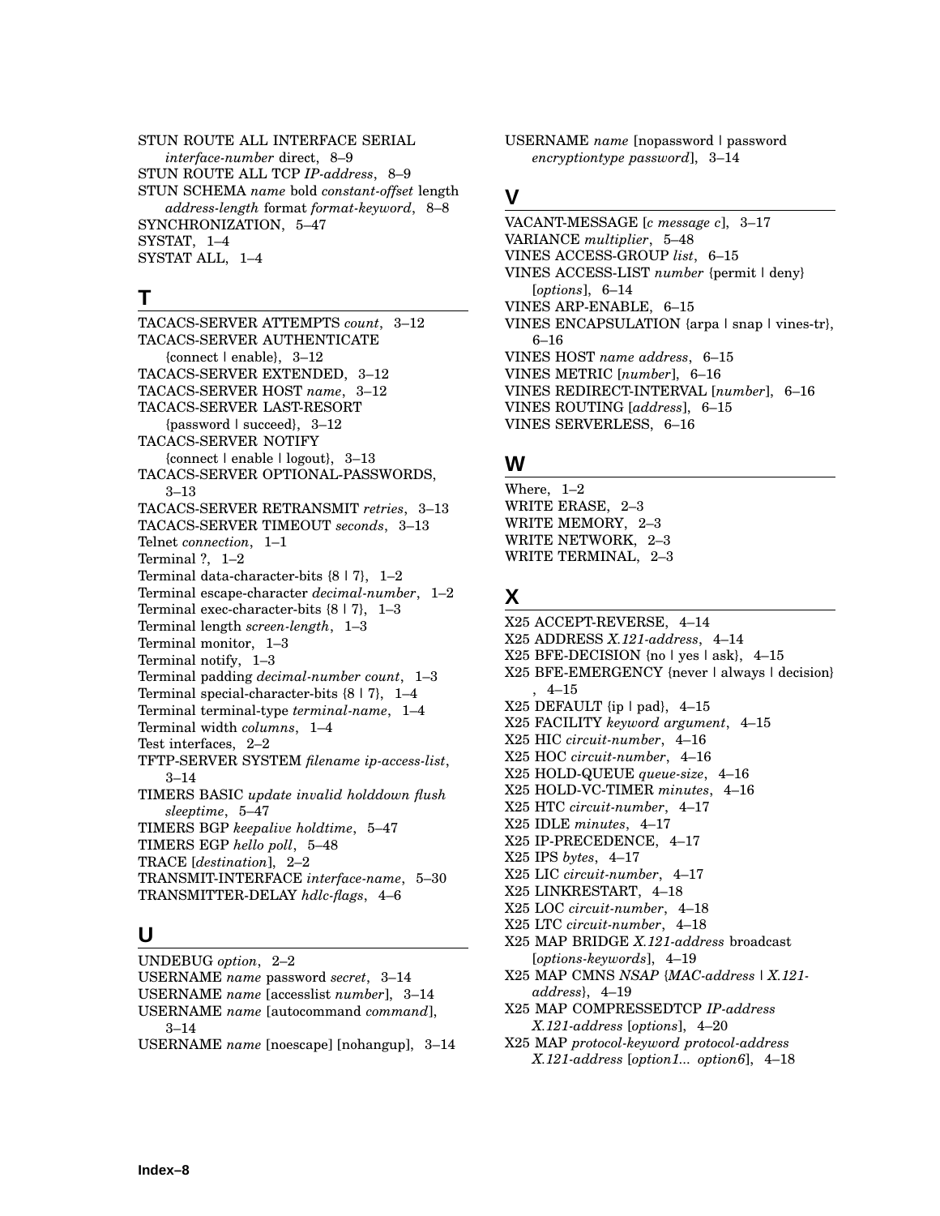STUN ROUTE ALL INTERFACE SERIAL *interface-number* direct, 8–9
STUN ROUTE ALL TCP *IP-address*, 8–9
STUN SCHEMA *name* bold *constant-offset* length *address-length* format *format-keyword*, 8–8
SYNCHRONIZATION, 5–47
SYSTAT, 1–4
SYSTAT ALL, 1–4

## T

TACACS-SERVER ATTEMPTS *count*, 3–12
TACACS-SERVER AUTHENTICATE {connect | enable}, 3–12
TACACS-SERVER EXTENDED, 3–12
TACACS-SERVER HOST *name*, 3–12
TACACS-SERVER LAST-RESORT {password | succeed}, 3–12
TACACS-SERVER NOTIFY {connect | enable | logout}, 3–13
TACACS-SERVER OPTIONAL-PASSWORDS, 3–13
TACACS-SERVER RETRANSMIT *retries*, 3–13
TACACS-SERVER TIMEOUT *seconds*, 3–13
Telnet *connection*, 1–1
Terminal ?, 1–2
Terminal data-character-bits {8 | 7}, 1–2
Terminal escape-character *decimal-number*, 1–2
Terminal exec-character-bits {8 | 7}, 1–3
Terminal length *screen-length*, 1–3
Terminal monitor, 1–3
Terminal notify, 1–3
Terminal padding *decimal-number count*, 1–3
Terminal special-character-bits {8 | 7}, 1–4
Terminal terminal-type *terminal-name*, 1–4
Terminal width *columns*, 1–4
Test interfaces, 2–2
TFTP-SERVER SYSTEM *filename ip-access-list*, 3–14
TIMERS BASIC *update invalid holddown flush sleeptime*, 5–47
TIMERS BGP *keepalive holdtime*, 5–47
TIMERS EGP *hello poll*, 5–48
TRACE [*destination*], 2–2
TRANSMIT-INTERFACE *interface-name*, 5–30
TRANSMITTER-DELAY *hdlc-flags*, 4–6

## U

UNDEBUG *option*, 2–2
USERNAME *name* password *secret*, 3–14
USERNAME *name* [accesslist *number*], 3–14
USERNAME *name* [autocommand *command*], 3–14
USERNAME *name* [noescape] [nohangup], 3–14
USERNAME *name* [nopassword | password *encryptiontype password*], 3–14

## V

VACANT-MESSAGE [*c message c*], 3–17
VARIANCE *multiplier*, 5–48
VINES ACCESS-GROUP *list*, 6–15
VINES ACCESS-LIST *number* {permit | deny} [*options*], 6–14
VINES ARP-ENABLE, 6–15
VINES ENCAPSULATION {arpa | snap | vines-tr}, 6–16
VINES HOST *name address*, 6–15
VINES METRIC [*number*], 6–16
VINES REDIRECT-INTERVAL [*number*], 6–16
VINES ROUTING [*address*], 6–15
VINES SERVERLESS, 6–16

## W

Where, 1–2
WRITE ERASE, 2–3
WRITE MEMORY, 2–3
WRITE NETWORK, 2–3
WRITE TERMINAL, 2–3

## X

X25 ACCEPT-REVERSE, 4–14
X25 ADDRESS *X.121-address*, 4–14
X25 BFE-DECISION {no | yes | ask}, 4–15
X25 BFE-EMERGENCY {never | always | decision} , 4–15
X25 DEFAULT {ip | pad}, 4–15
X25 FACILITY *keyword argument*, 4–15
X25 HIC *circuit-number*, 4–16
X25 HOC *circuit-number*, 4–16
X25 HOLD-QUEUE *queue-size*, 4–16
X25 HOLD-VC-TIMER *minutes*, 4–16
X25 HTC *circuit-number*, 4–17
X25 IDLE *minutes*, 4–17
X25 IP-PRECEDENCE, 4–17
X25 IPS *bytes*, 4–17
X25 LIC *circuit-number*, 4–17
X25 LINKRESTART, 4–18
X25 LOC *circuit-number*, 4–18
X25 LTC *circuit-number*, 4–18
X25 MAP BRIDGE *X.121-address* broadcast [*options-keywords*], 4–19
X25 MAP CMNS *NSAP* {*MAC-address* | *X.121-address*}, 4–19
X25 MAP COMPRESSEDTCP *IP-address X.121-address* [*options*], 4–20
X25 MAP *protocol-keyword protocol-address X.121-address* [*option1... option6*], 4–18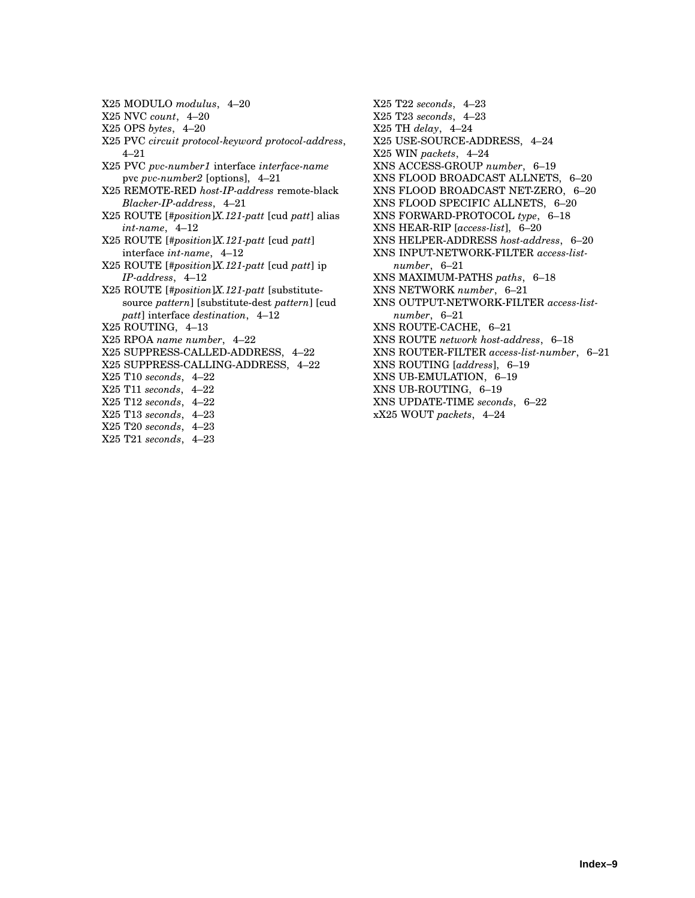X25 MODULO *modulus*, 4–20

X25 NVC *count*, 4–20

X25 OPS *bytes*, 4–20

X25 PVC *circuit protocol-keyword protocol-address*, 4–21

X25 PVC *pvc-number1* interface *interface-name* pvc *pvc-number2* [options], 4–21

X25 REMOTE-RED *host-IP-address* remote-black *Blacker-IP-address*, 4–21

X25 ROUTE [#*position*]*X.121-patt* [cud *patt*] alias *int-name*, 4–12

X25 ROUTE [#*position*]*X.121-patt* [cud *patt*] interface *int-name*, 4–12

X25 ROUTE [#*position*]*X.121-patt* [cud *patt*] ip *IP-address*, 4–12

X25 ROUTE [#*position*]*X.121-patt* [substitute-source *pattern*] [substitute-dest *pattern*] [cud *patt*] interface *destination*, 4–12

X25 ROUTING, 4–13

X25 RPOA *name number*, 4–22

X25 SUPPRESS-CALLED-ADDRESS, 4–22

X25 SUPPRESS-CALLING-ADDRESS, 4–22

X25 T10 *seconds*, 4–22

X25 T11 *seconds*, 4–22

X25 T12 *seconds*, 4–22

X25 T13 *seconds*, 4–23

X25 T20 *seconds*, 4–23

X25 T21 *seconds*, 4–23

X25 T22 *seconds*, 4–23

X25 T23 *seconds*, 4–23

X25 TH *delay*, 4–24

X25 USE-SOURCE-ADDRESS, 4–24

X25 WIN *packets*, 4–24

XNS ACCESS-GROUP *number*, 6–19

XNS FLOOD BROADCAST ALLNETS, 6–20

XNS FLOOD BROADCAST NET-ZERO, 6–20

XNS FLOOD SPECIFIC ALLNETS, 6–20

XNS FORWARD-PROTOCOL *type*, 6–18

XNS HEAR-RIP [*access-list*], 6–20

XNS HELPER-ADDRESS *host-address*, 6–20

XNS INPUT-NETWORK-FILTER *access-list-number*, 6–21

XNS MAXIMUM-PATHS *paths*, 6–18

XNS NETWORK *number*, 6–21

XNS OUTPUT-NETWORK-FILTER *access-list-number*, 6–21

XNS ROUTE-CACHE, 6–21

XNS ROUTE *network host-address*, 6–18

XNS ROUTER-FILTER *access-list-number*, 6–21

XNS ROUTING [*address*], 6–19

XNS UB-EMULATION, 6–19

XNS UB-ROUTING, 6–19

XNS UPDATE-TIME *seconds*, 6–22

xX25 WOUT *packets*, 4–24